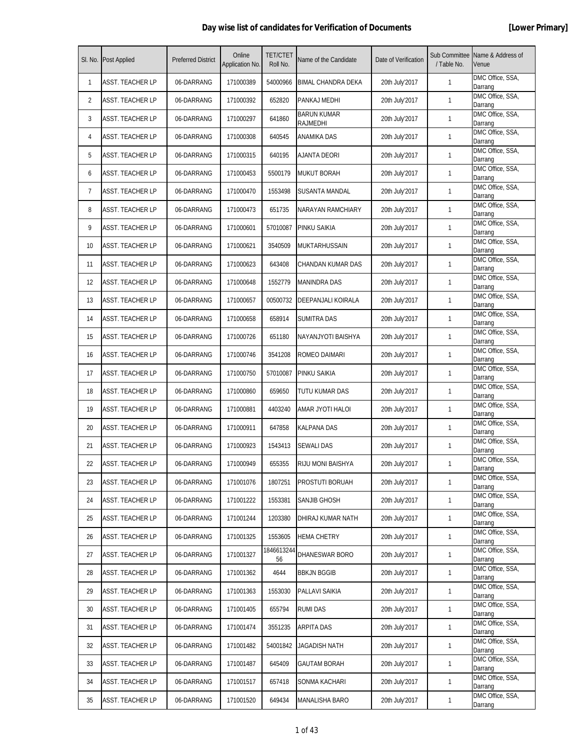## Day wise list of candidates for Verification of Documents [Lower Primary]

| Sl. No. | Post Applied | Preferred District | Online Application No. | TET/CTET Roll No. | Name of the Candidate | Date of Verification | Sub Committee / Table No. | Name & Address of Venue |
|---|---|---|---|---|---|---|---|---|
| 1 | ASST. TEACHER LP | 06-DARRANG | 171000389 | 54000966 | BIMAL CHANDRA DEKA | 20th July'2017 | 1 | DMC Office, SSA, Darrang |
| 2 | ASST. TEACHER LP | 06-DARRANG | 171000392 | 652820 | PANKAJ MEDHI | 20th July'2017 | 1 | DMC Office, SSA, Darrang |
| 3 | ASST. TEACHER LP | 06-DARRANG | 171000297 | 641860 | BARUN KUMAR RAJMEDHI | 20th July'2017 | 1 | DMC Office, SSA, Darrang |
| 4 | ASST. TEACHER LP | 06-DARRANG | 171000308 | 640545 | ANAMIKA DAS | 20th July'2017 | 1 | DMC Office, SSA, Darrang |
| 5 | ASST. TEACHER LP | 06-DARRANG | 171000315 | 640195 | AJANTA DEORI | 20th July'2017 | 1 | DMC Office, SSA, Darrang |
| 6 | ASST. TEACHER LP | 06-DARRANG | 171000453 | 5500179 | MUKUT BORAH | 20th July'2017 | 1 | DMC Office, SSA, Darrang |
| 7 | ASST. TEACHER LP | 06-DARRANG | 171000470 | 1553498 | SUSANTA MANDAL | 20th July'2017 | 1 | DMC Office, SSA, Darrang |
| 8 | ASST. TEACHER LP | 06-DARRANG | 171000473 | 651735 | NARAYAN RAMCHIARY | 20th July'2017 | 1 | DMC Office, SSA, Darrang |
| 9 | ASST. TEACHER LP | 06-DARRANG | 171000601 | 57010087 | PINKU SAIKIA | 20th July'2017 | 1 | DMC Office, SSA, Darrang |
| 10 | ASST. TEACHER LP | 06-DARRANG | 171000621 | 3540509 | MUKTARHUSSAIN | 20th July'2017 | 1 | DMC Office, SSA, Darrang |
| 11 | ASST. TEACHER LP | 06-DARRANG | 171000623 | 643408 | CHANDAN KUMAR DAS | 20th July'2017 | 1 | DMC Office, SSA, Darrang |
| 12 | ASST. TEACHER LP | 06-DARRANG | 171000648 | 1552779 | MANINDRA DAS | 20th July'2017 | 1 | DMC Office, SSA, Darrang |
| 13 | ASST. TEACHER LP | 06-DARRANG | 171000657 | 00500732 | DEEPANJALI KOIRALA | 20th July'2017 | 1 | DMC Office, SSA, Darrang |
| 14 | ASST. TEACHER LP | 06-DARRANG | 171000658 | 658914 | SUMITRA DAS | 20th July'2017 | 1 | DMC Office, SSA, Darrang |
| 15 | ASST. TEACHER LP | 06-DARRANG | 171000726 | 651180 | NAYANJYOTI BAISHYA | 20th July'2017 | 1 | DMC Office, SSA, Darrang |
| 16 | ASST. TEACHER LP | 06-DARRANG | 171000746 | 3541208 | ROMEO DAIMARI | 20th July'2017 | 1 | DMC Office, SSA, Darrang |
| 17 | ASST. TEACHER LP | 06-DARRANG | 171000750 | 57010087 | PINKU SAIKIA | 20th July'2017 | 1 | DMC Office, SSA, Darrang |
| 18 | ASST. TEACHER LP | 06-DARRANG | 171000860 | 659650 | TUTU KUMAR DAS | 20th July'2017 | 1 | DMC Office, SSA, Darrang |
| 19 | ASST. TEACHER LP | 06-DARRANG | 171000881 | 4403240 | AMAR JYOTI HALOI | 20th July'2017 | 1 | DMC Office, SSA, Darrang |
| 20 | ASST. TEACHER LP | 06-DARRANG | 171000911 | 647858 | KALPANA DAS | 20th July'2017 | 1 | DMC Office, SSA, Darrang |
| 21 | ASST. TEACHER LP | 06-DARRANG | 171000923 | 1543413 | SEWALI DAS | 20th July'2017 | 1 | DMC Office, SSA, Darrang |
| 22 | ASST. TEACHER LP | 06-DARRANG | 171000949 | 655355 | RIJU MONI BAISHYA | 20th July'2017 | 1 | DMC Office, SSA, Darrang |
| 23 | ASST. TEACHER LP | 06-DARRANG | 171001076 | 1807251 | PROSTUTI BORUAH | 20th July'2017 | 1 | DMC Office, SSA, Darrang |
| 24 | ASST. TEACHER LP | 06-DARRANG | 171001222 | 1553381 | SANJIB GHOSH | 20th July'2017 | 1 | DMC Office, SSA, Darrang |
| 25 | ASST. TEACHER LP | 06-DARRANG | 171001244 | 1203380 | DHIRAJ KUMAR NATH | 20th July'2017 | 1 | DMC Office, SSA, Darrang |
| 26 | ASST. TEACHER LP | 06-DARRANG | 171001325 | 1553605 | HEMA CHETRY | 20th July'2017 | 1 | DMC Office, SSA, Darrang |
| 27 | ASST. TEACHER LP | 06-DARRANG | 171001327 | 184661324456 | DHANESWAR BORO | 20th July'2017 | 1 | DMC Office, SSA, Darrang |
| 28 | ASST. TEACHER LP | 06-DARRANG | 171001362 | 4644 | BBKJN BGGIB | 20th July'2017 | 1 | DMC Office, SSA, Darrang |
| 29 | ASST. TEACHER LP | 06-DARRANG | 171001363 | 1553030 | PALLAVI SAIKIA | 20th July'2017 | 1 | DMC Office, SSA, Darrang |
| 30 | ASST. TEACHER LP | 06-DARRANG | 171001405 | 655794 | RUMI DAS | 20th July'2017 | 1 | DMC Office, SSA, Darrang |
| 31 | ASST. TEACHER LP | 06-DARRANG | 171001474 | 3551235 | ARPITA DAS | 20th July'2017 | 1 | DMC Office, SSA, Darrang |
| 32 | ASST. TEACHER LP | 06-DARRANG | 171001482 | 54001842 | JAGADISH NATH | 20th July'2017 | 1 | DMC Office, SSA, Darrang |
| 33 | ASST. TEACHER LP | 06-DARRANG | 171001487 | 645409 | GAUTAM BORAH | 20th July'2017 | 1 | DMC Office, SSA, Darrang |
| 34 | ASST. TEACHER LP | 06-DARRANG | 171001517 | 657418 | SONMA KACHARI | 20th July'2017 | 1 | DMC Office, SSA, Darrang |
| 35 | ASST. TEACHER LP | 06-DARRANG | 171001520 | 649434 | MANALISHA BARO | 20th July'2017 | 1 | DMC Office, SSA, Darrang |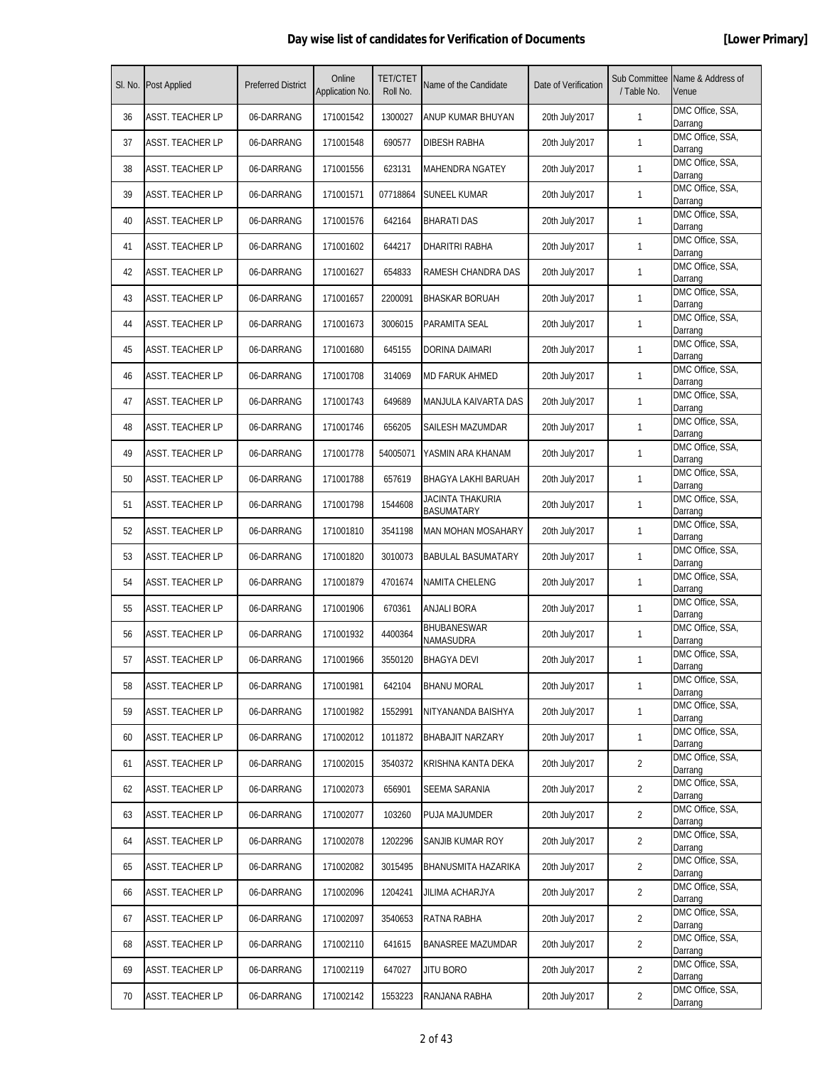## Day wise list of candidates for Verification of Documents [Lower Primary]

| Sl. No. | Post Applied | Preferred District | Online Application No. | TET/CTET Roll No. | Name of the Candidate | Date of Verification | Sub Committee / Table No. | Name & Address of Venue |
|---|---|---|---|---|---|---|---|---|
| 36 | ASST. TEACHER LP | 06-DARRANG | 171001542 | 1300027 | ANUP KUMAR BHUYAN | 20th July'2017 | 1 | DMC Office, SSA, Darrang |
| 37 | ASST. TEACHER LP | 06-DARRANG | 171001548 | 690577 | DIBESH RABHA | 20th July'2017 | 1 | DMC Office, SSA, Darrang |
| 38 | ASST. TEACHER LP | 06-DARRANG | 171001556 | 623131 | MAHENDRA NGATEY | 20th July'2017 | 1 | DMC Office, SSA, Darrang |
| 39 | ASST. TEACHER LP | 06-DARRANG | 171001571 | 07718864 | SUNEEL KUMAR | 20th July'2017 | 1 | DMC Office, SSA, Darrang |
| 40 | ASST. TEACHER LP | 06-DARRANG | 171001576 | 642164 | BHARATI DAS | 20th July'2017 | 1 | DMC Office, SSA, Darrang |
| 41 | ASST. TEACHER LP | 06-DARRANG | 171001602 | 644217 | DHARITRI RABHA | 20th July'2017 | 1 | DMC Office, SSA, Darrang |
| 42 | ASST. TEACHER LP | 06-DARRANG | 171001627 | 654833 | RAMESH CHANDRA DAS | 20th July'2017 | 1 | DMC Office, SSA, Darrang |
| 43 | ASST. TEACHER LP | 06-DARRANG | 171001657 | 2200091 | BHASKAR BORUAH | 20th July'2017 | 1 | DMC Office, SSA, Darrang |
| 44 | ASST. TEACHER LP | 06-DARRANG | 171001673 | 3006015 | PARAMITA SEAL | 20th July'2017 | 1 | DMC Office, SSA, Darrang |
| 45 | ASST. TEACHER LP | 06-DARRANG | 171001680 | 645155 | DORINA DAIMARI | 20th July'2017 | 1 | DMC Office, SSA, Darrang |
| 46 | ASST. TEACHER LP | 06-DARRANG | 171001708 | 314069 | MD FARUK AHMED | 20th July'2017 | 1 | DMC Office, SSA, Darrang |
| 47 | ASST. TEACHER LP | 06-DARRANG | 171001743 | 649689 | MANJULA KAIVARTA DAS | 20th July'2017 | 1 | DMC Office, SSA, Darrang |
| 48 | ASST. TEACHER LP | 06-DARRANG | 171001746 | 656205 | SAILESH MAZUMDAR | 20th July'2017 | 1 | DMC Office, SSA, Darrang |
| 49 | ASST. TEACHER LP | 06-DARRANG | 171001778 | 54005071 | YASMIN ARA KHANAM | 20th July'2017 | 1 | DMC Office, SSA, Darrang |
| 50 | ASST. TEACHER LP | 06-DARRANG | 171001788 | 657619 | BHAGYA LAKHI BARUAH | 20th July'2017 | 1 | DMC Office, SSA, Darrang |
| 51 | ASST. TEACHER LP | 06-DARRANG | 171001798 | 1544608 | JACINTA THAKURIA BASUMATARY | 20th July'2017 | 1 | DMC Office, SSA, Darrang |
| 52 | ASST. TEACHER LP | 06-DARRANG | 171001810 | 3541198 | MAN MOHAN MOSAHARY | 20th July'2017 | 1 | DMC Office, SSA, Darrang |
| 53 | ASST. TEACHER LP | 06-DARRANG | 171001820 | 3010073 | BABULAL BASUMATARY | 20th July'2017 | 1 | DMC Office, SSA, Darrang |
| 54 | ASST. TEACHER LP | 06-DARRANG | 171001879 | 4701674 | NAMITA CHELENG | 20th July'2017 | 1 | DMC Office, SSA, Darrang |
| 55 | ASST. TEACHER LP | 06-DARRANG | 171001906 | 670361 | ANJALI BORA | 20th July'2017 | 1 | DMC Office, SSA, Darrang |
| 56 | ASST. TEACHER LP | 06-DARRANG | 171001932 | 4400364 | BHUBANESWAR NAMASUDRA | 20th July'2017 | 1 | DMC Office, SSA, Darrang |
| 57 | ASST. TEACHER LP | 06-DARRANG | 171001966 | 3550120 | BHAGYA DEVI | 20th July'2017 | 1 | DMC Office, SSA, Darrang |
| 58 | ASST. TEACHER LP | 06-DARRANG | 171001981 | 642104 | BHANU MORAL | 20th July'2017 | 1 | DMC Office, SSA, Darrang |
| 59 | ASST. TEACHER LP | 06-DARRANG | 171001982 | 1552991 | NITYANANDA BAISHYA | 20th July'2017 | 1 | DMC Office, SSA, Darrang |
| 60 | ASST. TEACHER LP | 06-DARRANG | 171002012 | 1011872 | BHABAJIT NARZARY | 20th July'2017 | 1 | DMC Office, SSA, Darrang |
| 61 | ASST. TEACHER LP | 06-DARRANG | 171002015 | 3540372 | KRISHNA KANTA DEKA | 20th July'2017 | 2 | DMC Office, SSA, Darrang |
| 62 | ASST. TEACHER LP | 06-DARRANG | 171002073 | 656901 | SEEMA SARANIA | 20th July'2017 | 2 | DMC Office, SSA, Darrang |
| 63 | ASST. TEACHER LP | 06-DARRANG | 171002077 | 103260 | PUJA MAJUMDER | 20th July'2017 | 2 | DMC Office, SSA, Darrang |
| 64 | ASST. TEACHER LP | 06-DARRANG | 171002078 | 1202296 | SANJIB KUMAR ROY | 20th July'2017 | 2 | DMC Office, SSA, Darrang |
| 65 | ASST. TEACHER LP | 06-DARRANG | 171002082 | 3015495 | BHANUSMITA HAZARIKA | 20th July'2017 | 2 | DMC Office, SSA, Darrang |
| 66 | ASST. TEACHER LP | 06-DARRANG | 171002096 | 1204241 | JILIMA ACHARJYA | 20th July'2017 | 2 | DMC Office, SSA, Darrang |
| 67 | ASST. TEACHER LP | 06-DARRANG | 171002097 | 3540653 | RATNA RABHA | 20th July'2017 | 2 | DMC Office, SSA, Darrang |
| 68 | ASST. TEACHER LP | 06-DARRANG | 171002110 | 641615 | BANASREE MAZUMDAR | 20th July'2017 | 2 | DMC Office, SSA, Darrang |
| 69 | ASST. TEACHER LP | 06-DARRANG | 171002119 | 647027 | JITU BORO | 20th July'2017 | 2 | DMC Office, SSA, Darrang |
| 70 | ASST. TEACHER LP | 06-DARRANG | 171002142 | 1553223 | RANJANA RABHA | 20th July'2017 | 2 | DMC Office, SSA, Darrang |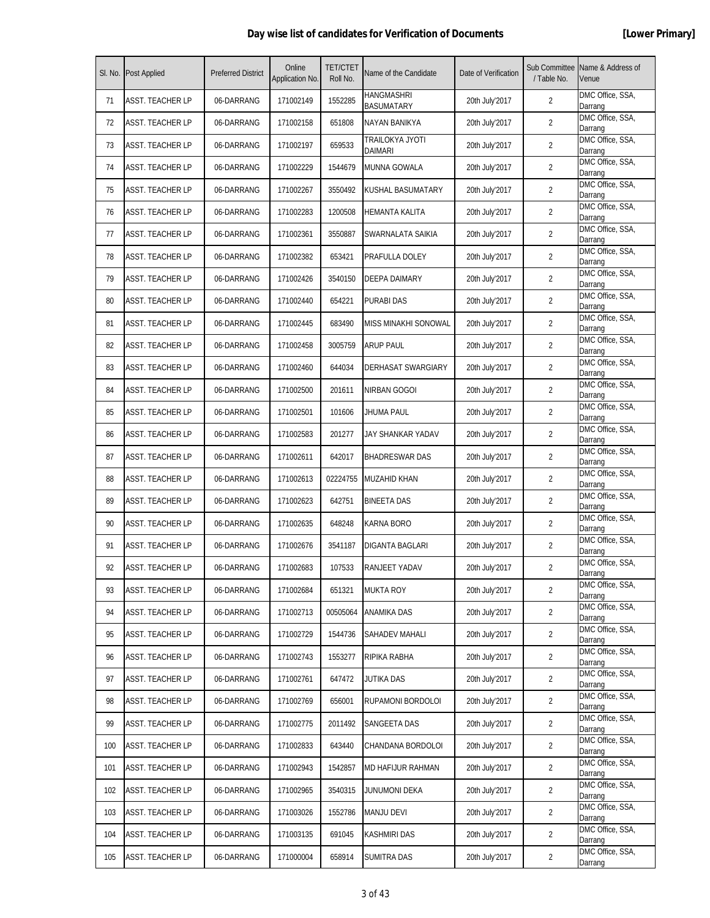**Day wise list of candidates for Verification of Documents** **[Lower Primary]**

| Sl. No. | Post Applied | Preferred District | Online Application No. | TET/CTET Roll No. | Name of the Candidate | Date of Verification | Sub Committee / Table No. | Name & Address of Venue |
|---|---|---|---|---|---|---|---|---|
| 71 | ASST. TEACHER LP | 06-DARRANG | 171002149 | 1552285 | HANGMASHRI BASUMATARY | 20th July'2017 | 2 | DMC Office, SSA, Darrang |
| 72 | ASST. TEACHER LP | 06-DARRANG | 171002158 | 651808 | NAYAN BANIKYA | 20th July'2017 | 2 | DMC Office, SSA, Darrang |
| 73 | ASST. TEACHER LP | 06-DARRANG | 171002197 | 659533 | TRAILOKYA JYOTI DAIMARI | 20th July'2017 | 2 | DMC Office, SSA, Darrang |
| 74 | ASST. TEACHER LP | 06-DARRANG | 171002229 | 1544679 | MUNNA GOWALA | 20th July'2017 | 2 | DMC Office, SSA, Darrang |
| 75 | ASST. TEACHER LP | 06-DARRANG | 171002267 | 3550492 | KUSHAL BASUMATARY | 20th July'2017 | 2 | DMC Office, SSA, Darrang |
| 76 | ASST. TEACHER LP | 06-DARRANG | 171002283 | 1200508 | HEMANTA KALITA | 20th July'2017 | 2 | DMC Office, SSA, Darrang |
| 77 | ASST. TEACHER LP | 06-DARRANG | 171002361 | 3550887 | SWARNALATA SAIKIA | 20th July'2017 | 2 | DMC Office, SSA, Darrang |
| 78 | ASST. TEACHER LP | 06-DARRANG | 171002382 | 653421 | PRAFULLA DOLEY | 20th July'2017 | 2 | DMC Office, SSA, Darrang |
| 79 | ASST. TEACHER LP | 06-DARRANG | 171002426 | 3540150 | DEEPA DAIMARY | 20th July'2017 | 2 | DMC Office, SSA, Darrang |
| 80 | ASST. TEACHER LP | 06-DARRANG | 171002440 | 654221 | PURABI DAS | 20th July'2017 | 2 | DMC Office, SSA, Darrang |
| 81 | ASST. TEACHER LP | 06-DARRANG | 171002445 | 683490 | MISS MINAKHI SONOWAL | 20th July'2017 | 2 | DMC Office, SSA, Darrang |
| 82 | ASST. TEACHER LP | 06-DARRANG | 171002458 | 3005759 | ARUP PAUL | 20th July'2017 | 2 | DMC Office, SSA, Darrang |
| 83 | ASST. TEACHER LP | 06-DARRANG | 171002460 | 644034 | DERHASAT SWARGIARY | 20th July'2017 | 2 | DMC Office, SSA, Darrang |
| 84 | ASST. TEACHER LP | 06-DARRANG | 171002500 | 201611 | NIRBAN GOGOI | 20th July'2017 | 2 | DMC Office, SSA, Darrang |
| 85 | ASST. TEACHER LP | 06-DARRANG | 171002501 | 101606 | JHUMA PAUL | 20th July'2017 | 2 | DMC Office, SSA, Darrang |
| 86 | ASST. TEACHER LP | 06-DARRANG | 171002583 | 201277 | JAY SHANKAR YADAV | 20th July'2017 | 2 | DMC Office, SSA, Darrang |
| 87 | ASST. TEACHER LP | 06-DARRANG | 171002611 | 642017 | BHADRESWAR DAS | 20th July'2017 | 2 | DMC Office, SSA, Darrang |
| 88 | ASST. TEACHER LP | 06-DARRANG | 171002613 | 02224755 | MUZAHID KHAN | 20th July'2017 | 2 | DMC Office, SSA, Darrang |
| 89 | ASST. TEACHER LP | 06-DARRANG | 171002623 | 642751 | BINEETA DAS | 20th July'2017 | 2 | DMC Office, SSA, Darrang |
| 90 | ASST. TEACHER LP | 06-DARRANG | 171002635 | 648248 | KARNA BORO | 20th July'2017 | 2 | DMC Office, SSA, Darrang |
| 91 | ASST. TEACHER LP | 06-DARRANG | 171002676 | 3541187 | DIGANTA BAGLARI | 20th July'2017 | 2 | DMC Office, SSA, Darrang |
| 92 | ASST. TEACHER LP | 06-DARRANG | 171002683 | 107533 | RANJEET YADAV | 20th July'2017 | 2 | DMC Office, SSA, Darrang |
| 93 | ASST. TEACHER LP | 06-DARRANG | 171002684 | 651321 | MUKTA ROY | 20th July'2017 | 2 | DMC Office, SSA, Darrang |
| 94 | ASST. TEACHER LP | 06-DARRANG | 171002713 | 00505064 | ANAMIKA DAS | 20th July'2017 | 2 | DMC Office, SSA, Darrang |
| 95 | ASST. TEACHER LP | 06-DARRANG | 171002729 | 1544736 | SAHADEV MAHALI | 20th July'2017 | 2 | DMC Office, SSA, Darrang |
| 96 | ASST. TEACHER LP | 06-DARRANG | 171002743 | 1553277 | RIPIKA RABHA | 20th July'2017 | 2 | DMC Office, SSA, Darrang |
| 97 | ASST. TEACHER LP | 06-DARRANG | 171002761 | 647472 | JUTIKA DAS | 20th July'2017 | 2 | DMC Office, SSA, Darrang |
| 98 | ASST. TEACHER LP | 06-DARRANG | 171002769 | 656001 | RUPAMONI BORDOLOI | 20th July'2017 | 2 | DMC Office, SSA, Darrang |
| 99 | ASST. TEACHER LP | 06-DARRANG | 171002775 | 2011492 | SANGEETA DAS | 20th July'2017 | 2 | DMC Office, SSA, Darrang |
| 100 | ASST. TEACHER LP | 06-DARRANG | 171002833 | 643440 | CHANDANA BORDOLOI | 20th July'2017 | 2 | DMC Office, SSA, Darrang |
| 101 | ASST. TEACHER LP | 06-DARRANG | 171002943 | 1542857 | MD HAFIJUR RAHMAN | 20th July'2017 | 2 | DMC Office, SSA, Darrang |
| 102 | ASST. TEACHER LP | 06-DARRANG | 171002965 | 3540315 | JUNUMONI DEKA | 20th July'2017 | 2 | DMC Office, SSA, Darrang |
| 103 | ASST. TEACHER LP | 06-DARRANG | 171003026 | 1552786 | MANJU DEVI | 20th July'2017 | 2 | DMC Office, SSA, Darrang |
| 104 | ASST. TEACHER LP | 06-DARRANG | 171003135 | 691045 | KASHMIRI DAS | 20th July'2017 | 2 | DMC Office, SSA, Darrang |
| 105 | ASST. TEACHER LP | 06-DARRANG | 171000004 | 658914 | SUMITRA DAS | 20th July'2017 | 2 | DMC Office, SSA, Darrang |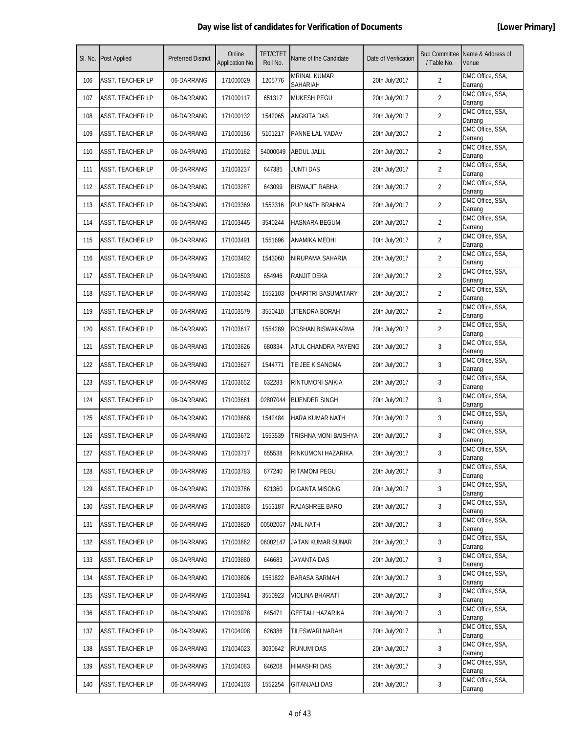## Day wise list of candidates for Verification of Documents

**[Lower Primary]**

| Sl. No. | Post Applied | Preferred District | Online Application No. | TET/CTET Roll No. | Name of the Candidate | Date of Verification | Sub Committee / Table No. | Name & Address of Venue |
|---|---|---|---|---|---|---|---|---|
| 106 | ASST. TEACHER LP | 06-DARRANG | 171000029 | 1205776 | MRINAL KUMAR SAHARIAH | 20th July'2017 | 2 | DMC Office, SSA, Darrang |
| 107 | ASST. TEACHER LP | 06-DARRANG | 171000117 | 651317 | MUKESH PEGU | 20th July'2017 | 2 | DMC Office, SSA, Darrang |
| 108 | ASST. TEACHER LP | 06-DARRANG | 171000132 | 1542065 | ANGKITA DAS | 20th July'2017 | 2 | DMC Office, SSA, Darrang |
| 109 | ASST. TEACHER LP | 06-DARRANG | 171000156 | 5101217 | PANNE LAL YADAV | 20th July'2017 | 2 | DMC Office, SSA, Darrang |
| 110 | ASST. TEACHER LP | 06-DARRANG | 171000162 | 54000049 | ABDUL JALIL | 20th July'2017 | 2 | DMC Office, SSA, Darrang |
| 111 | ASST. TEACHER LP | 06-DARRANG | 171003237 | 647385 | JUNTI DAS | 20th July'2017 | 2 | DMC Office, SSA, Darrang |
| 112 | ASST. TEACHER LP | 06-DARRANG | 171003287 | 643099 | BISWAJIT RABHA | 20th July'2017 | 2 | DMC Office, SSA, Darrang |
| 113 | ASST. TEACHER LP | 06-DARRANG | 171003369 | 1553316 | RUP NATH BRAHMA | 20th July'2017 | 2 | DMC Office, SSA, Darrang |
| 114 | ASST. TEACHER LP | 06-DARRANG | 171003445 | 3540244 | HASNARA BEGUM | 20th July'2017 | 2 | DMC Office, SSA, Darrang |
| 115 | ASST. TEACHER LP | 06-DARRANG | 171003491 | 1551696 | ANAMIKA MEDHI | 20th July'2017 | 2 | DMC Office, SSA, Darrang |
| 116 | ASST. TEACHER LP | 06-DARRANG | 171003492 | 1543060 | NIRUPAMA SAHARIA | 20th July'2017 | 2 | DMC Office, SSA, Darrang |
| 117 | ASST. TEACHER LP | 06-DARRANG | 171003503 | 654946 | RANJIT DEKA | 20th July'2017 | 2 | DMC Office, SSA, Darrang |
| 118 | ASST. TEACHER LP | 06-DARRANG | 171003542 | 1552103 | DHARITRI BASUMATARY | 20th July'2017 | 2 | DMC Office, SSA, Darrang |
| 119 | ASST. TEACHER LP | 06-DARRANG | 171003579 | 3550410 | JITENDRA BORAH | 20th July'2017 | 2 | DMC Office, SSA, Darrang |
| 120 | ASST. TEACHER LP | 06-DARRANG | 171003617 | 1554289 | ROSHAN BISWAKARMA | 20th July'2017 | 2 | DMC Office, SSA, Darrang |
| 121 | ASST. TEACHER LP | 06-DARRANG | 171003626 | 680334 | ATUL CHANDRA PAYENG | 20th July'2017 | 3 | DMC Office, SSA, Darrang |
| 122 | ASST. TEACHER LP | 06-DARRANG | 171003627 | 1544771 | TEIJEE K SANGMA | 20th July'2017 | 3 | DMC Office, SSA, Darrang |
| 123 | ASST. TEACHER LP | 06-DARRANG | 171003652 | 632283 | RINTUMONI SAIKIA | 20th July'2017 | 3 | DMC Office, SSA, Darrang |
| 124 | ASST. TEACHER LP | 06-DARRANG | 171003661 | 02807044 | BIJENDER SINGH | 20th July'2017 | 3 | DMC Office, SSA, Darrang |
| 125 | ASST. TEACHER LP | 06-DARRANG | 171003668 | 1542484 | HARA KUMAR NATH | 20th July'2017 | 3 | DMC Office, SSA, Darrang |
| 126 | ASST. TEACHER LP | 06-DARRANG | 171003672 | 1553539 | TRISHNA MONI BAISHYA | 20th July'2017 | 3 | DMC Office, SSA, Darrang |
| 127 | ASST. TEACHER LP | 06-DARRANG | 171003717 | 655538 | RINKUMONI HAZARIKA | 20th July'2017 | 3 | DMC Office, SSA, Darrang |
| 128 | ASST. TEACHER LP | 06-DARRANG | 171003783 | 677240 | RITAMONI PEGU | 20th July'2017 | 3 | DMC Office, SSA, Darrang |
| 129 | ASST. TEACHER LP | 06-DARRANG | 171003786 | 621360 | DIGANTA MISONG | 20th July'2017 | 3 | DMC Office, SSA, Darrang |
| 130 | ASST. TEACHER LP | 06-DARRANG | 171003803 | 1553187 | RAJASHREE BARO | 20th July'2017 | 3 | DMC Office, SSA, Darrang |
| 131 | ASST. TEACHER LP | 06-DARRANG | 171003820 | 00502067 | ANIL NATH | 20th July'2017 | 3 | DMC Office, SSA, Darrang |
| 132 | ASST. TEACHER LP | 06-DARRANG | 171003862 | 06002147 | JATAN KUMAR SUNAR | 20th July'2017 | 3 | DMC Office, SSA, Darrang |
| 133 | ASST. TEACHER LP | 06-DARRANG | 171003880 | 646683 | JAYANTA DAS | 20th July'2017 | 3 | DMC Office, SSA, Darrang |
| 134 | ASST. TEACHER LP | 06-DARRANG | 171003896 | 1551822 | BARASA SARMAH | 20th July'2017 | 3 | DMC Office, SSA, Darrang |
| 135 | ASST. TEACHER LP | 06-DARRANG | 171003941 | 3550923 | VIOLINA BHARATI | 20th July'2017 | 3 | DMC Office, SSA, Darrang |
| 136 | ASST. TEACHER LP | 06-DARRANG | 171003978 | 645471 | GEETALI HAZARIKA | 20th July'2017 | 3 | DMC Office, SSA, Darrang |
| 137 | ASST. TEACHER LP | 06-DARRANG | 171004008 | 626386 | TILESWARI NARAH | 20th July'2017 | 3 | DMC Office, SSA, Darrang |
| 138 | ASST. TEACHER LP | 06-DARRANG | 171004023 | 3030642 | RUNUMI DAS | 20th July'2017 | 3 | DMC Office, SSA, Darrang |
| 139 | ASST. TEACHER LP | 06-DARRANG | 171004083 | 646208 | HIMASHRI DAS | 20th July'2017 | 3 | DMC Office, SSA, Darrang |
| 140 | ASST. TEACHER LP | 06-DARRANG | 171004103 | 1552254 | GITANJALI DAS | 20th July'2017 | 3 | DMC Office, SSA, Darrang |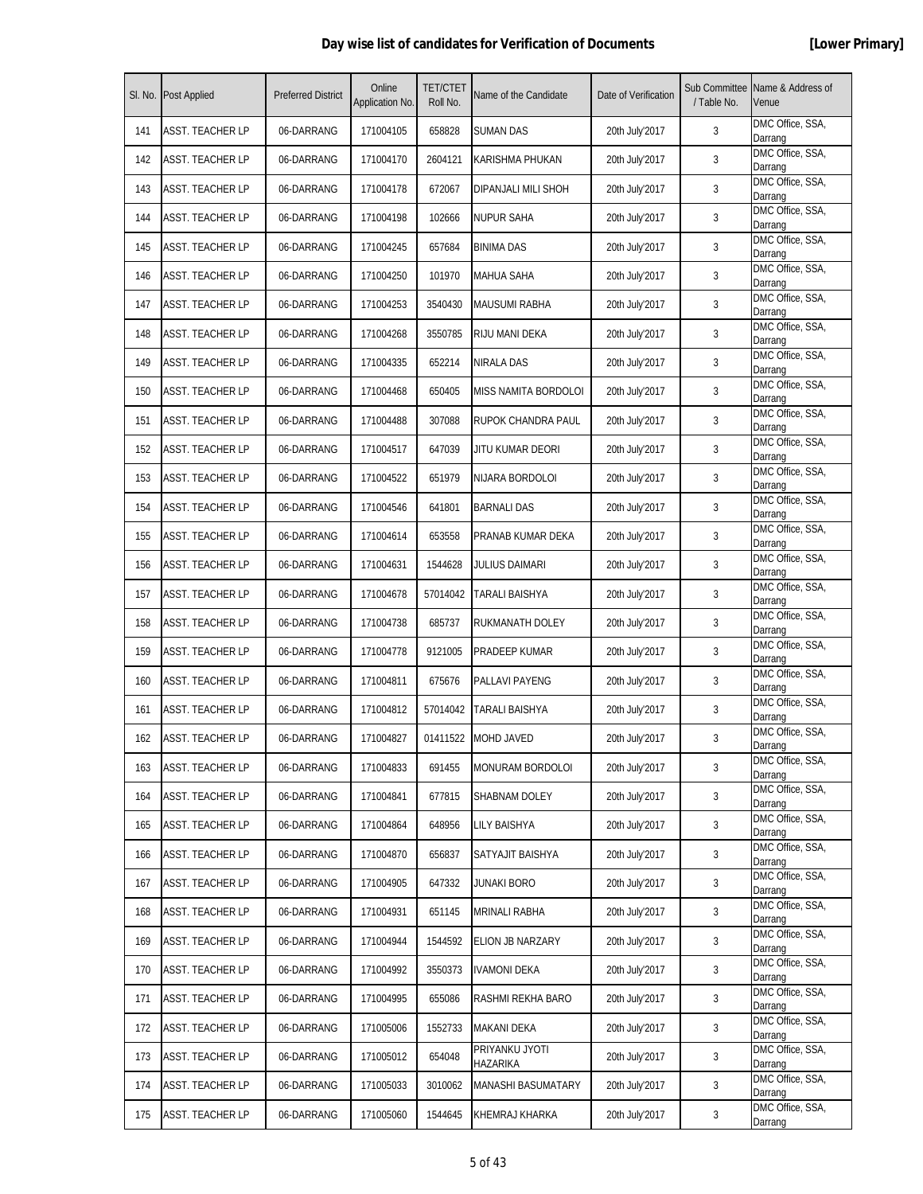## Day wise list of candidates for Verification of Documents

**[Lower Primary]**

| Sl. No. | Post Applied | Preferred District | Online Application No. | TET/CTET Roll No. | Name of the Candidate | Date of Verification | Sub Committee / Table No. | Name & Address of Venue |
|---|---|---|---|---|---|---|---|---|
| 141 | ASST. TEACHER LP | 06-DARRANG | 171004105 | 658828 | SUMAN DAS | 20th July'2017 | 3 | DMC Office, SSA, Darrang |
| 142 | ASST. TEACHER LP | 06-DARRANG | 171004170 | 2604121 | KARISHMA PHUKAN | 20th July'2017 | 3 | DMC Office, SSA, Darrang |
| 143 | ASST. TEACHER LP | 06-DARRANG | 171004178 | 672067 | DIPANJALI MILI SHOH | 20th July'2017 | 3 | DMC Office, SSA, Darrang |
| 144 | ASST. TEACHER LP | 06-DARRANG | 171004198 | 102666 | NUPUR SAHA | 20th July'2017 | 3 | DMC Office, SSA, Darrang |
| 145 | ASST. TEACHER LP | 06-DARRANG | 171004245 | 657684 | BINIMA DAS | 20th July'2017 | 3 | DMC Office, SSA, Darrang |
| 146 | ASST. TEACHER LP | 06-DARRANG | 171004250 | 101970 | MAHUA SAHA | 20th July'2017 | 3 | DMC Office, SSA, Darrang |
| 147 | ASST. TEACHER LP | 06-DARRANG | 171004253 | 3540430 | MAUSUMI RABHA | 20th July'2017 | 3 | DMC Office, SSA, Darrang |
| 148 | ASST. TEACHER LP | 06-DARRANG | 171004268 | 3550785 | RIJU MANI DEKA | 20th July'2017 | 3 | DMC Office, SSA, Darrang |
| 149 | ASST. TEACHER LP | 06-DARRANG | 171004335 | 652214 | NIRALA DAS | 20th July'2017 | 3 | DMC Office, SSA, Darrang |
| 150 | ASST. TEACHER LP | 06-DARRANG | 171004468 | 650405 | MISS NAMITA BORDOLOI | 20th July'2017 | 3 | DMC Office, SSA, Darrang |
| 151 | ASST. TEACHER LP | 06-DARRANG | 171004488 | 307088 | RUPOK CHANDRA PAUL | 20th July'2017 | 3 | DMC Office, SSA, Darrang |
| 152 | ASST. TEACHER LP | 06-DARRANG | 171004517 | 647039 | JITU KUMAR DEORI | 20th July'2017 | 3 | DMC Office, SSA, Darrang |
| 153 | ASST. TEACHER LP | 06-DARRANG | 171004522 | 651979 | NIJARA BORDOLOI | 20th July'2017 | 3 | DMC Office, SSA, Darrang |
| 154 | ASST. TEACHER LP | 06-DARRANG | 171004546 | 641801 | BARNALI DAS | 20th July'2017 | 3 | DMC Office, SSA, Darrang |
| 155 | ASST. TEACHER LP | 06-DARRANG | 171004614 | 653558 | PRANAB KUMAR DEKA | 20th July'2017 | 3 | DMC Office, SSA, Darrang |
| 156 | ASST. TEACHER LP | 06-DARRANG | 171004631 | 1544628 | JULIUS DAIMARI | 20th July'2017 | 3 | DMC Office, SSA, Darrang |
| 157 | ASST. TEACHER LP | 06-DARRANG | 171004678 | 57014042 | TARALI BAISHYA | 20th July'2017 | 3 | DMC Office, SSA, Darrang |
| 158 | ASST. TEACHER LP | 06-DARRANG | 171004738 | 685737 | RUKMANATH DOLEY | 20th July'2017 | 3 | DMC Office, SSA, Darrang |
| 159 | ASST. TEACHER LP | 06-DARRANG | 171004778 | 9121005 | PRADEEP KUMAR | 20th July'2017 | 3 | DMC Office, SSA, Darrang |
| 160 | ASST. TEACHER LP | 06-DARRANG | 171004811 | 675676 | PALLAVI PAYENG | 20th July'2017 | 3 | DMC Office, SSA, Darrang |
| 161 | ASST. TEACHER LP | 06-DARRANG | 171004812 | 57014042 | TARALI BAISHYA | 20th July'2017 | 3 | DMC Office, SSA, Darrang |
| 162 | ASST. TEACHER LP | 06-DARRANG | 171004827 | 01411522 | MOHD JAVED | 20th July'2017 | 3 | DMC Office, SSA, Darrang |
| 163 | ASST. TEACHER LP | 06-DARRANG | 171004833 | 691455 | MONURAM BORDOLOI | 20th July'2017 | 3 | DMC Office, SSA, Darrang |
| 164 | ASST. TEACHER LP | 06-DARRANG | 171004841 | 677815 | SHABNAM DOLEY | 20th July'2017 | 3 | DMC Office, SSA, Darrang |
| 165 | ASST. TEACHER LP | 06-DARRANG | 171004864 | 648956 | LILY BAISHYA | 20th July'2017 | 3 | DMC Office, SSA, Darrang |
| 166 | ASST. TEACHER LP | 06-DARRANG | 171004870 | 656837 | SATYAJIT BAISHYA | 20th July'2017 | 3 | DMC Office, SSA, Darrang |
| 167 | ASST. TEACHER LP | 06-DARRANG | 171004905 | 647332 | JUNAKI BORO | 20th July'2017 | 3 | DMC Office, SSA, Darrang |
| 168 | ASST. TEACHER LP | 06-DARRANG | 171004931 | 651145 | MRINALI RABHA | 20th July'2017 | 3 | DMC Office, SSA, Darrang |
| 169 | ASST. TEACHER LP | 06-DARRANG | 171004944 | 1544592 | ELION JB NARZARY | 20th July'2017 | 3 | DMC Office, SSA, Darrang |
| 170 | ASST. TEACHER LP | 06-DARRANG | 171004992 | 3550373 | IVAMONI DEKA | 20th July'2017 | 3 | DMC Office, SSA, Darrang |
| 171 | ASST. TEACHER LP | 06-DARRANG | 171004995 | 655086 | RASHMI REKHA BARO | 20th July'2017 | 3 | DMC Office, SSA, Darrang |
| 172 | ASST. TEACHER LP | 06-DARRANG | 171005006 | 1552733 | MAKANI DEKA | 20th July'2017 | 3 | DMC Office, SSA, Darrang |
| 173 | ASST. TEACHER LP | 06-DARRANG | 171005012 | 654048 | PRIYANKU JYOTI HAZARIKA | 20th July'2017 | 3 | DMC Office, SSA, Darrang |
| 174 | ASST. TEACHER LP | 06-DARRANG | 171005033 | 3010062 | MANASHI BASUMATARY | 20th July'2017 | 3 | DMC Office, SSA, Darrang |
| 175 | ASST. TEACHER LP | 06-DARRANG | 171005060 | 1544645 | KHEMRAJ KHARKA | 20th July'2017 | 3 | DMC Office, SSA, Darrang |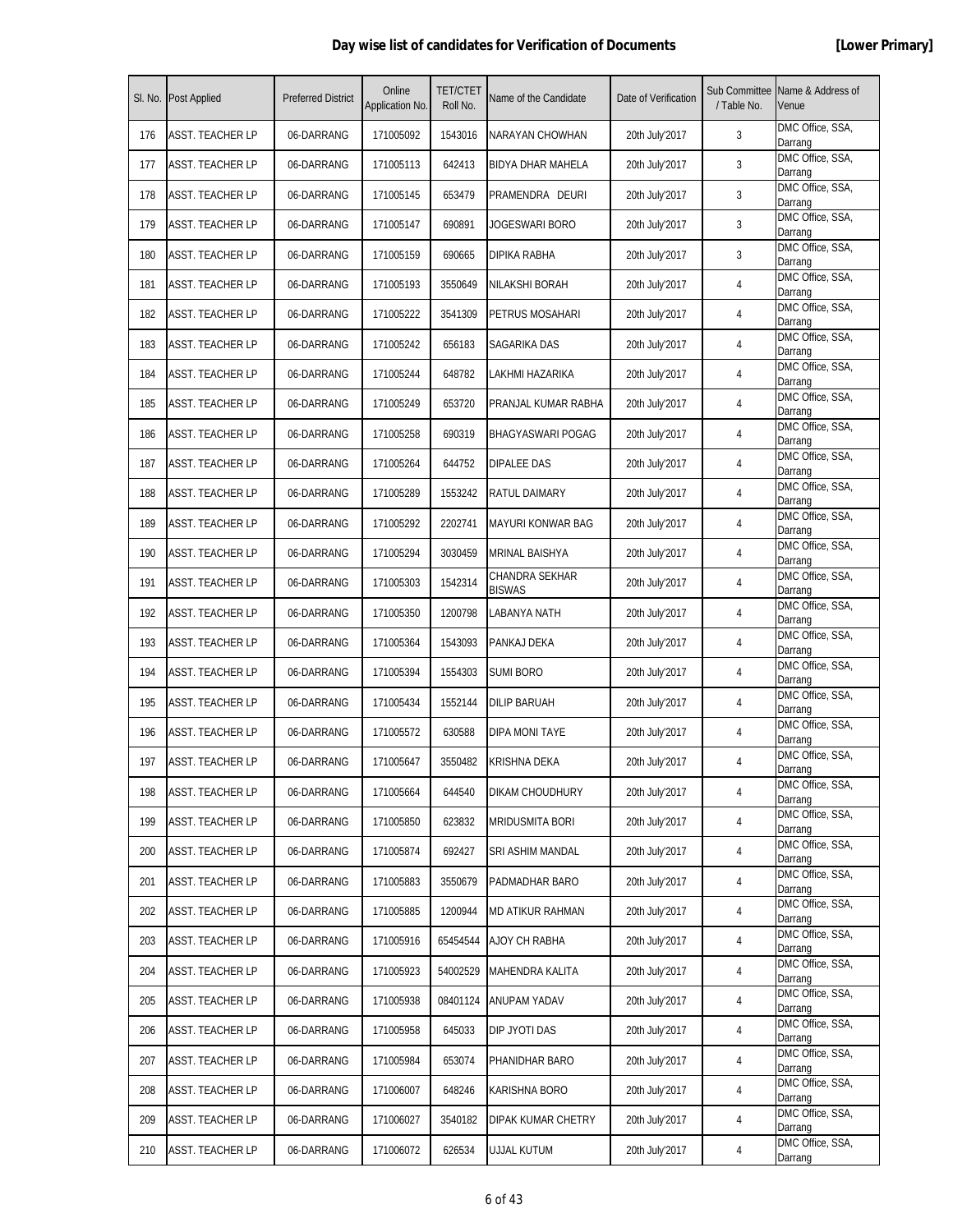**Day wise list of candidates for Verification of Documents** **[Lower Primary]**

| Sl. No. | Post Applied | Preferred District | Online Application No. | TET/CTET Roll No. | Name of the Candidate | Date of Verification | Sub Committee / Table No. | Name & Address of Venue |
|---|---|---|---|---|---|---|---|---|
| 176 | ASST. TEACHER LP | 06-DARRANG | 171005092 | 1543016 | NARAYAN CHOWHAN | 20th July'2017 | 3 | DMC Office, SSA, Darrang |
| 177 | ASST. TEACHER LP | 06-DARRANG | 171005113 | 642413 | BIDYA DHAR MAHELA | 20th July'2017 | 3 | DMC Office, SSA, Darrang |
| 178 | ASST. TEACHER LP | 06-DARRANG | 171005145 | 653479 | PRAMENDRA DEURI | 20th July'2017 | 3 | DMC Office, SSA, Darrang |
| 179 | ASST. TEACHER LP | 06-DARRANG | 171005147 | 690891 | JOGESWARI BORO | 20th July'2017 | 3 | DMC Office, SSA, Darrang |
| 180 | ASST. TEACHER LP | 06-DARRANG | 171005159 | 690665 | DIPIKA RABHA | 20th July'2017 | 3 | DMC Office, SSA, Darrang |
| 181 | ASST. TEACHER LP | 06-DARRANG | 171005193 | 3550649 | NILAKSHI BORAH | 20th July'2017 | 4 | DMC Office, SSA, Darrang |
| 182 | ASST. TEACHER LP | 06-DARRANG | 171005222 | 3541309 | PETRUS MOSAHARI | 20th July'2017 | 4 | DMC Office, SSA, Darrang |
| 183 | ASST. TEACHER LP | 06-DARRANG | 171005242 | 656183 | SAGARIKA DAS | 20th July'2017 | 4 | DMC Office, SSA, Darrang |
| 184 | ASST. TEACHER LP | 06-DARRANG | 171005244 | 648782 | LAKHMI HAZARIKA | 20th July'2017 | 4 | DMC Office, SSA, Darrang |
| 185 | ASST. TEACHER LP | 06-DARRANG | 171005249 | 653720 | PRANJAL KUMAR RABHA | 20th July'2017 | 4 | DMC Office, SSA, Darrang |
| 186 | ASST. TEACHER LP | 06-DARRANG | 171005258 | 690319 | BHAGYASWARI POGAG | 20th July'2017 | 4 | DMC Office, SSA, Darrang |
| 187 | ASST. TEACHER LP | 06-DARRANG | 171005264 | 644752 | DIPALEE DAS | 20th July'2017 | 4 | DMC Office, SSA, Darrang |
| 188 | ASST. TEACHER LP | 06-DARRANG | 171005289 | 1553242 | RATUL DAIMARY | 20th July'2017 | 4 | DMC Office, SSA, Darrang |
| 189 | ASST. TEACHER LP | 06-DARRANG | 171005292 | 2202741 | MAYURI KONWAR BAG | 20th July'2017 | 4 | DMC Office, SSA, Darrang |
| 190 | ASST. TEACHER LP | 06-DARRANG | 171005294 | 3030459 | MRINAL BAISHYA | 20th July'2017 | 4 | DMC Office, SSA, Darrang |
| 191 | ASST. TEACHER LP | 06-DARRANG | 171005303 | 1542314 | CHANDRA SEKHAR BISWAS | 20th July'2017 | 4 | DMC Office, SSA, Darrang |
| 192 | ASST. TEACHER LP | 06-DARRANG | 171005350 | 1200798 | LABANYA NATH | 20th July'2017 | 4 | DMC Office, SSA, Darrang |
| 193 | ASST. TEACHER LP | 06-DARRANG | 171005364 | 1543093 | PANKAJ DEKA | 20th July'2017 | 4 | DMC Office, SSA, Darrang |
| 194 | ASST. TEACHER LP | 06-DARRANG | 171005394 | 1554303 | SUMI BORO | 20th July'2017 | 4 | DMC Office, SSA, Darrang |
| 195 | ASST. TEACHER LP | 06-DARRANG | 171005434 | 1552144 | DILIP BARUAH | 20th July'2017 | 4 | DMC Office, SSA, Darrang |
| 196 | ASST. TEACHER LP | 06-DARRANG | 171005572 | 630588 | DIPA MONI TAYE | 20th July'2017 | 4 | DMC Office, SSA, Darrang |
| 197 | ASST. TEACHER LP | 06-DARRANG | 171005647 | 3550482 | KRISHNA DEKA | 20th July'2017 | 4 | DMC Office, SSA, Darrang |
| 198 | ASST. TEACHER LP | 06-DARRANG | 171005664 | 644540 | DIKAM CHOUDHURY | 20th July'2017 | 4 | DMC Office, SSA, Darrang |
| 199 | ASST. TEACHER LP | 06-DARRANG | 171005850 | 623832 | MRIDUSMITA BORI | 20th July'2017 | 4 | DMC Office, SSA, Darrang |
| 200 | ASST. TEACHER LP | 06-DARRANG | 171005874 | 692427 | SRI ASHIM MANDAL | 20th July'2017 | 4 | DMC Office, SSA, Darrang |
| 201 | ASST. TEACHER LP | 06-DARRANG | 171005883 | 3550679 | PADMADHAR BARO | 20th July'2017 | 4 | DMC Office, SSA, Darrang |
| 202 | ASST. TEACHER LP | 06-DARRANG | 171005885 | 1200944 | MD ATIKUR RAHMAN | 20th July'2017 | 4 | DMC Office, SSA, Darrang |
| 203 | ASST. TEACHER LP | 06-DARRANG | 171005916 | 65454544 | AJOY CH RABHA | 20th July'2017 | 4 | DMC Office, SSA, Darrang |
| 204 | ASST. TEACHER LP | 06-DARRANG | 171005923 | 54002529 | MAHENDRA KALITA | 20th July'2017 | 4 | DMC Office, SSA, Darrang |
| 205 | ASST. TEACHER LP | 06-DARRANG | 171005938 | 08401124 | ANUPAM YADAV | 20th July'2017 | 4 | DMC Office, SSA, Darrang |
| 206 | ASST. TEACHER LP | 06-DARRANG | 171005958 | 645033 | DIP JYOTI DAS | 20th July'2017 | 4 | DMC Office, SSA, Darrang |
| 207 | ASST. TEACHER LP | 06-DARRANG | 171005984 | 653074 | PHANIDHAR BARO | 20th July'2017 | 4 | DMC Office, SSA, Darrang |
| 208 | ASST. TEACHER LP | 06-DARRANG | 171006007 | 648246 | KARISHNA BORO | 20th July'2017 | 4 | DMC Office, SSA, Darrang |
| 209 | ASST. TEACHER LP | 06-DARRANG | 171006027 | 3540182 | DIPAK KUMAR CHETRY | 20th July'2017 | 4 | DMC Office, SSA, Darrang |
| 210 | ASST. TEACHER LP | 06-DARRANG | 171006072 | 626534 | UJJAL KUTUM | 20th July'2017 | 4 | DMC Office, SSA, Darrang |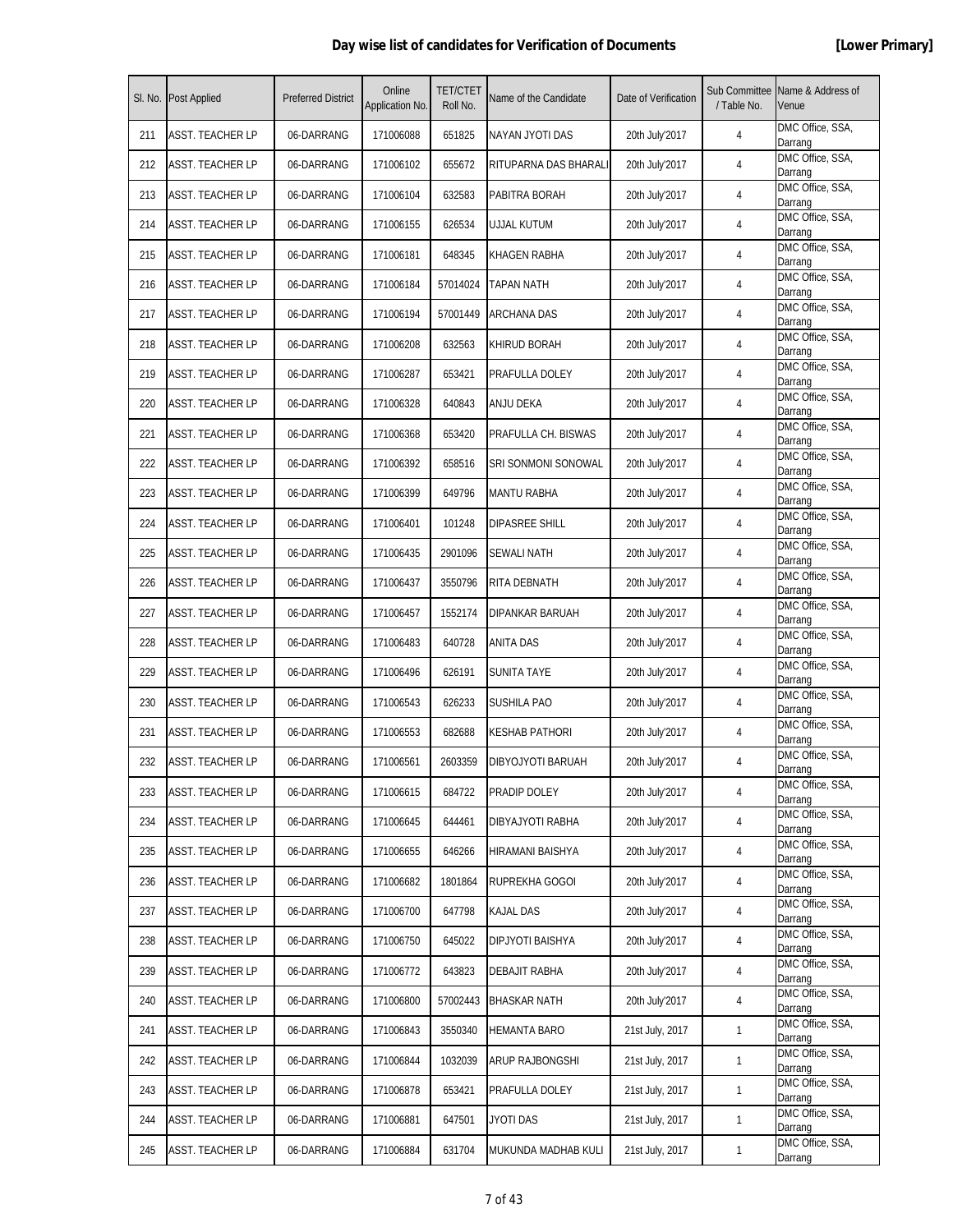## Day wise list of candidates for Verification of Documents **[Lower Primary]**

| Sl. No. | Post Applied | Preferred District | Online Application No. | TET/CTET Roll No. | Name of the Candidate | Date of Verification | Sub Committee / Table No. | Name & Address of Venue |
|---|---|---|---|---|---|---|---|---|
| 211 | ASST. TEACHER LP | 06-DARRANG | 171006088 | 651825 | NAYAN JYOTI DAS | 20th July'2017 | 4 | DMC Office, SSA, Darrang |
| 212 | ASST. TEACHER LP | 06-DARRANG | 171006102 | 655672 | RITUPARNA DAS BHARALI | 20th July'2017 | 4 | DMC Office, SSA, Darrang |
| 213 | ASST. TEACHER LP | 06-DARRANG | 171006104 | 632583 | PABITRA BORAH | 20th July'2017 | 4 | DMC Office, SSA, Darrang |
| 214 | ASST. TEACHER LP | 06-DARRANG | 171006155 | 626534 | UJJAL KUTUM | 20th July'2017 | 4 | DMC Office, SSA, Darrang |
| 215 | ASST. TEACHER LP | 06-DARRANG | 171006181 | 648345 | KHAGEN RABHA | 20th July'2017 | 4 | DMC Office, SSA, Darrang |
| 216 | ASST. TEACHER LP | 06-DARRANG | 171006184 | 57014024 | TAPAN NATH | 20th July'2017 | 4 | DMC Office, SSA, Darrang |
| 217 | ASST. TEACHER LP | 06-DARRANG | 171006194 | 57001449 | ARCHANA DAS | 20th July'2017 | 4 | DMC Office, SSA, Darrang |
| 218 | ASST. TEACHER LP | 06-DARRANG | 171006208 | 632563 | KHIRUD BORAH | 20th July'2017 | 4 | DMC Office, SSA, Darrang |
| 219 | ASST. TEACHER LP | 06-DARRANG | 171006287 | 653421 | PRAFULLA DOLEY | 20th July'2017 | 4 | DMC Office, SSA, Darrang |
| 220 | ASST. TEACHER LP | 06-DARRANG | 171006328 | 640843 | ANJU DEKA | 20th July'2017 | 4 | DMC Office, SSA, Darrang |
| 221 | ASST. TEACHER LP | 06-DARRANG | 171006368 | 653420 | PRAFULLA CH. BISWAS | 20th July'2017 | 4 | DMC Office, SSA, Darrang |
| 222 | ASST. TEACHER LP | 06-DARRANG | 171006392 | 658516 | SRI SONMONI SONOWAL | 20th July'2017 | 4 | DMC Office, SSA, Darrang |
| 223 | ASST. TEACHER LP | 06-DARRANG | 171006399 | 649796 | MANTU RABHA | 20th July'2017 | 4 | DMC Office, SSA, Darrang |
| 224 | ASST. TEACHER LP | 06-DARRANG | 171006401 | 101248 | DIPASREE SHILL | 20th July'2017 | 4 | DMC Office, SSA, Darrang |
| 225 | ASST. TEACHER LP | 06-DARRANG | 171006435 | 2901096 | SEWALI NATH | 20th July'2017 | 4 | DMC Office, SSA, Darrang |
| 226 | ASST. TEACHER LP | 06-DARRANG | 171006437 | 3550796 | RITA DEBNATH | 20th July'2017 | 4 | DMC Office, SSA, Darrang |
| 227 | ASST. TEACHER LP | 06-DARRANG | 171006457 | 1552174 | DIPANKAR BARUAH | 20th July'2017 | 4 | DMC Office, SSA, Darrang |
| 228 | ASST. TEACHER LP | 06-DARRANG | 171006483 | 640728 | ANITA DAS | 20th July'2017 | 4 | DMC Office, SSA, Darrang |
| 229 | ASST. TEACHER LP | 06-DARRANG | 171006496 | 626191 | SUNITA TAYE | 20th July'2017 | 4 | DMC Office, SSA, Darrang |
| 230 | ASST. TEACHER LP | 06-DARRANG | 171006543 | 626233 | SUSHILA PAO | 20th July'2017 | 4 | DMC Office, SSA, Darrang |
| 231 | ASST. TEACHER LP | 06-DARRANG | 171006553 | 682688 | KESHAB PATHORI | 20th July'2017 | 4 | DMC Office, SSA, Darrang |
| 232 | ASST. TEACHER LP | 06-DARRANG | 171006561 | 2603359 | DIBYOJYOTI BARUAH | 20th July'2017 | 4 | DMC Office, SSA, Darrang |
| 233 | ASST. TEACHER LP | 06-DARRANG | 171006615 | 684722 | PRADIP DOLEY | 20th July'2017 | 4 | DMC Office, SSA, Darrang |
| 234 | ASST. TEACHER LP | 06-DARRANG | 171006645 | 644461 | DIBYAJYOTI RABHA | 20th July'2017 | 4 | DMC Office, SSA, Darrang |
| 235 | ASST. TEACHER LP | 06-DARRANG | 171006655 | 646266 | HIRAMANI BAISHYA | 20th July'2017 | 4 | DMC Office, SSA, Darrang |
| 236 | ASST. TEACHER LP | 06-DARRANG | 171006682 | 1801864 | RUPREKHA GOGOI | 20th July'2017 | 4 | DMC Office, SSA, Darrang |
| 237 | ASST. TEACHER LP | 06-DARRANG | 171006700 | 647798 | KAJAL DAS | 20th July'2017 | 4 | DMC Office, SSA, Darrang |
| 238 | ASST. TEACHER LP | 06-DARRANG | 171006750 | 645022 | DIPJYOTI BAISHYA | 20th July'2017 | 4 | DMC Office, SSA, Darrang |
| 239 | ASST. TEACHER LP | 06-DARRANG | 171006772 | 643823 | DEBAJIT RABHA | 20th July'2017 | 4 | DMC Office, SSA, Darrang |
| 240 | ASST. TEACHER LP | 06-DARRANG | 171006800 | 57002443 | BHASKAR NATH | 20th July'2017 | 4 | DMC Office, SSA, Darrang |
| 241 | ASST. TEACHER LP | 06-DARRANG | 171006843 | 3550340 | HEMANTA BARO | 21st July, 2017 | 1 | DMC Office, SSA, Darrang |
| 242 | ASST. TEACHER LP | 06-DARRANG | 171006844 | 1032039 | ARUP RAJBONGSHI | 21st July, 2017 | 1 | DMC Office, SSA, Darrang |
| 243 | ASST. TEACHER LP | 06-DARRANG | 171006878 | 653421 | PRAFULLA DOLEY | 21st July, 2017 | 1 | DMC Office, SSA, Darrang |
| 244 | ASST. TEACHER LP | 06-DARRANG | 171006881 | 647501 | JYOTI DAS | 21st July, 2017 | 1 | DMC Office, SSA, Darrang |
| 245 | ASST. TEACHER LP | 06-DARRANG | 171006884 | 631704 | MUKUNDA MADHAB KULI | 21st July, 2017 | 1 | DMC Office, SSA, Darrang |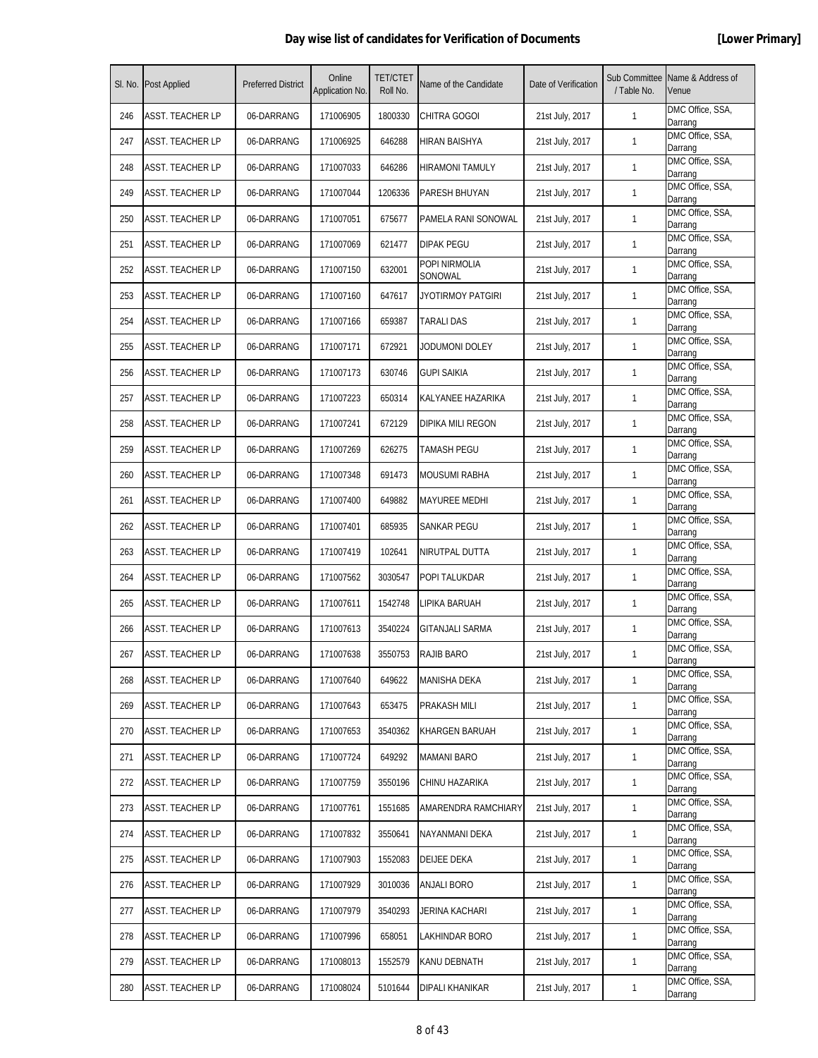**Day wise list of candidates for Verification of Documents** **[Lower Primary]**

| Sl. No. | Post Applied | Preferred District | Online Application No. | TET/CTET Roll No. | Name of the Candidate | Date of Verification | Sub Committee / Table No. | Name & Address of Venue |
|---|---|---|---|---|---|---|---|---|
| 246 | ASST. TEACHER LP | 06-DARRANG | 171006905 | 1800330 | CHITRA GOGOI | 21st July, 2017 | 1 | DMC Office, SSA, Darrang |
| 247 | ASST. TEACHER LP | 06-DARRANG | 171006925 | 646288 | HIRAN BAISHYA | 21st July, 2017 | 1 | DMC Office, SSA, Darrang |
| 248 | ASST. TEACHER LP | 06-DARRANG | 171007033 | 646286 | HIRAMONI TAMULY | 21st July, 2017 | 1 | DMC Office, SSA, Darrang |
| 249 | ASST. TEACHER LP | 06-DARRANG | 171007044 | 1206336 | PARESH BHUYAN | 21st July, 2017 | 1 | DMC Office, SSA, Darrang |
| 250 | ASST. TEACHER LP | 06-DARRANG | 171007051 | 675677 | PAMELA RANI SONOWAL | 21st July, 2017 | 1 | DMC Office, SSA, Darrang |
| 251 | ASST. TEACHER LP | 06-DARRANG | 171007069 | 621477 | DIPAK PEGU | 21st July, 2017 | 1 | DMC Office, SSA, Darrang |
| 252 | ASST. TEACHER LP | 06-DARRANG | 171007150 | 632001 | POPI NIRMOLIA SONOWAL | 21st July, 2017 | 1 | DMC Office, SSA, Darrang |
| 253 | ASST. TEACHER LP | 06-DARRANG | 171007160 | 647617 | JYOTIRMOY PATGIRI | 21st July, 2017 | 1 | DMC Office, SSA, Darrang |
| 254 | ASST. TEACHER LP | 06-DARRANG | 171007166 | 659387 | TARALI DAS | 21st July, 2017 | 1 | DMC Office, SSA, Darrang |
| 255 | ASST. TEACHER LP | 06-DARRANG | 171007171 | 672921 | JODUMONI DOLEY | 21st July, 2017 | 1 | DMC Office, SSA, Darrang |
| 256 | ASST. TEACHER LP | 06-DARRANG | 171007173 | 630746 | GUPI SAIKIA | 21st July, 2017 | 1 | DMC Office, SSA, Darrang |
| 257 | ASST. TEACHER LP | 06-DARRANG | 171007223 | 650314 | KALYANEE HAZARIKA | 21st July, 2017 | 1 | DMC Office, SSA, Darrang |
| 258 | ASST. TEACHER LP | 06-DARRANG | 171007241 | 672129 | DIPIKA MILI REGON | 21st July, 2017 | 1 | DMC Office, SSA, Darrang |
| 259 | ASST. TEACHER LP | 06-DARRANG | 171007269 | 626275 | TAMASH PEGU | 21st July, 2017 | 1 | DMC Office, SSA, Darrang |
| 260 | ASST. TEACHER LP | 06-DARRANG | 171007348 | 691473 | MOUSUMI RABHA | 21st July, 2017 | 1 | DMC Office, SSA, Darrang |
| 261 | ASST. TEACHER LP | 06-DARRANG | 171007400 | 649882 | MAYUREE MEDHI | 21st July, 2017 | 1 | DMC Office, SSA, Darrang |
| 262 | ASST. TEACHER LP | 06-DARRANG | 171007401 | 685935 | SANKAR PEGU | 21st July, 2017 | 1 | DMC Office, SSA, Darrang |
| 263 | ASST. TEACHER LP | 06-DARRANG | 171007419 | 102641 | NIRUTPAL DUTTA | 21st July, 2017 | 1 | DMC Office, SSA, Darrang |
| 264 | ASST. TEACHER LP | 06-DARRANG | 171007562 | 3030547 | POPI TALUKDAR | 21st July, 2017 | 1 | DMC Office, SSA, Darrang |
| 265 | ASST. TEACHER LP | 06-DARRANG | 171007611 | 1542748 | LIPIKA BARUAH | 21st July, 2017 | 1 | DMC Office, SSA, Darrang |
| 266 | ASST. TEACHER LP | 06-DARRANG | 171007613 | 3540224 | GITANJALI SARMA | 21st July, 2017 | 1 | DMC Office, SSA, Darrang |
| 267 | ASST. TEACHER LP | 06-DARRANG | 171007638 | 3550753 | RAJIB BARO | 21st July, 2017 | 1 | DMC Office, SSA, Darrang |
| 268 | ASST. TEACHER LP | 06-DARRANG | 171007640 | 649622 | MANISHA DEKA | 21st July, 2017 | 1 | DMC Office, SSA, Darrang |
| 269 | ASST. TEACHER LP | 06-DARRANG | 171007643 | 653475 | PRAKASH MILI | 21st July, 2017 | 1 | DMC Office, SSA, Darrang |
| 270 | ASST. TEACHER LP | 06-DARRANG | 171007653 | 3540362 | KHARGEN BARUAH | 21st July, 2017 | 1 | DMC Office, SSA, Darrang |
| 271 | ASST. TEACHER LP | 06-DARRANG | 171007724 | 649292 | MAMANI BARO | 21st July, 2017 | 1 | DMC Office, SSA, Darrang |
| 272 | ASST. TEACHER LP | 06-DARRANG | 171007759 | 3550196 | CHINU HAZARIKA | 21st July, 2017 | 1 | DMC Office, SSA, Darrang |
| 273 | ASST. TEACHER LP | 06-DARRANG | 171007761 | 1551685 | AMARENDRA RAMCHIARY | 21st July, 2017 | 1 | DMC Office, SSA, Darrang |
| 274 | ASST. TEACHER LP | 06-DARRANG | 171007832 | 3550641 | NAYANMANI DEKA | 21st July, 2017 | 1 | DMC Office, SSA, Darrang |
| 275 | ASST. TEACHER LP | 06-DARRANG | 171007903 | 1552083 | DEIJEE DEKA | 21st July, 2017 | 1 | DMC Office, SSA, Darrang |
| 276 | ASST. TEACHER LP | 06-DARRANG | 171007929 | 3010036 | ANJALI BORO | 21st July, 2017 | 1 | DMC Office, SSA, Darrang |
| 277 | ASST. TEACHER LP | 06-DARRANG | 171007979 | 3540293 | JERINA KACHARI | 21st July, 2017 | 1 | DMC Office, SSA, Darrang |
| 278 | ASST. TEACHER LP | 06-DARRANG | 171007996 | 658051 | LAKHINDAR BORO | 21st July, 2017 | 1 | DMC Office, SSA, Darrang |
| 279 | ASST. TEACHER LP | 06-DARRANG | 171008013 | 1552579 | KANU DEBNATH | 21st July, 2017 | 1 | DMC Office, SSA, Darrang |
| 280 | ASST. TEACHER LP | 06-DARRANG | 171008024 | 5101644 | DIPALI KHANIKAR | 21st July, 2017 | 1 | DMC Office, SSA, Darrang |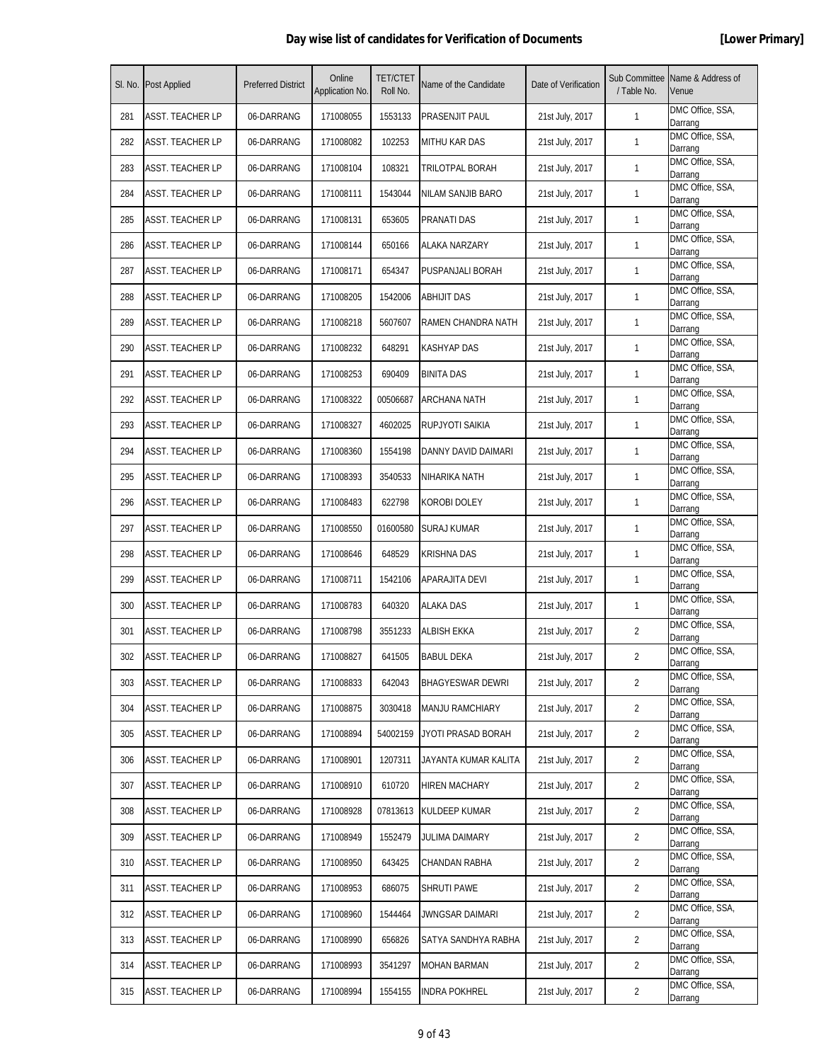# Day wise list of candidates for Verification of Documents

**[Lower Primary]**

| Sl. No. | Post Applied | Preferred District | Online Application No. | TET/CTET Roll No. | Name of the Candidate | Date of Verification | Sub Committee / Table No. | Name & Address of Venue |
|---|---|---|---|---|---|---|---|---|
| 281 | ASST. TEACHER LP | 06-DARRANG | 171008055 | 1553133 | PRASENJIT PAUL | 21st July, 2017 | 1 | DMC Office, SSA, Darrang |
| 282 | ASST. TEACHER LP | 06-DARRANG | 171008082 | 102253 | MITHU KAR DAS | 21st July, 2017 | 1 | DMC Office, SSA, Darrang |
| 283 | ASST. TEACHER LP | 06-DARRANG | 171008104 | 108321 | TRILOTPAL BORAH | 21st July, 2017 | 1 | DMC Office, SSA, Darrang |
| 284 | ASST. TEACHER LP | 06-DARRANG | 171008111 | 1543044 | NILAM SANJIB BARO | 21st July, 2017 | 1 | DMC Office, SSA, Darrang |
| 285 | ASST. TEACHER LP | 06-DARRANG | 171008131 | 653605 | PRANATI DAS | 21st July, 2017 | 1 | DMC Office, SSA, Darrang |
| 286 | ASST. TEACHER LP | 06-DARRANG | 171008144 | 650166 | ALAKA NARZARY | 21st July, 2017 | 1 | DMC Office, SSA, Darrang |
| 287 | ASST. TEACHER LP | 06-DARRANG | 171008171 | 654347 | PUSPANJALI BORAH | 21st July, 2017 | 1 | DMC Office, SSA, Darrang |
| 288 | ASST. TEACHER LP | 06-DARRANG | 171008205 | 1542006 | ABHIJIT DAS | 21st July, 2017 | 1 | DMC Office, SSA, Darrang |
| 289 | ASST. TEACHER LP | 06-DARRANG | 171008218 | 5607607 | RAMEN CHANDRA NATH | 21st July, 2017 | 1 | DMC Office, SSA, Darrang |
| 290 | ASST. TEACHER LP | 06-DARRANG | 171008232 | 648291 | KASHYAP DAS | 21st July, 2017 | 1 | DMC Office, SSA, Darrang |
| 291 | ASST. TEACHER LP | 06-DARRANG | 171008253 | 690409 | BINITA DAS | 21st July, 2017 | 1 | DMC Office, SSA, Darrang |
| 292 | ASST. TEACHER LP | 06-DARRANG | 171008322 | 00506687 | ARCHANA NATH | 21st July, 2017 | 1 | DMC Office, SSA, Darrang |
| 293 | ASST. TEACHER LP | 06-DARRANG | 171008327 | 4602025 | RUPJYOTI SAIKIA | 21st July, 2017 | 1 | DMC Office, SSA, Darrang |
| 294 | ASST. TEACHER LP | 06-DARRANG | 171008360 | 1554198 | DANNY DAVID DAIMARI | 21st July, 2017 | 1 | DMC Office, SSA, Darrang |
| 295 | ASST. TEACHER LP | 06-DARRANG | 171008393 | 3540533 | NIHARIKA NATH | 21st July, 2017 | 1 | DMC Office, SSA, Darrang |
| 296 | ASST. TEACHER LP | 06-DARRANG | 171008483 | 622798 | KOROBI DOLEY | 21st July, 2017 | 1 | DMC Office, SSA, Darrang |
| 297 | ASST. TEACHER LP | 06-DARRANG | 171008550 | 01600580 | SURAJ KUMAR | 21st July, 2017 | 1 | DMC Office, SSA, Darrang |
| 298 | ASST. TEACHER LP | 06-DARRANG | 171008646 | 648529 | KRISHNA DAS | 21st July, 2017 | 1 | DMC Office, SSA, Darrang |
| 299 | ASST. TEACHER LP | 06-DARRANG | 171008711 | 1542106 | APARAJITA DEVI | 21st July, 2017 | 1 | DMC Office, SSA, Darrang |
| 300 | ASST. TEACHER LP | 06-DARRANG | 171008783 | 640320 | ALAKA DAS | 21st July, 2017 | 1 | DMC Office, SSA, Darrang |
| 301 | ASST. TEACHER LP | 06-DARRANG | 171008798 | 3551233 | ALBISH EKKA | 21st July, 2017 | 2 | DMC Office, SSA, Darrang |
| 302 | ASST. TEACHER LP | 06-DARRANG | 171008827 | 641505 | BABUL DEKA | 21st July, 2017 | 2 | DMC Office, SSA, Darrang |
| 303 | ASST. TEACHER LP | 06-DARRANG | 171008833 | 642043 | BHAGYESWAR DEWRI | 21st July, 2017 | 2 | DMC Office, SSA, Darrang |
| 304 | ASST. TEACHER LP | 06-DARRANG | 171008875 | 3030418 | MANJU RAMCHIARY | 21st July, 2017 | 2 | DMC Office, SSA, Darrang |
| 305 | ASST. TEACHER LP | 06-DARRANG | 171008894 | 54002159 | JYOTI PRASAD BORAH | 21st July, 2017 | 2 | DMC Office, SSA, Darrang |
| 306 | ASST. TEACHER LP | 06-DARRANG | 171008901 | 1207311 | JAYANTA KUMAR KALITA | 21st July, 2017 | 2 | DMC Office, SSA, Darrang |
| 307 | ASST. TEACHER LP | 06-DARRANG | 171008910 | 610720 | HIREN MACHARY | 21st July, 2017 | 2 | DMC Office, SSA, Darrang |
| 308 | ASST. TEACHER LP | 06-DARRANG | 171008928 | 07813613 | KULDEEP KUMAR | 21st July, 2017 | 2 | DMC Office, SSA, Darrang |
| 309 | ASST. TEACHER LP | 06-DARRANG | 171008949 | 1552479 | JULIMA DAIMARY | 21st July, 2017 | 2 | DMC Office, SSA, Darrang |
| 310 | ASST. TEACHER LP | 06-DARRANG | 171008950 | 643425 | CHANDAN RABHA | 21st July, 2017 | 2 | DMC Office, SSA, Darrang |
| 311 | ASST. TEACHER LP | 06-DARRANG | 171008953 | 686075 | SHRUTI PAWE | 21st July, 2017 | 2 | DMC Office, SSA, Darrang |
| 312 | ASST. TEACHER LP | 06-DARRANG | 171008960 | 1544464 | JWNGSAR DAIMARI | 21st July, 2017 | 2 | DMC Office, SSA, Darrang |
| 313 | ASST. TEACHER LP | 06-DARRANG | 171008990 | 656826 | SATYA SANDHYA RABHA | 21st July, 2017 | 2 | DMC Office, SSA, Darrang |
| 314 | ASST. TEACHER LP | 06-DARRANG | 171008993 | 3541297 | MOHAN BARMAN | 21st July, 2017 | 2 | DMC Office, SSA, Darrang |
| 315 | ASST. TEACHER LP | 06-DARRANG | 171008994 | 1554155 | INDRA POKHREL | 21st July, 2017 | 2 | DMC Office, SSA, Darrang |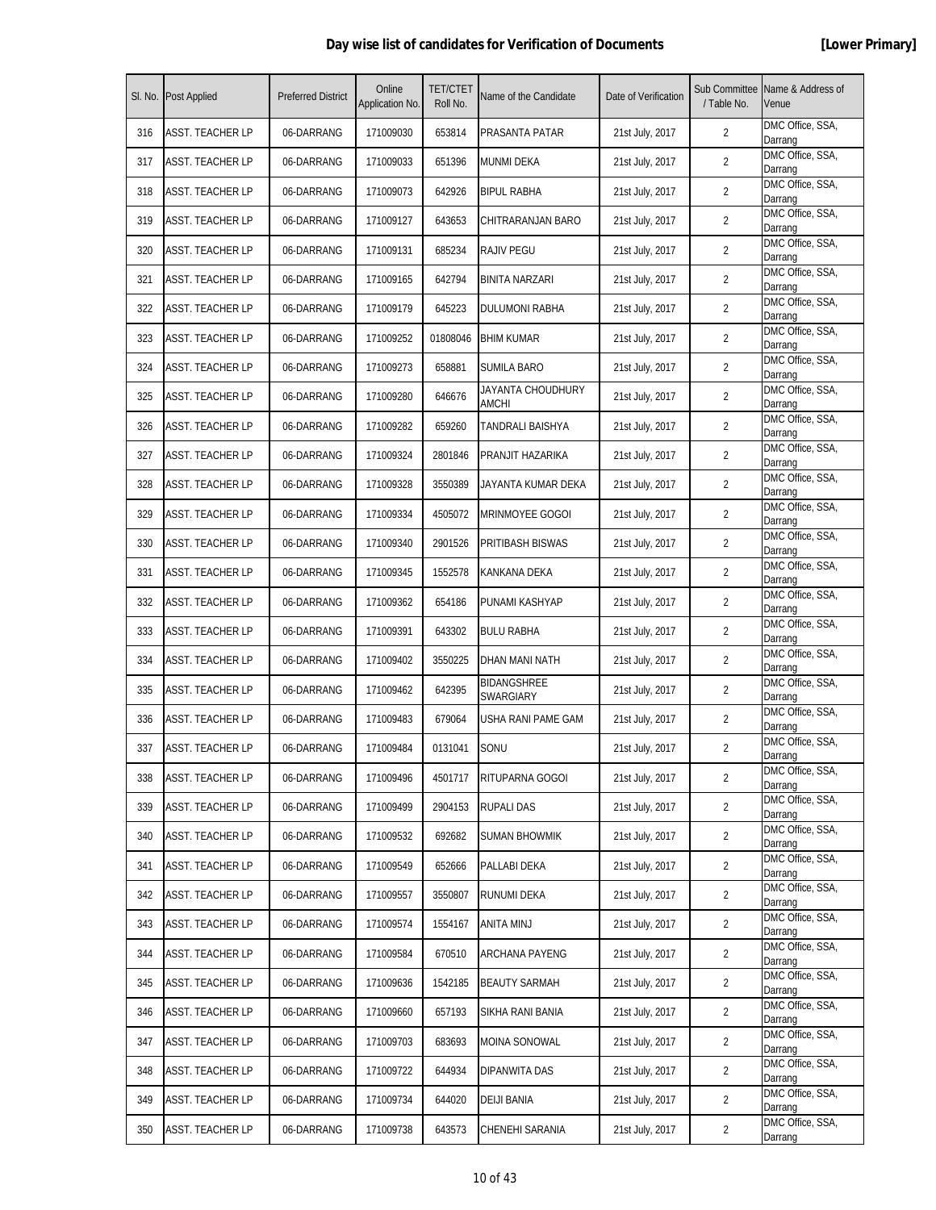**Day wise list of candidates for Verification of Documents** **[Lower Primary]**

| Sl. No. | Post Applied | Preferred District | Online Application No. | TET/CTET Roll No. | Name of the Candidate | Date of Verification | Sub Committee / Table No. | Name & Address of Venue |
|---|---|---|---|---|---|---|---|---|
| 316 | ASST. TEACHER LP | 06-DARRANG | 171009030 | 653814 | PRASANTA PATAR | 21st July, 2017 | 2 | DMC Office, SSA, Darrang |
| 317 | ASST. TEACHER LP | 06-DARRANG | 171009033 | 651396 | MUNMI DEKA | 21st July, 2017 | 2 | DMC Office, SSA, Darrang |
| 318 | ASST. TEACHER LP | 06-DARRANG | 171009073 | 642926 | BIPUL RABHA | 21st July, 2017 | 2 | DMC Office, SSA, Darrang |
| 319 | ASST. TEACHER LP | 06-DARRANG | 171009127 | 643653 | CHITRARANJAN BARO | 21st July, 2017 | 2 | DMC Office, SSA, Darrang |
| 320 | ASST. TEACHER LP | 06-DARRANG | 171009131 | 685234 | RAJIV PEGU | 21st July, 2017 | 2 | DMC Office, SSA, Darrang |
| 321 | ASST. TEACHER LP | 06-DARRANG | 171009165 | 642794 | BINITA NARZARI | 21st July, 2017 | 2 | DMC Office, SSA, Darrang |
| 322 | ASST. TEACHER LP | 06-DARRANG | 171009179 | 645223 | DULUMONI RABHA | 21st July, 2017 | 2 | DMC Office, SSA, Darrang |
| 323 | ASST. TEACHER LP | 06-DARRANG | 171009252 | 01808046 | BHIM KUMAR | 21st July, 2017 | 2 | DMC Office, SSA, Darrang |
| 324 | ASST. TEACHER LP | 06-DARRANG | 171009273 | 658881 | SUMILA BARO | 21st July, 2017 | 2 | DMC Office, SSA, Darrang |
| 325 | ASST. TEACHER LP | 06-DARRANG | 171009280 | 646676 | JAYANTA CHOUDHURY AMCHI | 21st July, 2017 | 2 | DMC Office, SSA, Darrang |
| 326 | ASST. TEACHER LP | 06-DARRANG | 171009282 | 659260 | TANDRALI BAISHYA | 21st July, 2017 | 2 | DMC Office, SSA, Darrang |
| 327 | ASST. TEACHER LP | 06-DARRANG | 171009324 | 2801846 | PRANJIT HAZARIKA | 21st July, 2017 | 2 | DMC Office, SSA, Darrang |
| 328 | ASST. TEACHER LP | 06-DARRANG | 171009328 | 3550389 | JAYANTA KUMAR DEKA | 21st July, 2017 | 2 | DMC Office, SSA, Darrang |
| 329 | ASST. TEACHER LP | 06-DARRANG | 171009334 | 4505072 | MRINMOYEE GOGOI | 21st July, 2017 | 2 | DMC Office, SSA, Darrang |
| 330 | ASST. TEACHER LP | 06-DARRANG | 171009340 | 2901526 | PRITIBASH BISWAS | 21st July, 2017 | 2 | DMC Office, SSA, Darrang |
| 331 | ASST. TEACHER LP | 06-DARRANG | 171009345 | 1552578 | KANKANA DEKA | 21st July, 2017 | 2 | DMC Office, SSA, Darrang |
| 332 | ASST. TEACHER LP | 06-DARRANG | 171009362 | 654186 | PUNAMI KASHYAP | 21st July, 2017 | 2 | DMC Office, SSA, Darrang |
| 333 | ASST. TEACHER LP | 06-DARRANG | 171009391 | 643302 | BULU RABHA | 21st July, 2017 | 2 | DMC Office, SSA, Darrang |
| 334 | ASST. TEACHER LP | 06-DARRANG | 171009402 | 3550225 | DHAN MANI NATH | 21st July, 2017 | 2 | DMC Office, SSA, Darrang |
| 335 | ASST. TEACHER LP | 06-DARRANG | 171009462 | 642395 | BIDANGSHREE SWARGIARY | 21st July, 2017 | 2 | DMC Office, SSA, Darrang |
| 336 | ASST. TEACHER LP | 06-DARRANG | 171009483 | 679064 | USHA RANI PAME GAM | 21st July, 2017 | 2 | DMC Office, SSA, Darrang |
| 337 | ASST. TEACHER LP | 06-DARRANG | 171009484 | 0131041 | SONU | 21st July, 2017 | 2 | DMC Office, SSA, Darrang |
| 338 | ASST. TEACHER LP | 06-DARRANG | 171009496 | 4501717 | RITUPARNA GOGOI | 21st July, 2017 | 2 | DMC Office, SSA, Darrang |
| 339 | ASST. TEACHER LP | 06-DARRANG | 171009499 | 2904153 | RUPALI DAS | 21st July, 2017 | 2 | DMC Office, SSA, Darrang |
| 340 | ASST. TEACHER LP | 06-DARRANG | 171009532 | 692682 | SUMAN BHOWMIK | 21st July, 2017 | 2 | DMC Office, SSA, Darrang |
| 341 | ASST. TEACHER LP | 06-DARRANG | 171009549 | 652666 | PALLABI DEKA | 21st July, 2017 | 2 | DMC Office, SSA, Darrang |
| 342 | ASST. TEACHER LP | 06-DARRANG | 171009557 | 3550807 | RUNUMI DEKA | 21st July, 2017 | 2 | DMC Office, SSA, Darrang |
| 343 | ASST. TEACHER LP | 06-DARRANG | 171009574 | 1554167 | ANITA MINJ | 21st July, 2017 | 2 | DMC Office, SSA, Darrang |
| 344 | ASST. TEACHER LP | 06-DARRANG | 171009584 | 670510 | ARCHANA PAYENG | 21st July, 2017 | 2 | DMC Office, SSA, Darrang |
| 345 | ASST. TEACHER LP | 06-DARRANG | 171009636 | 1542185 | BEAUTY SARMAH | 21st July, 2017 | 2 | DMC Office, SSA, Darrang |
| 346 | ASST. TEACHER LP | 06-DARRANG | 171009660 | 657193 | SIKHA RANI BANIA | 21st July, 2017 | 2 | DMC Office, SSA, Darrang |
| 347 | ASST. TEACHER LP | 06-DARRANG | 171009703 | 683693 | MOINA SONOWAL | 21st July, 2017 | 2 | DMC Office, SSA, Darrang |
| 348 | ASST. TEACHER LP | 06-DARRANG | 171009722 | 644934 | DIPANWITA DAS | 21st July, 2017 | 2 | DMC Office, SSA, Darrang |
| 349 | ASST. TEACHER LP | 06-DARRANG | 171009734 | 644020 | DEIJI BANIA | 21st July, 2017 | 2 | DMC Office, SSA, Darrang |
| 350 | ASST. TEACHER LP | 06-DARRANG | 171009738 | 643573 | CHENEHI SARANIA | 21st July, 2017 | 2 | DMC Office, SSA, Darrang |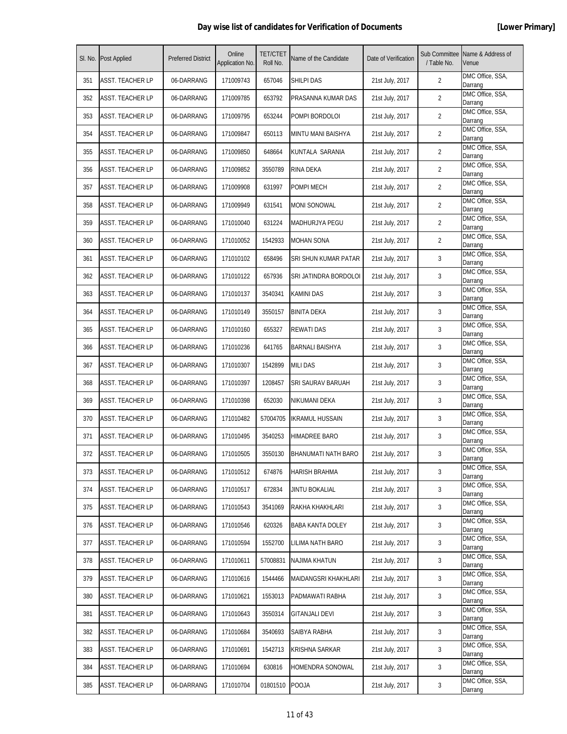**Day wise list of candidates for Verification of Documents** **[Lower Primary]**

| Sl. No. | Post Applied | Preferred District | Online Application No. | TET/CTET Roll No. | Name of the Candidate | Date of Verification | Sub Committee / Table No. | Name & Address of Venue |
|---|---|---|---|---|---|---|---|---|
| 351 | ASST. TEACHER LP | 06-DARRANG | 171009743 | 657046 | SHILPI DAS | 21st July, 2017 | 2 | DMC Office, SSA, Darrang |
| 352 | ASST. TEACHER LP | 06-DARRANG | 171009785 | 653792 | PRASANNA KUMAR DAS | 21st July, 2017 | 2 | DMC Office, SSA, Darrang |
| 353 | ASST. TEACHER LP | 06-DARRANG | 171009795 | 653244 | POMPI BORDOLOI | 21st July, 2017 | 2 | DMC Office, SSA, Darrang |
| 354 | ASST. TEACHER LP | 06-DARRANG | 171009847 | 650113 | MINTU MANI BAISHYA | 21st July, 2017 | 2 | DMC Office, SSA, Darrang |
| 355 | ASST. TEACHER LP | 06-DARRANG | 171009850 | 648664 | KUNTALA SARANIA | 21st July, 2017 | 2 | DMC Office, SSA, Darrang |
| 356 | ASST. TEACHER LP | 06-DARRANG | 171009852 | 3550789 | RINA DEKA | 21st July, 2017 | 2 | DMC Office, SSA, Darrang |
| 357 | ASST. TEACHER LP | 06-DARRANG | 171009908 | 631997 | POMPI MECH | 21st July, 2017 | 2 | DMC Office, SSA, Darrang |
| 358 | ASST. TEACHER LP | 06-DARRANG | 171009949 | 631541 | MONI SONOWAL | 21st July, 2017 | 2 | DMC Office, SSA, Darrang |
| 359 | ASST. TEACHER LP | 06-DARRANG | 171010040 | 631224 | MADHURJYA PEGU | 21st July, 2017 | 2 | DMC Office, SSA, Darrang |
| 360 | ASST. TEACHER LP | 06-DARRANG | 171010052 | 1542933 | MOHAN SONA | 21st July, 2017 | 2 | DMC Office, SSA, Darrang |
| 361 | ASST. TEACHER LP | 06-DARRANG | 171010102 | 658496 | SRI SHUN KUMAR PATAR | 21st July, 2017 | 3 | DMC Office, SSA, Darrang |
| 362 | ASST. TEACHER LP | 06-DARRANG | 171010122 | 657936 | SRI JATINDRA BORDOLOI | 21st July, 2017 | 3 | DMC Office, SSA, Darrang |
| 363 | ASST. TEACHER LP | 06-DARRANG | 171010137 | 3540341 | KAMINI DAS | 21st July, 2017 | 3 | DMC Office, SSA, Darrang |
| 364 | ASST. TEACHER LP | 06-DARRANG | 171010149 | 3550157 | BINITA DEKA | 21st July, 2017 | 3 | DMC Office, SSA, Darrang |
| 365 | ASST. TEACHER LP | 06-DARRANG | 171010160 | 655327 | REWATI DAS | 21st July, 2017 | 3 | DMC Office, SSA, Darrang |
| 366 | ASST. TEACHER LP | 06-DARRANG | 171010236 | 641765 | BARNALI BAISHYA | 21st July, 2017 | 3 | DMC Office, SSA, Darrang |
| 367 | ASST. TEACHER LP | 06-DARRANG | 171010307 | 1542899 | MILI DAS | 21st July, 2017 | 3 | DMC Office, SSA, Darrang |
| 368 | ASST. TEACHER LP | 06-DARRANG | 171010397 | 1208457 | SRI SAURAV BARUAH | 21st July, 2017 | 3 | DMC Office, SSA, Darrang |
| 369 | ASST. TEACHER LP | 06-DARRANG | 171010398 | 652030 | NIKUMANI DEKA | 21st July, 2017 | 3 | DMC Office, SSA, Darrang |
| 370 | ASST. TEACHER LP | 06-DARRANG | 171010482 | 57004705 | IKRAMUL HUSSAIN | 21st July, 2017 | 3 | DMC Office, SSA, Darrang |
| 371 | ASST. TEACHER LP | 06-DARRANG | 171010495 | 3540253 | HIMADREE BARO | 21st July, 2017 | 3 | DMC Office, SSA, Darrang |
| 372 | ASST. TEACHER LP | 06-DARRANG | 171010505 | 3550130 | BHANUMATI NATH BARO | 21st July, 2017 | 3 | DMC Office, SSA, Darrang |
| 373 | ASST. TEACHER LP | 06-DARRANG | 171010512 | 674876 | HARISH BRAHMA | 21st July, 2017 | 3 | DMC Office, SSA, Darrang |
| 374 | ASST. TEACHER LP | 06-DARRANG | 171010517 | 672834 | JINTU BOKALIAL | 21st July, 2017 | 3 | DMC Office, SSA, Darrang |
| 375 | ASST. TEACHER LP | 06-DARRANG | 171010543 | 3541069 | RAKHA KHAKHLARI | 21st July, 2017 | 3 | DMC Office, SSA, Darrang |
| 376 | ASST. TEACHER LP | 06-DARRANG | 171010546 | 620326 | BABA KANTA DOLEY | 21st July, 2017 | 3 | DMC Office, SSA, Darrang |
| 377 | ASST. TEACHER LP | 06-DARRANG | 171010594 | 1552700 | LILIMA NATH BARO | 21st July, 2017 | 3 | DMC Office, SSA, Darrang |
| 378 | ASST. TEACHER LP | 06-DARRANG | 171010611 | 57008831 | NAJIMA KHATUN | 21st July, 2017 | 3 | DMC Office, SSA, Darrang |
| 379 | ASST. TEACHER LP | 06-DARRANG | 171010616 | 1544466 | MAIDANGSRI KHAKHLARI | 21st July, 2017 | 3 | DMC Office, SSA, Darrang |
| 380 | ASST. TEACHER LP | 06-DARRANG | 171010621 | 1553013 | PADMAWATI RABHA | 21st July, 2017 | 3 | DMC Office, SSA, Darrang |
| 381 | ASST. TEACHER LP | 06-DARRANG | 171010643 | 3550314 | GITANJALI DEVI | 21st July, 2017 | 3 | DMC Office, SSA, Darrang |
| 382 | ASST. TEACHER LP | 06-DARRANG | 171010684 | 3540693 | SAIBYA RABHA | 21st July, 2017 | 3 | DMC Office, SSA, Darrang |
| 383 | ASST. TEACHER LP | 06-DARRANG | 171010691 | 1542713 | KRISHNA SARKAR | 21st July, 2017 | 3 | DMC Office, SSA, Darrang |
| 384 | ASST. TEACHER LP | 06-DARRANG | 171010694 | 630816 | HOMENDRA SONOWAL | 21st July, 2017 | 3 | DMC Office, SSA, Darrang |
| 385 | ASST. TEACHER LP | 06-DARRANG | 171010704 | 01801510 | POOJA | 21st July, 2017 | 3 | DMC Office, SSA, Darrang |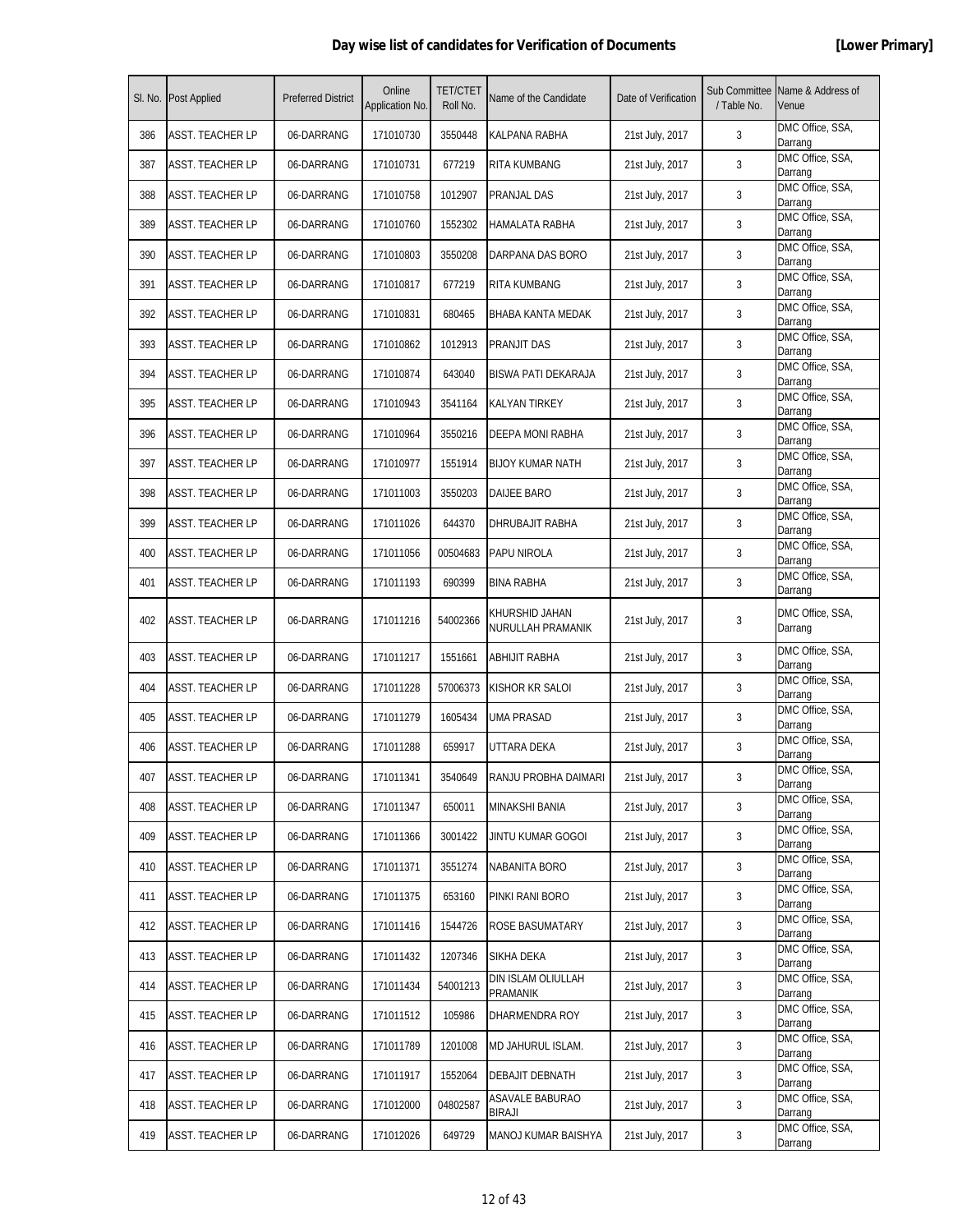## Day wise list of candidates for Verification of Documents [Lower Primary]

| Sl. No. | Post Applied | Preferred District | Online Application No. | TET/CTET Roll No. | Name of the Candidate | Date of Verification | Sub Committee / Table No. | Name & Address of Venue |
|---|---|---|---|---|---|---|---|---|
| 386 | ASST. TEACHER LP | 06-DARRANG | 171010730 | 3550448 | KALPANA RABHA | 21st July, 2017 | 3 | DMC Office, SSA, Darrang |
| 387 | ASST. TEACHER LP | 06-DARRANG | 171010731 | 677219 | RITA KUMBANG | 21st July, 2017 | 3 | DMC Office, SSA, Darrang |
| 388 | ASST. TEACHER LP | 06-DARRANG | 171010758 | 1012907 | PRANJAL DAS | 21st July, 2017 | 3 | DMC Office, SSA, Darrang |
| 389 | ASST. TEACHER LP | 06-DARRANG | 171010760 | 1552302 | HAMALATA RABHA | 21st July, 2017 | 3 | DMC Office, SSA, Darrang |
| 390 | ASST. TEACHER LP | 06-DARRANG | 171010803 | 3550208 | DARPANA DAS BORO | 21st July, 2017 | 3 | DMC Office, SSA, Darrang |
| 391 | ASST. TEACHER LP | 06-DARRANG | 171010817 | 677219 | RITA KUMBANG | 21st July, 2017 | 3 | DMC Office, SSA, Darrang |
| 392 | ASST. TEACHER LP | 06-DARRANG | 171010831 | 680465 | BHABA KANTA MEDAK | 21st July, 2017 | 3 | DMC Office, SSA, Darrang |
| 393 | ASST. TEACHER LP | 06-DARRANG | 171010862 | 1012913 | PRANJIT DAS | 21st July, 2017 | 3 | DMC Office, SSA, Darrang |
| 394 | ASST. TEACHER LP | 06-DARRANG | 171010874 | 643040 | BISWA PATI DEKARAJA | 21st July, 2017 | 3 | DMC Office, SSA, Darrang |
| 395 | ASST. TEACHER LP | 06-DARRANG | 171010943 | 3541164 | KALYAN TIRKEY | 21st July, 2017 | 3 | DMC Office, SSA, Darrang |
| 396 | ASST. TEACHER LP | 06-DARRANG | 171010964 | 3550216 | DEEPA MONI RABHA | 21st July, 2017 | 3 | DMC Office, SSA, Darrang |
| 397 | ASST. TEACHER LP | 06-DARRANG | 171010977 | 1551914 | BIJOY KUMAR NATH | 21st July, 2017 | 3 | DMC Office, SSA, Darrang |
| 398 | ASST. TEACHER LP | 06-DARRANG | 171011003 | 3550203 | DAIJEE BARO | 21st July, 2017 | 3 | DMC Office, SSA, Darrang |
| 399 | ASST. TEACHER LP | 06-DARRANG | 171011026 | 644370 | DHRUBAJIT RABHA | 21st July, 2017 | 3 | DMC Office, SSA, Darrang |
| 400 | ASST. TEACHER LP | 06-DARRANG | 171011056 | 00504683 | PAPU NIROLA | 21st July, 2017 | 3 | DMC Office, SSA, Darrang |
| 401 | ASST. TEACHER LP | 06-DARRANG | 171011193 | 690399 | BINA RABHA | 21st July, 2017 | 3 | DMC Office, SSA, Darrang |
| 402 | ASST. TEACHER LP | 06-DARRANG | 171011216 | 54002366 | KHURSHID JAHAN NURULLAH PRAMANIK | 21st July, 2017 | 3 | DMC Office, SSA, Darrang |
| 403 | ASST. TEACHER LP | 06-DARRANG | 171011217 | 1551661 | ABHIJIT RABHA | 21st July, 2017 | 3 | DMC Office, SSA, Darrang |
| 404 | ASST. TEACHER LP | 06-DARRANG | 171011228 | 57006373 | KISHOR KR SALOI | 21st July, 2017 | 3 | DMC Office, SSA, Darrang |
| 405 | ASST. TEACHER LP | 06-DARRANG | 171011279 | 1605434 | UMA PRASAD | 21st July, 2017 | 3 | DMC Office, SSA, Darrang |
| 406 | ASST. TEACHER LP | 06-DARRANG | 171011288 | 659917 | UTTARA DEKA | 21st July, 2017 | 3 | DMC Office, SSA, Darrang |
| 407 | ASST. TEACHER LP | 06-DARRANG | 171011341 | 3540649 | RANJU PROBHA DAIMARI | 21st July, 2017 | 3 | DMC Office, SSA, Darrang |
| 408 | ASST. TEACHER LP | 06-DARRANG | 171011347 | 650011 | MINAKSHI BANIA | 21st July, 2017 | 3 | DMC Office, SSA, Darrang |
| 409 | ASST. TEACHER LP | 06-DARRANG | 171011366 | 3001422 | JINTU KUMAR GOGOI | 21st July, 2017 | 3 | DMC Office, SSA, Darrang |
| 410 | ASST. TEACHER LP | 06-DARRANG | 171011371 | 3551274 | NABANITA BORO | 21st July, 2017 | 3 | DMC Office, SSA, Darrang |
| 411 | ASST. TEACHER LP | 06-DARRANG | 171011375 | 653160 | PINKI RANI BORO | 21st July, 2017 | 3 | DMC Office, SSA, Darrang |
| 412 | ASST. TEACHER LP | 06-DARRANG | 171011416 | 1544726 | ROSE BASUMATARY | 21st July, 2017 | 3 | DMC Office, SSA, Darrang |
| 413 | ASST. TEACHER LP | 06-DARRANG | 171011432 | 1207346 | SIKHA DEKA | 21st July, 2017 | 3 | DMC Office, SSA, Darrang |
| 414 | ASST. TEACHER LP | 06-DARRANG | 171011434 | 54001213 | DIN ISLAM OLIULLAH PRAMANIK | 21st July, 2017 | 3 | DMC Office, SSA, Darrang |
| 415 | ASST. TEACHER LP | 06-DARRANG | 171011512 | 105986 | DHARMENDRA ROY | 21st July, 2017 | 3 | DMC Office, SSA, Darrang |
| 416 | ASST. TEACHER LP | 06-DARRANG | 171011789 | 1201008 | MD JAHURUL ISLAM. | 21st July, 2017 | 3 | DMC Office, SSA, Darrang |
| 417 | ASST. TEACHER LP | 06-DARRANG | 171011917 | 1552064 | DEBAJIT DEBNATH | 21st July, 2017 | 3 | DMC Office, SSA, Darrang |
| 418 | ASST. TEACHER LP | 06-DARRANG | 171012000 | 04802587 | ASAVALE BABURAO BIRAJI | 21st July, 2017 | 3 | DMC Office, SSA, Darrang |
| 419 | ASST. TEACHER LP | 06-DARRANG | 171012026 | 649729 | MANOJ KUMAR BAISHYA | 21st July, 2017 | 3 | DMC Office, SSA, Darrang |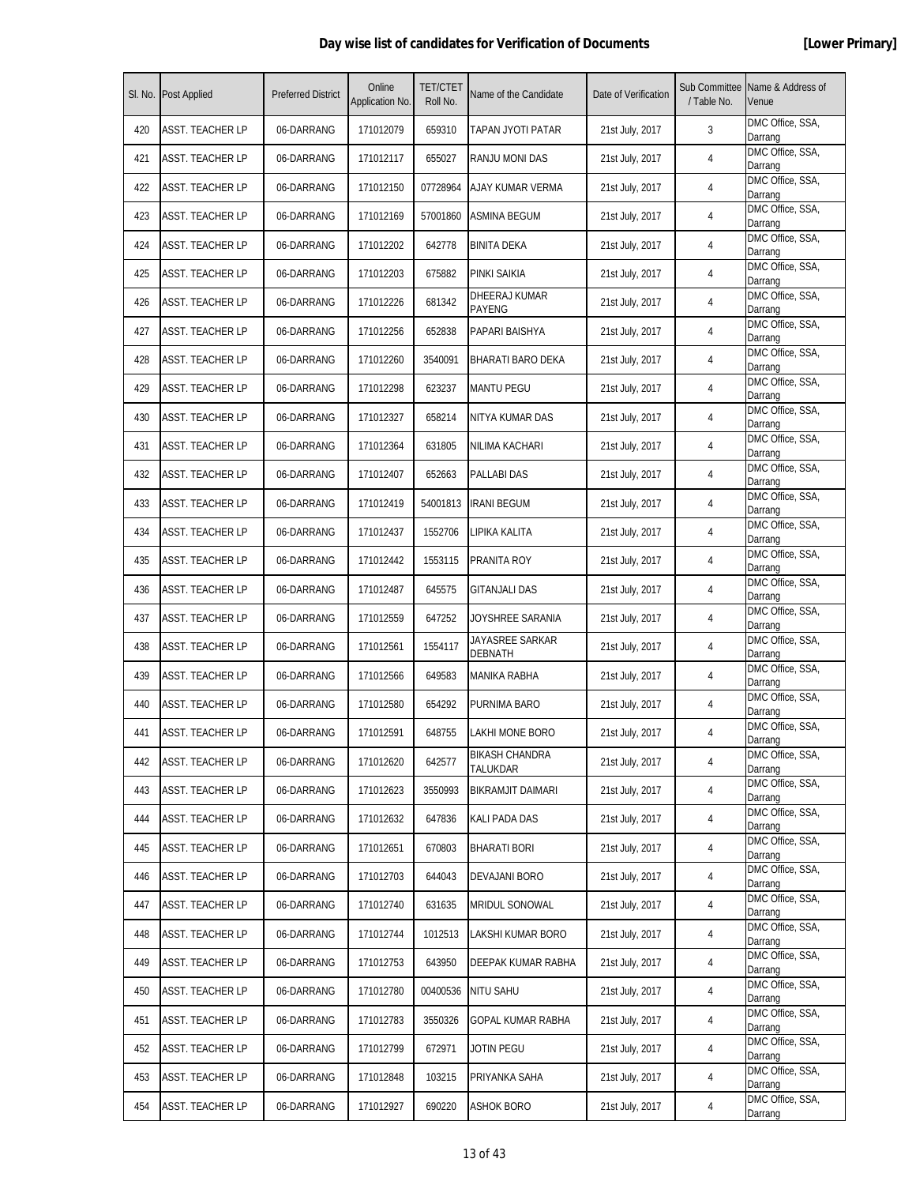# Day wise list of candidates for Verification of Documents

**[Lower Primary]**

| Sl. No. | Post Applied | Preferred District | Online Application No. | TET/CTET Roll No. | Name of the Candidate | Date of Verification | Sub Committee / Table No. | Name & Address of Venue |
|---|---|---|---|---|---|---|---|---|
| 420 | ASST. TEACHER LP | 06-DARRANG | 171012079 | 659310 | TAPAN JYOTI PATAR | 21st July, 2017 | 3 | DMC Office, SSA, Darrang |
| 421 | ASST. TEACHER LP | 06-DARRANG | 171012117 | 655027 | RANJU MONI DAS | 21st July, 2017 | 4 | DMC Office, SSA, Darrang |
| 422 | ASST. TEACHER LP | 06-DARRANG | 171012150 | 07728964 | AJAY KUMAR VERMA | 21st July, 2017 | 4 | DMC Office, SSA, Darrang |
| 423 | ASST. TEACHER LP | 06-DARRANG | 171012169 | 57001860 | ASMINA BEGUM | 21st July, 2017 | 4 | DMC Office, SSA, Darrang |
| 424 | ASST. TEACHER LP | 06-DARRANG | 171012202 | 642778 | BINITA DEKA | 21st July, 2017 | 4 | DMC Office, SSA, Darrang |
| 425 | ASST. TEACHER LP | 06-DARRANG | 171012203 | 675882 | PINKI SAIKIA | 21st July, 2017 | 4 | DMC Office, SSA, Darrang |
| 426 | ASST. TEACHER LP | 06-DARRANG | 171012226 | 681342 | DHEERAJ KUMAR PAYENG | 21st July, 2017 | 4 | DMC Office, SSA, Darrang |
| 427 | ASST. TEACHER LP | 06-DARRANG | 171012256 | 652838 | PAPARI BAISHYA | 21st July, 2017 | 4 | DMC Office, SSA, Darrang |
| 428 | ASST. TEACHER LP | 06-DARRANG | 171012260 | 3540091 | BHARATI BARO DEKA | 21st July, 2017 | 4 | DMC Office, SSA, Darrang |
| 429 | ASST. TEACHER LP | 06-DARRANG | 171012298 | 623237 | MANTU PEGU | 21st July, 2017 | 4 | DMC Office, SSA, Darrang |
| 430 | ASST. TEACHER LP | 06-DARRANG | 171012327 | 658214 | NITYA KUMAR DAS | 21st July, 2017 | 4 | DMC Office, SSA, Darrang |
| 431 | ASST. TEACHER LP | 06-DARRANG | 171012364 | 631805 | NILIMA KACHARI | 21st July, 2017 | 4 | DMC Office, SSA, Darrang |
| 432 | ASST. TEACHER LP | 06-DARRANG | 171012407 | 652663 | PALLABI DAS | 21st July, 2017 | 4 | DMC Office, SSA, Darrang |
| 433 | ASST. TEACHER LP | 06-DARRANG | 171012419 | 54001813 | IRANI BEGUM | 21st July, 2017 | 4 | DMC Office, SSA, Darrang |
| 434 | ASST. TEACHER LP | 06-DARRANG | 171012437 | 1552706 | LIPIKA KALITA | 21st July, 2017 | 4 | DMC Office, SSA, Darrang |
| 435 | ASST. TEACHER LP | 06-DARRANG | 171012442 | 1553115 | PRANITA ROY | 21st July, 2017 | 4 | DMC Office, SSA, Darrang |
| 436 | ASST. TEACHER LP | 06-DARRANG | 171012487 | 645575 | GITANJALI DAS | 21st July, 2017 | 4 | DMC Office, SSA, Darrang |
| 437 | ASST. TEACHER LP | 06-DARRANG | 171012559 | 647252 | JOYSHREE SARANIA | 21st July, 2017 | 4 | DMC Office, SSA, Darrang |
| 438 | ASST. TEACHER LP | 06-DARRANG | 171012561 | 1554117 | JAYASREE SARKAR DEBNATH | 21st July, 2017 | 4 | DMC Office, SSA, Darrang |
| 439 | ASST. TEACHER LP | 06-DARRANG | 171012566 | 649583 | MANIKA RABHA | 21st July, 2017 | 4 | DMC Office, SSA, Darrang |
| 440 | ASST. TEACHER LP | 06-DARRANG | 171012580 | 654292 | PURNIMA BARO | 21st July, 2017 | 4 | DMC Office, SSA, Darrang |
| 441 | ASST. TEACHER LP | 06-DARRANG | 171012591 | 648755 | LAKHI MONE BORO | 21st July, 2017 | 4 | DMC Office, SSA, Darrang |
| 442 | ASST. TEACHER LP | 06-DARRANG | 171012620 | 642577 | BIKASH CHANDRA TALUKDAR | 21st July, 2017 | 4 | DMC Office, SSA, Darrang |
| 443 | ASST. TEACHER LP | 06-DARRANG | 171012623 | 3550993 | BIKRAMJIT DAIMARI | 21st July, 2017 | 4 | DMC Office, SSA, Darrang |
| 444 | ASST. TEACHER LP | 06-DARRANG | 171012632 | 647836 | KALI PADA DAS | 21st July, 2017 | 4 | DMC Office, SSA, Darrang |
| 445 | ASST. TEACHER LP | 06-DARRANG | 171012651 | 670803 | BHARATI BORI | 21st July, 2017 | 4 | DMC Office, SSA, Darrang |
| 446 | ASST. TEACHER LP | 06-DARRANG | 171012703 | 644043 | DEVAJANI BORO | 21st July, 2017 | 4 | DMC Office, SSA, Darrang |
| 447 | ASST. TEACHER LP | 06-DARRANG | 171012740 | 631635 | MRIDUL SONOWAL | 21st July, 2017 | 4 | DMC Office, SSA, Darrang |
| 448 | ASST. TEACHER LP | 06-DARRANG | 171012744 | 1012513 | LAKSHI KUMAR BORO | 21st July, 2017 | 4 | DMC Office, SSA, Darrang |
| 449 | ASST. TEACHER LP | 06-DARRANG | 171012753 | 643950 | DEEPAK KUMAR RABHA | 21st July, 2017 | 4 | DMC Office, SSA, Darrang |
| 450 | ASST. TEACHER LP | 06-DARRANG | 171012780 | 00400536 | NITU SAHU | 21st July, 2017 | 4 | DMC Office, SSA, Darrang |
| 451 | ASST. TEACHER LP | 06-DARRANG | 171012783 | 3550326 | GOPAL KUMAR RABHA | 21st July, 2017 | 4 | DMC Office, SSA, Darrang |
| 452 | ASST. TEACHER LP | 06-DARRANG | 171012799 | 672971 | JOTIN PEGU | 21st July, 2017 | 4 | DMC Office, SSA, Darrang |
| 453 | ASST. TEACHER LP | 06-DARRANG | 171012848 | 103215 | PRIYANKA SAHA | 21st July, 2017 | 4 | DMC Office, SSA, Darrang |
| 454 | ASST. TEACHER LP | 06-DARRANG | 171012927 | 690220 | ASHOK BORO | 21st July, 2017 | 4 | DMC Office, SSA, Darrang |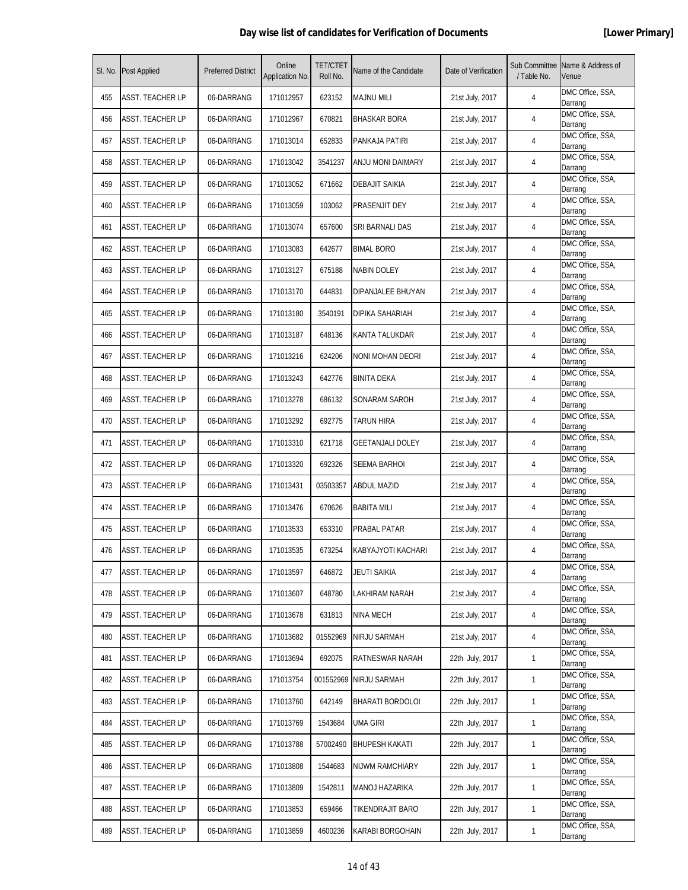# Day wise list of candidates for Verification of Documents

**[Lower Primary]**

| Sl. No. | Post Applied | Preferred District | Online Application No. | TET/CTET Roll No. | Name of the Candidate | Date of Verification | Sub Committee / Table No. | Name & Address of Venue |
|---|---|---|---|---|---|---|---|---|
| 455 | ASST. TEACHER LP | 06-DARRANG | 171012957 | 623152 | MAJNU MILI | 21st July, 2017 | 4 | DMC Office, SSA, Darrang |
| 456 | ASST. TEACHER LP | 06-DARRANG | 171012967 | 670821 | BHASKAR BORA | 21st July, 2017 | 4 | DMC Office, SSA, Darrang |
| 457 | ASST. TEACHER LP | 06-DARRANG | 171013014 | 652833 | PANKAJA PATIRI | 21st July, 2017 | 4 | DMC Office, SSA, Darrang |
| 458 | ASST. TEACHER LP | 06-DARRANG | 171013042 | 3541237 | ANJU MONI DAIMARY | 21st July, 2017 | 4 | DMC Office, SSA, Darrang |
| 459 | ASST. TEACHER LP | 06-DARRANG | 171013052 | 671662 | DEBAJIT SAIKIA | 21st July, 2017 | 4 | DMC Office, SSA, Darrang |
| 460 | ASST. TEACHER LP | 06-DARRANG | 171013059 | 103062 | PRASENJIT DEY | 21st July, 2017 | 4 | DMC Office, SSA, Darrang |
| 461 | ASST. TEACHER LP | 06-DARRANG | 171013074 | 657600 | SRI BARNALI DAS | 21st July, 2017 | 4 | DMC Office, SSA, Darrang |
| 462 | ASST. TEACHER LP | 06-DARRANG | 171013083 | 642677 | BIMAL BORO | 21st July, 2017 | 4 | DMC Office, SSA, Darrang |
| 463 | ASST. TEACHER LP | 06-DARRANG | 171013127 | 675188 | NABIN DOLEY | 21st July, 2017 | 4 | DMC Office, SSA, Darrang |
| 464 | ASST. TEACHER LP | 06-DARRANG | 171013170 | 644831 | DIPANJALEE BHUYAN | 21st July, 2017 | 4 | DMC Office, SSA, Darrang |
| 465 | ASST. TEACHER LP | 06-DARRANG | 171013180 | 3540191 | DIPIKA SAHARIAH | 21st July, 2017 | 4 | DMC Office, SSA, Darrang |
| 466 | ASST. TEACHER LP | 06-DARRANG | 171013187 | 648136 | KANTA TALUKDAR | 21st July, 2017 | 4 | DMC Office, SSA, Darrang |
| 467 | ASST. TEACHER LP | 06-DARRANG | 171013216 | 624206 | NONI MOHAN DEORI | 21st July, 2017 | 4 | DMC Office, SSA, Darrang |
| 468 | ASST. TEACHER LP | 06-DARRANG | 171013243 | 642776 | BINITA DEKA | 21st July, 2017 | 4 | DMC Office, SSA, Darrang |
| 469 | ASST. TEACHER LP | 06-DARRANG | 171013278 | 686132 | SONARAM SAROH | 21st July, 2017 | 4 | DMC Office, SSA, Darrang |
| 470 | ASST. TEACHER LP | 06-DARRANG | 171013292 | 692775 | TARUN HIRA | 21st July, 2017 | 4 | DMC Office, SSA, Darrang |
| 471 | ASST. TEACHER LP | 06-DARRANG | 171013310 | 621718 | GEETANJALI DOLEY | 21st July, 2017 | 4 | DMC Office, SSA, Darrang |
| 472 | ASST. TEACHER LP | 06-DARRANG | 171013320 | 692326 | SEEMA BARHOI | 21st July, 2017 | 4 | DMC Office, SSA, Darrang |
| 473 | ASST. TEACHER LP | 06-DARRANG | 171013431 | 03503357 | ABDUL MAZID | 21st July, 2017 | 4 | DMC Office, SSA, Darrang |
| 474 | ASST. TEACHER LP | 06-DARRANG | 171013476 | 670626 | BABITA MILI | 21st July, 2017 | 4 | DMC Office, SSA, Darrang |
| 475 | ASST. TEACHER LP | 06-DARRANG | 171013533 | 653310 | PRABAL PATAR | 21st July, 2017 | 4 | DMC Office, SSA, Darrang |
| 476 | ASST. TEACHER LP | 06-DARRANG | 171013535 | 673254 | KABYAJYOTI KACHARI | 21st July, 2017 | 4 | DMC Office, SSA, Darrang |
| 477 | ASST. TEACHER LP | 06-DARRANG | 171013597 | 646872 | JEUTI SAIKIA | 21st July, 2017 | 4 | DMC Office, SSA, Darrang |
| 478 | ASST. TEACHER LP | 06-DARRANG | 171013607 | 648780 | LAKHIRAM NARAH | 21st July, 2017 | 4 | DMC Office, SSA, Darrang |
| 479 | ASST. TEACHER LP | 06-DARRANG | 171013678 | 631813 | NINA MECH | 21st July, 2017 | 4 | DMC Office, SSA, Darrang |
| 480 | ASST. TEACHER LP | 06-DARRANG | 171013682 | 01552969 | NIRJU SARMAH | 21st July, 2017 | 4 | DMC Office, SSA, Darrang |
| 481 | ASST. TEACHER LP | 06-DARRANG | 171013694 | 692075 | RATNESWAR NARAH | 22th July, 2017 | 1 | DMC Office, SSA, Darrang |
| 482 | ASST. TEACHER LP | 06-DARRANG | 171013754 | 001552969 | NIRJU SARMAH | 22th July, 2017 | 1 | DMC Office, SSA, Darrang |
| 483 | ASST. TEACHER LP | 06-DARRANG | 171013760 | 642149 | BHARATI BORDOLOI | 22th July, 2017 | 1 | DMC Office, SSA, Darrang |
| 484 | ASST. TEACHER LP | 06-DARRANG | 171013769 | 1543684 | UMA GIRI | 22th July, 2017 | 1 | DMC Office, SSA, Darrang |
| 485 | ASST. TEACHER LP | 06-DARRANG | 171013788 | 57002490 | BHUPESH KAKATI | 22th July, 2017 | 1 | DMC Office, SSA, Darrang |
| 486 | ASST. TEACHER LP | 06-DARRANG | 171013808 | 1544683 | NIJWM RAMCHIARY | 22th July, 2017 | 1 | DMC Office, SSA, Darrang |
| 487 | ASST. TEACHER LP | 06-DARRANG | 171013809 | 1542811 | MANOJ HAZARIKA | 22th July, 2017 | 1 | DMC Office, SSA, Darrang |
| 488 | ASST. TEACHER LP | 06-DARRANG | 171013853 | 659466 | TIKENDRAJIT BARO | 22th July, 2017 | 1 | DMC Office, SSA, Darrang |
| 489 | ASST. TEACHER LP | 06-DARRANG | 171013859 | 4600236 | KARABI BORGOHAIN | 22th July, 2017 | 1 | DMC Office, SSA, Darrang |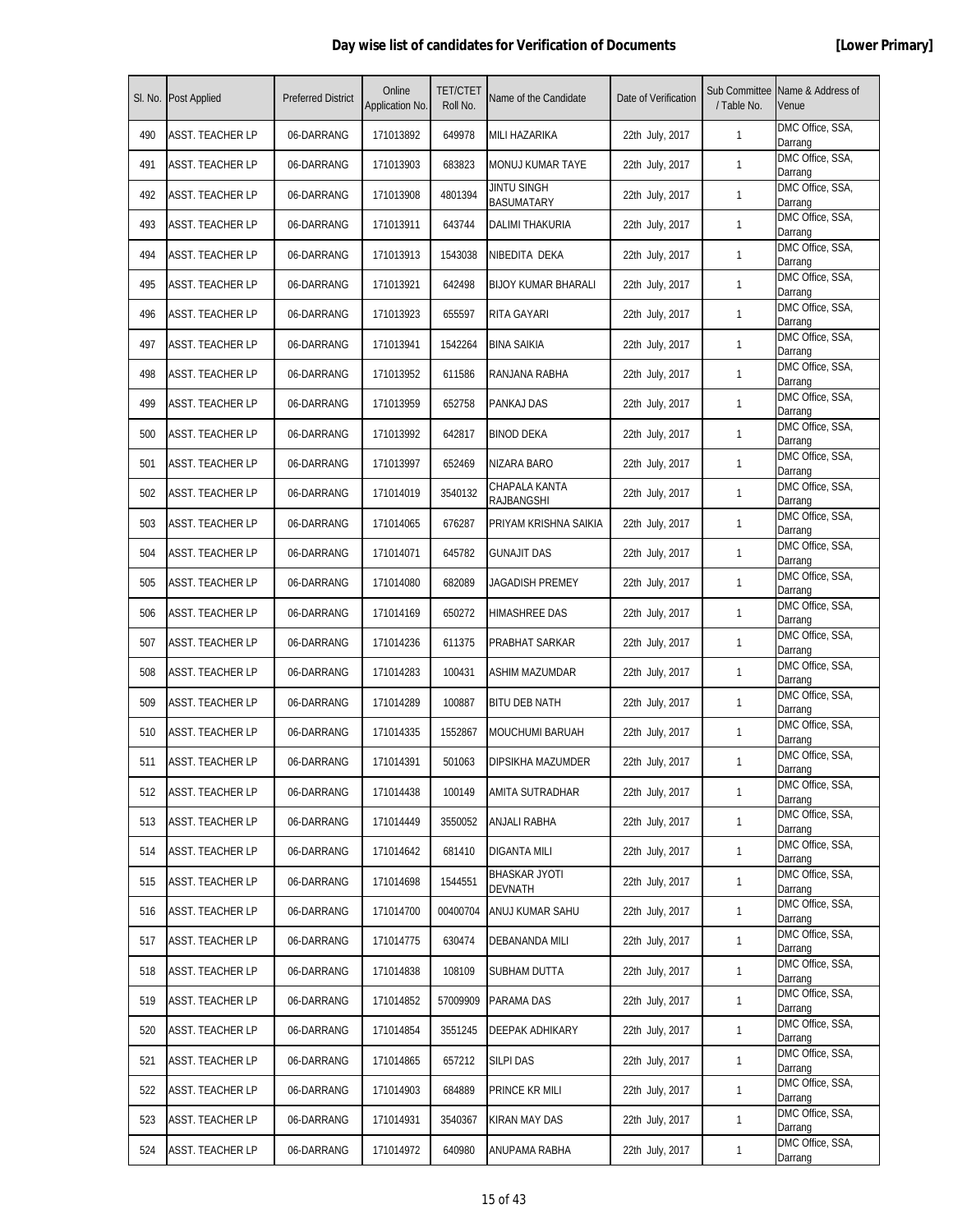**Day wise list of candidates for Verification of Documents** **[Lower Primary]**

| Sl. No. | Post Applied | Preferred District | Online Application No. | TET/CTET Roll No. | Name of the Candidate | Date of Verification | Sub Committee / Table No. | Name & Address of Venue |
|---|---|---|---|---|---|---|---|---|
| 490 | ASST. TEACHER LP | 06-DARRANG | 171013892 | 649978 | MILI HAZARIKA | 22th July, 2017 | 1 | DMC Office, SSA, Darrang |
| 491 | ASST. TEACHER LP | 06-DARRANG | 171013903 | 683823 | MONUJ KUMAR TAYE | 22th July, 2017 | 1 | DMC Office, SSA, Darrang |
| 492 | ASST. TEACHER LP | 06-DARRANG | 171013908 | 4801394 | JINTU SINGH BASUMATARY | 22th July, 2017 | 1 | DMC Office, SSA, Darrang |
| 493 | ASST. TEACHER LP | 06-DARRANG | 171013911 | 643744 | DALIMI THAKURIA | 22th July, 2017 | 1 | DMC Office, SSA, Darrang |
| 494 | ASST. TEACHER LP | 06-DARRANG | 171013913 | 1543038 | NIBEDITA DEKA | 22th July, 2017 | 1 | DMC Office, SSA, Darrang |
| 495 | ASST. TEACHER LP | 06-DARRANG | 171013921 | 642498 | BIJOY KUMAR BHARALI | 22th July, 2017 | 1 | DMC Office, SSA, Darrang |
| 496 | ASST. TEACHER LP | 06-DARRANG | 171013923 | 655597 | RITA GAYARI | 22th July, 2017 | 1 | DMC Office, SSA, Darrang |
| 497 | ASST. TEACHER LP | 06-DARRANG | 171013941 | 1542264 | BINA SAIKIA | 22th July, 2017 | 1 | DMC Office, SSA, Darrang |
| 498 | ASST. TEACHER LP | 06-DARRANG | 171013952 | 611586 | RANJANA RABHA | 22th July, 2017 | 1 | DMC Office, SSA, Darrang |
| 499 | ASST. TEACHER LP | 06-DARRANG | 171013959 | 652758 | PANKAJ DAS | 22th July, 2017 | 1 | DMC Office, SSA, Darrang |
| 500 | ASST. TEACHER LP | 06-DARRANG | 171013992 | 642817 | BINOD DEKA | 22th July, 2017 | 1 | DMC Office, SSA, Darrang |
| 501 | ASST. TEACHER LP | 06-DARRANG | 171013997 | 652469 | NIZARA BARO | 22th July, 2017 | 1 | DMC Office, SSA, Darrang |
| 502 | ASST. TEACHER LP | 06-DARRANG | 171014019 | 3540132 | CHAPALA KANTA RAJBANGSHI | 22th July, 2017 | 1 | DMC Office, SSA, Darrang |
| 503 | ASST. TEACHER LP | 06-DARRANG | 171014065 | 676287 | PRIYAM KRISHNA SAIKIA | 22th July, 2017 | 1 | DMC Office, SSA, Darrang |
| 504 | ASST. TEACHER LP | 06-DARRANG | 171014071 | 645782 | GUNAJIT DAS | 22th July, 2017 | 1 | DMC Office, SSA, Darrang |
| 505 | ASST. TEACHER LP | 06-DARRANG | 171014080 | 682089 | JAGADISH PREMEY | 22th July, 2017 | 1 | DMC Office, SSA, Darrang |
| 506 | ASST. TEACHER LP | 06-DARRANG | 171014169 | 650272 | HIMASHREE DAS | 22th July, 2017 | 1 | DMC Office, SSA, Darrang |
| 507 | ASST. TEACHER LP | 06-DARRANG | 171014236 | 611375 | PRABHAT SARKAR | 22th July, 2017 | 1 | DMC Office, SSA, Darrang |
| 508 | ASST. TEACHER LP | 06-DARRANG | 171014283 | 100431 | ASHIM MAZUMDAR | 22th July, 2017 | 1 | DMC Office, SSA, Darrang |
| 509 | ASST. TEACHER LP | 06-DARRANG | 171014289 | 100887 | BITU DEB NATH | 22th July, 2017 | 1 | DMC Office, SSA, Darrang |
| 510 | ASST. TEACHER LP | 06-DARRANG | 171014335 | 1552867 | MOUCHUMI BARUAH | 22th July, 2017 | 1 | DMC Office, SSA, Darrang |
| 511 | ASST. TEACHER LP | 06-DARRANG | 171014391 | 501063 | DIPSIKHA MAZUMDER | 22th July, 2017 | 1 | DMC Office, SSA, Darrang |
| 512 | ASST. TEACHER LP | 06-DARRANG | 171014438 | 100149 | AMITA SUTRADHAR | 22th July, 2017 | 1 | DMC Office, SSA, Darrang |
| 513 | ASST. TEACHER LP | 06-DARRANG | 171014449 | 3550052 | ANJALI RABHA | 22th July, 2017 | 1 | DMC Office, SSA, Darrang |
| 514 | ASST. TEACHER LP | 06-DARRANG | 171014642 | 681410 | DIGANTA MILI | 22th July, 2017 | 1 | DMC Office, SSA, Darrang |
| 515 | ASST. TEACHER LP | 06-DARRANG | 171014698 | 1544551 | BHASKAR JYOTI DEVNATH | 22th July, 2017 | 1 | DMC Office, SSA, Darrang |
| 516 | ASST. TEACHER LP | 06-DARRANG | 171014700 | 00400704 | ANUJ KUMAR SAHU | 22th July, 2017 | 1 | DMC Office, SSA, Darrang |
| 517 | ASST. TEACHER LP | 06-DARRANG | 171014775 | 630474 | DEBANANDA MILI | 22th July, 2017 | 1 | DMC Office, SSA, Darrang |
| 518 | ASST. TEACHER LP | 06-DARRANG | 171014838 | 108109 | SUBHAM DUTTA | 22th July, 2017 | 1 | DMC Office, SSA, Darrang |
| 519 | ASST. TEACHER LP | 06-DARRANG | 171014852 | 57009909 | PARAMA DAS | 22th July, 2017 | 1 | DMC Office, SSA, Darrang |
| 520 | ASST. TEACHER LP | 06-DARRANG | 171014854 | 3551245 | DEEPAK ADHIKARY | 22th July, 2017 | 1 | DMC Office, SSA, Darrang |
| 521 | ASST. TEACHER LP | 06-DARRANG | 171014865 | 657212 | SILPI DAS | 22th July, 2017 | 1 | DMC Office, SSA, Darrang |
| 522 | ASST. TEACHER LP | 06-DARRANG | 171014903 | 684889 | PRINCE KR MILI | 22th July, 2017 | 1 | DMC Office, SSA, Darrang |
| 523 | ASST. TEACHER LP | 06-DARRANG | 171014931 | 3540367 | KIRAN MAY DAS | 22th July, 2017 | 1 | DMC Office, SSA, Darrang |
| 524 | ASST. TEACHER LP | 06-DARRANG | 171014972 | 640980 | ANUPAMA RABHA | 22th July, 2017 | 1 | DMC Office, SSA, Darrang |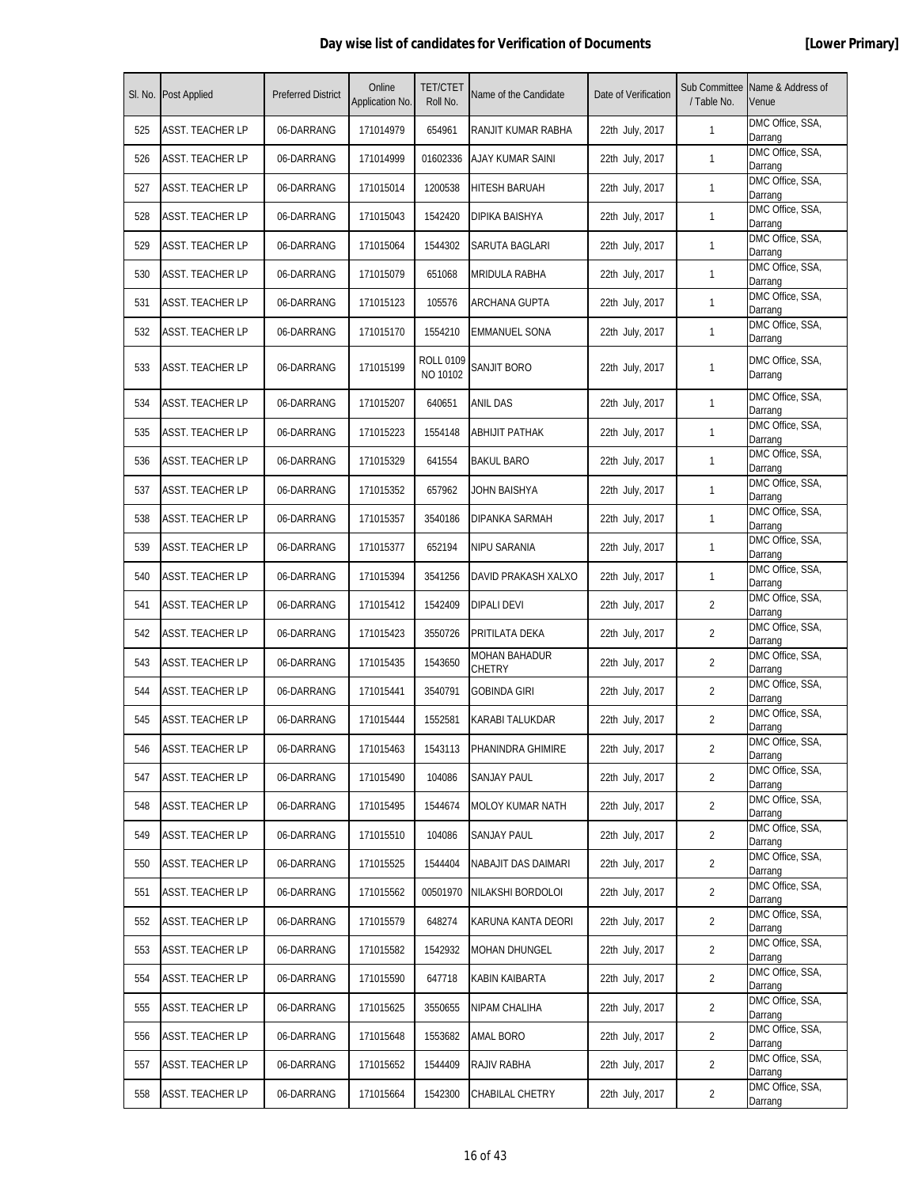# Day wise list of candidates for Verification of Documents

**[Lower Primary]**

| Sl. No. | Post Applied | Preferred District | Online Application No. | TET/CTET Roll No. | Name of the Candidate | Date of Verification | Sub Committee / Table No. | Name & Address of Venue |
|---|---|---|---|---|---|---|---|---|
| 525 | ASST. TEACHER LP | 06-DARRANG | 171014979 | 654961 | RANJIT KUMAR RABHA | 22th July, 2017 | 1 | DMC Office, SSA, Darrang |
| 526 | ASST. TEACHER LP | 06-DARRANG | 171014999 | 01602336 | AJAY KUMAR SAINI | 22th July, 2017 | 1 | DMC Office, SSA, Darrang |
| 527 | ASST. TEACHER LP | 06-DARRANG | 171015014 | 1200538 | HITESH BARUAH | 22th July, 2017 | 1 | DMC Office, SSA, Darrang |
| 528 | ASST. TEACHER LP | 06-DARRANG | 171015043 | 1542420 | DIPIKA BAISHYA | 22th July, 2017 | 1 | DMC Office, SSA, Darrang |
| 529 | ASST. TEACHER LP | 06-DARRANG | 171015064 | 1544302 | SARUTA BAGLARI | 22th July, 2017 | 1 | DMC Office, SSA, Darrang |
| 530 | ASST. TEACHER LP | 06-DARRANG | 171015079 | 651068 | MRIDULA RABHA | 22th July, 2017 | 1 | DMC Office, SSA, Darrang |
| 531 | ASST. TEACHER LP | 06-DARRANG | 171015123 | 105576 | ARCHANA GUPTA | 22th July, 2017 | 1 | DMC Office, SSA, Darrang |
| 532 | ASST. TEACHER LP | 06-DARRANG | 171015170 | 1554210 | EMMANUEL SONA | 22th July, 2017 | 1 | DMC Office, SSA, Darrang |
| 533 | ASST. TEACHER LP | 06-DARRANG | 171015199 | ROLL 0109 NO 10102 | SANJIT BORO | 22th July, 2017 | 1 | DMC Office, SSA, Darrang |
| 534 | ASST. TEACHER LP | 06-DARRANG | 171015207 | 640651 | ANIL DAS | 22th July, 2017 | 1 | DMC Office, SSA, Darrang |
| 535 | ASST. TEACHER LP | 06-DARRANG | 171015223 | 1554148 | ABHIJIT PATHAK | 22th July, 2017 | 1 | DMC Office, SSA, Darrang |
| 536 | ASST. TEACHER LP | 06-DARRANG | 171015329 | 641554 | BAKUL BARO | 22th July, 2017 | 1 | DMC Office, SSA, Darrang |
| 537 | ASST. TEACHER LP | 06-DARRANG | 171015352 | 657962 | JOHN BAISHYA | 22th July, 2017 | 1 | DMC Office, SSA, Darrang |
| 538 | ASST. TEACHER LP | 06-DARRANG | 171015357 | 3540186 | DIPANKA SARMAH | 22th July, 2017 | 1 | DMC Office, SSA, Darrang |
| 539 | ASST. TEACHER LP | 06-DARRANG | 171015377 | 652194 | NIPU SARANIA | 22th July, 2017 | 1 | DMC Office, SSA, Darrang |
| 540 | ASST. TEACHER LP | 06-DARRANG | 171015394 | 3541256 | DAVID PRAKASH XALXO | 22th July, 2017 | 1 | DMC Office, SSA, Darrang |
| 541 | ASST. TEACHER LP | 06-DARRANG | 171015412 | 1542409 | DIPALI DEVI | 22th July, 2017 | 2 | DMC Office, SSA, Darrang |
| 542 | ASST. TEACHER LP | 06-DARRANG | 171015423 | 3550726 | PRITILATA DEKA | 22th July, 2017 | 2 | DMC Office, SSA, Darrang |
| 543 | ASST. TEACHER LP | 06-DARRANG | 171015435 | 1543650 | MOHAN BAHADUR CHETRY | 22th July, 2017 | 2 | DMC Office, SSA, Darrang |
| 544 | ASST. TEACHER LP | 06-DARRANG | 171015441 | 3540791 | GOBINDA GIRI | 22th July, 2017 | 2 | DMC Office, SSA, Darrang |
| 545 | ASST. TEACHER LP | 06-DARRANG | 171015444 | 1552581 | KARABI TALUKDAR | 22th July, 2017 | 2 | DMC Office, SSA, Darrang |
| 546 | ASST. TEACHER LP | 06-DARRANG | 171015463 | 1543113 | PHANINDRA GHIMIRE | 22th July, 2017 | 2 | DMC Office, SSA, Darrang |
| 547 | ASST. TEACHER LP | 06-DARRANG | 171015490 | 104086 | SANJAY PAUL | 22th July, 2017 | 2 | DMC Office, SSA, Darrang |
| 548 | ASST. TEACHER LP | 06-DARRANG | 171015495 | 1544674 | MOLOY KUMAR NATH | 22th July, 2017 | 2 | DMC Office, SSA, Darrang |
| 549 | ASST. TEACHER LP | 06-DARRANG | 171015510 | 104086 | SANJAY PAUL | 22th July, 2017 | 2 | DMC Office, SSA, Darrang |
| 550 | ASST. TEACHER LP | 06-DARRANG | 171015525 | 1544404 | NABAJIT DAS DAIMARI | 22th July, 2017 | 2 | DMC Office, SSA, Darrang |
| 551 | ASST. TEACHER LP | 06-DARRANG | 171015562 | 00501970 | NILAKSHI BORDOLOI | 22th July, 2017 | 2 | DMC Office, SSA, Darrang |
| 552 | ASST. TEACHER LP | 06-DARRANG | 171015579 | 648274 | KARUNA KANTA DEORI | 22th July, 2017 | 2 | DMC Office, SSA, Darrang |
| 553 | ASST. TEACHER LP | 06-DARRANG | 171015582 | 1542932 | MOHAN DHUNGEL | 22th July, 2017 | 2 | DMC Office, SSA, Darrang |
| 554 | ASST. TEACHER LP | 06-DARRANG | 171015590 | 647718 | KABIN KAIBARTA | 22th July, 2017 | 2 | DMC Office, SSA, Darrang |
| 555 | ASST. TEACHER LP | 06-DARRANG | 171015625 | 3550655 | NIPAM CHALIHA | 22th July, 2017 | 2 | DMC Office, SSA, Darrang |
| 556 | ASST. TEACHER LP | 06-DARRANG | 171015648 | 1553682 | AMAL BORO | 22th July, 2017 | 2 | DMC Office, SSA, Darrang |
| 557 | ASST. TEACHER LP | 06-DARRANG | 171015652 | 1544409 | RAJIV RABHA | 22th July, 2017 | 2 | DMC Office, SSA, Darrang |
| 558 | ASST. TEACHER LP | 06-DARRANG | 171015664 | 1542300 | CHABILAL CHETRY | 22th July, 2017 | 2 | DMC Office, SSA, Darrang |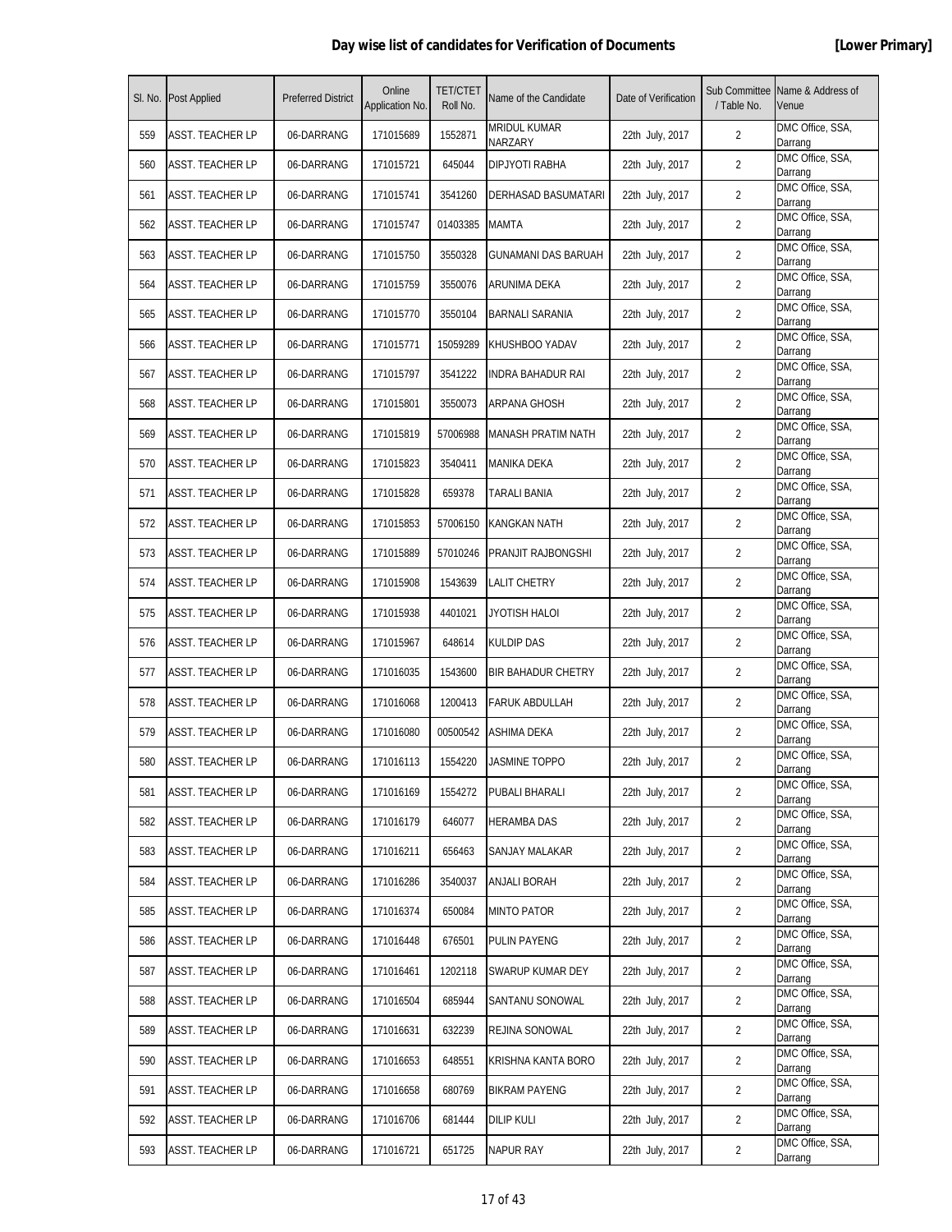# Day wise list of candidates for Verification of Documents

**[Lower Primary]**

| Sl. No. | Post Applied | Preferred District | Online Application No. | TET/CTET Roll No. | Name of the Candidate | Date of Verification | Sub Committee / Table No. | Name & Address of Venue |
|---|---|---|---|---|---|---|---|---|
| 559 | ASST. TEACHER LP | 06-DARRANG | 171015689 | 1552871 | MRIDUL KUMAR NARZARY | 22th July, 2017 | 2 | DMC Office, SSA, Darrang |
| 560 | ASST. TEACHER LP | 06-DARRANG | 171015721 | 645044 | DIPJYOTI RABHA | 22th July, 2017 | 2 | DMC Office, SSA, Darrang |
| 561 | ASST. TEACHER LP | 06-DARRANG | 171015741 | 3541260 | DERHASAD BASUMATARI | 22th July, 2017 | 2 | DMC Office, SSA, Darrang |
| 562 | ASST. TEACHER LP | 06-DARRANG | 171015747 | 01403385 | MAMTA | 22th July, 2017 | 2 | DMC Office, SSA, Darrang |
| 563 | ASST. TEACHER LP | 06-DARRANG | 171015750 | 3550328 | GUNAMANI DAS BARUAH | 22th July, 2017 | 2 | DMC Office, SSA, Darrang |
| 564 | ASST. TEACHER LP | 06-DARRANG | 171015759 | 3550076 | ARUNIMA DEKA | 22th July, 2017 | 2 | DMC Office, SSA, Darrang |
| 565 | ASST. TEACHER LP | 06-DARRANG | 171015770 | 3550104 | BARNALI SARANIA | 22th July, 2017 | 2 | DMC Office, SSA, Darrang |
| 566 | ASST. TEACHER LP | 06-DARRANG | 171015771 | 15059289 | KHUSHBOO YADAV | 22th July, 2017 | 2 | DMC Office, SSA, Darrang |
| 567 | ASST. TEACHER LP | 06-DARRANG | 171015797 | 3541222 | INDRA BAHADUR RAI | 22th July, 2017 | 2 | DMC Office, SSA, Darrang |
| 568 | ASST. TEACHER LP | 06-DARRANG | 171015801 | 3550073 | ARPANA GHOSH | 22th July, 2017 | 2 | DMC Office, SSA, Darrang |
| 569 | ASST. TEACHER LP | 06-DARRANG | 171015819 | 57006988 | MANASH PRATIM NATH | 22th July, 2017 | 2 | DMC Office, SSA, Darrang |
| 570 | ASST. TEACHER LP | 06-DARRANG | 171015823 | 3540411 | MANIKA DEKA | 22th July, 2017 | 2 | DMC Office, SSA, Darrang |
| 571 | ASST. TEACHER LP | 06-DARRANG | 171015828 | 659378 | TARALI BANIA | 22th July, 2017 | 2 | DMC Office, SSA, Darrang |
| 572 | ASST. TEACHER LP | 06-DARRANG | 171015853 | 57006150 | KANGKAN NATH | 22th July, 2017 | 2 | DMC Office, SSA, Darrang |
| 573 | ASST. TEACHER LP | 06-DARRANG | 171015889 | 57010246 | PRANJIT RAJBONGSHI | 22th July, 2017 | 2 | DMC Office, SSA, Darrang |
| 574 | ASST. TEACHER LP | 06-DARRANG | 171015908 | 1543639 | LALIT CHETRY | 22th July, 2017 | 2 | DMC Office, SSA, Darrang |
| 575 | ASST. TEACHER LP | 06-DARRANG | 171015938 | 4401021 | JYOTISH HALOI | 22th July, 2017 | 2 | DMC Office, SSA, Darrang |
| 576 | ASST. TEACHER LP | 06-DARRANG | 171015967 | 648614 | KULDIP DAS | 22th July, 2017 | 2 | DMC Office, SSA, Darrang |
| 577 | ASST. TEACHER LP | 06-DARRANG | 171016035 | 1543600 | BIR BAHADUR CHETRY | 22th July, 2017 | 2 | DMC Office, SSA, Darrang |
| 578 | ASST. TEACHER LP | 06-DARRANG | 171016068 | 1200413 | FARUK ABDULLAH | 22th July, 2017 | 2 | DMC Office, SSA, Darrang |
| 579 | ASST. TEACHER LP | 06-DARRANG | 171016080 | 00500542 | ASHIMA DEKA | 22th July, 2017 | 2 | DMC Office, SSA, Darrang |
| 580 | ASST. TEACHER LP | 06-DARRANG | 171016113 | 1554220 | JASMINE TOPPO | 22th July, 2017 | 2 | DMC Office, SSA, Darrang |
| 581 | ASST. TEACHER LP | 06-DARRANG | 171016169 | 1554272 | PUBALI BHARALI | 22th July, 2017 | 2 | DMC Office, SSA, Darrang |
| 582 | ASST. TEACHER LP | 06-DARRANG | 171016179 | 646077 | HERAMBA DAS | 22th July, 2017 | 2 | DMC Office, SSA, Darrang |
| 583 | ASST. TEACHER LP | 06-DARRANG | 171016211 | 656463 | SANJAY MALAKAR | 22th July, 2017 | 2 | DMC Office, SSA, Darrang |
| 584 | ASST. TEACHER LP | 06-DARRANG | 171016286 | 3540037 | ANJALI BORAH | 22th July, 2017 | 2 | DMC Office, SSA, Darrang |
| 585 | ASST. TEACHER LP | 06-DARRANG | 171016374 | 650084 | MINTO PATOR | 22th July, 2017 | 2 | DMC Office, SSA, Darrang |
| 586 | ASST. TEACHER LP | 06-DARRANG | 171016448 | 676501 | PULIN PAYENG | 22th July, 2017 | 2 | DMC Office, SSA, Darrang |
| 587 | ASST. TEACHER LP | 06-DARRANG | 171016461 | 1202118 | SWARUP KUMAR DEY | 22th July, 2017 | 2 | DMC Office, SSA, Darrang |
| 588 | ASST. TEACHER LP | 06-DARRANG | 171016504 | 685944 | SANTANU SONOWAL | 22th July, 2017 | 2 | DMC Office, SSA, Darrang |
| 589 | ASST. TEACHER LP | 06-DARRANG | 171016631 | 632239 | REJINA SONOWAL | 22th July, 2017 | 2 | DMC Office, SSA, Darrang |
| 590 | ASST. TEACHER LP | 06-DARRANG | 171016653 | 648551 | KRISHNA KANTA BORO | 22th July, 2017 | 2 | DMC Office, SSA, Darrang |
| 591 | ASST. TEACHER LP | 06-DARRANG | 171016658 | 680769 | BIKRAM PAYENG | 22th July, 2017 | 2 | DMC Office, SSA, Darrang |
| 592 | ASST. TEACHER LP | 06-DARRANG | 171016706 | 681444 | DILIP KULI | 22th July, 2017 | 2 | DMC Office, SSA, Darrang |
| 593 | ASST. TEACHER LP | 06-DARRANG | 171016721 | 651725 | NAPUR RAY | 22th July, 2017 | 2 | DMC Office, SSA, Darrang |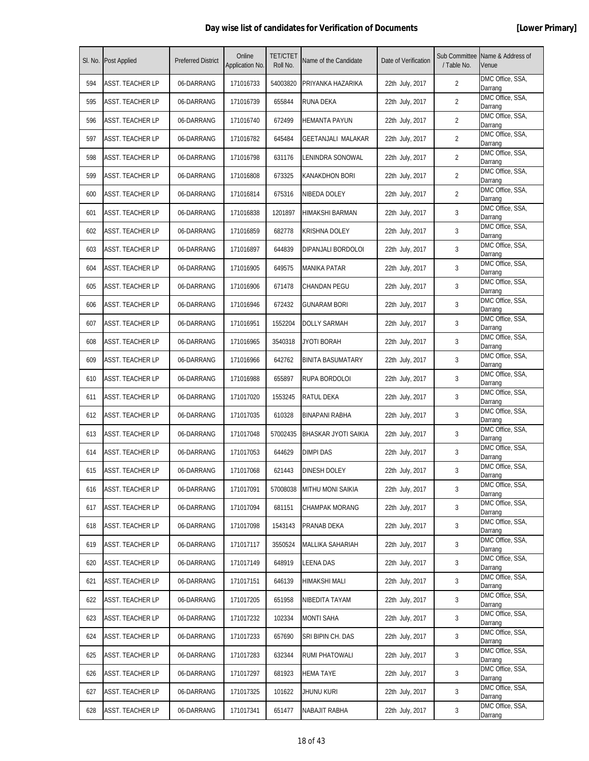## Day wise list of candidates for Verification of Documents

**[Lower Primary]**

| Sl. No. | Post Applied | Preferred District | Online Application No. | TET/CTET Roll No. | Name of the Candidate | Date of Verification | Sub Committee / Table No. | Name & Address of Venue |
|---|---|---|---|---|---|---|---|---|
| 594 | ASST. TEACHER LP | 06-DARRANG | 171016733 | 54003820 | PRIYANKA HAZARIKA | 22th July, 2017 | 2 | DMC Office, SSA, Darrang |
| 595 | ASST. TEACHER LP | 06-DARRANG | 171016739 | 655844 | RUNA DEKA | 22th July, 2017 | 2 | DMC Office, SSA, Darrang |
| 596 | ASST. TEACHER LP | 06-DARRANG | 171016740 | 672499 | HEMANTA PAYUN | 22th July, 2017 | 2 | DMC Office, SSA, Darrang |
| 597 | ASST. TEACHER LP | 06-DARRANG | 171016782 | 645484 | GEETANJALI MALAKAR | 22th July, 2017 | 2 | DMC Office, SSA, Darrang |
| 598 | ASST. TEACHER LP | 06-DARRANG | 171016798 | 631176 | LENINDRA SONOWAL | 22th July, 2017 | 2 | DMC Office, SSA, Darrang |
| 599 | ASST. TEACHER LP | 06-DARRANG | 171016808 | 673325 | KANAKDHON BORI | 22th July, 2017 | 2 | DMC Office, SSA, Darrang |
| 600 | ASST. TEACHER LP | 06-DARRANG | 171016814 | 675316 | NIBEDA DOLEY | 22th July, 2017 | 2 | DMC Office, SSA, Darrang |
| 601 | ASST. TEACHER LP | 06-DARRANG | 171016838 | 1201897 | HIMAKSHI BARMAN | 22th July, 2017 | 3 | DMC Office, SSA, Darrang |
| 602 | ASST. TEACHER LP | 06-DARRANG | 171016859 | 682778 | KRISHNA DOLEY | 22th July, 2017 | 3 | DMC Office, SSA, Darrang |
| 603 | ASST. TEACHER LP | 06-DARRANG | 171016897 | 644839 | DIPANJALI BORDOLOI | 22th July, 2017 | 3 | DMC Office, SSA, Darrang |
| 604 | ASST. TEACHER LP | 06-DARRANG | 171016905 | 649575 | MANIKA PATAR | 22th July, 2017 | 3 | DMC Office, SSA, Darrang |
| 605 | ASST. TEACHER LP | 06-DARRANG | 171016906 | 671478 | CHANDAN PEGU | 22th July, 2017 | 3 | DMC Office, SSA, Darrang |
| 606 | ASST. TEACHER LP | 06-DARRANG | 171016946 | 672432 | GUNARAM BORI | 22th July, 2017 | 3 | DMC Office, SSA, Darrang |
| 607 | ASST. TEACHER LP | 06-DARRANG | 171016951 | 1552204 | DOLLY SARMAH | 22th July, 2017 | 3 | DMC Office, SSA, Darrang |
| 608 | ASST. TEACHER LP | 06-DARRANG | 171016965 | 3540318 | JYOTI BORAH | 22th July, 2017 | 3 | DMC Office, SSA, Darrang |
| 609 | ASST. TEACHER LP | 06-DARRANG | 171016966 | 642762 | BINITA BASUMATARY | 22th July, 2017 | 3 | DMC Office, SSA, Darrang |
| 610 | ASST. TEACHER LP | 06-DARRANG | 171016988 | 655897 | RUPA BORDOLOI | 22th July, 2017 | 3 | DMC Office, SSA, Darrang |
| 611 | ASST. TEACHER LP | 06-DARRANG | 171017020 | 1553245 | RATUL DEKA | 22th July, 2017 | 3 | DMC Office, SSA, Darrang |
| 612 | ASST. TEACHER LP | 06-DARRANG | 171017035 | 610328 | BINAPANI RABHA | 22th July, 2017 | 3 | DMC Office, SSA, Darrang |
| 613 | ASST. TEACHER LP | 06-DARRANG | 171017048 | 57002435 | BHASKAR JYOTI SAIKIA | 22th July, 2017 | 3 | DMC Office, SSA, Darrang |
| 614 | ASST. TEACHER LP | 06-DARRANG | 171017053 | 644629 | DIMPI DAS | 22th July, 2017 | 3 | DMC Office, SSA, Darrang |
| 615 | ASST. TEACHER LP | 06-DARRANG | 171017068 | 621443 | DINESH DOLEY | 22th July, 2017 | 3 | DMC Office, SSA, Darrang |
| 616 | ASST. TEACHER LP | 06-DARRANG | 171017091 | 57008038 | MITHU MONI SAIKIA | 22th July, 2017 | 3 | DMC Office, SSA, Darrang |
| 617 | ASST. TEACHER LP | 06-DARRANG | 171017094 | 681151 | CHAMPAK MORANG | 22th July, 2017 | 3 | DMC Office, SSA, Darrang |
| 618 | ASST. TEACHER LP | 06-DARRANG | 171017098 | 1543143 | PRANAB DEKA | 22th July, 2017 | 3 | DMC Office, SSA, Darrang |
| 619 | ASST. TEACHER LP | 06-DARRANG | 171017117 | 3550524 | MALLIKA SAHARIAH | 22th July, 2017 | 3 | DMC Office, SSA, Darrang |
| 620 | ASST. TEACHER LP | 06-DARRANG | 171017149 | 648919 | LEENA DAS | 22th July, 2017 | 3 | DMC Office, SSA, Darrang |
| 621 | ASST. TEACHER LP | 06-DARRANG | 171017151 | 646139 | HIMAKSHI MALI | 22th July, 2017 | 3 | DMC Office, SSA, Darrang |
| 622 | ASST. TEACHER LP | 06-DARRANG | 171017205 | 651958 | NIBEDITA TAYAM | 22th July, 2017 | 3 | DMC Office, SSA, Darrang |
| 623 | ASST. TEACHER LP | 06-DARRANG | 171017232 | 102334 | MONTI SAHA | 22th July, 2017 | 3 | DMC Office, SSA, Darrang |
| 624 | ASST. TEACHER LP | 06-DARRANG | 171017233 | 657690 | SRI BIPIN CH. DAS | 22th July, 2017 | 3 | DMC Office, SSA, Darrang |
| 625 | ASST. TEACHER LP | 06-DARRANG | 171017283 | 632344 | RUMI PHATOWALI | 22th July, 2017 | 3 | DMC Office, SSA, Darrang |
| 626 | ASST. TEACHER LP | 06-DARRANG | 171017297 | 681923 | HEMA TAYE | 22th July, 2017 | 3 | DMC Office, SSA, Darrang |
| 627 | ASST. TEACHER LP | 06-DARRANG | 171017325 | 101622 | JHUNU KURI | 22th July, 2017 | 3 | DMC Office, SSA, Darrang |
| 628 | ASST. TEACHER LP | 06-DARRANG | 171017341 | 651477 | NABAJIT RABHA | 22th July, 2017 | 3 | DMC Office, SSA, Darrang |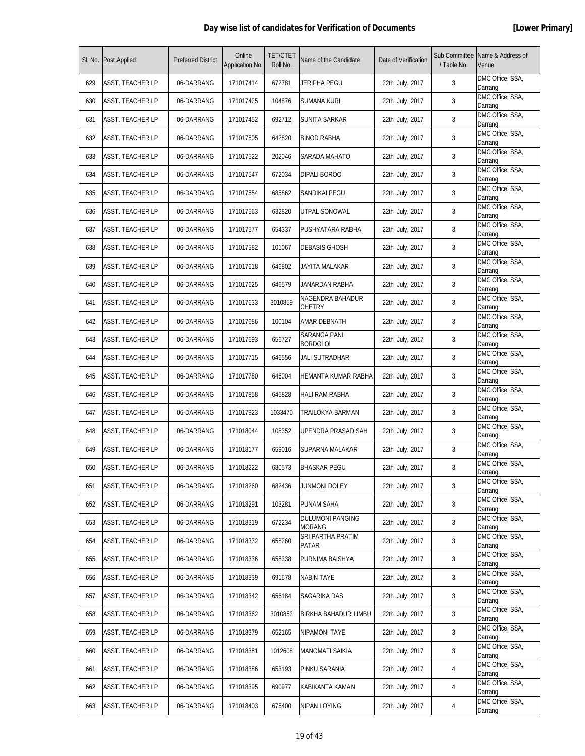## Day wise list of candidates for Verification of Documents **[Lower Primary]**

| Sl. No. | Post Applied | Preferred District | Online Application No. | TET/CTET Roll No. | Name of the Candidate | Date of Verification | Sub Committee / Table No. | Name & Address of Venue |
|---|---|---|---|---|---|---|---|---|
| 629 | ASST. TEACHER LP | 06-DARRANG | 171017414 | 672781 | JERIPHA PEGU | 22th July, 2017 | 3 | DMC Office, SSA, Darrang |
| 630 | ASST. TEACHER LP | 06-DARRANG | 171017425 | 104876 | SUMANA KURI | 22th July, 2017 | 3 | DMC Office, SSA, Darrang |
| 631 | ASST. TEACHER LP | 06-DARRANG | 171017452 | 692712 | SUNITA SARKAR | 22th July, 2017 | 3 | DMC Office, SSA, Darrang |
| 632 | ASST. TEACHER LP | 06-DARRANG | 171017505 | 642820 | BINOD RABHA | 22th July, 2017 | 3 | DMC Office, SSA, Darrang |
| 633 | ASST. TEACHER LP | 06-DARRANG | 171017522 | 202046 | SARADA MAHATO | 22th July, 2017 | 3 | DMC Office, SSA, Darrang |
| 634 | ASST. TEACHER LP | 06-DARRANG | 171017547 | 672034 | DIPALI BOROO | 22th July, 2017 | 3 | DMC Office, SSA, Darrang |
| 635 | ASST. TEACHER LP | 06-DARRANG | 171017554 | 685862 | SANDIKAI PEGU | 22th July, 2017 | 3 | DMC Office, SSA, Darrang |
| 636 | ASST. TEACHER LP | 06-DARRANG | 171017563 | 632820 | UTPAL SONOWAL | 22th July, 2017 | 3 | DMC Office, SSA, Darrang |
| 637 | ASST. TEACHER LP | 06-DARRANG | 171017577 | 654337 | PUSHYATARA RABHA | 22th July, 2017 | 3 | DMC Office, SSA, Darrang |
| 638 | ASST. TEACHER LP | 06-DARRANG | 171017582 | 101067 | DEBASIS GHOSH | 22th July, 2017 | 3 | DMC Office, SSA, Darrang |
| 639 | ASST. TEACHER LP | 06-DARRANG | 171017618 | 646802 | JAYITA MALAKAR | 22th July, 2017 | 3 | DMC Office, SSA, Darrang |
| 640 | ASST. TEACHER LP | 06-DARRANG | 171017625 | 646579 | JANARDAN RABHA | 22th July, 2017 | 3 | DMC Office, SSA, Darrang |
| 641 | ASST. TEACHER LP | 06-DARRANG | 171017633 | 3010859 | NAGENDRA BAHADUR CHETRY | 22th July, 2017 | 3 | DMC Office, SSA, Darrang |
| 642 | ASST. TEACHER LP | 06-DARRANG | 171017686 | 100104 | AMAR DEBNATH | 22th July, 2017 | 3 | DMC Office, SSA, Darrang |
| 643 | ASST. TEACHER LP | 06-DARRANG | 171017693 | 656727 | SARANGA PANI BORDOLOI | 22th July, 2017 | 3 | DMC Office, SSA, Darrang |
| 644 | ASST. TEACHER LP | 06-DARRANG | 171017715 | 646556 | JALI SUTRADHAR | 22th July, 2017 | 3 | DMC Office, SSA, Darrang |
| 645 | ASST. TEACHER LP | 06-DARRANG | 171017780 | 646004 | HEMANTA KUMAR RABHA | 22th July, 2017 | 3 | DMC Office, SSA, Darrang |
| 646 | ASST. TEACHER LP | 06-DARRANG | 171017858 | 645828 | HALI RAM RABHA | 22th July, 2017 | 3 | DMC Office, SSA, Darrang |
| 647 | ASST. TEACHER LP | 06-DARRANG | 171017923 | 1033470 | TRAILOKYA BARMAN | 22th July, 2017 | 3 | DMC Office, SSA, Darrang |
| 648 | ASST. TEACHER LP | 06-DARRANG | 171018044 | 108352 | UPENDRA PRASAD SAH | 22th July, 2017 | 3 | DMC Office, SSA, Darrang |
| 649 | ASST. TEACHER LP | 06-DARRANG | 171018177 | 659016 | SUPARNA MALAKAR | 22th July, 2017 | 3 | DMC Office, SSA, Darrang |
| 650 | ASST. TEACHER LP | 06-DARRANG | 171018222 | 680573 | BHASKAR PEGU | 22th July, 2017 | 3 | DMC Office, SSA, Darrang |
| 651 | ASST. TEACHER LP | 06-DARRANG | 171018260 | 682436 | JUNMONI DOLEY | 22th July, 2017 | 3 | DMC Office, SSA, Darrang |
| 652 | ASST. TEACHER LP | 06-DARRANG | 171018291 | 103281 | PUNAM SAHA | 22th July, 2017 | 3 | DMC Office, SSA, Darrang |
| 653 | ASST. TEACHER LP | 06-DARRANG | 171018319 | 672234 | DULUMONI PANGING MORANG | 22th July, 2017 | 3 | DMC Office, SSA, Darrang |
| 654 | ASST. TEACHER LP | 06-DARRANG | 171018332 | 658260 | SRI PARTHA PRATIM PATAR | 22th July, 2017 | 3 | DMC Office, SSA, Darrang |
| 655 | ASST. TEACHER LP | 06-DARRANG | 171018336 | 658338 | PURNIMA BAISHYA | 22th July, 2017 | 3 | DMC Office, SSA, Darrang |
| 656 | ASST. TEACHER LP | 06-DARRANG | 171018339 | 691578 | NABIN TAYE | 22th July, 2017 | 3 | DMC Office, SSA, Darrang |
| 657 | ASST. TEACHER LP | 06-DARRANG | 171018342 | 656184 | SAGARIKA DAS | 22th July, 2017 | 3 | DMC Office, SSA, Darrang |
| 658 | ASST. TEACHER LP | 06-DARRANG | 171018362 | 3010852 | BIRKHA BAHADUR LIMBU | 22th July, 2017 | 3 | DMC Office, SSA, Darrang |
| 659 | ASST. TEACHER LP | 06-DARRANG | 171018379 | 652165 | NIPAMONI TAYE | 22th July, 2017 | 3 | DMC Office, SSA, Darrang |
| 660 | ASST. TEACHER LP | 06-DARRANG | 171018381 | 1012608 | MANOMATI SAIKIA | 22th July, 2017 | 3 | DMC Office, SSA, Darrang |
| 661 | ASST. TEACHER LP | 06-DARRANG | 171018386 | 653193 | PINKU SARANIA | 22th July, 2017 | 4 | DMC Office, SSA, Darrang |
| 662 | ASST. TEACHER LP | 06-DARRANG | 171018395 | 690977 | KABIKANTA KAMAN | 22th July, 2017 | 4 | DMC Office, SSA, Darrang |
| 663 | ASST. TEACHER LP | 06-DARRANG | 171018403 | 675400 | NIPAN LOYING | 22th July, 2017 | 4 | DMC Office, SSA, Darrang |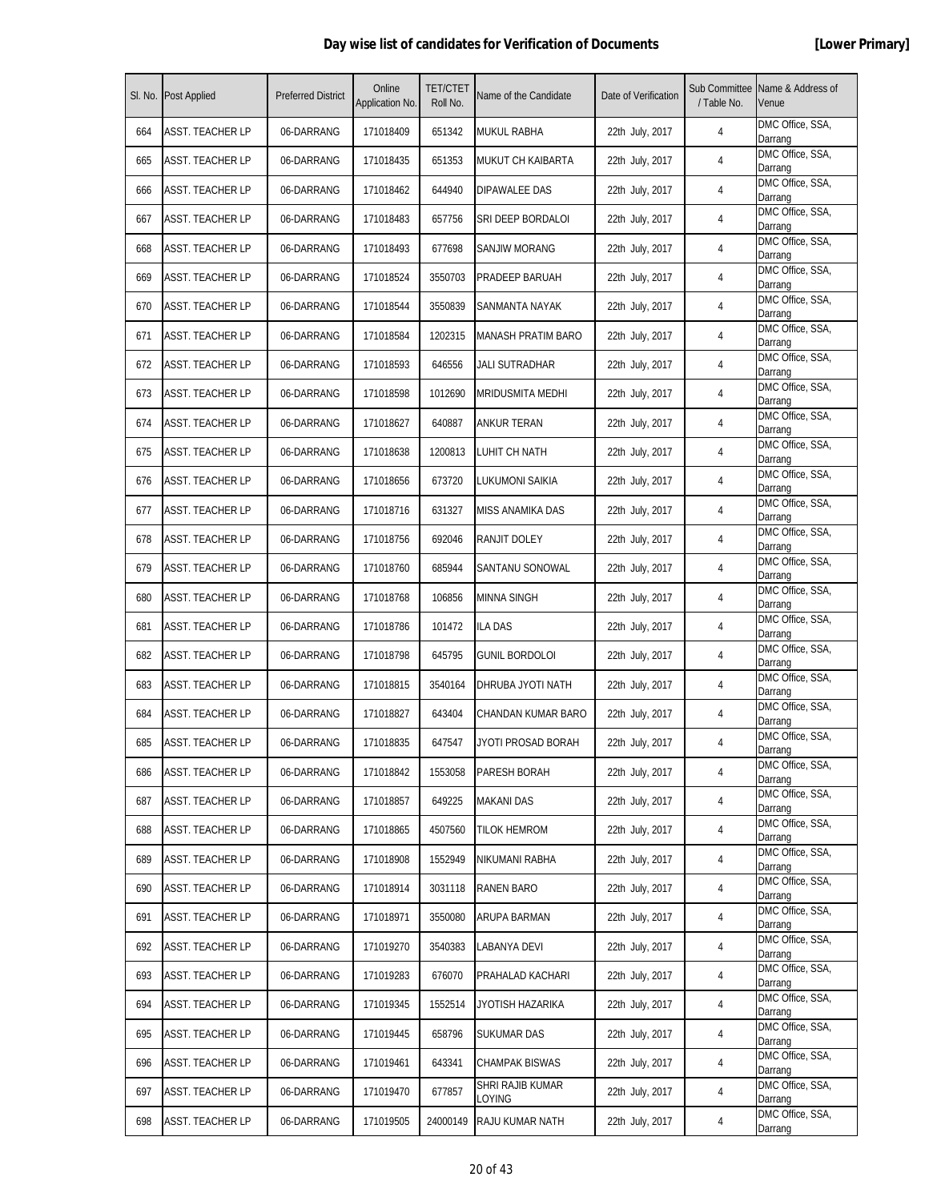**Day wise list of candidates for Verification of Documents** **[Lower Primary]**

| Sl. No. | Post Applied | Preferred District | Online Application No. | TET/CTET Roll No. | Name of the Candidate | Date of Verification | Sub Committee / Table No. | Name & Address of Venue |
|---|---|---|---|---|---|---|---|---|
| 664 | ASST. TEACHER LP | 06-DARRANG | 171018409 | 651342 | MUKUL RABHA | 22th July, 2017 | 4 | DMC Office, SSA, Darrang |
| 665 | ASST. TEACHER LP | 06-DARRANG | 171018435 | 651353 | MUKUT CH KAIBARTA | 22th July, 2017 | 4 | DMC Office, SSA, Darrang |
| 666 | ASST. TEACHER LP | 06-DARRANG | 171018462 | 644940 | DIPAWALEE DAS | 22th July, 2017 | 4 | DMC Office, SSA, Darrang |
| 667 | ASST. TEACHER LP | 06-DARRANG | 171018483 | 657756 | SRI DEEP BORDALOI | 22th July, 2017 | 4 | DMC Office, SSA, Darrang |
| 668 | ASST. TEACHER LP | 06-DARRANG | 171018493 | 677698 | SANJIW MORANG | 22th July, 2017 | 4 | DMC Office, SSA, Darrang |
| 669 | ASST. TEACHER LP | 06-DARRANG | 171018524 | 3550703 | PRADEEP BARUAH | 22th July, 2017 | 4 | DMC Office, SSA, Darrang |
| 670 | ASST. TEACHER LP | 06-DARRANG | 171018544 | 3550839 | SANMANTA NAYAK | 22th July, 2017 | 4 | DMC Office, SSA, Darrang |
| 671 | ASST. TEACHER LP | 06-DARRANG | 171018584 | 1202315 | MANASH PRATIM BARO | 22th July, 2017 | 4 | DMC Office, SSA, Darrang |
| 672 | ASST. TEACHER LP | 06-DARRANG | 171018593 | 646556 | JALI SUTRADHAR | 22th July, 2017 | 4 | DMC Office, SSA, Darrang |
| 673 | ASST. TEACHER LP | 06-DARRANG | 171018598 | 1012690 | MRIDUSMITA MEDHI | 22th July, 2017 | 4 | DMC Office, SSA, Darrang |
| 674 | ASST. TEACHER LP | 06-DARRANG | 171018627 | 640887 | ANKUR TERAN | 22th July, 2017 | 4 | DMC Office, SSA, Darrang |
| 675 | ASST. TEACHER LP | 06-DARRANG | 171018638 | 1200813 | LUHIT CH NATH | 22th July, 2017 | 4 | DMC Office, SSA, Darrang |
| 676 | ASST. TEACHER LP | 06-DARRANG | 171018656 | 673720 | LUKUMONI SAIKIA | 22th July, 2017 | 4 | DMC Office, SSA, Darrang |
| 677 | ASST. TEACHER LP | 06-DARRANG | 171018716 | 631327 | MISS ANAMIKA DAS | 22th July, 2017 | 4 | DMC Office, SSA, Darrang |
| 678 | ASST. TEACHER LP | 06-DARRANG | 171018756 | 692046 | RANJIT DOLEY | 22th July, 2017 | 4 | DMC Office, SSA, Darrang |
| 679 | ASST. TEACHER LP | 06-DARRANG | 171018760 | 685944 | SANTANU SONOWAL | 22th July, 2017 | 4 | DMC Office, SSA, Darrang |
| 680 | ASST. TEACHER LP | 06-DARRANG | 171018768 | 106856 | MINNA SINGH | 22th July, 2017 | 4 | DMC Office, SSA, Darrang |
| 681 | ASST. TEACHER LP | 06-DARRANG | 171018786 | 101472 | ILA DAS | 22th July, 2017 | 4 | DMC Office, SSA, Darrang |
| 682 | ASST. TEACHER LP | 06-DARRANG | 171018798 | 645795 | GUNIL BORDOLOI | 22th July, 2017 | 4 | DMC Office, SSA, Darrang |
| 683 | ASST. TEACHER LP | 06-DARRANG | 171018815 | 3540164 | DHRUBA JYOTI NATH | 22th July, 2017 | 4 | DMC Office, SSA, Darrang |
| 684 | ASST. TEACHER LP | 06-DARRANG | 171018827 | 643404 | CHANDAN KUMAR BARO | 22th July, 2017 | 4 | DMC Office, SSA, Darrang |
| 685 | ASST. TEACHER LP | 06-DARRANG | 171018835 | 647547 | JYOTI PROSAD BORAH | 22th July, 2017 | 4 | DMC Office, SSA, Darrang |
| 686 | ASST. TEACHER LP | 06-DARRANG | 171018842 | 1553058 | PARESH BORAH | 22th July, 2017 | 4 | DMC Office, SSA, Darrang |
| 687 | ASST. TEACHER LP | 06-DARRANG | 171018857 | 649225 | MAKANI DAS | 22th July, 2017 | 4 | DMC Office, SSA, Darrang |
| 688 | ASST. TEACHER LP | 06-DARRANG | 171018865 | 4507560 | TILOK HEMROM | 22th July, 2017 | 4 | DMC Office, SSA, Darrang |
| 689 | ASST. TEACHER LP | 06-DARRANG | 171018908 | 1552949 | NIKUMANI RABHA | 22th July, 2017 | 4 | DMC Office, SSA, Darrang |
| 690 | ASST. TEACHER LP | 06-DARRANG | 171018914 | 3031118 | RANEN BARO | 22th July, 2017 | 4 | DMC Office, SSA, Darrang |
| 691 | ASST. TEACHER LP | 06-DARRANG | 171018971 | 3550080 | ARUPA BARMAN | 22th July, 2017 | 4 | DMC Office, SSA, Darrang |
| 692 | ASST. TEACHER LP | 06-DARRANG | 171019270 | 3540383 | LABANYA DEVI | 22th July, 2017 | 4 | DMC Office, SSA, Darrang |
| 693 | ASST. TEACHER LP | 06-DARRANG | 171019283 | 676070 | PRAHALAD KACHARI | 22th July, 2017 | 4 | DMC Office, SSA, Darrang |
| 694 | ASST. TEACHER LP | 06-DARRANG | 171019345 | 1552514 | JYOTISH HAZARIKA | 22th July, 2017 | 4 | DMC Office, SSA, Darrang |
| 695 | ASST. TEACHER LP | 06-DARRANG | 171019445 | 658796 | SUKUMAR DAS | 22th July, 2017 | 4 | DMC Office, SSA, Darrang |
| 696 | ASST. TEACHER LP | 06-DARRANG | 171019461 | 643341 | CHAMPAK BISWAS | 22th July, 2017 | 4 | DMC Office, SSA, Darrang |
| 697 | ASST. TEACHER LP | 06-DARRANG | 171019470 | 677857 | SHRI RAJIB KUMAR LOYING | 22th July, 2017 | 4 | DMC Office, SSA, Darrang |
| 698 | ASST. TEACHER LP | 06-DARRANG | 171019505 | 24000149 | RAJU KUMAR NATH | 22th July, 2017 | 4 | DMC Office, SSA, Darrang |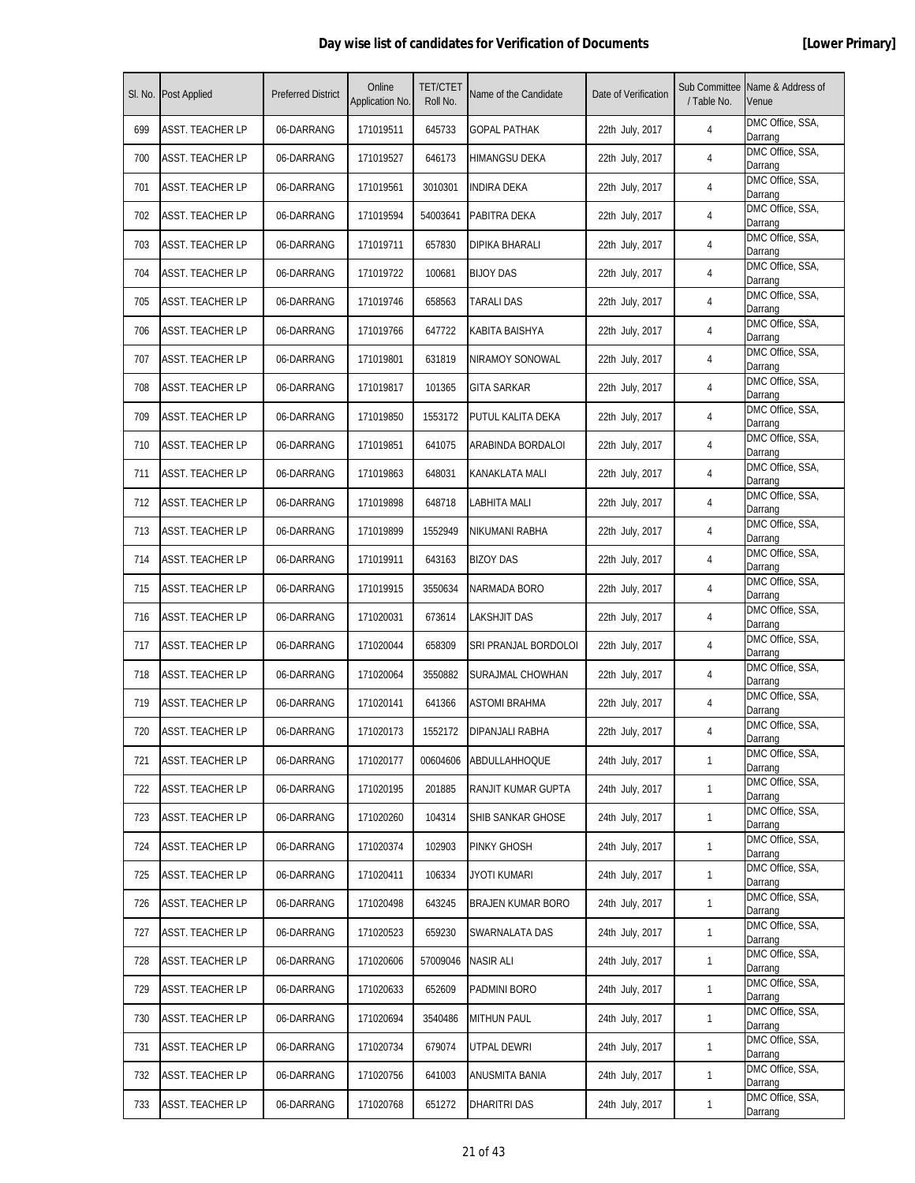# Day wise list of candidates for Verification of Documents [Lower Primary]

| Sl. No. | Post Applied | Preferred District | Online Application No. | TET/CTET Roll No. | Name of the Candidate | Date of Verification | Sub Committee / Table No. | Name & Address of Venue |
|---|---|---|---|---|---|---|---|---|
| 699 | ASST. TEACHER LP | 06-DARRANG | 171019511 | 645733 | GOPAL PATHAK | 22th July, 2017 | 4 | DMC Office, SSA, Darrang |
| 700 | ASST. TEACHER LP | 06-DARRANG | 171019527 | 646173 | HIMANGSU DEKA | 22th July, 2017 | 4 | DMC Office, SSA, Darrang |
| 701 | ASST. TEACHER LP | 06-DARRANG | 171019561 | 3010301 | INDIRA DEKA | 22th July, 2017 | 4 | DMC Office, SSA, Darrang |
| 702 | ASST. TEACHER LP | 06-DARRANG | 171019594 | 54003641 | PABITRA DEKA | 22th July, 2017 | 4 | DMC Office, SSA, Darrang |
| 703 | ASST. TEACHER LP | 06-DARRANG | 171019711 | 657830 | DIPIKA BHARALI | 22th July, 2017 | 4 | DMC Office, SSA, Darrang |
| 704 | ASST. TEACHER LP | 06-DARRANG | 171019722 | 100681 | BIJOY DAS | 22th July, 2017 | 4 | DMC Office, SSA, Darrang |
| 705 | ASST. TEACHER LP | 06-DARRANG | 171019746 | 658563 | TARALI DAS | 22th July, 2017 | 4 | DMC Office, SSA, Darrang |
| 706 | ASST. TEACHER LP | 06-DARRANG | 171019766 | 647722 | KABITA BAISHYA | 22th July, 2017 | 4 | DMC Office, SSA, Darrang |
| 707 | ASST. TEACHER LP | 06-DARRANG | 171019801 | 631819 | NIRAMOY SONOWAL | 22th July, 2017 | 4 | DMC Office, SSA, Darrang |
| 708 | ASST. TEACHER LP | 06-DARRANG | 171019817 | 101365 | GITA SARKAR | 22th July, 2017 | 4 | DMC Office, SSA, Darrang |
| 709 | ASST. TEACHER LP | 06-DARRANG | 171019850 | 1553172 | PUTUL KALITA DEKA | 22th July, 2017 | 4 | DMC Office, SSA, Darrang |
| 710 | ASST. TEACHER LP | 06-DARRANG | 171019851 | 641075 | ARABINDA BORDALOI | 22th July, 2017 | 4 | DMC Office, SSA, Darrang |
| 711 | ASST. TEACHER LP | 06-DARRANG | 171019863 | 648031 | KANAKLATA MALI | 22th July, 2017 | 4 | DMC Office, SSA, Darrang |
| 712 | ASST. TEACHER LP | 06-DARRANG | 171019898 | 648718 | LABHITA MALI | 22th July, 2017 | 4 | DMC Office, SSA, Darrang |
| 713 | ASST. TEACHER LP | 06-DARRANG | 171019899 | 1552949 | NIKUMANI RABHA | 22th July, 2017 | 4 | DMC Office, SSA, Darrang |
| 714 | ASST. TEACHER LP | 06-DARRANG | 171019911 | 643163 | BIZOY DAS | 22th July, 2017 | 4 | DMC Office, SSA, Darrang |
| 715 | ASST. TEACHER LP | 06-DARRANG | 171019915 | 3550634 | NARMADA BORO | 22th July, 2017 | 4 | DMC Office, SSA, Darrang |
| 716 | ASST. TEACHER LP | 06-DARRANG | 171020031 | 673614 | LAKSHJIT DAS | 22th July, 2017 | 4 | DMC Office, SSA, Darrang |
| 717 | ASST. TEACHER LP | 06-DARRANG | 171020044 | 658309 | SRI PRANJAL BORDOLOI | 22th July, 2017 | 4 | DMC Office, SSA, Darrang |
| 718 | ASST. TEACHER LP | 06-DARRANG | 171020064 | 3550882 | SURAJMAL CHOWHAN | 22th July, 2017 | 4 | DMC Office, SSA, Darrang |
| 719 | ASST. TEACHER LP | 06-DARRANG | 171020141 | 641366 | ASTOMI BRAHMA | 22th July, 2017 | 4 | DMC Office, SSA, Darrang |
| 720 | ASST. TEACHER LP | 06-DARRANG | 171020173 | 1552172 | DIPANJALI RABHA | 22th July, 2017 | 4 | DMC Office, SSA, Darrang |
| 721 | ASST. TEACHER LP | 06-DARRANG | 171020177 | 00604606 | ABDULLAHHOQUE | 24th July, 2017 | 1 | DMC Office, SSA, Darrang |
| 722 | ASST. TEACHER LP | 06-DARRANG | 171020195 | 201885 | RANJIT KUMAR GUPTA | 24th July, 2017 | 1 | DMC Office, SSA, Darrang |
| 723 | ASST. TEACHER LP | 06-DARRANG | 171020260 | 104314 | SHIB SANKAR GHOSE | 24th July, 2017 | 1 | DMC Office, SSA, Darrang |
| 724 | ASST. TEACHER LP | 06-DARRANG | 171020374 | 102903 | PINKY GHOSH | 24th July, 2017 | 1 | DMC Office, SSA, Darrang |
| 725 | ASST. TEACHER LP | 06-DARRANG | 171020411 | 106334 | JYOTI KUMARI | 24th July, 2017 | 1 | DMC Office, SSA, Darrang |
| 726 | ASST. TEACHER LP | 06-DARRANG | 171020498 | 643245 | BRAJEN KUMAR BORO | 24th July, 2017 | 1 | DMC Office, SSA, Darrang |
| 727 | ASST. TEACHER LP | 06-DARRANG | 171020523 | 659230 | SWARNALATA DAS | 24th July, 2017 | 1 | DMC Office, SSA, Darrang |
| 728 | ASST. TEACHER LP | 06-DARRANG | 171020606 | 57009046 | NASIR ALI | 24th July, 2017 | 1 | DMC Office, SSA, Darrang |
| 729 | ASST. TEACHER LP | 06-DARRANG | 171020633 | 652609 | PADMINI BORO | 24th July, 2017 | 1 | DMC Office, SSA, Darrang |
| 730 | ASST. TEACHER LP | 06-DARRANG | 171020694 | 3540486 | MITHUN PAUL | 24th July, 2017 | 1 | DMC Office, SSA, Darrang |
| 731 | ASST. TEACHER LP | 06-DARRANG | 171020734 | 679074 | UTPAL DEWRI | 24th July, 2017 | 1 | DMC Office, SSA, Darrang |
| 732 | ASST. TEACHER LP | 06-DARRANG | 171020756 | 641003 | ANUSMITA BANIA | 24th July, 2017 | 1 | DMC Office, SSA, Darrang |
| 733 | ASST. TEACHER LP | 06-DARRANG | 171020768 | 651272 | DHARITRI DAS | 24th July, 2017 | 1 | DMC Office, SSA, Darrang |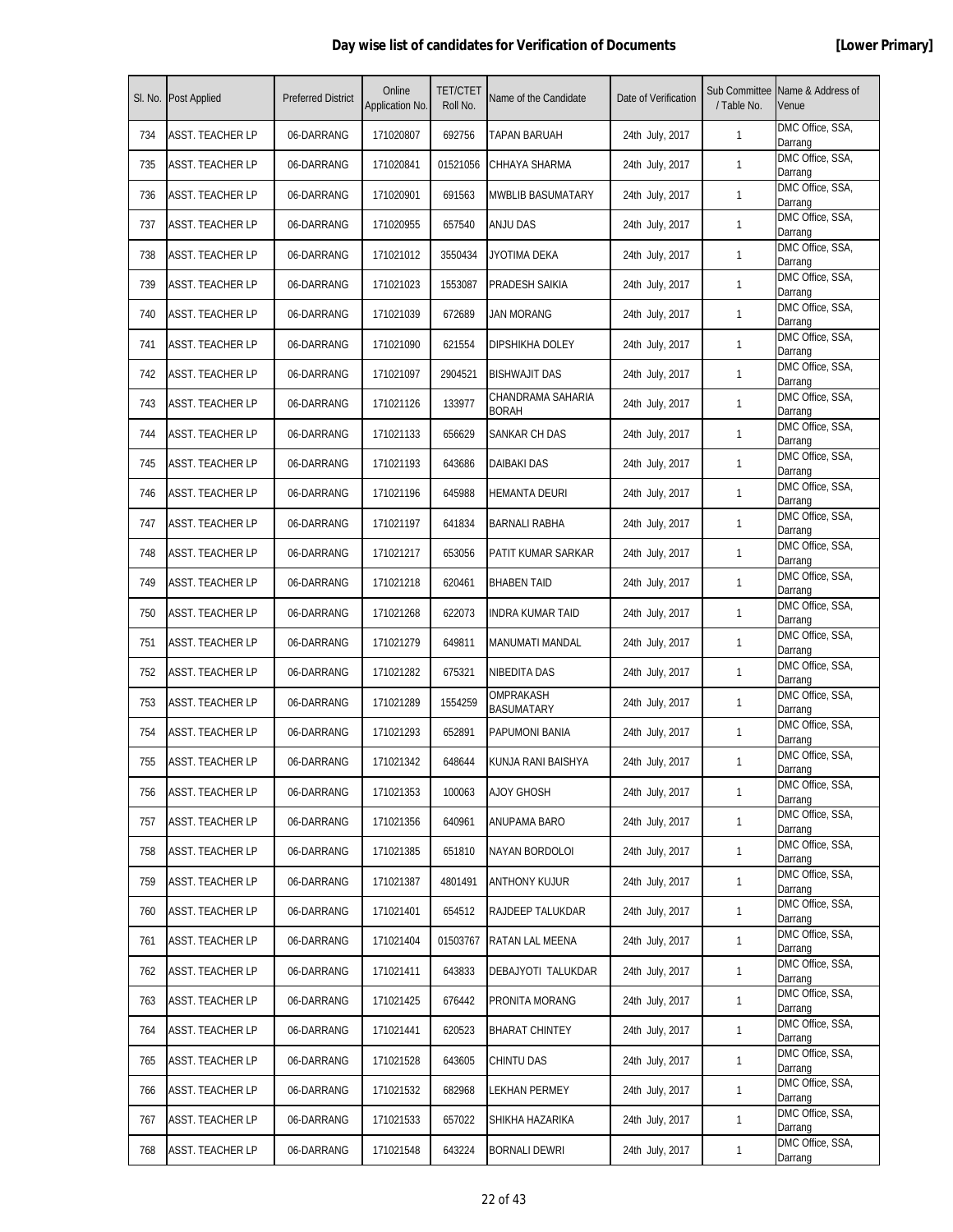**Day wise list of candidates for Verification of Documents** **[Lower Primary]**

| Sl. No. | Post Applied | Preferred District | Online Application No. | TET/CTET Roll No. | Name of the Candidate | Date of Verification | Sub Committee / Table No. | Name & Address of Venue |
|---|---|---|---|---|---|---|---|---|
| 734 | ASST. TEACHER LP | 06-DARRANG | 171020807 | 692756 | TAPAN BARUAH | 24th July, 2017 | 1 | DMC Office, SSA, Darrang |
| 735 | ASST. TEACHER LP | 06-DARRANG | 171020841 | 01521056 | CHHAYA SHARMA | 24th July, 2017 | 1 | DMC Office, SSA, Darrang |
| 736 | ASST. TEACHER LP | 06-DARRANG | 171020901 | 691563 | MWBLIB BASUMATARY | 24th July, 2017 | 1 | DMC Office, SSA, Darrang |
| 737 | ASST. TEACHER LP | 06-DARRANG | 171020955 | 657540 | ANJU DAS | 24th July, 2017 | 1 | DMC Office, SSA, Darrang |
| 738 | ASST. TEACHER LP | 06-DARRANG | 171021012 | 3550434 | JYOTIMA DEKA | 24th July, 2017 | 1 | DMC Office, SSA, Darrang |
| 739 | ASST. TEACHER LP | 06-DARRANG | 171021023 | 1553087 | PRADESH SAIKIA | 24th July, 2017 | 1 | DMC Office, SSA, Darrang |
| 740 | ASST. TEACHER LP | 06-DARRANG | 171021039 | 672689 | JAN MORANG | 24th July, 2017 | 1 | DMC Office, SSA, Darrang |
| 741 | ASST. TEACHER LP | 06-DARRANG | 171021090 | 621554 | DIPSHIKHA DOLEY | 24th July, 2017 | 1 | DMC Office, SSA, Darrang |
| 742 | ASST. TEACHER LP | 06-DARRANG | 171021097 | 2904521 | BISHWAJIT DAS | 24th July, 2017 | 1 | DMC Office, SSA, Darrang |
| 743 | ASST. TEACHER LP | 06-DARRANG | 171021126 | 133977 | CHANDRAMA SAHARIA BORAH | 24th July, 2017 | 1 | DMC Office, SSA, Darrang |
| 744 | ASST. TEACHER LP | 06-DARRANG | 171021133 | 656629 | SANKAR CH DAS | 24th July, 2017 | 1 | DMC Office, SSA, Darrang |
| 745 | ASST. TEACHER LP | 06-DARRANG | 171021193 | 643686 | DAIBAKI DAS | 24th July, 2017 | 1 | DMC Office, SSA, Darrang |
| 746 | ASST. TEACHER LP | 06-DARRANG | 171021196 | 645988 | HEMANTA DEURI | 24th July, 2017 | 1 | DMC Office, SSA, Darrang |
| 747 | ASST. TEACHER LP | 06-DARRANG | 171021197 | 641834 | BARNALI RABHA | 24th July, 2017 | 1 | DMC Office, SSA, Darrang |
| 748 | ASST. TEACHER LP | 06-DARRANG | 171021217 | 653056 | PATIT KUMAR SARKAR | 24th July, 2017 | 1 | DMC Office, SSA, Darrang |
| 749 | ASST. TEACHER LP | 06-DARRANG | 171021218 | 620461 | BHABEN TAID | 24th July, 2017 | 1 | DMC Office, SSA, Darrang |
| 750 | ASST. TEACHER LP | 06-DARRANG | 171021268 | 622073 | INDRA KUMAR TAID | 24th July, 2017 | 1 | DMC Office, SSA, Darrang |
| 751 | ASST. TEACHER LP | 06-DARRANG | 171021279 | 649811 | MANUMATI MANDAL | 24th July, 2017 | 1 | DMC Office, SSA, Darrang |
| 752 | ASST. TEACHER LP | 06-DARRANG | 171021282 | 675321 | NIBEDITA DAS | 24th July, 2017 | 1 | DMC Office, SSA, Darrang |
| 753 | ASST. TEACHER LP | 06-DARRANG | 171021289 | 1554259 | OMPRAKASH BASUMATARY | 24th July, 2017 | 1 | DMC Office, SSA, Darrang |
| 754 | ASST. TEACHER LP | 06-DARRANG | 171021293 | 652891 | PAPUMONI BANIA | 24th July, 2017 | 1 | DMC Office, SSA, Darrang |
| 755 | ASST. TEACHER LP | 06-DARRANG | 171021342 | 648644 | KUNJA RANI BAISHYA | 24th July, 2017 | 1 | DMC Office, SSA, Darrang |
| 756 | ASST. TEACHER LP | 06-DARRANG | 171021353 | 100063 | AJOY GHOSH | 24th July, 2017 | 1 | DMC Office, SSA, Darrang |
| 757 | ASST. TEACHER LP | 06-DARRANG | 171021356 | 640961 | ANUPAMA BARO | 24th July, 2017 | 1 | DMC Office, SSA, Darrang |
| 758 | ASST. TEACHER LP | 06-DARRANG | 171021385 | 651810 | NAYAN BORDOLOI | 24th July, 2017 | 1 | DMC Office, SSA, Darrang |
| 759 | ASST. TEACHER LP | 06-DARRANG | 171021387 | 4801491 | ANTHONY KUJUR | 24th July, 2017 | 1 | DMC Office, SSA, Darrang |
| 760 | ASST. TEACHER LP | 06-DARRANG | 171021401 | 654512 | RAJDEEP TALUKDAR | 24th July, 2017 | 1 | DMC Office, SSA, Darrang |
| 761 | ASST. TEACHER LP | 06-DARRANG | 171021404 | 01503767 | RATAN LAL MEENA | 24th July, 2017 | 1 | DMC Office, SSA, Darrang |
| 762 | ASST. TEACHER LP | 06-DARRANG | 171021411 | 643833 | DEBAJYOTI TALUKDAR | 24th July, 2017 | 1 | DMC Office, SSA, Darrang |
| 763 | ASST. TEACHER LP | 06-DARRANG | 171021425 | 676442 | PRONITA MORANG | 24th July, 2017 | 1 | DMC Office, SSA, Darrang |
| 764 | ASST. TEACHER LP | 06-DARRANG | 171021441 | 620523 | BHARAT CHINTEY | 24th July, 2017 | 1 | DMC Office, SSA, Darrang |
| 765 | ASST. TEACHER LP | 06-DARRANG | 171021528 | 643605 | CHINTU DAS | 24th July, 2017 | 1 | DMC Office, SSA, Darrang |
| 766 | ASST. TEACHER LP | 06-DARRANG | 171021532 | 682968 | LEKHAN PERMEY | 24th July, 2017 | 1 | DMC Office, SSA, Darrang |
| 767 | ASST. TEACHER LP | 06-DARRANG | 171021533 | 657022 | SHIKHA HAZARIKA | 24th July, 2017 | 1 | DMC Office, SSA, Darrang |
| 768 | ASST. TEACHER LP | 06-DARRANG | 171021548 | 643224 | BORNALI DEWRI | 24th July, 2017 | 1 | DMC Office, SSA, Darrang |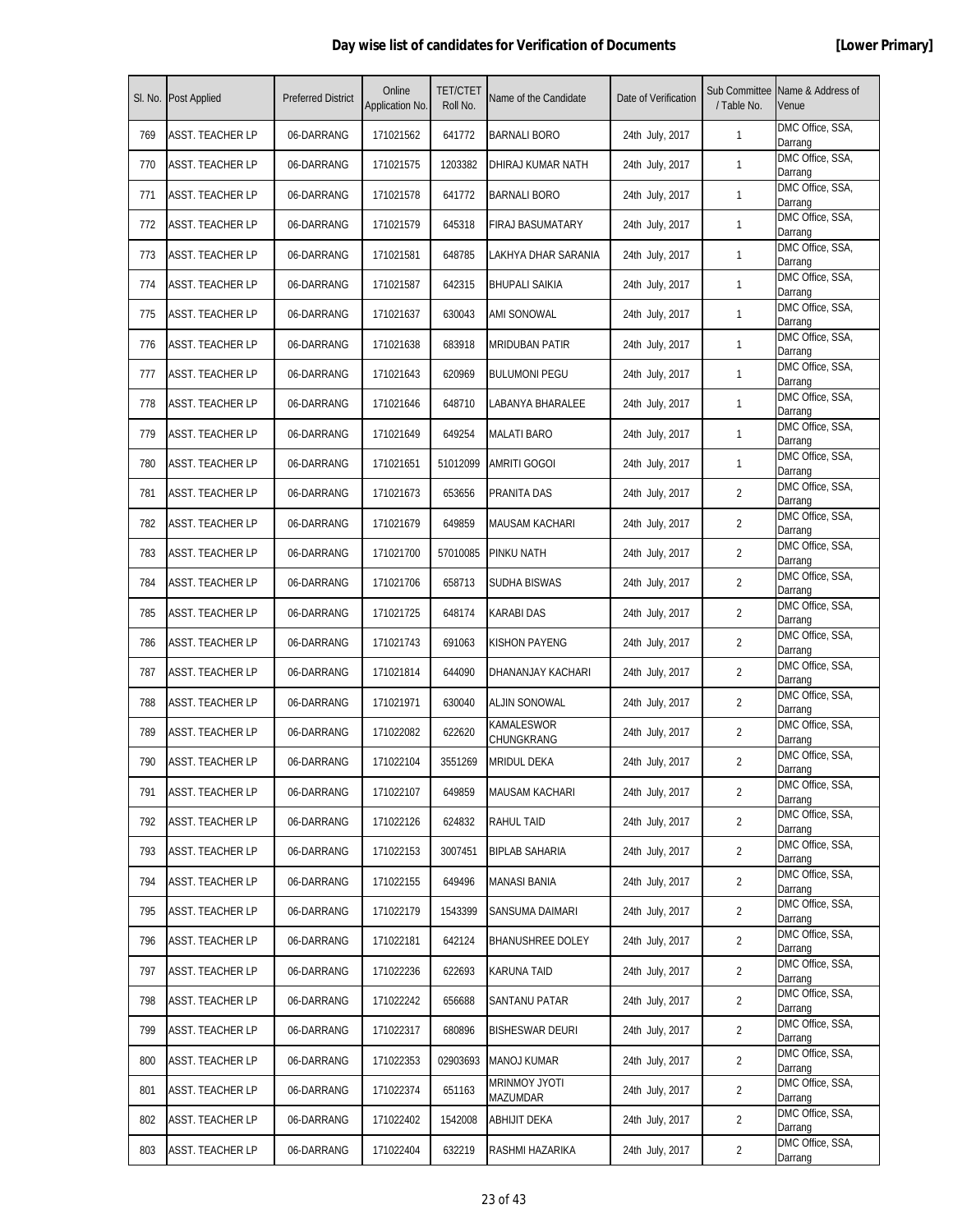# Day wise list of candidates for Verification of Documents

**[Lower Primary]**

| Sl. No. | Post Applied | Preferred District | Online Application No. | TET/CTET Roll No. | Name of the Candidate | Date of Verification | Sub Committee / Table No. | Name & Address of Venue |
|---|---|---|---|---|---|---|---|---|
| 769 | ASST. TEACHER LP | 06-DARRANG | 171021562 | 641772 | BARNALI BORO | 24th July, 2017 | 1 | DMC Office, SSA, Darrang |
| 770 | ASST. TEACHER LP | 06-DARRANG | 171021575 | 1203382 | DHIRAJ KUMAR NATH | 24th July, 2017 | 1 | DMC Office, SSA, Darrang |
| 771 | ASST. TEACHER LP | 06-DARRANG | 171021578 | 641772 | BARNALI BORO | 24th July, 2017 | 1 | DMC Office, SSA, Darrang |
| 772 | ASST. TEACHER LP | 06-DARRANG | 171021579 | 645318 | FIRAJ BASUMATARY | 24th July, 2017 | 1 | DMC Office, SSA, Darrang |
| 773 | ASST. TEACHER LP | 06-DARRANG | 171021581 | 648785 | LAKHYA DHAR SARANIA | 24th July, 2017 | 1 | DMC Office, SSA, Darrang |
| 774 | ASST. TEACHER LP | 06-DARRANG | 171021587 | 642315 | BHUPALI SAIKIA | 24th July, 2017 | 1 | DMC Office, SSA, Darrang |
| 775 | ASST. TEACHER LP | 06-DARRANG | 171021637 | 630043 | AMI SONOWAL | 24th July, 2017 | 1 | DMC Office, SSA, Darrang |
| 776 | ASST. TEACHER LP | 06-DARRANG | 171021638 | 683918 | MRIDUBAN PATIR | 24th July, 2017 | 1 | DMC Office, SSA, Darrang |
| 777 | ASST. TEACHER LP | 06-DARRANG | 171021643 | 620969 | BULUMONI PEGU | 24th July, 2017 | 1 | DMC Office, SSA, Darrang |
| 778 | ASST. TEACHER LP | 06-DARRANG | 171021646 | 648710 | LABANYA BHARALEE | 24th July, 2017 | 1 | DMC Office, SSA, Darrang |
| 779 | ASST. TEACHER LP | 06-DARRANG | 171021649 | 649254 | MALATI BARO | 24th July, 2017 | 1 | DMC Office, SSA, Darrang |
| 780 | ASST. TEACHER LP | 06-DARRANG | 171021651 | 51012099 | AMRITI GOGOI | 24th July, 2017 | 1 | DMC Office, SSA, Darrang |
| 781 | ASST. TEACHER LP | 06-DARRANG | 171021673 | 653656 | PRANITA DAS | 24th July, 2017 | 2 | DMC Office, SSA, Darrang |
| 782 | ASST. TEACHER LP | 06-DARRANG | 171021679 | 649859 | MAUSAM KACHARI | 24th July, 2017 | 2 | DMC Office, SSA, Darrang |
| 783 | ASST. TEACHER LP | 06-DARRANG | 171021700 | 57010085 | PINKU NATH | 24th July, 2017 | 2 | DMC Office, SSA, Darrang |
| 784 | ASST. TEACHER LP | 06-DARRANG | 171021706 | 658713 | SUDHA BISWAS | 24th July, 2017 | 2 | DMC Office, SSA, Darrang |
| 785 | ASST. TEACHER LP | 06-DARRANG | 171021725 | 648174 | KARABI DAS | 24th July, 2017 | 2 | DMC Office, SSA, Darrang |
| 786 | ASST. TEACHER LP | 06-DARRANG | 171021743 | 691063 | KISHON PAYENG | 24th July, 2017 | 2 | DMC Office, SSA, Darrang |
| 787 | ASST. TEACHER LP | 06-DARRANG | 171021814 | 644090 | DHANANJAY KACHARI | 24th July, 2017 | 2 | DMC Office, SSA, Darrang |
| 788 | ASST. TEACHER LP | 06-DARRANG | 171021971 | 630040 | ALJIN SONOWAL | 24th July, 2017 | 2 | DMC Office, SSA, Darrang |
| 789 | ASST. TEACHER LP | 06-DARRANG | 171022082 | 622620 | KAMALESWOR CHUNGKRANG | 24th July, 2017 | 2 | DMC Office, SSA, Darrang |
| 790 | ASST. TEACHER LP | 06-DARRANG | 171022104 | 3551269 | MRIDUL DEKA | 24th July, 2017 | 2 | DMC Office, SSA, Darrang |
| 791 | ASST. TEACHER LP | 06-DARRANG | 171022107 | 649859 | MAUSAM KACHARI | 24th July, 2017 | 2 | DMC Office, SSA, Darrang |
| 792 | ASST. TEACHER LP | 06-DARRANG | 171022126 | 624832 | RAHUL TAID | 24th July, 2017 | 2 | DMC Office, SSA, Darrang |
| 793 | ASST. TEACHER LP | 06-DARRANG | 171022153 | 3007451 | BIPLAB SAHARIA | 24th July, 2017 | 2 | DMC Office, SSA, Darrang |
| 794 | ASST. TEACHER LP | 06-DARRANG | 171022155 | 649496 | MANASI BANIA | 24th July, 2017 | 2 | DMC Office, SSA, Darrang |
| 795 | ASST. TEACHER LP | 06-DARRANG | 171022179 | 1543399 | SANSUMA DAIMARI | 24th July, 2017 | 2 | DMC Office, SSA, Darrang |
| 796 | ASST. TEACHER LP | 06-DARRANG | 171022181 | 642124 | BHANUSHREE DOLEY | 24th July, 2017 | 2 | DMC Office, SSA, Darrang |
| 797 | ASST. TEACHER LP | 06-DARRANG | 171022236 | 622693 | KARUNA TAID | 24th July, 2017 | 2 | DMC Office, SSA, Darrang |
| 798 | ASST. TEACHER LP | 06-DARRANG | 171022242 | 656688 | SANTANU PATAR | 24th July, 2017 | 2 | DMC Office, SSA, Darrang |
| 799 | ASST. TEACHER LP | 06-DARRANG | 171022317 | 680896 | BISHESWAR DEURI | 24th July, 2017 | 2 | DMC Office, SSA, Darrang |
| 800 | ASST. TEACHER LP | 06-DARRANG | 171022353 | 02903693 | MANOJ KUMAR | 24th July, 2017 | 2 | DMC Office, SSA, Darrang |
| 801 | ASST. TEACHER LP | 06-DARRANG | 171022374 | 651163 | MRINMOY JYOTI MAZUMDAR | 24th July, 2017 | 2 | DMC Office, SSA, Darrang |
| 802 | ASST. TEACHER LP | 06-DARRANG | 171022402 | 1542008 | ABHIJIT DEKA | 24th July, 2017 | 2 | DMC Office, SSA, Darrang |
| 803 | ASST. TEACHER LP | 06-DARRANG | 171022404 | 632219 | RASHMI HAZARIKA | 24th July, 2017 | 2 | DMC Office, SSA, Darrang |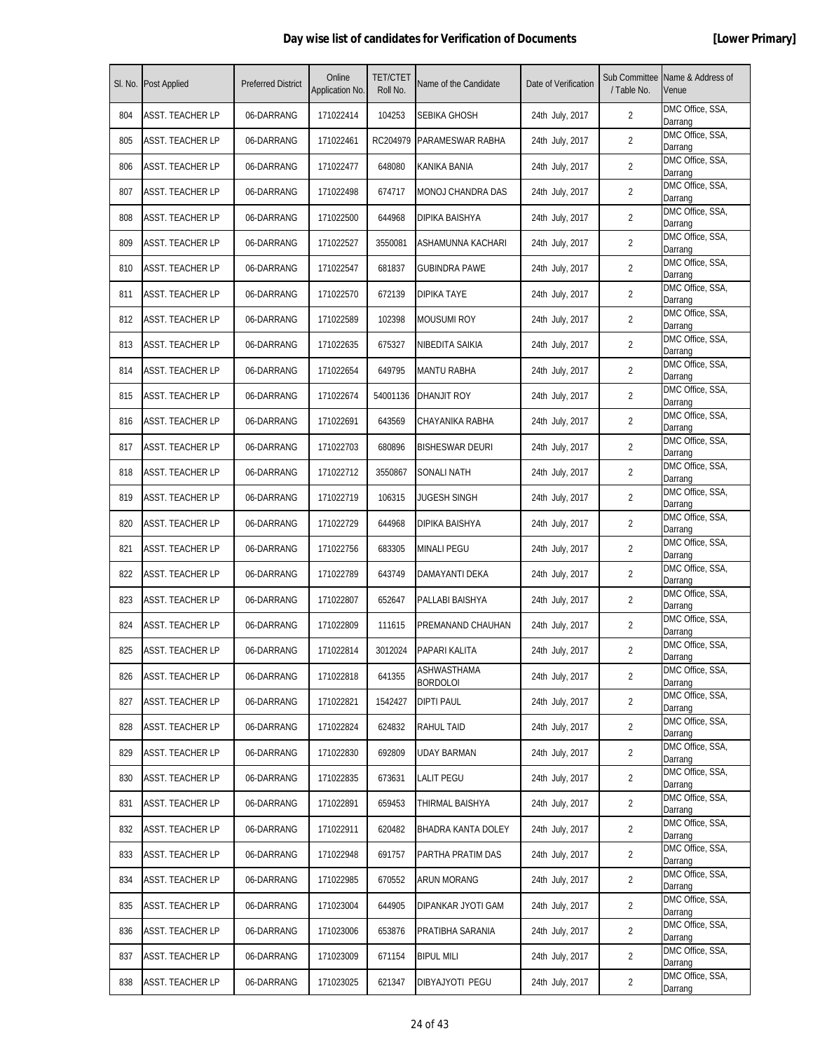## Day wise list of candidates for Verification of Documents **[Lower Primary]**

| Sl. No. | Post Applied | Preferred District | Online Application No. | TET/CTET Roll No. | Name of the Candidate | Date of Verification | Sub Committee / Table No. | Name & Address of Venue |
|---|---|---|---|---|---|---|---|---|
| 804 | ASST. TEACHER LP | 06-DARRANG | 171022414 | 104253 | SEBIKA GHOSH | 24th July, 2017 | 2 | DMC Office, SSA, Darrang |
| 805 | ASST. TEACHER LP | 06-DARRANG | 171022461 | RC204979 | PARAMESWAR RABHA | 24th July, 2017 | 2 | DMC Office, SSA, Darrang |
| 806 | ASST. TEACHER LP | 06-DARRANG | 171022477 | 648080 | KANIKA BANIA | 24th July, 2017 | 2 | DMC Office, SSA, Darrang |
| 807 | ASST. TEACHER LP | 06-DARRANG | 171022498 | 674717 | MONOJ CHANDRA DAS | 24th July, 2017 | 2 | DMC Office, SSA, Darrang |
| 808 | ASST. TEACHER LP | 06-DARRANG | 171022500 | 644968 | DIPIKA BAISHYA | 24th July, 2017 | 2 | DMC Office, SSA, Darrang |
| 809 | ASST. TEACHER LP | 06-DARRANG | 171022527 | 3550081 | ASHAMUNNA KACHARI | 24th July, 2017 | 2 | DMC Office, SSA, Darrang |
| 810 | ASST. TEACHER LP | 06-DARRANG | 171022547 | 681837 | GUBINDRA PAWE | 24th July, 2017 | 2 | DMC Office, SSA, Darrang |
| 811 | ASST. TEACHER LP | 06-DARRANG | 171022570 | 672139 | DIPIKA TAYE | 24th July, 2017 | 2 | DMC Office, SSA, Darrang |
| 812 | ASST. TEACHER LP | 06-DARRANG | 171022589 | 102398 | MOUSUMI ROY | 24th July, 2017 | 2 | DMC Office, SSA, Darrang |
| 813 | ASST. TEACHER LP | 06-DARRANG | 171022635 | 675327 | NIBEDITA SAIKIA | 24th July, 2017 | 2 | DMC Office, SSA, Darrang |
| 814 | ASST. TEACHER LP | 06-DARRANG | 171022654 | 649795 | MANTU RABHA | 24th July, 2017 | 2 | DMC Office, SSA, Darrang |
| 815 | ASST. TEACHER LP | 06-DARRANG | 171022674 | 54001136 | DHANJIT ROY | 24th July, 2017 | 2 | DMC Office, SSA, Darrang |
| 816 | ASST. TEACHER LP | 06-DARRANG | 171022691 | 643569 | CHAYANIKA RABHA | 24th July, 2017 | 2 | DMC Office, SSA, Darrang |
| 817 | ASST. TEACHER LP | 06-DARRANG | 171022703 | 680896 | BISHESWAR DEURI | 24th July, 2017 | 2 | DMC Office, SSA, Darrang |
| 818 | ASST. TEACHER LP | 06-DARRANG | 171022712 | 3550867 | SONALI NATH | 24th July, 2017 | 2 | DMC Office, SSA, Darrang |
| 819 | ASST. TEACHER LP | 06-DARRANG | 171022719 | 106315 | JUGESH SINGH | 24th July, 2017 | 2 | DMC Office, SSA, Darrang |
| 820 | ASST. TEACHER LP | 06-DARRANG | 171022729 | 644968 | DIPIKA BAISHYA | 24th July, 2017 | 2 | DMC Office, SSA, Darrang |
| 821 | ASST. TEACHER LP | 06-DARRANG | 171022756 | 683305 | MINALI PEGU | 24th July, 2017 | 2 | DMC Office, SSA, Darrang |
| 822 | ASST. TEACHER LP | 06-DARRANG | 171022789 | 643749 | DAMAYANTI DEKA | 24th July, 2017 | 2 | DMC Office, SSA, Darrang |
| 823 | ASST. TEACHER LP | 06-DARRANG | 171022807 | 652647 | PALLABI BAISHYA | 24th July, 2017 | 2 | DMC Office, SSA, Darrang |
| 824 | ASST. TEACHER LP | 06-DARRANG | 171022809 | 111615 | PREMANAND CHAUHAN | 24th July, 2017 | 2 | DMC Office, SSA, Darrang |
| 825 | ASST. TEACHER LP | 06-DARRANG | 171022814 | 3012024 | PAPARI KALITA | 24th July, 2017 | 2 | DMC Office, SSA, Darrang |
| 826 | ASST. TEACHER LP | 06-DARRANG | 171022818 | 641355 | ASHWASTHAMA BORDOLOI | 24th July, 2017 | 2 | DMC Office, SSA, Darrang |
| 827 | ASST. TEACHER LP | 06-DARRANG | 171022821 | 1542427 | DIPTI PAUL | 24th July, 2017 | 2 | DMC Office, SSA, Darrang |
| 828 | ASST. TEACHER LP | 06-DARRANG | 171022824 | 624832 | RAHUL TAID | 24th July, 2017 | 2 | DMC Office, SSA, Darrang |
| 829 | ASST. TEACHER LP | 06-DARRANG | 171022830 | 692809 | UDAY BARMAN | 24th July, 2017 | 2 | DMC Office, SSA, Darrang |
| 830 | ASST. TEACHER LP | 06-DARRANG | 171022835 | 673631 | LALIT PEGU | 24th July, 2017 | 2 | DMC Office, SSA, Darrang |
| 831 | ASST. TEACHER LP | 06-DARRANG | 171022891 | 659453 | THIRMAL BAISHYA | 24th July, 2017 | 2 | DMC Office, SSA, Darrang |
| 832 | ASST. TEACHER LP | 06-DARRANG | 171022911 | 620482 | BHADRA KANTA DOLEY | 24th July, 2017 | 2 | DMC Office, SSA, Darrang |
| 833 | ASST. TEACHER LP | 06-DARRANG | 171022948 | 691757 | PARTHA PRATIM DAS | 24th July, 2017 | 2 | DMC Office, SSA, Darrang |
| 834 | ASST. TEACHER LP | 06-DARRANG | 171022985 | 670552 | ARUN MORANG | 24th July, 2017 | 2 | DMC Office, SSA, Darrang |
| 835 | ASST. TEACHER LP | 06-DARRANG | 171023004 | 644905 | DIPANKAR JYOTI GAM | 24th July, 2017 | 2 | DMC Office, SSA, Darrang |
| 836 | ASST. TEACHER LP | 06-DARRANG | 171023006 | 653876 | PRATIBHA SARANIA | 24th July, 2017 | 2 | DMC Office, SSA, Darrang |
| 837 | ASST. TEACHER LP | 06-DARRANG | 171023009 | 671154 | BIPUL MILI | 24th July, 2017 | 2 | DMC Office, SSA, Darrang |
| 838 | ASST. TEACHER LP | 06-DARRANG | 171023025 | 621347 | DIBYAJYOTI PEGU | 24th July, 2017 | 2 | DMC Office, SSA, Darrang |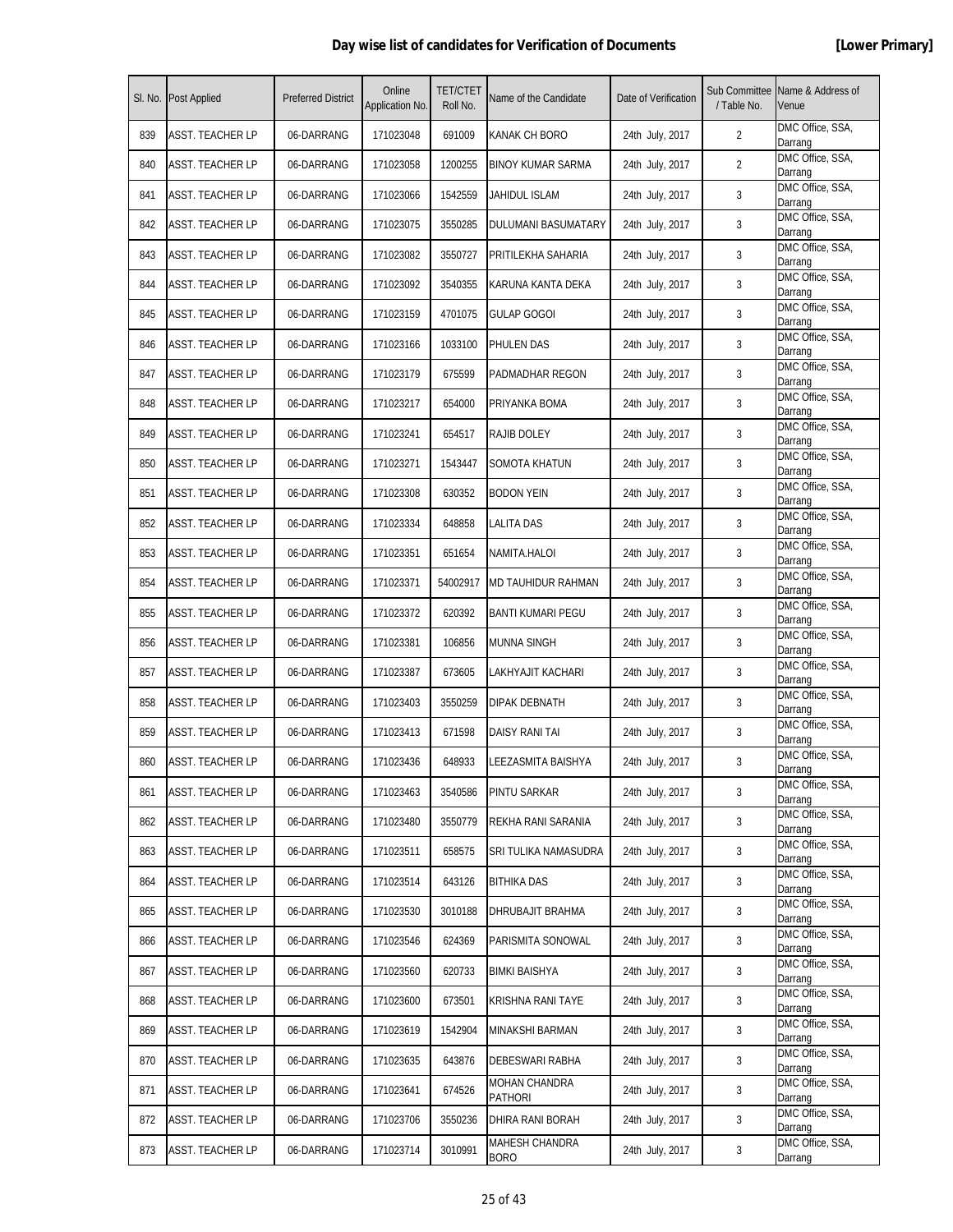## Day wise list of candidates for Verification of Documents **[Lower Primary]**

| Sl. No. | Post Applied | Preferred District | Online Application No. | TET/CTET Roll No. | Name of the Candidate | Date of Verification | Sub Committee / Table No. | Name & Address of Venue |
|---|---|---|---|---|---|---|---|---|
| 839 | ASST. TEACHER LP | 06-DARRANG | 171023048 | 691009 | KANAK CH BORO | 24th July, 2017 | 2 | DMC Office, SSA, Darrang |
| 840 | ASST. TEACHER LP | 06-DARRANG | 171023058 | 1200255 | BINOY KUMAR SARMA | 24th July, 2017 | 2 | DMC Office, SSA, Darrang |
| 841 | ASST. TEACHER LP | 06-DARRANG | 171023066 | 1542559 | JAHIDUL ISLAM | 24th July, 2017 | 3 | DMC Office, SSA, Darrang |
| 842 | ASST. TEACHER LP | 06-DARRANG | 171023075 | 3550285 | DULUMANI BASUMATARY | 24th July, 2017 | 3 | DMC Office, SSA, Darrang |
| 843 | ASST. TEACHER LP | 06-DARRANG | 171023082 | 3550727 | PRITILEKHA SAHARIA | 24th July, 2017 | 3 | DMC Office, SSA, Darrang |
| 844 | ASST. TEACHER LP | 06-DARRANG | 171023092 | 3540355 | KARUNA KANTA DEKA | 24th July, 2017 | 3 | DMC Office, SSA, Darrang |
| 845 | ASST. TEACHER LP | 06-DARRANG | 171023159 | 4701075 | GULAP GOGOI | 24th July, 2017 | 3 | DMC Office, SSA, Darrang |
| 846 | ASST. TEACHER LP | 06-DARRANG | 171023166 | 1033100 | PHULEN DAS | 24th July, 2017 | 3 | DMC Office, SSA, Darrang |
| 847 | ASST. TEACHER LP | 06-DARRANG | 171023179 | 675599 | PADMADHAR REGON | 24th July, 2017 | 3 | DMC Office, SSA, Darrang |
| 848 | ASST. TEACHER LP | 06-DARRANG | 171023217 | 654000 | PRIYANKA BOMA | 24th July, 2017 | 3 | DMC Office, SSA, Darrang |
| 849 | ASST. TEACHER LP | 06-DARRANG | 171023241 | 654517 | RAJIB DOLEY | 24th July, 2017 | 3 | DMC Office, SSA, Darrang |
| 850 | ASST. TEACHER LP | 06-DARRANG | 171023271 | 1543447 | SOMOTA KHATUN | 24th July, 2017 | 3 | DMC Office, SSA, Darrang |
| 851 | ASST. TEACHER LP | 06-DARRANG | 171023308 | 630352 | BODON YEIN | 24th July, 2017 | 3 | DMC Office, SSA, Darrang |
| 852 | ASST. TEACHER LP | 06-DARRANG | 171023334 | 648858 | LALITA DAS | 24th July, 2017 | 3 | DMC Office, SSA, Darrang |
| 853 | ASST. TEACHER LP | 06-DARRANG | 171023351 | 651654 | NAMITA.HALOI | 24th July, 2017 | 3 | DMC Office, SSA, Darrang |
| 854 | ASST. TEACHER LP | 06-DARRANG | 171023371 | 54002917 | MD TAUHIDUR RAHMAN | 24th July, 2017 | 3 | DMC Office, SSA, Darrang |
| 855 | ASST. TEACHER LP | 06-DARRANG | 171023372 | 620392 | BANTI KUMARI PEGU | 24th July, 2017 | 3 | DMC Office, SSA, Darrang |
| 856 | ASST. TEACHER LP | 06-DARRANG | 171023381 | 106856 | MUNNA SINGH | 24th July, 2017 | 3 | DMC Office, SSA, Darrang |
| 857 | ASST. TEACHER LP | 06-DARRANG | 171023387 | 673605 | LAKHYAJIT KACHARI | 24th July, 2017 | 3 | DMC Office, SSA, Darrang |
| 858 | ASST. TEACHER LP | 06-DARRANG | 171023403 | 3550259 | DIPAK DEBNATH | 24th July, 2017 | 3 | DMC Office, SSA, Darrang |
| 859 | ASST. TEACHER LP | 06-DARRANG | 171023413 | 671598 | DAISY RANI TAI | 24th July, 2017 | 3 | DMC Office, SSA, Darrang |
| 860 | ASST. TEACHER LP | 06-DARRANG | 171023436 | 648933 | LEEZASMITA BAISHYA | 24th July, 2017 | 3 | DMC Office, SSA, Darrang |
| 861 | ASST. TEACHER LP | 06-DARRANG | 171023463 | 3540586 | PINTU SARKAR | 24th July, 2017 | 3 | DMC Office, SSA, Darrang |
| 862 | ASST. TEACHER LP | 06-DARRANG | 171023480 | 3550779 | REKHA RANI SARANIA | 24th July, 2017 | 3 | DMC Office, SSA, Darrang |
| 863 | ASST. TEACHER LP | 06-DARRANG | 171023511 | 658575 | SRI TULIKA NAMASUDRA | 24th July, 2017 | 3 | DMC Office, SSA, Darrang |
| 864 | ASST. TEACHER LP | 06-DARRANG | 171023514 | 643126 | BITHIKA DAS | 24th July, 2017 | 3 | DMC Office, SSA, Darrang |
| 865 | ASST. TEACHER LP | 06-DARRANG | 171023530 | 3010188 | DHRUBAJIT BRAHMA | 24th July, 2017 | 3 | DMC Office, SSA, Darrang |
| 866 | ASST. TEACHER LP | 06-DARRANG | 171023546 | 624369 | PARISMITA SONOWAL | 24th July, 2017 | 3 | DMC Office, SSA, Darrang |
| 867 | ASST. TEACHER LP | 06-DARRANG | 171023560 | 620733 | BIMKI BAISHYA | 24th July, 2017 | 3 | DMC Office, SSA, Darrang |
| 868 | ASST. TEACHER LP | 06-DARRANG | 171023600 | 673501 | KRISHNA RANI TAYE | 24th July, 2017 | 3 | DMC Office, SSA, Darrang |
| 869 | ASST. TEACHER LP | 06-DARRANG | 171023619 | 1542904 | MINAKSHI BARMAN | 24th July, 2017 | 3 | DMC Office, SSA, Darrang |
| 870 | ASST. TEACHER LP | 06-DARRANG | 171023635 | 643876 | DEBESWARI RABHA | 24th July, 2017 | 3 | DMC Office, SSA, Darrang |
| 871 | ASST. TEACHER LP | 06-DARRANG | 171023641 | 674526 | MOHAN CHANDRA PATHORI | 24th July, 2017 | 3 | DMC Office, SSA, Darrang |
| 872 | ASST. TEACHER LP | 06-DARRANG | 171023706 | 3550236 | DHIRA RANI BORAH | 24th July, 2017 | 3 | DMC Office, SSA, Darrang |
| 873 | ASST. TEACHER LP | 06-DARRANG | 171023714 | 3010991 | MAHESH CHANDRA BORO | 24th July, 2017 | 3 | DMC Office, SSA, Darrang |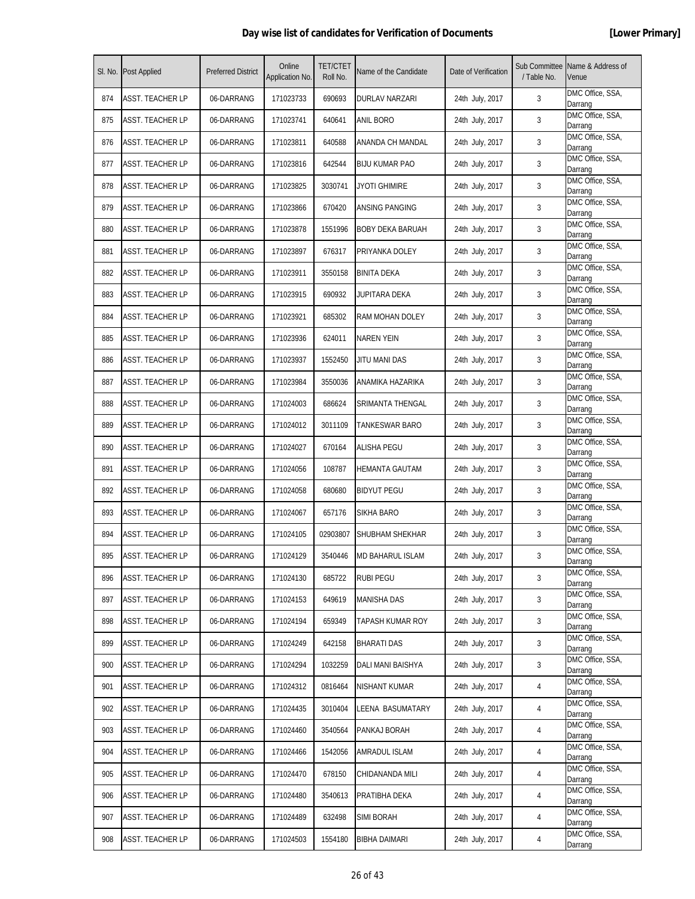**Day wise list of candidates for Verification of Documents** **[Lower Primary]**

| Sl. No. | Post Applied | Preferred District | Online Application No. | TET/CTET Roll No. | Name of the Candidate | Date of Verification | Sub Committee / Table No. | Name & Address of Venue |
|---|---|---|---|---|---|---|---|---|
| 874 | ASST. TEACHER LP | 06-DARRANG | 171023733 | 690693 | DURLAV NARZARI | 24th July, 2017 | 3 | DMC Office, SSA, Darrang |
| 875 | ASST. TEACHER LP | 06-DARRANG | 171023741 | 640641 | ANIL BORO | 24th July, 2017 | 3 | DMC Office, SSA, Darrang |
| 876 | ASST. TEACHER LP | 06-DARRANG | 171023811 | 640588 | ANANDA CH MANDAL | 24th July, 2017 | 3 | DMC Office, SSA, Darrang |
| 877 | ASST. TEACHER LP | 06-DARRANG | 171023816 | 642544 | BIJU KUMAR PAO | 24th July, 2017 | 3 | DMC Office, SSA, Darrang |
| 878 | ASST. TEACHER LP | 06-DARRANG | 171023825 | 3030741 | JYOTI GHIMIRE | 24th July, 2017 | 3 | DMC Office, SSA, Darrang |
| 879 | ASST. TEACHER LP | 06-DARRANG | 171023866 | 670420 | ANSING PANGING | 24th July, 2017 | 3 | DMC Office, SSA, Darrang |
| 880 | ASST. TEACHER LP | 06-DARRANG | 171023878 | 1551996 | BOBY DEKA BARUAH | 24th July, 2017 | 3 | DMC Office, SSA, Darrang |
| 881 | ASST. TEACHER LP | 06-DARRANG | 171023897 | 676317 | PRIYANKA DOLEY | 24th July, 2017 | 3 | DMC Office, SSA, Darrang |
| 882 | ASST. TEACHER LP | 06-DARRANG | 171023911 | 3550158 | BINITA DEKA | 24th July, 2017 | 3 | DMC Office, SSA, Darrang |
| 883 | ASST. TEACHER LP | 06-DARRANG | 171023915 | 690932 | JUPITARA DEKA | 24th July, 2017 | 3 | DMC Office, SSA, Darrang |
| 884 | ASST. TEACHER LP | 06-DARRANG | 171023921 | 685302 | RAM MOHAN DOLEY | 24th July, 2017 | 3 | DMC Office, SSA, Darrang |
| 885 | ASST. TEACHER LP | 06-DARRANG | 171023936 | 624011 | NAREN YEIN | 24th July, 2017 | 3 | DMC Office, SSA, Darrang |
| 886 | ASST. TEACHER LP | 06-DARRANG | 171023937 | 1552450 | JITU MANI DAS | 24th July, 2017 | 3 | DMC Office, SSA, Darrang |
| 887 | ASST. TEACHER LP | 06-DARRANG | 171023984 | 3550036 | ANAMIKA HAZARIKA | 24th July, 2017 | 3 | DMC Office, SSA, Darrang |
| 888 | ASST. TEACHER LP | 06-DARRANG | 171024003 | 686624 | SRIMANTA THENGAL | 24th July, 2017 | 3 | DMC Office, SSA, Darrang |
| 889 | ASST. TEACHER LP | 06-DARRANG | 171024012 | 3011109 | TANKESWAR BARO | 24th July, 2017 | 3 | DMC Office, SSA, Darrang |
| 890 | ASST. TEACHER LP | 06-DARRANG | 171024027 | 670164 | ALISHA PEGU | 24th July, 2017 | 3 | DMC Office, SSA, Darrang |
| 891 | ASST. TEACHER LP | 06-DARRANG | 171024056 | 108787 | HEMANTA GAUTAM | 24th July, 2017 | 3 | DMC Office, SSA, Darrang |
| 892 | ASST. TEACHER LP | 06-DARRANG | 171024058 | 680680 | BIDYUT PEGU | 24th July, 2017 | 3 | DMC Office, SSA, Darrang |
| 893 | ASST. TEACHER LP | 06-DARRANG | 171024067 | 657176 | SIKHA BARO | 24th July, 2017 | 3 | DMC Office, SSA, Darrang |
| 894 | ASST. TEACHER LP | 06-DARRANG | 171024105 | 02903807 | SHUBHAM SHEKHAR | 24th July, 2017 | 3 | DMC Office, SSA, Darrang |
| 895 | ASST. TEACHER LP | 06-DARRANG | 171024129 | 3540446 | MD BAHARUL ISLAM | 24th July, 2017 | 3 | DMC Office, SSA, Darrang |
| 896 | ASST. TEACHER LP | 06-DARRANG | 171024130 | 685722 | RUBI PEGU | 24th July, 2017 | 3 | DMC Office, SSA, Darrang |
| 897 | ASST. TEACHER LP | 06-DARRANG | 171024153 | 649619 | MANISHA DAS | 24th July, 2017 | 3 | DMC Office, SSA, Darrang |
| 898 | ASST. TEACHER LP | 06-DARRANG | 171024194 | 659349 | TAPASH KUMAR ROY | 24th July, 2017 | 3 | DMC Office, SSA, Darrang |
| 899 | ASST. TEACHER LP | 06-DARRANG | 171024249 | 642158 | BHARATI DAS | 24th July, 2017 | 3 | DMC Office, SSA, Darrang |
| 900 | ASST. TEACHER LP | 06-DARRANG | 171024294 | 1032259 | DALI MANI BAISHYA | 24th July, 2017 | 3 | DMC Office, SSA, Darrang |
| 901 | ASST. TEACHER LP | 06-DARRANG | 171024312 | 0816464 | NISHANT KUMAR | 24th July, 2017 | 4 | DMC Office, SSA, Darrang |
| 902 | ASST. TEACHER LP | 06-DARRANG | 171024435 | 3010404 | LEENA BASUMATARY | 24th July, 2017 | 4 | DMC Office, SSA, Darrang |
| 903 | ASST. TEACHER LP | 06-DARRANG | 171024460 | 3540564 | PANKAJ BORAH | 24th July, 2017 | 4 | DMC Office, SSA, Darrang |
| 904 | ASST. TEACHER LP | 06-DARRANG | 171024466 | 1542056 | AMRADUL ISLAM | 24th July, 2017 | 4 | DMC Office, SSA, Darrang |
| 905 | ASST. TEACHER LP | 06-DARRANG | 171024470 | 678150 | CHIDANANDA MILI | 24th July, 2017 | 4 | DMC Office, SSA, Darrang |
| 906 | ASST. TEACHER LP | 06-DARRANG | 171024480 | 3540613 | PRATIBHA DEKA | 24th July, 2017 | 4 | DMC Office, SSA, Darrang |
| 907 | ASST. TEACHER LP | 06-DARRANG | 171024489 | 632498 | SIMI BORAH | 24th July, 2017 | 4 | DMC Office, SSA, Darrang |
| 908 | ASST. TEACHER LP | 06-DARRANG | 171024503 | 1554180 | BIBHA DAIMARI | 24th July, 2017 | 4 | DMC Office, SSA, Darrang |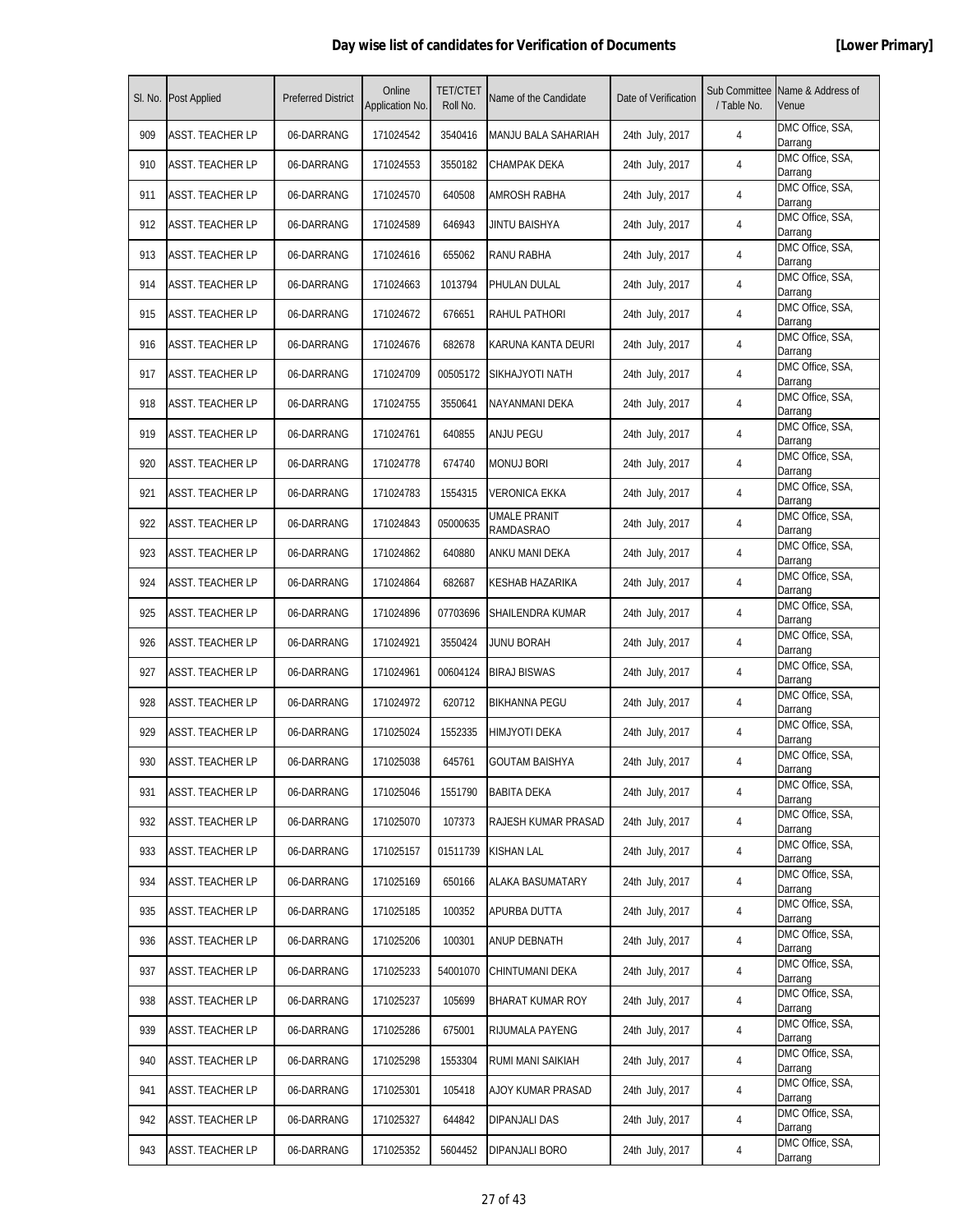## Day wise list of candidates for Verification of Documents [Lower Primary]

| Sl. No. | Post Applied | Preferred District | Online Application No. | TET/CTET Roll No. | Name of the Candidate | Date of Verification | Sub Committee / Table No. | Name & Address of Venue |
|---|---|---|---|---|---|---|---|---|
| 909 | ASST. TEACHER LP | 06-DARRANG | 171024542 | 3540416 | MANJU BALA SAHARIAH | 24th July, 2017 | 4 | DMC Office, SSA, Darrang |
| 910 | ASST. TEACHER LP | 06-DARRANG | 171024553 | 3550182 | CHAMPAK DEKA | 24th July, 2017 | 4 | DMC Office, SSA, Darrang |
| 911 | ASST. TEACHER LP | 06-DARRANG | 171024570 | 640508 | AMROSH RABHA | 24th July, 2017 | 4 | DMC Office, SSA, Darrang |
| 912 | ASST. TEACHER LP | 06-DARRANG | 171024589 | 646943 | JINTU BAISHYA | 24th July, 2017 | 4 | DMC Office, SSA, Darrang |
| 913 | ASST. TEACHER LP | 06-DARRANG | 171024616 | 655062 | RANU RABHA | 24th July, 2017 | 4 | DMC Office, SSA, Darrang |
| 914 | ASST. TEACHER LP | 06-DARRANG | 171024663 | 1013794 | PHULAN DULAL | 24th July, 2017 | 4 | DMC Office, SSA, Darrang |
| 915 | ASST. TEACHER LP | 06-DARRANG | 171024672 | 676651 | RAHUL PATHORI | 24th July, 2017 | 4 | DMC Office, SSA, Darrang |
| 916 | ASST. TEACHER LP | 06-DARRANG | 171024676 | 682678 | KARUNA KANTA DEURI | 24th July, 2017 | 4 | DMC Office, SSA, Darrang |
| 917 | ASST. TEACHER LP | 06-DARRANG | 171024709 | 00505172 | SIKHAJYOTI NATH | 24th July, 2017 | 4 | DMC Office, SSA, Darrang |
| 918 | ASST. TEACHER LP | 06-DARRANG | 171024755 | 3550641 | NAYANMANI DEKA | 24th July, 2017 | 4 | DMC Office, SSA, Darrang |
| 919 | ASST. TEACHER LP | 06-DARRANG | 171024761 | 640855 | ANJU PEGU | 24th July, 2017 | 4 | DMC Office, SSA, Darrang |
| 920 | ASST. TEACHER LP | 06-DARRANG | 171024778 | 674740 | MONUJ BORI | 24th July, 2017 | 4 | DMC Office, SSA, Darrang |
| 921 | ASST. TEACHER LP | 06-DARRANG | 171024783 | 1554315 | VERONICA EKKA | 24th July, 2017 | 4 | DMC Office, SSA, Darrang |
| 922 | ASST. TEACHER LP | 06-DARRANG | 171024843 | 05000635 | UMALE PRANIT RAMDASRAO | 24th July, 2017 | 4 | DMC Office, SSA, Darrang |
| 923 | ASST. TEACHER LP | 06-DARRANG | 171024862 | 640880 | ANKU MANI DEKA | 24th July, 2017 | 4 | DMC Office, SSA, Darrang |
| 924 | ASST. TEACHER LP | 06-DARRANG | 171024864 | 682687 | KESHAB HAZARIKA | 24th July, 2017 | 4 | DMC Office, SSA, Darrang |
| 925 | ASST. TEACHER LP | 06-DARRANG | 171024896 | 07703696 | SHAILENDRA KUMAR | 24th July, 2017 | 4 | DMC Office, SSA, Darrang |
| 926 | ASST. TEACHER LP | 06-DARRANG | 171024921 | 3550424 | JUNU BORAH | 24th July, 2017 | 4 | DMC Office, SSA, Darrang |
| 927 | ASST. TEACHER LP | 06-DARRANG | 171024961 | 00604124 | BIRAJ BISWAS | 24th July, 2017 | 4 | DMC Office, SSA, Darrang |
| 928 | ASST. TEACHER LP | 06-DARRANG | 171024972 | 620712 | BIKHANNA PEGU | 24th July, 2017 | 4 | DMC Office, SSA, Darrang |
| 929 | ASST. TEACHER LP | 06-DARRANG | 171025024 | 1552335 | HIMJYOTI DEKA | 24th July, 2017 | 4 | DMC Office, SSA, Darrang |
| 930 | ASST. TEACHER LP | 06-DARRANG | 171025038 | 645761 | GOUTAM BAISHYA | 24th July, 2017 | 4 | DMC Office, SSA, Darrang |
| 931 | ASST. TEACHER LP | 06-DARRANG | 171025046 | 1551790 | BABITA DEKA | 24th July, 2017 | 4 | DMC Office, SSA, Darrang |
| 932 | ASST. TEACHER LP | 06-DARRANG | 171025070 | 107373 | RAJESH KUMAR PRASAD | 24th July, 2017 | 4 | DMC Office, SSA, Darrang |
| 933 | ASST. TEACHER LP | 06-DARRANG | 171025157 | 01511739 | KISHAN LAL | 24th July, 2017 | 4 | DMC Office, SSA, Darrang |
| 934 | ASST. TEACHER LP | 06-DARRANG | 171025169 | 650166 | ALAKA BASUMATARY | 24th July, 2017 | 4 | DMC Office, SSA, Darrang |
| 935 | ASST. TEACHER LP | 06-DARRANG | 171025185 | 100352 | APURBA DUTTA | 24th July, 2017 | 4 | DMC Office, SSA, Darrang |
| 936 | ASST. TEACHER LP | 06-DARRANG | 171025206 | 100301 | ANUP DEBNATH | 24th July, 2017 | 4 | DMC Office, SSA, Darrang |
| 937 | ASST. TEACHER LP | 06-DARRANG | 171025233 | 54001070 | CHINTUMANI DEKA | 24th July, 2017 | 4 | DMC Office, SSA, Darrang |
| 938 | ASST. TEACHER LP | 06-DARRANG | 171025237 | 105699 | BHARAT KUMAR ROY | 24th July, 2017 | 4 | DMC Office, SSA, Darrang |
| 939 | ASST. TEACHER LP | 06-DARRANG | 171025286 | 675001 | RIJUMALA PAYENG | 24th July, 2017 | 4 | DMC Office, SSA, Darrang |
| 940 | ASST. TEACHER LP | 06-DARRANG | 171025298 | 1553304 | RUMI MANI SAIKIAH | 24th July, 2017 | 4 | DMC Office, SSA, Darrang |
| 941 | ASST. TEACHER LP | 06-DARRANG | 171025301 | 105418 | AJOY KUMAR PRASAD | 24th July, 2017 | 4 | DMC Office, SSA, Darrang |
| 942 | ASST. TEACHER LP | 06-DARRANG | 171025327 | 644842 | DIPANJALI DAS | 24th July, 2017 | 4 | DMC Office, SSA, Darrang |
| 943 | ASST. TEACHER LP | 06-DARRANG | 171025352 | 5604452 | DIPANJALI BORO | 24th July, 2017 | 4 | DMC Office, SSA, Darrang |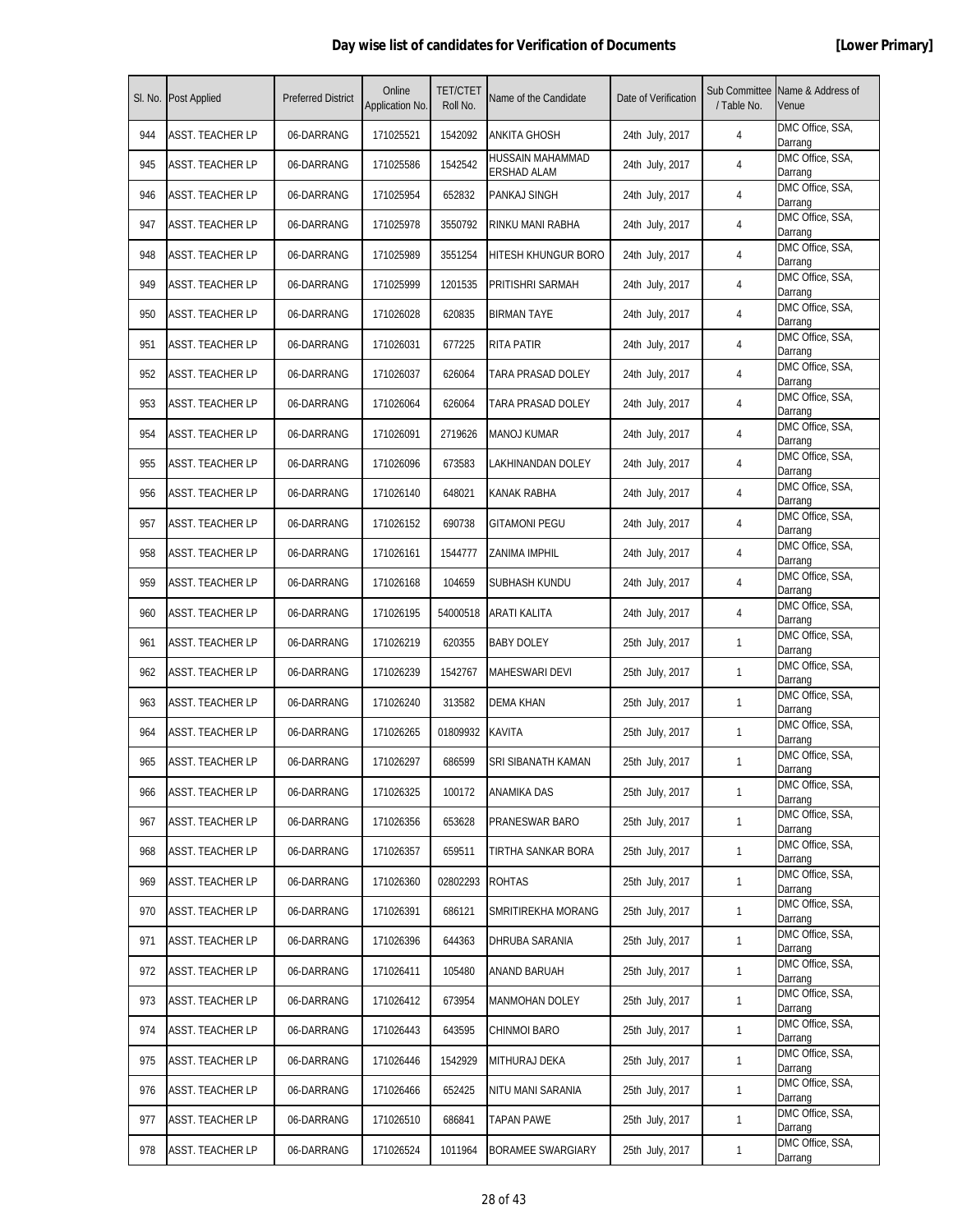## Day wise list of candidates for Verification of Documents

**[Lower Primary]**

| Sl. No. | Post Applied | Preferred District | Online Application No. | TET/CTET Roll No. | Name of the Candidate | Date of Verification | Sub Committee / Table No. | Name & Address of Venue |
|---|---|---|---|---|---|---|---|---|
| 944 | ASST. TEACHER LP | 06-DARRANG | 171025521 | 1542092 | ANKITA GHOSH | 24th July, 2017 | 4 | DMC Office, SSA, Darrang |
| 945 | ASST. TEACHER LP | 06-DARRANG | 171025586 | 1542542 | HUSSAIN MAHAMMAD ERSHAD ALAM | 24th July, 2017 | 4 | DMC Office, SSA, Darrang |
| 946 | ASST. TEACHER LP | 06-DARRANG | 171025954 | 652832 | PANKAJ SINGH | 24th July, 2017 | 4 | DMC Office, SSA, Darrang |
| 947 | ASST. TEACHER LP | 06-DARRANG | 171025978 | 3550792 | RINKU MANI RABHA | 24th July, 2017 | 4 | DMC Office, SSA, Darrang |
| 948 | ASST. TEACHER LP | 06-DARRANG | 171025989 | 3551254 | HITESH KHUNGUR BORO | 24th July, 2017 | 4 | DMC Office, SSA, Darrang |
| 949 | ASST. TEACHER LP | 06-DARRANG | 171025999 | 1201535 | PRITISHRI SARMAH | 24th July, 2017 | 4 | DMC Office, SSA, Darrang |
| 950 | ASST. TEACHER LP | 06-DARRANG | 171026028 | 620835 | BIRMAN TAYE | 24th July, 2017 | 4 | DMC Office, SSA, Darrang |
| 951 | ASST. TEACHER LP | 06-DARRANG | 171026031 | 677225 | RITA PATIR | 24th July, 2017 | 4 | DMC Office, SSA, Darrang |
| 952 | ASST. TEACHER LP | 06-DARRANG | 171026037 | 626064 | TARA PRASAD DOLEY | 24th July, 2017 | 4 | DMC Office, SSA, Darrang |
| 953 | ASST. TEACHER LP | 06-DARRANG | 171026064 | 626064 | TARA PRASAD DOLEY | 24th July, 2017 | 4 | DMC Office, SSA, Darrang |
| 954 | ASST. TEACHER LP | 06-DARRANG | 171026091 | 2719626 | MANOJ KUMAR | 24th July, 2017 | 4 | DMC Office, SSA, Darrang |
| 955 | ASST. TEACHER LP | 06-DARRANG | 171026096 | 673583 | LAKHINANDAN DOLEY | 24th July, 2017 | 4 | DMC Office, SSA, Darrang |
| 956 | ASST. TEACHER LP | 06-DARRANG | 171026140 | 648021 | KANAK RABHA | 24th July, 2017 | 4 | DMC Office, SSA, Darrang |
| 957 | ASST. TEACHER LP | 06-DARRANG | 171026152 | 690738 | GITAMONI PEGU | 24th July, 2017 | 4 | DMC Office, SSA, Darrang |
| 958 | ASST. TEACHER LP | 06-DARRANG | 171026161 | 1544777 | ZANIMA IMPHIL | 24th July, 2017 | 4 | DMC Office, SSA, Darrang |
| 959 | ASST. TEACHER LP | 06-DARRANG | 171026168 | 104659 | SUBHASH KUNDU | 24th July, 2017 | 4 | DMC Office, SSA, Darrang |
| 960 | ASST. TEACHER LP | 06-DARRANG | 171026195 | 54000518 | ARATI KALITA | 24th July, 2017 | 4 | DMC Office, SSA, Darrang |
| 961 | ASST. TEACHER LP | 06-DARRANG | 171026219 | 620355 | BABY DOLEY | 25th July, 2017 | 1 | DMC Office, SSA, Darrang |
| 962 | ASST. TEACHER LP | 06-DARRANG | 171026239 | 1542767 | MAHESWARI DEVI | 25th July, 2017 | 1 | DMC Office, SSA, Darrang |
| 963 | ASST. TEACHER LP | 06-DARRANG | 171026240 | 313582 | DEMA KHAN | 25th July, 2017 | 1 | DMC Office, SSA, Darrang |
| 964 | ASST. TEACHER LP | 06-DARRANG | 171026265 | 01809932 | KAVITA | 25th July, 2017 | 1 | DMC Office, SSA, Darrang |
| 965 | ASST. TEACHER LP | 06-DARRANG | 171026297 | 686599 | SRI SIBANATH KAMAN | 25th July, 2017 | 1 | DMC Office, SSA, Darrang |
| 966 | ASST. TEACHER LP | 06-DARRANG | 171026325 | 100172 | ANAMIKA DAS | 25th July, 2017 | 1 | DMC Office, SSA, Darrang |
| 967 | ASST. TEACHER LP | 06-DARRANG | 171026356 | 653628 | PRANESWAR BARO | 25th July, 2017 | 1 | DMC Office, SSA, Darrang |
| 968 | ASST. TEACHER LP | 06-DARRANG | 171026357 | 659511 | TIRTHA SANKAR BORA | 25th July, 2017 | 1 | DMC Office, SSA, Darrang |
| 969 | ASST. TEACHER LP | 06-DARRANG | 171026360 | 02802293 | ROHTAS | 25th July, 2017 | 1 | DMC Office, SSA, Darrang |
| 970 | ASST. TEACHER LP | 06-DARRANG | 171026391 | 686121 | SMRITIREKHA MORANG | 25th July, 2017 | 1 | DMC Office, SSA, Darrang |
| 971 | ASST. TEACHER LP | 06-DARRANG | 171026396 | 644363 | DHRUBA SARANIA | 25th July, 2017 | 1 | DMC Office, SSA, Darrang |
| 972 | ASST. TEACHER LP | 06-DARRANG | 171026411 | 105480 | ANAND BARUAH | 25th July, 2017 | 1 | DMC Office, SSA, Darrang |
| 973 | ASST. TEACHER LP | 06-DARRANG | 171026412 | 673954 | MANMOHAN DOLEY | 25th July, 2017 | 1 | DMC Office, SSA, Darrang |
| 974 | ASST. TEACHER LP | 06-DARRANG | 171026443 | 643595 | CHINMOI BARO | 25th July, 2017 | 1 | DMC Office, SSA, Darrang |
| 975 | ASST. TEACHER LP | 06-DARRANG | 171026446 | 1542929 | MITHURAJ DEKA | 25th July, 2017 | 1 | DMC Office, SSA, Darrang |
| 976 | ASST. TEACHER LP | 06-DARRANG | 171026466 | 652425 | NITU MANI SARANIA | 25th July, 2017 | 1 | DMC Office, SSA, Darrang |
| 977 | ASST. TEACHER LP | 06-DARRANG | 171026510 | 686841 | TAPAN PAWE | 25th July, 2017 | 1 | DMC Office, SSA, Darrang |
| 978 | ASST. TEACHER LP | 06-DARRANG | 171026524 | 1011964 | BORAMEE SWARGIARY | 25th July, 2017 | 1 | DMC Office, SSA, Darrang |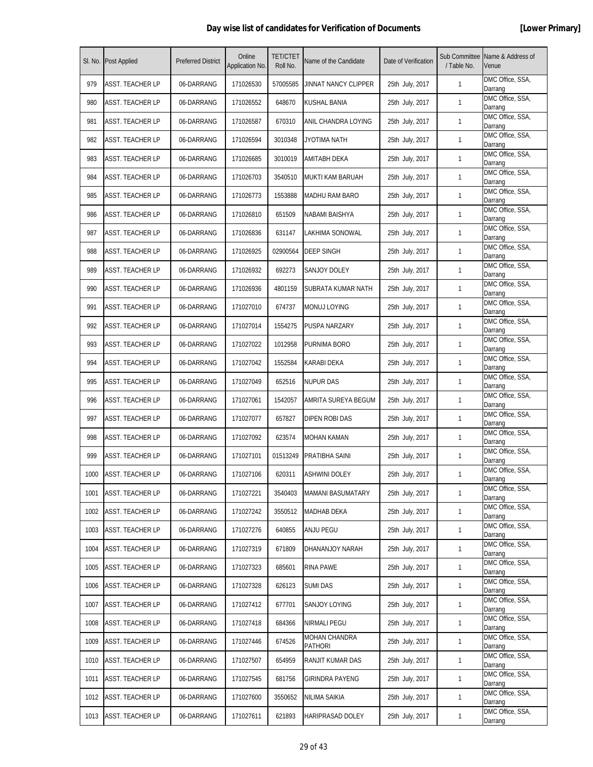## Day wise list of candidates for Verification of Documents **[Lower Primary]**

| Sl. No. | Post Applied | Preferred District | Online Application No. | TET/CTET Roll No. | Name of the Candidate | Date of Verification | Sub Committee / Table No. | Name & Address of Venue |
|---|---|---|---|---|---|---|---|---|
| 979 | ASST. TEACHER LP | 06-DARRANG | 171026530 | 57005585 | JINNAT NANCY CLIPPER | 25th July, 2017 | 1 | DMC Office, SSA, Darrang |
| 980 | ASST. TEACHER LP | 06-DARRANG | 171026552 | 648670 | KUSHAL BANIA | 25th July, 2017 | 1 | DMC Office, SSA, Darrang |
| 981 | ASST. TEACHER LP | 06-DARRANG | 171026587 | 670310 | ANIL CHANDRA LOYING | 25th July, 2017 | 1 | DMC Office, SSA, Darrang |
| 982 | ASST. TEACHER LP | 06-DARRANG | 171026594 | 3010348 | JYOTIMA NATH | 25th July, 2017 | 1 | DMC Office, SSA, Darrang |
| 983 | ASST. TEACHER LP | 06-DARRANG | 171026685 | 3010019 | AMITABH DEKA | 25th July, 2017 | 1 | DMC Office, SSA, Darrang |
| 984 | ASST. TEACHER LP | 06-DARRANG | 171026703 | 3540510 | MUKTI KAM BARUAH | 25th July, 2017 | 1 | DMC Office, SSA, Darrang |
| 985 | ASST. TEACHER LP | 06-DARRANG | 171026773 | 1553888 | MADHU RAM BARO | 25th July, 2017 | 1 | DMC Office, SSA, Darrang |
| 986 | ASST. TEACHER LP | 06-DARRANG | 171026810 | 651509 | NABAMI BAISHYA | 25th July, 2017 | 1 | DMC Office, SSA, Darrang |
| 987 | ASST. TEACHER LP | 06-DARRANG | 171026836 | 631147 | LAKHIMA SONOWAL | 25th July, 2017 | 1 | DMC Office, SSA, Darrang |
| 988 | ASST. TEACHER LP | 06-DARRANG | 171026925 | 02900564 | DEEP SINGH | 25th July, 2017 | 1 | DMC Office, SSA, Darrang |
| 989 | ASST. TEACHER LP | 06-DARRANG | 171026932 | 692273 | SANJOY DOLEY | 25th July, 2017 | 1 | DMC Office, SSA, Darrang |
| 990 | ASST. TEACHER LP | 06-DARRANG | 171026936 | 4801159 | SUBRATA KUMAR NATH | 25th July, 2017 | 1 | DMC Office, SSA, Darrang |
| 991 | ASST. TEACHER LP | 06-DARRANG | 171027010 | 674737 | MONUJ LOYING | 25th July, 2017 | 1 | DMC Office, SSA, Darrang |
| 992 | ASST. TEACHER LP | 06-DARRANG | 171027014 | 1554275 | PUSPA NARZARY | 25th July, 2017 | 1 | DMC Office, SSA, Darrang |
| 993 | ASST. TEACHER LP | 06-DARRANG | 171027022 | 1012958 | PURNIMA BORO | 25th July, 2017 | 1 | DMC Office, SSA, Darrang |
| 994 | ASST. TEACHER LP | 06-DARRANG | 171027042 | 1552584 | KARABI DEKA | 25th July, 2017 | 1 | DMC Office, SSA, Darrang |
| 995 | ASST. TEACHER LP | 06-DARRANG | 171027049 | 652516 | NUPUR DAS | 25th July, 2017 | 1 | DMC Office, SSA, Darrang |
| 996 | ASST. TEACHER LP | 06-DARRANG | 171027061 | 1542057 | AMRITA SUREYA BEGUM | 25th July, 2017 | 1 | DMC Office, SSA, Darrang |
| 997 | ASST. TEACHER LP | 06-DARRANG | 171027077 | 657827 | DIPEN ROBI DAS | 25th July, 2017 | 1 | DMC Office, SSA, Darrang |
| 998 | ASST. TEACHER LP | 06-DARRANG | 171027092 | 623574 | MOHAN KAMAN | 25th July, 2017 | 1 | DMC Office, SSA, Darrang |
| 999 | ASST. TEACHER LP | 06-DARRANG | 171027101 | 01513249 | PRATIBHA SAINI | 25th July, 2017 | 1 | DMC Office, SSA, Darrang |
| 1000 | ASST. TEACHER LP | 06-DARRANG | 171027106 | 620311 | ASHWINI DOLEY | 25th July, 2017 | 1 | DMC Office, SSA, Darrang |
| 1001 | ASST. TEACHER LP | 06-DARRANG | 171027221 | 3540403 | MAMANI BASUMATARY | 25th July, 2017 | 1 | DMC Office, SSA, Darrang |
| 1002 | ASST. TEACHER LP | 06-DARRANG | 171027242 | 3550512 | MADHAB DEKA | 25th July, 2017 | 1 | DMC Office, SSA, Darrang |
| 1003 | ASST. TEACHER LP | 06-DARRANG | 171027276 | 640855 | ANJU PEGU | 25th July, 2017 | 1 | DMC Office, SSA, Darrang |
| 1004 | ASST. TEACHER LP | 06-DARRANG | 171027319 | 671809 | DHANANJOY NARAH | 25th July, 2017 | 1 | DMC Office, SSA, Darrang |
| 1005 | ASST. TEACHER LP | 06-DARRANG | 171027323 | 685601 | RINA PAWE | 25th July, 2017 | 1 | DMC Office, SSA, Darrang |
| 1006 | ASST. TEACHER LP | 06-DARRANG | 171027328 | 626123 | SUMI DAS | 25th July, 2017 | 1 | DMC Office, SSA, Darrang |
| 1007 | ASST. TEACHER LP | 06-DARRANG | 171027412 | 677701 | SANJOY LOYING | 25th July, 2017 | 1 | DMC Office, SSA, Darrang |
| 1008 | ASST. TEACHER LP | 06-DARRANG | 171027418 | 684366 | NIRMALI PEGU | 25th July, 2017 | 1 | DMC Office, SSA, Darrang |
| 1009 | ASST. TEACHER LP | 06-DARRANG | 171027446 | 674526 | MOHAN CHANDRA PATHORI | 25th July, 2017 | 1 | DMC Office, SSA, Darrang |
| 1010 | ASST. TEACHER LP | 06-DARRANG | 171027507 | 654959 | RANJIT KUMAR DAS | 25th July, 2017 | 1 | DMC Office, SSA, Darrang |
| 1011 | ASST. TEACHER LP | 06-DARRANG | 171027545 | 681756 | GIRINDRA PAYENG | 25th July, 2017 | 1 | DMC Office, SSA, Darrang |
| 1012 | ASST. TEACHER LP | 06-DARRANG | 171027600 | 3550652 | NILIMA SAIKIA | 25th July, 2017 | 1 | DMC Office, SSA, Darrang |
| 1013 | ASST. TEACHER LP | 06-DARRANG | 171027611 | 621893 | HARIPRASAD DOLEY | 25th July, 2017 | 1 | DMC Office, SSA, Darrang |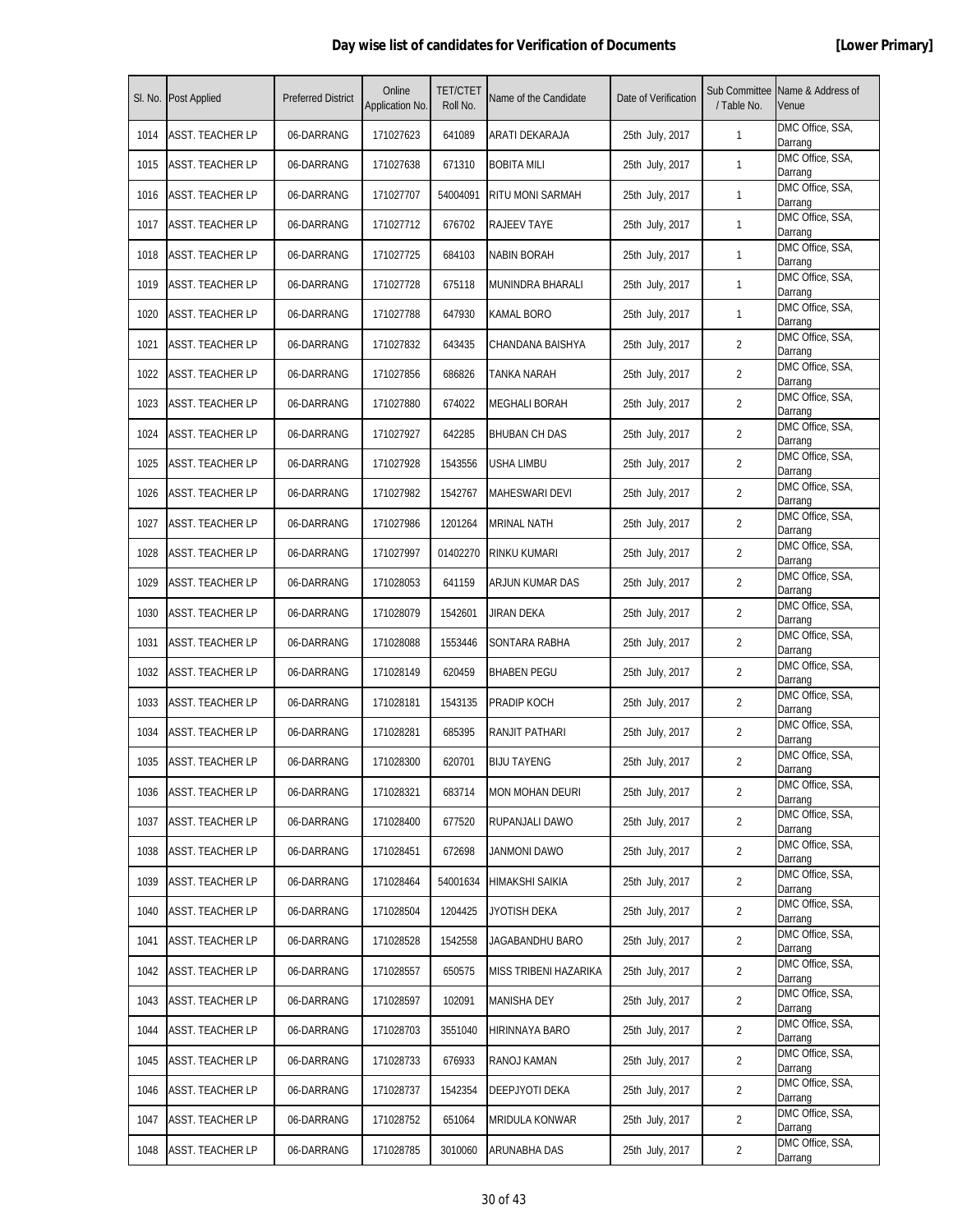**Day wise list of candidates for Verification of Documents** **[Lower Primary]**

| Sl. No. | Post Applied | Preferred District | Online Application No. | TET/CTET Roll No. | Name of the Candidate | Date of Verification | Sub Committee / Table No. | Name & Address of Venue |
|---|---|---|---|---|---|---|---|---|
| 1014 | ASST. TEACHER LP | 06-DARRANG | 171027623 | 641089 | ARATI DEKARAJA | 25th July, 2017 | 1 | DMC Office, SSA, Darrang |
| 1015 | ASST. TEACHER LP | 06-DARRANG | 171027638 | 671310 | BOBITA MILI | 25th July, 2017 | 1 | DMC Office, SSA, Darrang |
| 1016 | ASST. TEACHER LP | 06-DARRANG | 171027707 | 54004091 | RITU MONI SARMAH | 25th July, 2017 | 1 | DMC Office, SSA, Darrang |
| 1017 | ASST. TEACHER LP | 06-DARRANG | 171027712 | 676702 | RAJEEV TAYE | 25th July, 2017 | 1 | DMC Office, SSA, Darrang |
| 1018 | ASST. TEACHER LP | 06-DARRANG | 171027725 | 684103 | NABIN BORAH | 25th July, 2017 | 1 | DMC Office, SSA, Darrang |
| 1019 | ASST. TEACHER LP | 06-DARRANG | 171027728 | 675118 | MUNINDRA BHARALI | 25th July, 2017 | 1 | DMC Office, SSA, Darrang |
| 1020 | ASST. TEACHER LP | 06-DARRANG | 171027788 | 647930 | KAMAL BORO | 25th July, 2017 | 1 | DMC Office, SSA, Darrang |
| 1021 | ASST. TEACHER LP | 06-DARRANG | 171027832 | 643435 | CHANDANA BAISHYA | 25th July, 2017 | 2 | DMC Office, SSA, Darrang |
| 1022 | ASST. TEACHER LP | 06-DARRANG | 171027856 | 686826 | TANKA NARAH | 25th July, 2017 | 2 | DMC Office, SSA, Darrang |
| 1023 | ASST. TEACHER LP | 06-DARRANG | 171027880 | 674022 | MEGHALI BORAH | 25th July, 2017 | 2 | DMC Office, SSA, Darrang |
| 1024 | ASST. TEACHER LP | 06-DARRANG | 171027927 | 642285 | BHUBAN CH DAS | 25th July, 2017 | 2 | DMC Office, SSA, Darrang |
| 1025 | ASST. TEACHER LP | 06-DARRANG | 171027928 | 1543556 | USHA LIMBU | 25th July, 2017 | 2 | DMC Office, SSA, Darrang |
| 1026 | ASST. TEACHER LP | 06-DARRANG | 171027982 | 1542767 | MAHESWARI DEVI | 25th July, 2017 | 2 | DMC Office, SSA, Darrang |
| 1027 | ASST. TEACHER LP | 06-DARRANG | 171027986 | 1201264 | MRINAL NATH | 25th July, 2017 | 2 | DMC Office, SSA, Darrang |
| 1028 | ASST. TEACHER LP | 06-DARRANG | 171027997 | 01402270 | RINKU KUMARI | 25th July, 2017 | 2 | DMC Office, SSA, Darrang |
| 1029 | ASST. TEACHER LP | 06-DARRANG | 171028053 | 641159 | ARJUN KUMAR DAS | 25th July, 2017 | 2 | DMC Office, SSA, Darrang |
| 1030 | ASST. TEACHER LP | 06-DARRANG | 171028079 | 1542601 | JIRAN DEKA | 25th July, 2017 | 2 | DMC Office, SSA, Darrang |
| 1031 | ASST. TEACHER LP | 06-DARRANG | 171028088 | 1553446 | SONTARA RABHA | 25th July, 2017 | 2 | DMC Office, SSA, Darrang |
| 1032 | ASST. TEACHER LP | 06-DARRANG | 171028149 | 620459 | BHABEN PEGU | 25th July, 2017 | 2 | DMC Office, SSA, Darrang |
| 1033 | ASST. TEACHER LP | 06-DARRANG | 171028181 | 1543135 | PRADIP KOCH | 25th July, 2017 | 2 | DMC Office, SSA, Darrang |
| 1034 | ASST. TEACHER LP | 06-DARRANG | 171028281 | 685395 | RANJIT PATHARI | 25th July, 2017 | 2 | DMC Office, SSA, Darrang |
| 1035 | ASST. TEACHER LP | 06-DARRANG | 171028300 | 620701 | BIJU TAYENG | 25th July, 2017 | 2 | DMC Office, SSA, Darrang |
| 1036 | ASST. TEACHER LP | 06-DARRANG | 171028321 | 683714 | MON MOHAN DEURI | 25th July, 2017 | 2 | DMC Office, SSA, Darrang |
| 1037 | ASST. TEACHER LP | 06-DARRANG | 171028400 | 677520 | RUPANJALI DAWO | 25th July, 2017 | 2 | DMC Office, SSA, Darrang |
| 1038 | ASST. TEACHER LP | 06-DARRANG | 171028451 | 672698 | JANMONI DAWO | 25th July, 2017 | 2 | DMC Office, SSA, Darrang |
| 1039 | ASST. TEACHER LP | 06-DARRANG | 171028464 | 54001634 | HIMAKSHI SAIKIA | 25th July, 2017 | 2 | DMC Office, SSA, Darrang |
| 1040 | ASST. TEACHER LP | 06-DARRANG | 171028504 | 1204425 | JYOTISH DEKA | 25th July, 2017 | 2 | DMC Office, SSA, Darrang |
| 1041 | ASST. TEACHER LP | 06-DARRANG | 171028528 | 1542558 | JAGABANDHU BARO | 25th July, 2017 | 2 | DMC Office, SSA, Darrang |
| 1042 | ASST. TEACHER LP | 06-DARRANG | 171028557 | 650575 | MISS TRIBENI HAZARIKA | 25th July, 2017 | 2 | DMC Office, SSA, Darrang |
| 1043 | ASST. TEACHER LP | 06-DARRANG | 171028597 | 102091 | MANISHA DEY | 25th July, 2017 | 2 | DMC Office, SSA, Darrang |
| 1044 | ASST. TEACHER LP | 06-DARRANG | 171028703 | 3551040 | HIRINNAYA BARO | 25th July, 2017 | 2 | DMC Office, SSA, Darrang |
| 1045 | ASST. TEACHER LP | 06-DARRANG | 171028733 | 676933 | RANOJ KAMAN | 25th July, 2017 | 2 | DMC Office, SSA, Darrang |
| 1046 | ASST. TEACHER LP | 06-DARRANG | 171028737 | 1542354 | DEEPJYOTI DEKA | 25th July, 2017 | 2 | DMC Office, SSA, Darrang |
| 1047 | ASST. TEACHER LP | 06-DARRANG | 171028752 | 651064 | MRIDULA KONWAR | 25th July, 2017 | 2 | DMC Office, SSA, Darrang |
| 1048 | ASST. TEACHER LP | 06-DARRANG | 171028785 | 3010060 | ARUNABHA DAS | 25th July, 2017 | 2 | DMC Office, SSA, Darrang |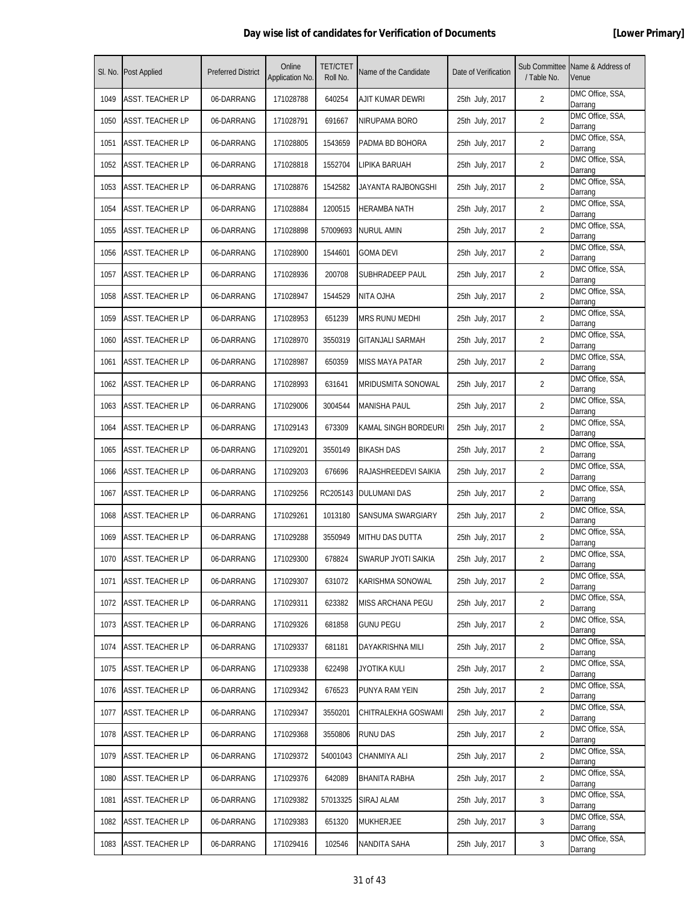# Day wise list of candidates for Verification of Documents **[Lower Primary]**

| Sl. No. | Post Applied | Preferred District | Online Application No. | TET/CTET Roll No. | Name of the Candidate | Date of Verification | Sub Committee / Table No. | Name & Address of Venue |
|---|---|---|---|---|---|---|---|---|
| 1049 | ASST. TEACHER LP | 06-DARRANG | 171028788 | 640254 | AJIT KUMAR DEWRI | 25th July, 2017 | 2 | DMC Office, SSA, Darrang |
| 1050 | ASST. TEACHER LP | 06-DARRANG | 171028791 | 691667 | NIRUPAMA BORO | 25th July, 2017 | 2 | DMC Office, SSA, Darrang |
| 1051 | ASST. TEACHER LP | 06-DARRANG | 171028805 | 1543659 | PADMA BD BOHORA | 25th July, 2017 | 2 | DMC Office, SSA, Darrang |
| 1052 | ASST. TEACHER LP | 06-DARRANG | 171028818 | 1552704 | LIPIKA BARUAH | 25th July, 2017 | 2 | DMC Office, SSA, Darrang |
| 1053 | ASST. TEACHER LP | 06-DARRANG | 171028876 | 1542582 | JAYANTA RAJBONGSHI | 25th July, 2017 | 2 | DMC Office, SSA, Darrang |
| 1054 | ASST. TEACHER LP | 06-DARRANG | 171028884 | 1200515 | HERAMBA NATH | 25th July, 2017 | 2 | DMC Office, SSA, Darrang |
| 1055 | ASST. TEACHER LP | 06-DARRANG | 171028898 | 57009693 | NURUL AMIN | 25th July, 2017 | 2 | DMC Office, SSA, Darrang |
| 1056 | ASST. TEACHER LP | 06-DARRANG | 171028900 | 1544601 | GOMA DEVI | 25th July, 2017 | 2 | DMC Office, SSA, Darrang |
| 1057 | ASST. TEACHER LP | 06-DARRANG | 171028936 | 200708 | SUBHRADEEP PAUL | 25th July, 2017 | 2 | DMC Office, SSA, Darrang |
| 1058 | ASST. TEACHER LP | 06-DARRANG | 171028947 | 1544529 | NITA OJHA | 25th July, 2017 | 2 | DMC Office, SSA, Darrang |
| 1059 | ASST. TEACHER LP | 06-DARRANG | 171028953 | 651239 | MRS RUNU MEDHI | 25th July, 2017 | 2 | DMC Office, SSA, Darrang |
| 1060 | ASST. TEACHER LP | 06-DARRANG | 171028970 | 3550319 | GITANJALI SARMAH | 25th July, 2017 | 2 | DMC Office, SSA, Darrang |
| 1061 | ASST. TEACHER LP | 06-DARRANG | 171028987 | 650359 | MISS MAYA PATAR | 25th July, 2017 | 2 | DMC Office, SSA, Darrang |
| 1062 | ASST. TEACHER LP | 06-DARRANG | 171028993 | 631641 | MRIDUSMITA SONOWAL | 25th July, 2017 | 2 | DMC Office, SSA, Darrang |
| 1063 | ASST. TEACHER LP | 06-DARRANG | 171029006 | 3004544 | MANISHA PAUL | 25th July, 2017 | 2 | DMC Office, SSA, Darrang |
| 1064 | ASST. TEACHER LP | 06-DARRANG | 171029143 | 673309 | KAMAL SINGH BORDEURI | 25th July, 2017 | 2 | DMC Office, SSA, Darrang |
| 1065 | ASST. TEACHER LP | 06-DARRANG | 171029201 | 3550149 | BIKASH DAS | 25th July, 2017 | 2 | DMC Office, SSA, Darrang |
| 1066 | ASST. TEACHER LP | 06-DARRANG | 171029203 | 676696 | RAJASHREEDEVI SAIKIA | 25th July, 2017 | 2 | DMC Office, SSA, Darrang |
| 1067 | ASST. TEACHER LP | 06-DARRANG | 171029256 | RC205143 | DULUMANI DAS | 25th July, 2017 | 2 | DMC Office, SSA, Darrang |
| 1068 | ASST. TEACHER LP | 06-DARRANG | 171029261 | 1013180 | SANSUMA SWARGIARY | 25th July, 2017 | 2 | DMC Office, SSA, Darrang |
| 1069 | ASST. TEACHER LP | 06-DARRANG | 171029288 | 3550949 | MITHU DAS DUTTA | 25th July, 2017 | 2 | DMC Office, SSA, Darrang |
| 1070 | ASST. TEACHER LP | 06-DARRANG | 171029300 | 678824 | SWARUP JYOTI SAIKIA | 25th July, 2017 | 2 | DMC Office, SSA, Darrang |
| 1071 | ASST. TEACHER LP | 06-DARRANG | 171029307 | 631072 | KARISHMA SONOWAL | 25th July, 2017 | 2 | DMC Office, SSA, Darrang |
| 1072 | ASST. TEACHER LP | 06-DARRANG | 171029311 | 623382 | MISS ARCHANA PEGU | 25th July, 2017 | 2 | DMC Office, SSA, Darrang |
| 1073 | ASST. TEACHER LP | 06-DARRANG | 171029326 | 681858 | GUNU PEGU | 25th July, 2017 | 2 | DMC Office, SSA, Darrang |
| 1074 | ASST. TEACHER LP | 06-DARRANG | 171029337 | 681181 | DAYAKRISHNA MILI | 25th July, 2017 | 2 | DMC Office, SSA, Darrang |
| 1075 | ASST. TEACHER LP | 06-DARRANG | 171029338 | 622498 | JYOTIKA KULI | 25th July, 2017 | 2 | DMC Office, SSA, Darrang |
| 1076 | ASST. TEACHER LP | 06-DARRANG | 171029342 | 676523 | PUNYA RAM YEIN | 25th July, 2017 | 2 | DMC Office, SSA, Darrang |
| 1077 | ASST. TEACHER LP | 06-DARRANG | 171029347 | 3550201 | CHITRALEKHA GOSWAMI | 25th July, 2017 | 2 | DMC Office, SSA, Darrang |
| 1078 | ASST. TEACHER LP | 06-DARRANG | 171029368 | 3550806 | RUNU DAS | 25th July, 2017 | 2 | DMC Office, SSA, Darrang |
| 1079 | ASST. TEACHER LP | 06-DARRANG | 171029372 | 54001043 | CHANMIYA ALI | 25th July, 2017 | 2 | DMC Office, SSA, Darrang |
| 1080 | ASST. TEACHER LP | 06-DARRANG | 171029376 | 642089 | BHANITA RABHA | 25th July, 2017 | 2 | DMC Office, SSA, Darrang |
| 1081 | ASST. TEACHER LP | 06-DARRANG | 171029382 | 57013325 | SIRAJ ALAM | 25th July, 2017 | 3 | DMC Office, SSA, Darrang |
| 1082 | ASST. TEACHER LP | 06-DARRANG | 171029383 | 651320 | MUKHERJEE | 25th July, 2017 | 3 | DMC Office, SSA, Darrang |
| 1083 | ASST. TEACHER LP | 06-DARRANG | 171029416 | 102546 | NANDITA SAHA | 25th July, 2017 | 3 | DMC Office, SSA, Darrang |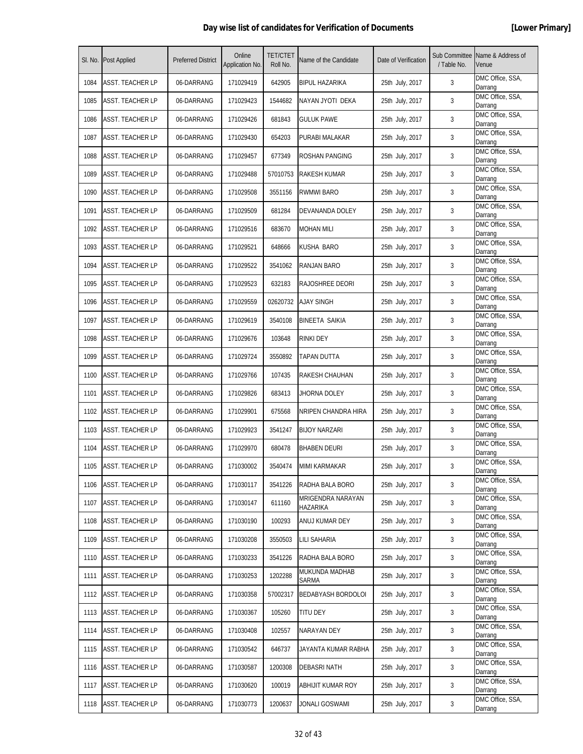## Day wise list of candidates for Verification of Documents

**[Lower Primary]**

| Sl. No. | Post Applied | Preferred District | Online Application No. | TET/CTET Roll No. | Name of the Candidate | Date of Verification | Sub Committee / Table No. | Name & Address of Venue |
|---|---|---|---|---|---|---|---|---|
| 1084 | ASST. TEACHER LP | 06-DARRANG | 171029419 | 642905 | BIPUL HAZARIKA | 25th July, 2017 | 3 | DMC Office, SSA, Darrang |
| 1085 | ASST. TEACHER LP | 06-DARRANG | 171029423 | 1544682 | NAYAN JYOTI DEKA | 25th July, 2017 | 3 | DMC Office, SSA, Darrang |
| 1086 | ASST. TEACHER LP | 06-DARRANG | 171029426 | 681843 | GULUK PAWE | 25th July, 2017 | 3 | DMC Office, SSA, Darrang |
| 1087 | ASST. TEACHER LP | 06-DARRANG | 171029430 | 654203 | PURABI MALAKAR | 25th July, 2017 | 3 | DMC Office, SSA, Darrang |
| 1088 | ASST. TEACHER LP | 06-DARRANG | 171029457 | 677349 | ROSHAN PANGING | 25th July, 2017 | 3 | DMC Office, SSA, Darrang |
| 1089 | ASST. TEACHER LP | 06-DARRANG | 171029488 | 57010753 | RAKESH KUMAR | 25th July, 2017 | 3 | DMC Office, SSA, Darrang |
| 1090 | ASST. TEACHER LP | 06-DARRANG | 171029508 | 3551156 | RWMWI BARO | 25th July, 2017 | 3 | DMC Office, SSA, Darrang |
| 1091 | ASST. TEACHER LP | 06-DARRANG | 171029509 | 681284 | DEVANANDA DOLEY | 25th July, 2017 | 3 | DMC Office, SSA, Darrang |
| 1092 | ASST. TEACHER LP | 06-DARRANG | 171029516 | 683670 | MOHAN MILI | 25th July, 2017 | 3 | DMC Office, SSA, Darrang |
| 1093 | ASST. TEACHER LP | 06-DARRANG | 171029521 | 648666 | KUSHA BARO | 25th July, 2017 | 3 | DMC Office, SSA, Darrang |
| 1094 | ASST. TEACHER LP | 06-DARRANG | 171029522 | 3541062 | RANJAN BARO | 25th July, 2017 | 3 | DMC Office, SSA, Darrang |
| 1095 | ASST. TEACHER LP | 06-DARRANG | 171029523 | 632183 | RAJOSHREE DEORI | 25th July, 2017 | 3 | DMC Office, SSA, Darrang |
| 1096 | ASST. TEACHER LP | 06-DARRANG | 171029559 | 02620732 | AJAY SINGH | 25th July, 2017 | 3 | DMC Office, SSA, Darrang |
| 1097 | ASST. TEACHER LP | 06-DARRANG | 171029619 | 3540108 | BINEETA SAIKIA | 25th July, 2017 | 3 | DMC Office, SSA, Darrang |
| 1098 | ASST. TEACHER LP | 06-DARRANG | 171029676 | 103648 | RINKI DEY | 25th July, 2017 | 3 | DMC Office, SSA, Darrang |
| 1099 | ASST. TEACHER LP | 06-DARRANG | 171029724 | 3550892 | TAPAN DUTTA | 25th July, 2017 | 3 | DMC Office, SSA, Darrang |
| 1100 | ASST. TEACHER LP | 06-DARRANG | 171029766 | 107435 | RAKESH CHAUHAN | 25th July, 2017 | 3 | DMC Office, SSA, Darrang |
| 1101 | ASST. TEACHER LP | 06-DARRANG | 171029826 | 683413 | JHORNA DOLEY | 25th July, 2017 | 3 | DMC Office, SSA, Darrang |
| 1102 | ASST. TEACHER LP | 06-DARRANG | 171029901 | 675568 | NRIPEN CHANDRA HIRA | 25th July, 2017 | 3 | DMC Office, SSA, Darrang |
| 1103 | ASST. TEACHER LP | 06-DARRANG | 171029923 | 3541247 | BIJOY NARZARI | 25th July, 2017 | 3 | DMC Office, SSA, Darrang |
| 1104 | ASST. TEACHER LP | 06-DARRANG | 171029970 | 680478 | BHABEN DEURI | 25th July, 2017 | 3 | DMC Office, SSA, Darrang |
| 1105 | ASST. TEACHER LP | 06-DARRANG | 171030002 | 3540474 | MIMI KARMAKAR | 25th July, 2017 | 3 | DMC Office, SSA, Darrang |
| 1106 | ASST. TEACHER LP | 06-DARRANG | 171030117 | 3541226 | RADHA BALA BORO | 25th July, 2017 | 3 | DMC Office, SSA, Darrang |
| 1107 | ASST. TEACHER LP | 06-DARRANG | 171030147 | 611160 | MRIGENDRA NARAYAN HAZARIKA | 25th July, 2017 | 3 | DMC Office, SSA, Darrang |
| 1108 | ASST. TEACHER LP | 06-DARRANG | 171030190 | 100293 | ANUJ KUMAR DEY | 25th July, 2017 | 3 | DMC Office, SSA, Darrang |
| 1109 | ASST. TEACHER LP | 06-DARRANG | 171030208 | 3550503 | LILI SAHARIA | 25th July, 2017 | 3 | DMC Office, SSA, Darrang |
| 1110 | ASST. TEACHER LP | 06-DARRANG | 171030233 | 3541226 | RADHA BALA BORO | 25th July, 2017 | 3 | DMC Office, SSA, Darrang |
| 1111 | ASST. TEACHER LP | 06-DARRANG | 171030253 | 1202288 | MUKUNDA MADHAB SARMA | 25th July, 2017 | 3 | DMC Office, SSA, Darrang |
| 1112 | ASST. TEACHER LP | 06-DARRANG | 171030358 | 57002317 | BEDABYASH BORDOLOI | 25th July, 2017 | 3 | DMC Office, SSA, Darrang |
| 1113 | ASST. TEACHER LP | 06-DARRANG | 171030367 | 105260 | TITU DEY | 25th July, 2017 | 3 | DMC Office, SSA, Darrang |
| 1114 | ASST. TEACHER LP | 06-DARRANG | 171030408 | 102557 | NARAYAN DEY | 25th July, 2017 | 3 | DMC Office, SSA, Darrang |
| 1115 | ASST. TEACHER LP | 06-DARRANG | 171030542 | 646737 | JAYANTA KUMAR RABHA | 25th July, 2017 | 3 | DMC Office, SSA, Darrang |
| 1116 | ASST. TEACHER LP | 06-DARRANG | 171030587 | 1200308 | DEBASRI NATH | 25th July, 2017 | 3 | DMC Office, SSA, Darrang |
| 1117 | ASST. TEACHER LP | 06-DARRANG | 171030620 | 100019 | ABHIJIT KUMAR ROY | 25th July, 2017 | 3 | DMC Office, SSA, Darrang |
| 1118 | ASST. TEACHER LP | 06-DARRANG | 171030773 | 1200637 | JONALI GOSWAMI | 25th July, 2017 | 3 | DMC Office, SSA, Darrang |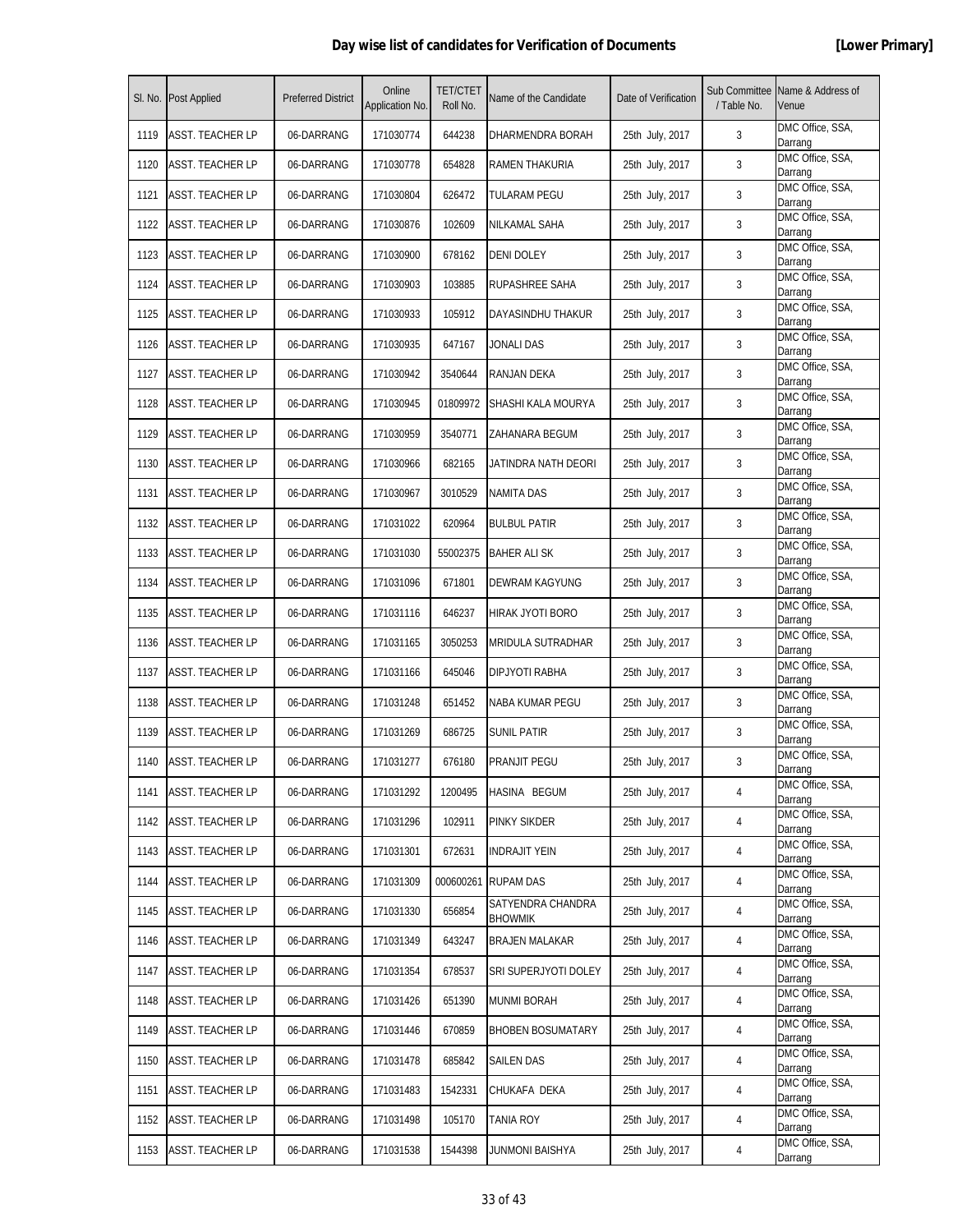## Day wise list of candidates for Verification of Documents [Lower Primary]

| Sl. No. | Post Applied | Preferred District | Online Application No. | TET/CTET Roll No. | Name of the Candidate | Date of Verification | Sub Committee / Table No. | Name & Address of Venue |
|---|---|---|---|---|---|---|---|---|
| 1119 | ASST. TEACHER LP | 06-DARRANG | 171030774 | 644238 | DHARMENDRA BORAH | 25th July, 2017 | 3 | DMC Office, SSA, Darrang |
| 1120 | ASST. TEACHER LP | 06-DARRANG | 171030778 | 654828 | RAMEN THAKURIA | 25th July, 2017 | 3 | DMC Office, SSA, Darrang |
| 1121 | ASST. TEACHER LP | 06-DARRANG | 171030804 | 626472 | TULARAM PEGU | 25th July, 2017 | 3 | DMC Office, SSA, Darrang |
| 1122 | ASST. TEACHER LP | 06-DARRANG | 171030876 | 102609 | NILKAMAL SAHA | 25th July, 2017 | 3 | DMC Office, SSA, Darrang |
| 1123 | ASST. TEACHER LP | 06-DARRANG | 171030900 | 678162 | DENI DOLEY | 25th July, 2017 | 3 | DMC Office, SSA, Darrang |
| 1124 | ASST. TEACHER LP | 06-DARRANG | 171030903 | 103885 | RUPASHREE SAHA | 25th July, 2017 | 3 | DMC Office, SSA, Darrang |
| 1125 | ASST. TEACHER LP | 06-DARRANG | 171030933 | 105912 | DAYASINDHU THAKUR | 25th July, 2017 | 3 | DMC Office, SSA, Darrang |
| 1126 | ASST. TEACHER LP | 06-DARRANG | 171030935 | 647167 | JONALI DAS | 25th July, 2017 | 3 | DMC Office, SSA, Darrang |
| 1127 | ASST. TEACHER LP | 06-DARRANG | 171030942 | 3540644 | RANJAN DEKA | 25th July, 2017 | 3 | DMC Office, SSA, Darrang |
| 1128 | ASST. TEACHER LP | 06-DARRANG | 171030945 | 01809972 | SHASHI KALA MOURYA | 25th July, 2017 | 3 | DMC Office, SSA, Darrang |
| 1129 | ASST. TEACHER LP | 06-DARRANG | 171030959 | 3540771 | ZAHANARA BEGUM | 25th July, 2017 | 3 | DMC Office, SSA, Darrang |
| 1130 | ASST. TEACHER LP | 06-DARRANG | 171030966 | 682165 | JATINDRA NATH DEORI | 25th July, 2017 | 3 | DMC Office, SSA, Darrang |
| 1131 | ASST. TEACHER LP | 06-DARRANG | 171030967 | 3010529 | NAMITA DAS | 25th July, 2017 | 3 | DMC Office, SSA, Darrang |
| 1132 | ASST. TEACHER LP | 06-DARRANG | 171031022 | 620964 | BULBUL PATIR | 25th July, 2017 | 3 | DMC Office, SSA, Darrang |
| 1133 | ASST. TEACHER LP | 06-DARRANG | 171031030 | 55002375 | BAHER ALI SK | 25th July, 2017 | 3 | DMC Office, SSA, Darrang |
| 1134 | ASST. TEACHER LP | 06-DARRANG | 171031096 | 671801 | DEWRAM KAGYUNG | 25th July, 2017 | 3 | DMC Office, SSA, Darrang |
| 1135 | ASST. TEACHER LP | 06-DARRANG | 171031116 | 646237 | HIRAK JYOTI BORO | 25th July, 2017 | 3 | DMC Office, SSA, Darrang |
| 1136 | ASST. TEACHER LP | 06-DARRANG | 171031165 | 3050253 | MRIDULA SUTRADHAR | 25th July, 2017 | 3 | DMC Office, SSA, Darrang |
| 1137 | ASST. TEACHER LP | 06-DARRANG | 171031166 | 645046 | DIPJYOTI RABHA | 25th July, 2017 | 3 | DMC Office, SSA, Darrang |
| 1138 | ASST. TEACHER LP | 06-DARRANG | 171031248 | 651452 | NABA KUMAR PEGU | 25th July, 2017 | 3 | DMC Office, SSA, Darrang |
| 1139 | ASST. TEACHER LP | 06-DARRANG | 171031269 | 686725 | SUNIL PATIR | 25th July, 2017 | 3 | DMC Office, SSA, Darrang |
| 1140 | ASST. TEACHER LP | 06-DARRANG | 171031277 | 676180 | PRANJIT PEGU | 25th July, 2017 | 3 | DMC Office, SSA, Darrang |
| 1141 | ASST. TEACHER LP | 06-DARRANG | 171031292 | 1200495 | HASINA BEGUM | 25th July, 2017 | 4 | DMC Office, SSA, Darrang |
| 1142 | ASST. TEACHER LP | 06-DARRANG | 171031296 | 102911 | PINKY SIKDER | 25th July, 2017 | 4 | DMC Office, SSA, Darrang |
| 1143 | ASST. TEACHER LP | 06-DARRANG | 171031301 | 672631 | INDRAJIT YEIN | 25th July, 2017 | 4 | DMC Office, SSA, Darrang |
| 1144 | ASST. TEACHER LP | 06-DARRANG | 171031309 | 000600261 | RUPAM DAS | 25th July, 2017 | 4 | DMC Office, SSA, Darrang |
| 1145 | ASST. TEACHER LP | 06-DARRANG | 171031330 | 656854 | SATYENDRA CHANDRA BHOWMIK | 25th July, 2017 | 4 | DMC Office, SSA, Darrang |
| 1146 | ASST. TEACHER LP | 06-DARRANG | 171031349 | 643247 | BRAJEN MALAKAR | 25th July, 2017 | 4 | DMC Office, SSA, Darrang |
| 1147 | ASST. TEACHER LP | 06-DARRANG | 171031354 | 678537 | SRI SUPERJYOTI DOLEY | 25th July, 2017 | 4 | DMC Office, SSA, Darrang |
| 1148 | ASST. TEACHER LP | 06-DARRANG | 171031426 | 651390 | MUNMI BORAH | 25th July, 2017 | 4 | DMC Office, SSA, Darrang |
| 1149 | ASST. TEACHER LP | 06-DARRANG | 171031446 | 670859 | BHOBEN BOSUMATARY | 25th July, 2017 | 4 | DMC Office, SSA, Darrang |
| 1150 | ASST. TEACHER LP | 06-DARRANG | 171031478 | 685842 | SAILEN DAS | 25th July, 2017 | 4 | DMC Office, SSA, Darrang |
| 1151 | ASST. TEACHER LP | 06-DARRANG | 171031483 | 1542331 | CHUKAFA DEKA | 25th July, 2017 | 4 | DMC Office, SSA, Darrang |
| 1152 | ASST. TEACHER LP | 06-DARRANG | 171031498 | 105170 | TANIA ROY | 25th July, 2017 | 4 | DMC Office, SSA, Darrang |
| 1153 | ASST. TEACHER LP | 06-DARRANG | 171031538 | 1544398 | JUNMONI BAISHYA | 25th July, 2017 | 4 | DMC Office, SSA, Darrang |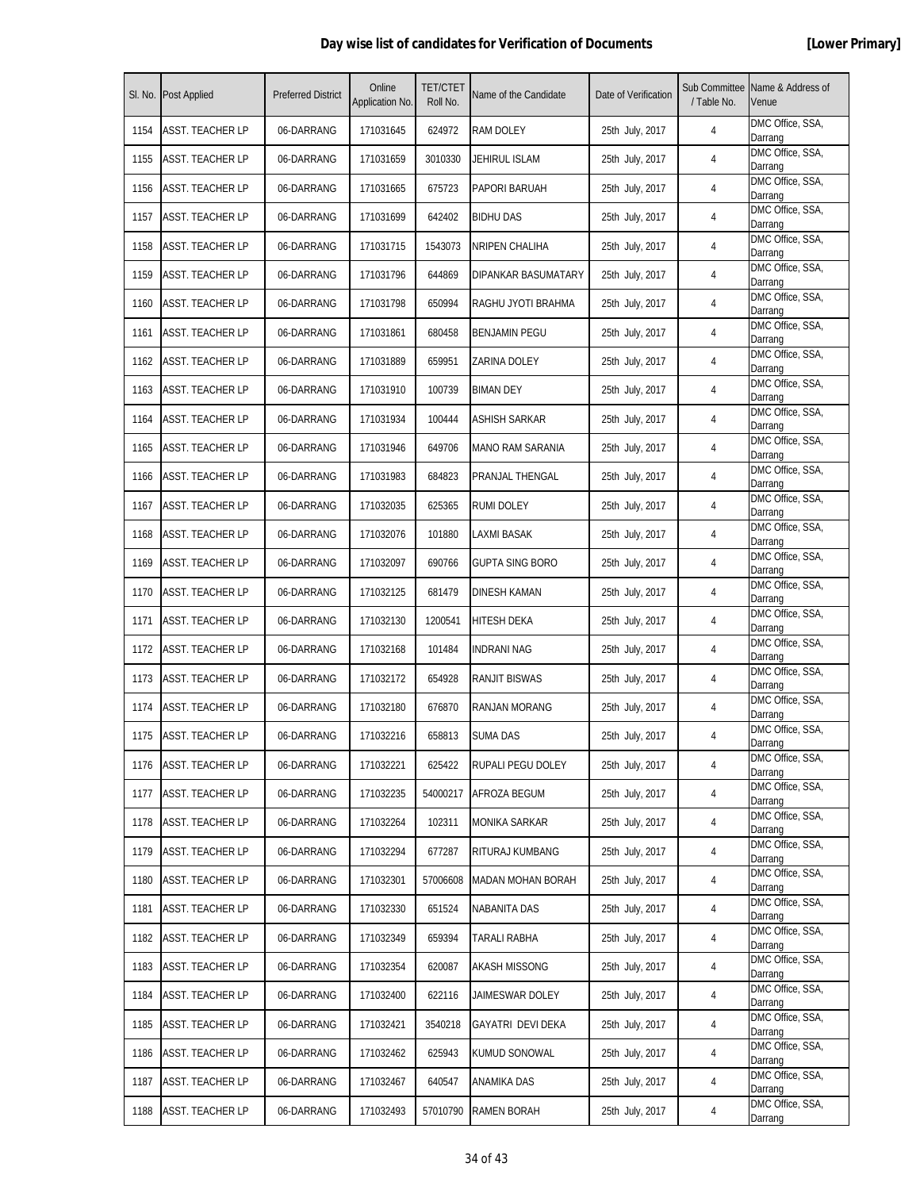**Day wise list of candidates for Verification of Documents** **[Lower Primary]**

| Sl. No. | Post Applied | Preferred District | Online Application No. | TET/CTET Roll No. | Name of the Candidate | Date of Verification | Sub Committee / Table No. | Name & Address of Venue |
|---|---|---|---|---|---|---|---|---|
| 1154 | ASST. TEACHER LP | 06-DARRANG | 171031645 | 624972 | RAM DOLEY | 25th July, 2017 | 4 | DMC Office, SSA, Darrang |
| 1155 | ASST. TEACHER LP | 06-DARRANG | 171031659 | 3010330 | JEHIRUL ISLAM | 25th July, 2017 | 4 | DMC Office, SSA, Darrang |
| 1156 | ASST. TEACHER LP | 06-DARRANG | 171031665 | 675723 | PAPORI BARUAH | 25th July, 2017 | 4 | DMC Office, SSA, Darrang |
| 1157 | ASST. TEACHER LP | 06-DARRANG | 171031699 | 642402 | BIDHU DAS | 25th July, 2017 | 4 | DMC Office, SSA, Darrang |
| 1158 | ASST. TEACHER LP | 06-DARRANG | 171031715 | 1543073 | NRIPEN CHALIHA | 25th July, 2017 | 4 | DMC Office, SSA, Darrang |
| 1159 | ASST. TEACHER LP | 06-DARRANG | 171031796 | 644869 | DIPANKAR BASUMATARY | 25th July, 2017 | 4 | DMC Office, SSA, Darrang |
| 1160 | ASST. TEACHER LP | 06-DARRANG | 171031798 | 650994 | RAGHU JYOTI BRAHMA | 25th July, 2017 | 4 | DMC Office, SSA, Darrang |
| 1161 | ASST. TEACHER LP | 06-DARRANG | 171031861 | 680458 | BENJAMIN PEGU | 25th July, 2017 | 4 | DMC Office, SSA, Darrang |
| 1162 | ASST. TEACHER LP | 06-DARRANG | 171031889 | 659951 | ZARINA DOLEY | 25th July, 2017 | 4 | DMC Office, SSA, Darrang |
| 1163 | ASST. TEACHER LP | 06-DARRANG | 171031910 | 100739 | BIMAN DEY | 25th July, 2017 | 4 | DMC Office, SSA, Darrang |
| 1164 | ASST. TEACHER LP | 06-DARRANG | 171031934 | 100444 | ASHISH SARKAR | 25th July, 2017 | 4 | DMC Office, SSA, Darrang |
| 1165 | ASST. TEACHER LP | 06-DARRANG | 171031946 | 649706 | MANO RAM SARANIA | 25th July, 2017 | 4 | DMC Office, SSA, Darrang |
| 1166 | ASST. TEACHER LP | 06-DARRANG | 171031983 | 684823 | PRANJAL THENGAL | 25th July, 2017 | 4 | DMC Office, SSA, Darrang |
| 1167 | ASST. TEACHER LP | 06-DARRANG | 171032035 | 625365 | RUMI DOLEY | 25th July, 2017 | 4 | DMC Office, SSA, Darrang |
| 1168 | ASST. TEACHER LP | 06-DARRANG | 171032076 | 101880 | LAXMI BASAK | 25th July, 2017 | 4 | DMC Office, SSA, Darrang |
| 1169 | ASST. TEACHER LP | 06-DARRANG | 171032097 | 690766 | GUPTA SING BORO | 25th July, 2017 | 4 | DMC Office, SSA, Darrang |
| 1170 | ASST. TEACHER LP | 06-DARRANG | 171032125 | 681479 | DINESH KAMAN | 25th July, 2017 | 4 | DMC Office, SSA, Darrang |
| 1171 | ASST. TEACHER LP | 06-DARRANG | 171032130 | 1200541 | HITESH DEKA | 25th July, 2017 | 4 | DMC Office, SSA, Darrang |
| 1172 | ASST. TEACHER LP | 06-DARRANG | 171032168 | 101484 | INDRANI NAG | 25th July, 2017 | 4 | DMC Office, SSA, Darrang |
| 1173 | ASST. TEACHER LP | 06-DARRANG | 171032172 | 654928 | RANJIT BISWAS | 25th July, 2017 | 4 | DMC Office, SSA, Darrang |
| 1174 | ASST. TEACHER LP | 06-DARRANG | 171032180 | 676870 | RANJAN MORANG | 25th July, 2017 | 4 | DMC Office, SSA, Darrang |
| 1175 | ASST. TEACHER LP | 06-DARRANG | 171032216 | 658813 | SUMA DAS | 25th July, 2017 | 4 | DMC Office, SSA, Darrang |
| 1176 | ASST. TEACHER LP | 06-DARRANG | 171032221 | 625422 | RUPALI PEGU DOLEY | 25th July, 2017 | 4 | DMC Office, SSA, Darrang |
| 1177 | ASST. TEACHER LP | 06-DARRANG | 171032235 | 54000217 | AFROZA BEGUM | 25th July, 2017 | 4 | DMC Office, SSA, Darrang |
| 1178 | ASST. TEACHER LP | 06-DARRANG | 171032264 | 102311 | MONIKA SARKAR | 25th July, 2017 | 4 | DMC Office, SSA, Darrang |
| 1179 | ASST. TEACHER LP | 06-DARRANG | 171032294 | 677287 | RITURAJ KUMBANG | 25th July, 2017 | 4 | DMC Office, SSA, Darrang |
| 1180 | ASST. TEACHER LP | 06-DARRANG | 171032301 | 57006608 | MADAN MOHAN BORAH | 25th July, 2017 | 4 | DMC Office, SSA, Darrang |
| 1181 | ASST. TEACHER LP | 06-DARRANG | 171032330 | 651524 | NABANITA DAS | 25th July, 2017 | 4 | DMC Office, SSA, Darrang |
| 1182 | ASST. TEACHER LP | 06-DARRANG | 171032349 | 659394 | TARALI RABHA | 25th July, 2017 | 4 | DMC Office, SSA, Darrang |
| 1183 | ASST. TEACHER LP | 06-DARRANG | 171032354 | 620087 | AKASH MISSONG | 25th July, 2017 | 4 | DMC Office, SSA, Darrang |
| 1184 | ASST. TEACHER LP | 06-DARRANG | 171032400 | 622116 | JAIMESWAR DOLEY | 25th July, 2017 | 4 | DMC Office, SSA, Darrang |
| 1185 | ASST. TEACHER LP | 06-DARRANG | 171032421 | 3540218 | GAYATRI DEVI DEKA | 25th July, 2017 | 4 | DMC Office, SSA, Darrang |
| 1186 | ASST. TEACHER LP | 06-DARRANG | 171032462 | 625943 | KUMUD SONOWAL | 25th July, 2017 | 4 | DMC Office, SSA, Darrang |
| 1187 | ASST. TEACHER LP | 06-DARRANG | 171032467 | 640547 | ANAMIKA DAS | 25th July, 2017 | 4 | DMC Office, SSA, Darrang |
| 1188 | ASST. TEACHER LP | 06-DARRANG | 171032493 | 57010790 | RAMEN BORAH | 25th July, 2017 | 4 | DMC Office, SSA, Darrang |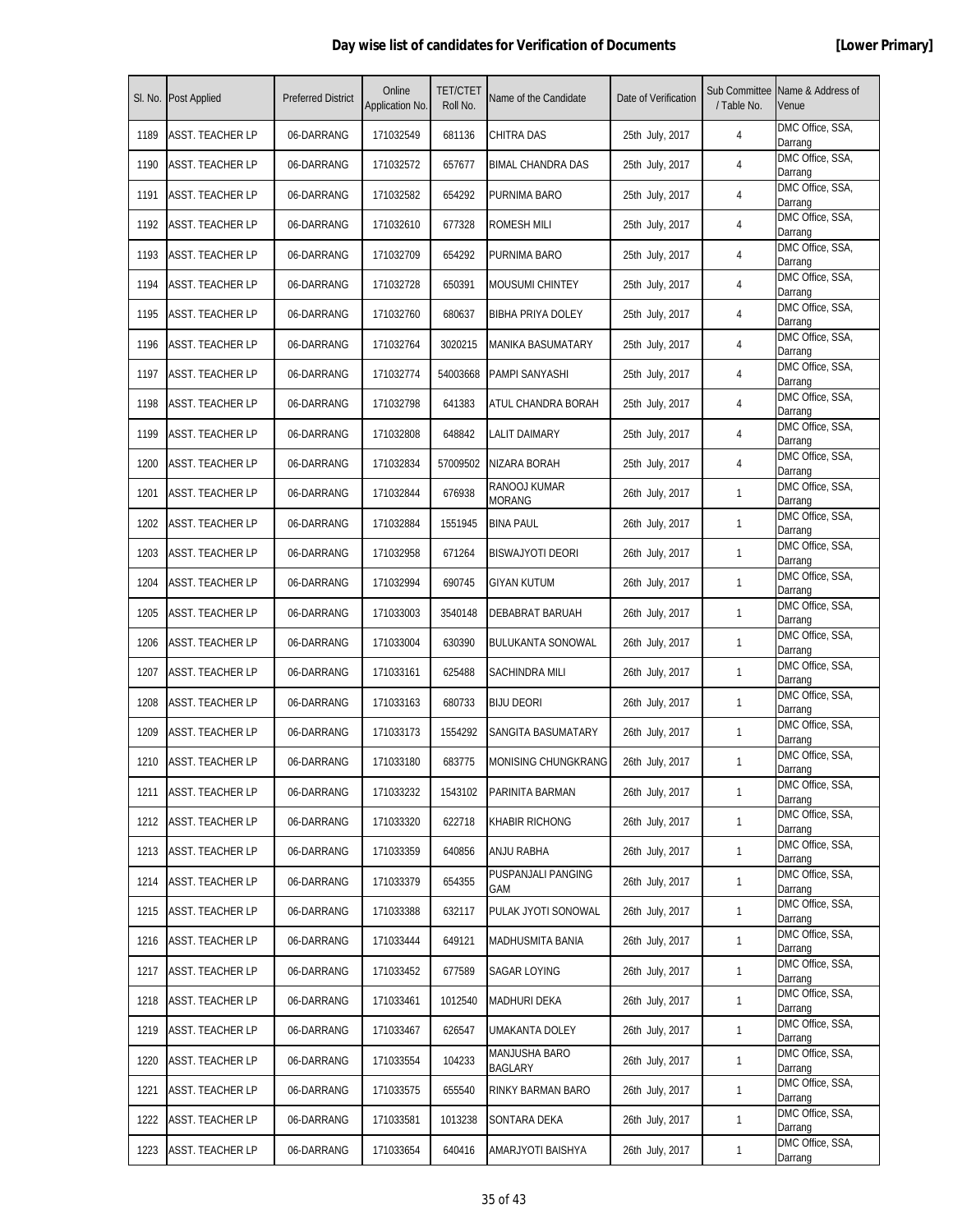## Day wise list of candidates for Verification of Documents **[Lower Primary]**

| Sl. No. | Post Applied | Preferred District | Online Application No. | TET/CTET Roll No. | Name of the Candidate | Date of Verification | Sub Committee / Table No. | Name & Address of Venue |
|---|---|---|---|---|---|---|---|---|
| 1189 | ASST. TEACHER LP | 06-DARRANG | 171032549 | 681136 | CHITRA DAS | 25th July, 2017 | 4 | DMC Office, SSA, Darrang |
| 1190 | ASST. TEACHER LP | 06-DARRANG | 171032572 | 657677 | BIMAL CHANDRA DAS | 25th July, 2017 | 4 | DMC Office, SSA, Darrang |
| 1191 | ASST. TEACHER LP | 06-DARRANG | 171032582 | 654292 | PURNIMA BARO | 25th July, 2017 | 4 | DMC Office, SSA, Darrang |
| 1192 | ASST. TEACHER LP | 06-DARRANG | 171032610 | 677328 | ROMESH MILI | 25th July, 2017 | 4 | DMC Office, SSA, Darrang |
| 1193 | ASST. TEACHER LP | 06-DARRANG | 171032709 | 654292 | PURNIMA BARO | 25th July, 2017 | 4 | DMC Office, SSA, Darrang |
| 1194 | ASST. TEACHER LP | 06-DARRANG | 171032728 | 650391 | MOUSUMI CHINTEY | 25th July, 2017 | 4 | DMC Office, SSA, Darrang |
| 1195 | ASST. TEACHER LP | 06-DARRANG | 171032760 | 680637 | BIBHA PRIYA DOLEY | 25th July, 2017 | 4 | DMC Office, SSA, Darrang |
| 1196 | ASST. TEACHER LP | 06-DARRANG | 171032764 | 3020215 | MANIKA BASUMATARY | 25th July, 2017 | 4 | DMC Office, SSA, Darrang |
| 1197 | ASST. TEACHER LP | 06-DARRANG | 171032774 | 54003668 | PAMPI SANYASHI | 25th July, 2017 | 4 | DMC Office, SSA, Darrang |
| 1198 | ASST. TEACHER LP | 06-DARRANG | 171032798 | 641383 | ATUL CHANDRA BORAH | 25th July, 2017 | 4 | DMC Office, SSA, Darrang |
| 1199 | ASST. TEACHER LP | 06-DARRANG | 171032808 | 648842 | LALIT DAIMARY | 25th July, 2017 | 4 | DMC Office, SSA, Darrang |
| 1200 | ASST. TEACHER LP | 06-DARRANG | 171032834 | 57009502 | NIZARA BORAH | 25th July, 2017 | 4 | DMC Office, SSA, Darrang |
| 1201 | ASST. TEACHER LP | 06-DARRANG | 171032844 | 676938 | RANOOJ KUMAR MORANG | 26th July, 2017 | 1 | DMC Office, SSA, Darrang |
| 1202 | ASST. TEACHER LP | 06-DARRANG | 171032884 | 1551945 | BINA PAUL | 26th July, 2017 | 1 | DMC Office, SSA, Darrang |
| 1203 | ASST. TEACHER LP | 06-DARRANG | 171032958 | 671264 | BISWAJYOTI DEORI | 26th July, 2017 | 1 | DMC Office, SSA, Darrang |
| 1204 | ASST. TEACHER LP | 06-DARRANG | 171032994 | 690745 | GIYAN KUTUM | 26th July, 2017 | 1 | DMC Office, SSA, Darrang |
| 1205 | ASST. TEACHER LP | 06-DARRANG | 171033003 | 3540148 | DEBABRAT BARUAH | 26th July, 2017 | 1 | DMC Office, SSA, Darrang |
| 1206 | ASST. TEACHER LP | 06-DARRANG | 171033004 | 630390 | BULUKANTA SONOWAL | 26th July, 2017 | 1 | DMC Office, SSA, Darrang |
| 1207 | ASST. TEACHER LP | 06-DARRANG | 171033161 | 625488 | SACHINDRA MILI | 26th July, 2017 | 1 | DMC Office, SSA, Darrang |
| 1208 | ASST. TEACHER LP | 06-DARRANG | 171033163 | 680733 | BIJU DEORI | 26th July, 2017 | 1 | DMC Office, SSA, Darrang |
| 1209 | ASST. TEACHER LP | 06-DARRANG | 171033173 | 1554292 | SANGITA BASUMATARY | 26th July, 2017 | 1 | DMC Office, SSA, Darrang |
| 1210 | ASST. TEACHER LP | 06-DARRANG | 171033180 | 683775 | MONISING CHUNGKRANG | 26th July, 2017 | 1 | DMC Office, SSA, Darrang |
| 1211 | ASST. TEACHER LP | 06-DARRANG | 171033232 | 1543102 | PARINITA BARMAN | 26th July, 2017 | 1 | DMC Office, SSA, Darrang |
| 1212 | ASST. TEACHER LP | 06-DARRANG | 171033320 | 622718 | KHABIR RICHONG | 26th July, 2017 | 1 | DMC Office, SSA, Darrang |
| 1213 | ASST. TEACHER LP | 06-DARRANG | 171033359 | 640856 | ANJU RABHA | 26th July, 2017 | 1 | DMC Office, SSA, Darrang |
| 1214 | ASST. TEACHER LP | 06-DARRANG | 171033379 | 654355 | PUSPANJALI PANGING GAM | 26th July, 2017 | 1 | DMC Office, SSA, Darrang |
| 1215 | ASST. TEACHER LP | 06-DARRANG | 171033388 | 632117 | PULAK JYOTI SONOWAL | 26th July, 2017 | 1 | DMC Office, SSA, Darrang |
| 1216 | ASST. TEACHER LP | 06-DARRANG | 171033444 | 649121 | MADHUSMITA BANIA | 26th July, 2017 | 1 | DMC Office, SSA, Darrang |
| 1217 | ASST. TEACHER LP | 06-DARRANG | 171033452 | 677589 | SAGAR LOYING | 26th July, 2017 | 1 | DMC Office, SSA, Darrang |
| 1218 | ASST. TEACHER LP | 06-DARRANG | 171033461 | 1012540 | MADHURI DEKA | 26th July, 2017 | 1 | DMC Office, SSA, Darrang |
| 1219 | ASST. TEACHER LP | 06-DARRANG | 171033467 | 626547 | UMAKANTA DOLEY | 26th July, 2017 | 1 | DMC Office, SSA, Darrang |
| 1220 | ASST. TEACHER LP | 06-DARRANG | 171033554 | 104233 | MANJUSHA BARO BAGLARY | 26th July, 2017 | 1 | DMC Office, SSA, Darrang |
| 1221 | ASST. TEACHER LP | 06-DARRANG | 171033575 | 655540 | RINKY BARMAN BARO | 26th July, 2017 | 1 | DMC Office, SSA, Darrang |
| 1222 | ASST. TEACHER LP | 06-DARRANG | 171033581 | 1013238 | SONTARA DEKA | 26th July, 2017 | 1 | DMC Office, SSA, Darrang |
| 1223 | ASST. TEACHER LP | 06-DARRANG | 171033654 | 640416 | AMARJYOTI BAISHYA | 26th July, 2017 | 1 | DMC Office, SSA, Darrang |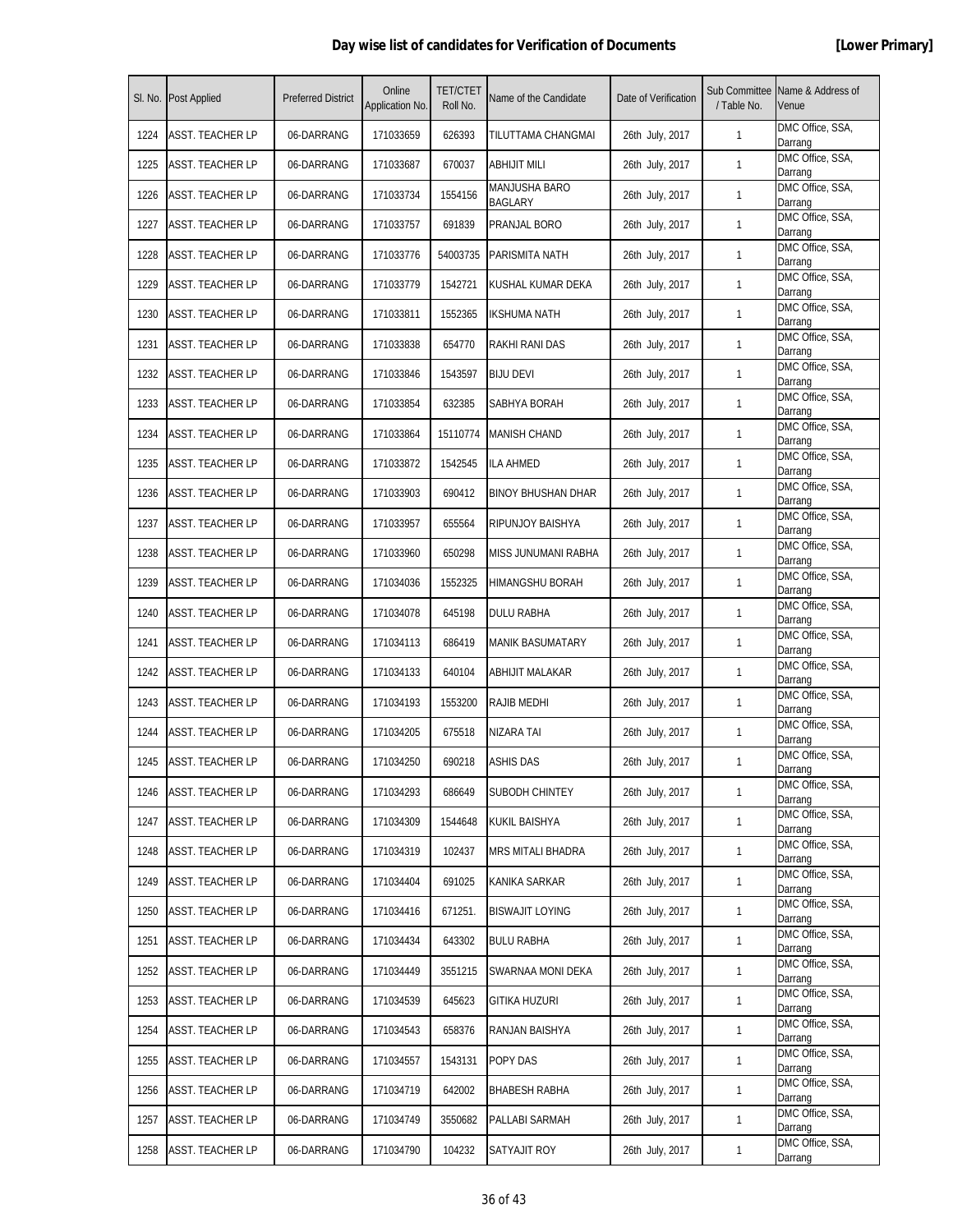**Day wise list of candidates for Verification of Documents** **[Lower Primary]**

| Sl. No. | Post Applied | Preferred District | Online Application No. | TET/CTET Roll No. | Name of the Candidate | Date of Verification | Sub Committee / Table No. | Name & Address of Venue |
|---|---|---|---|---|---|---|---|---|
| 1224 | ASST. TEACHER LP | 06-DARRANG | 171033659 | 626393 | TILUTTAMA CHANGMAI | 26th July, 2017 | 1 | DMC Office, SSA, Darrang |
| 1225 | ASST. TEACHER LP | 06-DARRANG | 171033687 | 670037 | ABHIJIT MILI | 26th July, 2017 | 1 | DMC Office, SSA, Darrang |
| 1226 | ASST. TEACHER LP | 06-DARRANG | 171033734 | 1554156 | MANJUSHA BARO BAGLARY | 26th July, 2017 | 1 | DMC Office, SSA, Darrang |
| 1227 | ASST. TEACHER LP | 06-DARRANG | 171033757 | 691839 | PRANJAL BORO | 26th July, 2017 | 1 | DMC Office, SSA, Darrang |
| 1228 | ASST. TEACHER LP | 06-DARRANG | 171033776 | 54003735 | PARISMITA NATH | 26th July, 2017 | 1 | DMC Office, SSA, Darrang |
| 1229 | ASST. TEACHER LP | 06-DARRANG | 171033779 | 1542721 | KUSHAL KUMAR DEKA | 26th July, 2017 | 1 | DMC Office, SSA, Darrang |
| 1230 | ASST. TEACHER LP | 06-DARRANG | 171033811 | 1552365 | IKSHUMA NATH | 26th July, 2017 | 1 | DMC Office, SSA, Darrang |
| 1231 | ASST. TEACHER LP | 06-DARRANG | 171033838 | 654770 | RAKHI RANI DAS | 26th July, 2017 | 1 | DMC Office, SSA, Darrang |
| 1232 | ASST. TEACHER LP | 06-DARRANG | 171033846 | 1543597 | BIJU DEVI | 26th July, 2017 | 1 | DMC Office, SSA, Darrang |
| 1233 | ASST. TEACHER LP | 06-DARRANG | 171033854 | 632385 | SABHYA BORAH | 26th July, 2017 | 1 | DMC Office, SSA, Darrang |
| 1234 | ASST. TEACHER LP | 06-DARRANG | 171033864 | 15110774 | MANISH CHAND | 26th July, 2017 | 1 | DMC Office, SSA, Darrang |
| 1235 | ASST. TEACHER LP | 06-DARRANG | 171033872 | 1542545 | ILA AHMED | 26th July, 2017 | 1 | DMC Office, SSA, Darrang |
| 1236 | ASST. TEACHER LP | 06-DARRANG | 171033903 | 690412 | BINOY BHUSHAN DHAR | 26th July, 2017 | 1 | DMC Office, SSA, Darrang |
| 1237 | ASST. TEACHER LP | 06-DARRANG | 171033957 | 655564 | RIPUNJOY BAISHYA | 26th July, 2017 | 1 | DMC Office, SSA, Darrang |
| 1238 | ASST. TEACHER LP | 06-DARRANG | 171033960 | 650298 | MISS JUNUMANI RABHA | 26th July, 2017 | 1 | DMC Office, SSA, Darrang |
| 1239 | ASST. TEACHER LP | 06-DARRANG | 171034036 | 1552325 | HIMANGSHU BORAH | 26th July, 2017 | 1 | DMC Office, SSA, Darrang |
| 1240 | ASST. TEACHER LP | 06-DARRANG | 171034078 | 645198 | DULU RABHA | 26th July, 2017 | 1 | DMC Office, SSA, Darrang |
| 1241 | ASST. TEACHER LP | 06-DARRANG | 171034113 | 686419 | MANIK BASUMATARY | 26th July, 2017 | 1 | DMC Office, SSA, Darrang |
| 1242 | ASST. TEACHER LP | 06-DARRANG | 171034133 | 640104 | ABHIJIT MALAKAR | 26th July, 2017 | 1 | DMC Office, SSA, Darrang |
| 1243 | ASST. TEACHER LP | 06-DARRANG | 171034193 | 1553200 | RAJIB MEDHI | 26th July, 2017 | 1 | DMC Office, SSA, Darrang |
| 1244 | ASST. TEACHER LP | 06-DARRANG | 171034205 | 675518 | NIZARA TAI | 26th July, 2017 | 1 | DMC Office, SSA, Darrang |
| 1245 | ASST. TEACHER LP | 06-DARRANG | 171034250 | 690218 | ASHIS DAS | 26th July, 2017 | 1 | DMC Office, SSA, Darrang |
| 1246 | ASST. TEACHER LP | 06-DARRANG | 171034293 | 686649 | SUBODH CHINTEY | 26th July, 2017 | 1 | DMC Office, SSA, Darrang |
| 1247 | ASST. TEACHER LP | 06-DARRANG | 171034309 | 1544648 | KUKIL BAISHYA | 26th July, 2017 | 1 | DMC Office, SSA, Darrang |
| 1248 | ASST. TEACHER LP | 06-DARRANG | 171034319 | 102437 | MRS MITALI BHADRA | 26th July, 2017 | 1 | DMC Office, SSA, Darrang |
| 1249 | ASST. TEACHER LP | 06-DARRANG | 171034404 | 691025 | KANIKA SARKAR | 26th July, 2017 | 1 | DMC Office, SSA, Darrang |
| 1250 | ASST. TEACHER LP | 06-DARRANG | 171034416 | 671251. | BISWAJIT LOYING | 26th July, 2017 | 1 | DMC Office, SSA, Darrang |
| 1251 | ASST. TEACHER LP | 06-DARRANG | 171034434 | 643302 | BULU RABHA | 26th July, 2017 | 1 | DMC Office, SSA, Darrang |
| 1252 | ASST. TEACHER LP | 06-DARRANG | 171034449 | 3551215 | SWARNAA MONI DEKA | 26th July, 2017 | 1 | DMC Office, SSA, Darrang |
| 1253 | ASST. TEACHER LP | 06-DARRANG | 171034539 | 645623 | GITIKA HUZURI | 26th July, 2017 | 1 | DMC Office, SSA, Darrang |
| 1254 | ASST. TEACHER LP | 06-DARRANG | 171034543 | 658376 | RANJAN BAISHYA | 26th July, 2017 | 1 | DMC Office, SSA, Darrang |
| 1255 | ASST. TEACHER LP | 06-DARRANG | 171034557 | 1543131 | POPY DAS | 26th July, 2017 | 1 | DMC Office, SSA, Darrang |
| 1256 | ASST. TEACHER LP | 06-DARRANG | 171034719 | 642002 | BHABESH RABHA | 26th July, 2017 | 1 | DMC Office, SSA, Darrang |
| 1257 | ASST. TEACHER LP | 06-DARRANG | 171034749 | 3550682 | PALLABI SARMAH | 26th July, 2017 | 1 | DMC Office, SSA, Darrang |
| 1258 | ASST. TEACHER LP | 06-DARRANG | 171034790 | 104232 | SATYAJIT ROY | 26th July, 2017 | 1 | DMC Office, SSA, Darrang |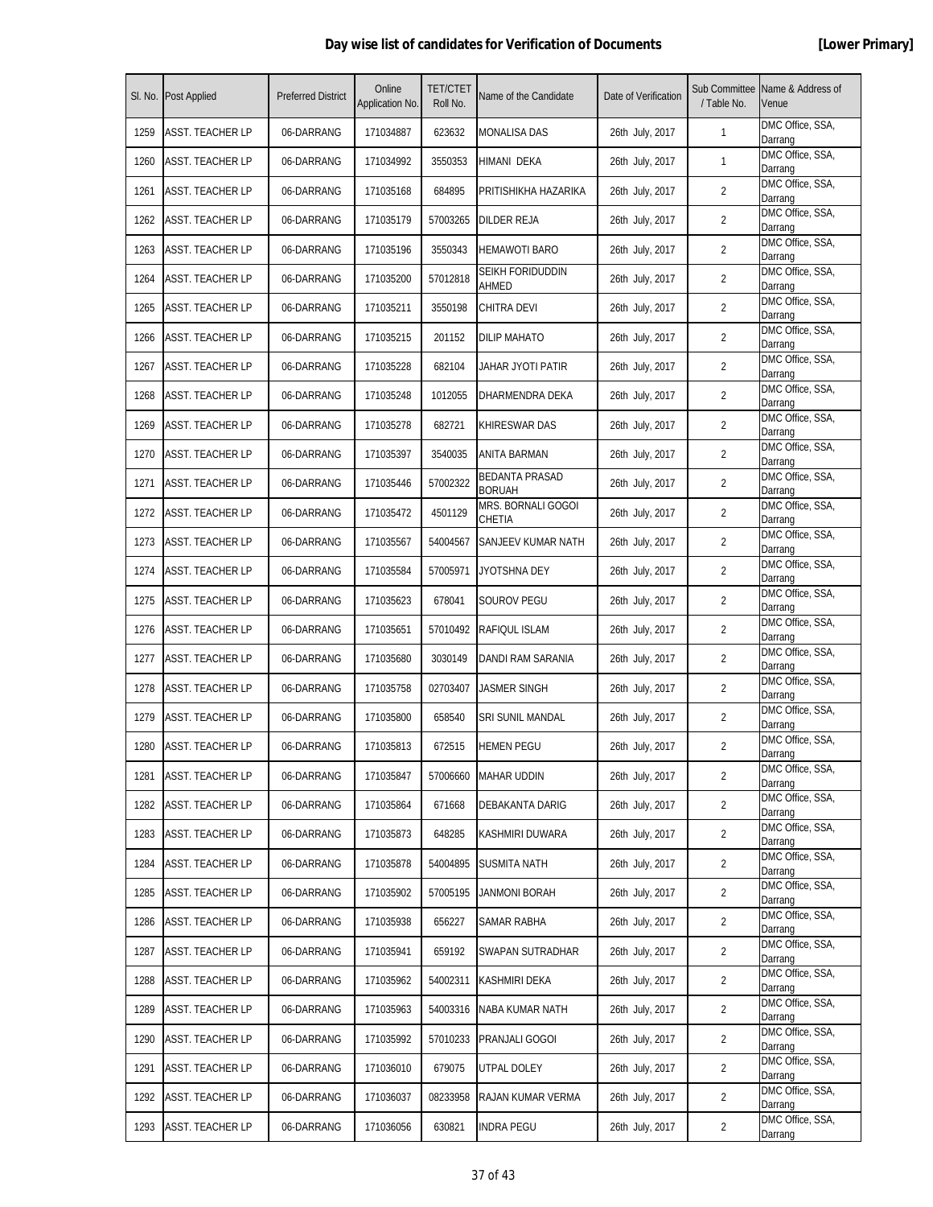## Day wise list of candidates for Verification of Documents [Lower Primary]

| Sl. No. | Post Applied | Preferred District | Online Application No. | TET/CTET Roll No. | Name of the Candidate | Date of Verification | Sub Committee / Table No. | Name & Address of Venue |
|---|---|---|---|---|---|---|---|---|
| 1259 | ASST. TEACHER LP | 06-DARRANG | 171034887 | 623632 | MONALISA DAS | 26th July, 2017 | 1 | DMC Office, SSA, Darrang |
| 1260 | ASST. TEACHER LP | 06-DARRANG | 171034992 | 3550353 | HIMANI DEKA | 26th July, 2017 | 1 | DMC Office, SSA, Darrang |
| 1261 | ASST. TEACHER LP | 06-DARRANG | 171035168 | 684895 | PRITISHIKHA HAZARIKA | 26th July, 2017 | 2 | DMC Office, SSA, Darrang |
| 1262 | ASST. TEACHER LP | 06-DARRANG | 171035179 | 57003265 | DILDER REJA | 26th July, 2017 | 2 | DMC Office, SSA, Darrang |
| 1263 | ASST. TEACHER LP | 06-DARRANG | 171035196 | 3550343 | HEMAWOTI BARO | 26th July, 2017 | 2 | DMC Office, SSA, Darrang |
| 1264 | ASST. TEACHER LP | 06-DARRANG | 171035200 | 57012818 | SEIKH FORIDUDDIN AHMED | 26th July, 2017 | 2 | DMC Office, SSA, Darrang |
| 1265 | ASST. TEACHER LP | 06-DARRANG | 171035211 | 3550198 | CHITRA DEVI | 26th July, 2017 | 2 | DMC Office, SSA, Darrang |
| 1266 | ASST. TEACHER LP | 06-DARRANG | 171035215 | 201152 | DILIP MAHATO | 26th July, 2017 | 2 | DMC Office, SSA, Darrang |
| 1267 | ASST. TEACHER LP | 06-DARRANG | 171035228 | 682104 | JAHAR JYOTI PATIR | 26th July, 2017 | 2 | DMC Office, SSA, Darrang |
| 1268 | ASST. TEACHER LP | 06-DARRANG | 171035248 | 1012055 | DHARMENDRA DEKA | 26th July, 2017 | 2 | DMC Office, SSA, Darrang |
| 1269 | ASST. TEACHER LP | 06-DARRANG | 171035278 | 682721 | KHIRESWAR DAS | 26th July, 2017 | 2 | DMC Office, SSA, Darrang |
| 1270 | ASST. TEACHER LP | 06-DARRANG | 171035397 | 3540035 | ANITA BARMAN | 26th July, 2017 | 2 | DMC Office, SSA, Darrang |
| 1271 | ASST. TEACHER LP | 06-DARRANG | 171035446 | 57002322 | BEDANTA PRASAD BORUAH | 26th July, 2017 | 2 | DMC Office, SSA, Darrang |
| 1272 | ASST. TEACHER LP | 06-DARRANG | 171035472 | 4501129 | MRS. BORNALI GOGOI CHETIA | 26th July, 2017 | 2 | DMC Office, SSA, Darrang |
| 1273 | ASST. TEACHER LP | 06-DARRANG | 171035567 | 54004567 | SANJEEV KUMAR NATH | 26th July, 2017 | 2 | DMC Office, SSA, Darrang |
| 1274 | ASST. TEACHER LP | 06-DARRANG | 171035584 | 57005971 | JYOTSHNA DEY | 26th July, 2017 | 2 | DMC Office, SSA, Darrang |
| 1275 | ASST. TEACHER LP | 06-DARRANG | 171035623 | 678041 | SOUROV PEGU | 26th July, 2017 | 2 | DMC Office, SSA, Darrang |
| 1276 | ASST. TEACHER LP | 06-DARRANG | 171035651 | 57010492 | RAFIQUL ISLAM | 26th July, 2017 | 2 | DMC Office, SSA, Darrang |
| 1277 | ASST. TEACHER LP | 06-DARRANG | 171035680 | 3030149 | DANDI RAM SARANIA | 26th July, 2017 | 2 | DMC Office, SSA, Darrang |
| 1278 | ASST. TEACHER LP | 06-DARRANG | 171035758 | 02703407 | JASMER SINGH | 26th July, 2017 | 2 | DMC Office, SSA, Darrang |
| 1279 | ASST. TEACHER LP | 06-DARRANG | 171035800 | 658540 | SRI SUNIL MANDAL | 26th July, 2017 | 2 | DMC Office, SSA, Darrang |
| 1280 | ASST. TEACHER LP | 06-DARRANG | 171035813 | 672515 | HEMEN PEGU | 26th July, 2017 | 2 | DMC Office, SSA, Darrang |
| 1281 | ASST. TEACHER LP | 06-DARRANG | 171035847 | 57006660 | MAHAR UDDIN | 26th July, 2017 | 2 | DMC Office, SSA, Darrang |
| 1282 | ASST. TEACHER LP | 06-DARRANG | 171035864 | 671668 | DEBAKANTA DARIG | 26th July, 2017 | 2 | DMC Office, SSA, Darrang |
| 1283 | ASST. TEACHER LP | 06-DARRANG | 171035873 | 648285 | KASHMIRI DUWARA | 26th July, 2017 | 2 | DMC Office, SSA, Darrang |
| 1284 | ASST. TEACHER LP | 06-DARRANG | 171035878 | 54004895 | SUSMITA NATH | 26th July, 2017 | 2 | DMC Office, SSA, Darrang |
| 1285 | ASST. TEACHER LP | 06-DARRANG | 171035902 | 57005195 | JANMONI BORAH | 26th July, 2017 | 2 | DMC Office, SSA, Darrang |
| 1286 | ASST. TEACHER LP | 06-DARRANG | 171035938 | 656227 | SAMAR RABHA | 26th July, 2017 | 2 | DMC Office, SSA, Darrang |
| 1287 | ASST. TEACHER LP | 06-DARRANG | 171035941 | 659192 | SWAPAN SUTRADHAR | 26th July, 2017 | 2 | DMC Office, SSA, Darrang |
| 1288 | ASST. TEACHER LP | 06-DARRANG | 171035962 | 54002311 | KASHMIRI DEKA | 26th July, 2017 | 2 | DMC Office, SSA, Darrang |
| 1289 | ASST. TEACHER LP | 06-DARRANG | 171035963 | 54003316 | NABA KUMAR NATH | 26th July, 2017 | 2 | DMC Office, SSA, Darrang |
| 1290 | ASST. TEACHER LP | 06-DARRANG | 171035992 | 57010233 | PRANJALI GOGOI | 26th July, 2017 | 2 | DMC Office, SSA, Darrang |
| 1291 | ASST. TEACHER LP | 06-DARRANG | 171036010 | 679075 | UTPAL DOLEY | 26th July, 2017 | 2 | DMC Office, SSA, Darrang |
| 1292 | ASST. TEACHER LP | 06-DARRANG | 171036037 | 08233958 | RAJAN KUMAR VERMA | 26th July, 2017 | 2 | DMC Office, SSA, Darrang |
| 1293 | ASST. TEACHER LP | 06-DARRANG | 171036056 | 630821 | INDRA PEGU | 26th July, 2017 | 2 | DMC Office, SSA, Darrang |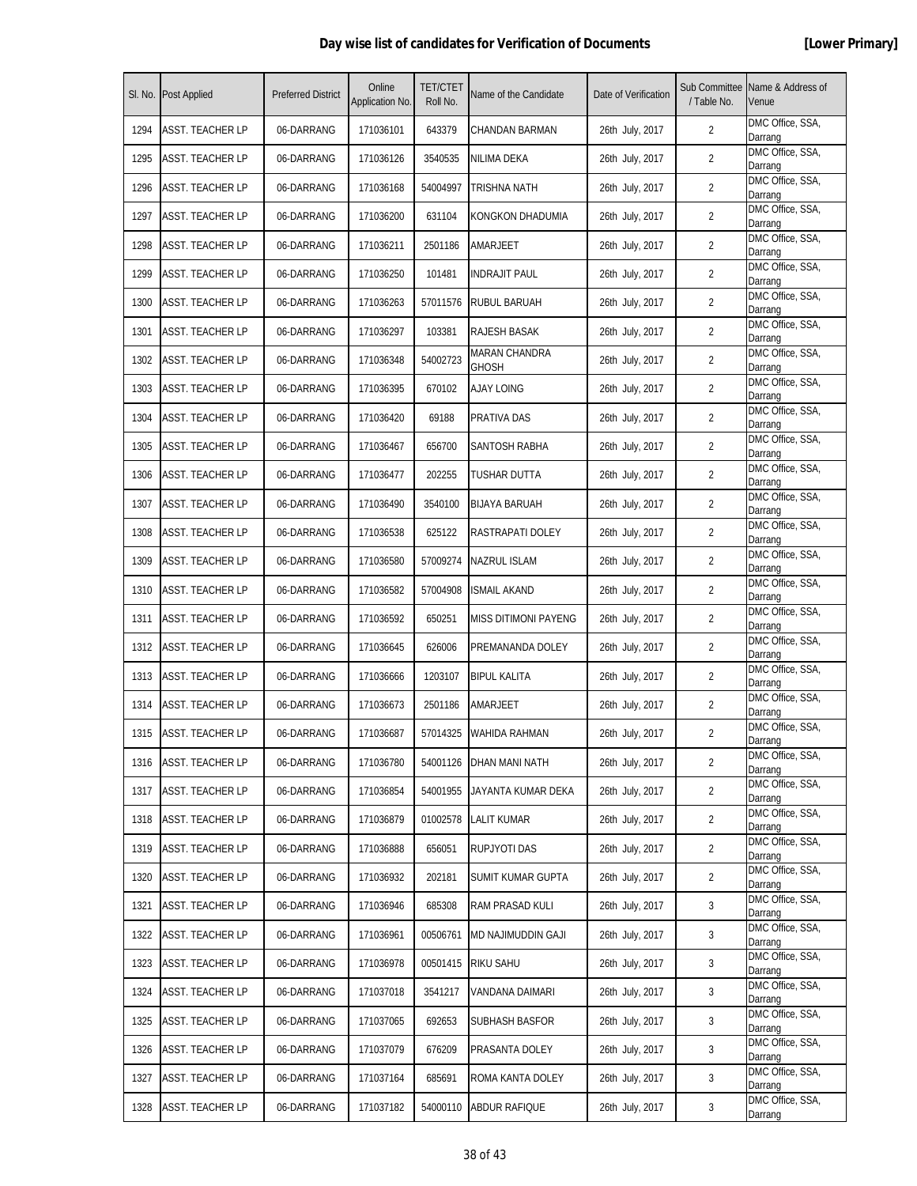## Day wise list of candidates for Verification of Documents **[Lower Primary]**

| Sl. No. | Post Applied | Preferred District | Online Application No. | TET/CTET Roll No. | Name of the Candidate | Date of Verification | Sub Committee / Table No. | Name & Address of Venue |
|---|---|---|---|---|---|---|---|---|
| 1294 | ASST. TEACHER LP | 06-DARRANG | 171036101 | 643379 | CHANDAN BARMAN | 26th July, 2017 | 2 | DMC Office, SSA, Darrang |
| 1295 | ASST. TEACHER LP | 06-DARRANG | 171036126 | 3540535 | NILIMA DEKA | 26th July, 2017 | 2 | DMC Office, SSA, Darrang |
| 1296 | ASST. TEACHER LP | 06-DARRANG | 171036168 | 54004997 | TRISHNA NATH | 26th July, 2017 | 2 | DMC Office, SSA, Darrang |
| 1297 | ASST. TEACHER LP | 06-DARRANG | 171036200 | 631104 | KONGKON DHADUMIA | 26th July, 2017 | 2 | DMC Office, SSA, Darrang |
| 1298 | ASST. TEACHER LP | 06-DARRANG | 171036211 | 2501186 | AMARJEET | 26th July, 2017 | 2 | DMC Office, SSA, Darrang |
| 1299 | ASST. TEACHER LP | 06-DARRANG | 171036250 | 101481 | INDRAJIT PAUL | 26th July, 2017 | 2 | DMC Office, SSA, Darrang |
| 1300 | ASST. TEACHER LP | 06-DARRANG | 171036263 | 57011576 | RUBUL BARUAH | 26th July, 2017 | 2 | DMC Office, SSA, Darrang |
| 1301 | ASST. TEACHER LP | 06-DARRANG | 171036297 | 103381 | RAJESH BASAK | 26th July, 2017 | 2 | DMC Office, SSA, Darrang |
| 1302 | ASST. TEACHER LP | 06-DARRANG | 171036348 | 54002723 | MARAN CHANDRA GHOSH | 26th July, 2017 | 2 | DMC Office, SSA, Darrang |
| 1303 | ASST. TEACHER LP | 06-DARRANG | 171036395 | 670102 | AJAY LOING | 26th July, 2017 | 2 | DMC Office, SSA, Darrang |
| 1304 | ASST. TEACHER LP | 06-DARRANG | 171036420 | 69188 | PRATIVA DAS | 26th July, 2017 | 2 | DMC Office, SSA, Darrang |
| 1305 | ASST. TEACHER LP | 06-DARRANG | 171036467 | 656700 | SANTOSH RABHA | 26th July, 2017 | 2 | DMC Office, SSA, Darrang |
| 1306 | ASST. TEACHER LP | 06-DARRANG | 171036477 | 202255 | TUSHAR DUTTA | 26th July, 2017 | 2 | DMC Office, SSA, Darrang |
| 1307 | ASST. TEACHER LP | 06-DARRANG | 171036490 | 3540100 | BIJAYA BARUAH | 26th July, 2017 | 2 | DMC Office, SSA, Darrang |
| 1308 | ASST. TEACHER LP | 06-DARRANG | 171036538 | 625122 | RASTRAPATI DOLEY | 26th July, 2017 | 2 | DMC Office, SSA, Darrang |
| 1309 | ASST. TEACHER LP | 06-DARRANG | 171036580 | 57009274 | NAZRUL ISLAM | 26th July, 2017 | 2 | DMC Office, SSA, Darrang |
| 1310 | ASST. TEACHER LP | 06-DARRANG | 171036582 | 57004908 | ISMAIL AKAND | 26th July, 2017 | 2 | DMC Office, SSA, Darrang |
| 1311 | ASST. TEACHER LP | 06-DARRANG | 171036592 | 650251 | MISS DITIMONI PAYENG | 26th July, 2017 | 2 | DMC Office, SSA, Darrang |
| 1312 | ASST. TEACHER LP | 06-DARRANG | 171036645 | 626006 | PREMANANDA DOLEY | 26th July, 2017 | 2 | DMC Office, SSA, Darrang |
| 1313 | ASST. TEACHER LP | 06-DARRANG | 171036666 | 1203107 | BIPUL KALITA | 26th July, 2017 | 2 | DMC Office, SSA, Darrang |
| 1314 | ASST. TEACHER LP | 06-DARRANG | 171036673 | 2501186 | AMARJEET | 26th July, 2017 | 2 | DMC Office, SSA, Darrang |
| 1315 | ASST. TEACHER LP | 06-DARRANG | 171036687 | 57014325 | WAHIDA RAHMAN | 26th July, 2017 | 2 | DMC Office, SSA, Darrang |
| 1316 | ASST. TEACHER LP | 06-DARRANG | 171036780 | 54001126 | DHAN MANI NATH | 26th July, 2017 | 2 | DMC Office, SSA, Darrang |
| 1317 | ASST. TEACHER LP | 06-DARRANG | 171036854 | 54001955 | JAYANTA KUMAR DEKA | 26th July, 2017 | 2 | DMC Office, SSA, Darrang |
| 1318 | ASST. TEACHER LP | 06-DARRANG | 171036879 | 01002578 | LALIT KUMAR | 26th July, 2017 | 2 | DMC Office, SSA, Darrang |
| 1319 | ASST. TEACHER LP | 06-DARRANG | 171036888 | 656051 | RUPJYOTI DAS | 26th July, 2017 | 2 | DMC Office, SSA, Darrang |
| 1320 | ASST. TEACHER LP | 06-DARRANG | 171036932 | 202181 | SUMIT KUMAR GUPTA | 26th July, 2017 | 2 | DMC Office, SSA, Darrang |
| 1321 | ASST. TEACHER LP | 06-DARRANG | 171036946 | 685308 | RAM PRASAD KULI | 26th July, 2017 | 3 | DMC Office, SSA, Darrang |
| 1322 | ASST. TEACHER LP | 06-DARRANG | 171036961 | 00506761 | MD NAJIMUDDIN GAJI | 26th July, 2017 | 3 | DMC Office, SSA, Darrang |
| 1323 | ASST. TEACHER LP | 06-DARRANG | 171036978 | 00501415 | RIKU SAHU | 26th July, 2017 | 3 | DMC Office, SSA, Darrang |
| 1324 | ASST. TEACHER LP | 06-DARRANG | 171037018 | 3541217 | VANDANA DAIMARI | 26th July, 2017 | 3 | DMC Office, SSA, Darrang |
| 1325 | ASST. TEACHER LP | 06-DARRANG | 171037065 | 692653 | SUBHASH BASFOR | 26th July, 2017 | 3 | DMC Office, SSA, Darrang |
| 1326 | ASST. TEACHER LP | 06-DARRANG | 171037079 | 676209 | PRASANTA DOLEY | 26th July, 2017 | 3 | DMC Office, SSA, Darrang |
| 1327 | ASST. TEACHER LP | 06-DARRANG | 171037164 | 685691 | ROMA KANTA DOLEY | 26th July, 2017 | 3 | DMC Office, SSA, Darrang |
| 1328 | ASST. TEACHER LP | 06-DARRANG | 171037182 | 54000110 | ABDUR RAFIQUE | 26th July, 2017 | 3 | DMC Office, SSA, Darrang |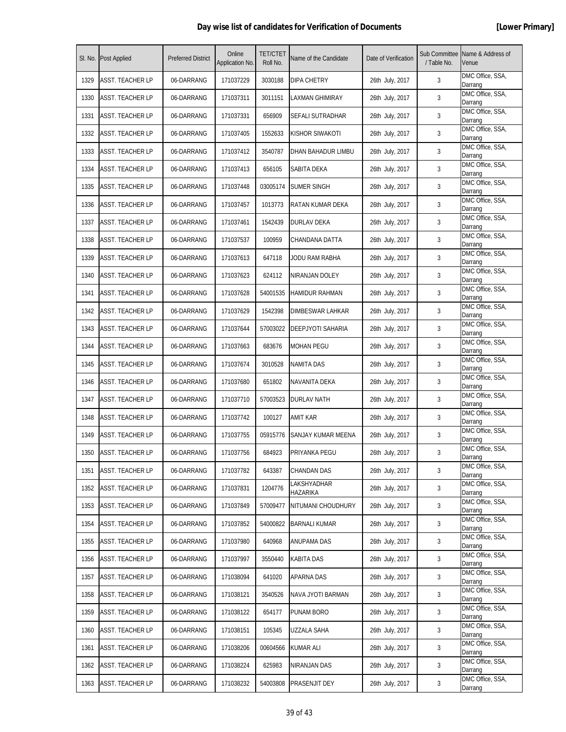## Day wise list of candidates for Verification of Documents **[Lower Primary]**

| Sl. No. | Post Applied | Preferred District | Online Application No. | TET/CTET Roll No. | Name of the Candidate | Date of Verification | Sub Committee / Table No. | Name & Address of Venue |
|---|---|---|---|---|---|---|---|---|
| 1329 | ASST. TEACHER LP | 06-DARRANG | 171037229 | 3030188 | DIPA CHETRY | 26th July, 2017 | 3 | DMC Office, SSA, Darrang |
| 1330 | ASST. TEACHER LP | 06-DARRANG | 171037311 | 3011151 | LAXMAN GHIMIRAY | 26th July, 2017 | 3 | DMC Office, SSA, Darrang |
| 1331 | ASST. TEACHER LP | 06-DARRANG | 171037331 | 656909 | SEFALI SUTRADHAR | 26th July, 2017 | 3 | DMC Office, SSA, Darrang |
| 1332 | ASST. TEACHER LP | 06-DARRANG | 171037405 | 1552633 | KISHOR SIWAKOTI | 26th July, 2017 | 3 | DMC Office, SSA, Darrang |
| 1333 | ASST. TEACHER LP | 06-DARRANG | 171037412 | 3540787 | DHAN BAHADUR LIMBU | 26th July, 2017 | 3 | DMC Office, SSA, Darrang |
| 1334 | ASST. TEACHER LP | 06-DARRANG | 171037413 | 656105 | SABITA DEKA | 26th July, 2017 | 3 | DMC Office, SSA, Darrang |
| 1335 | ASST. TEACHER LP | 06-DARRANG | 171037448 | 03005174 | SUMER SINGH | 26th July, 2017 | 3 | DMC Office, SSA, Darrang |
| 1336 | ASST. TEACHER LP | 06-DARRANG | 171037457 | 1013773 | RATAN KUMAR DEKA | 26th July, 2017 | 3 | DMC Office, SSA, Darrang |
| 1337 | ASST. TEACHER LP | 06-DARRANG | 171037461 | 1542439 | DURLAV DEKA | 26th July, 2017 | 3 | DMC Office, SSA, Darrang |
| 1338 | ASST. TEACHER LP | 06-DARRANG | 171037537 | 100959 | CHANDANA DATTA | 26th July, 2017 | 3 | DMC Office, SSA, Darrang |
| 1339 | ASST. TEACHER LP | 06-DARRANG | 171037613 | 647118 | JODU RAM RABHA | 26th July, 2017 | 3 | DMC Office, SSA, Darrang |
| 1340 | ASST. TEACHER LP | 06-DARRANG | 171037623 | 624112 | NIRANJAN DOLEY | 26th July, 2017 | 3 | DMC Office, SSA, Darrang |
| 1341 | ASST. TEACHER LP | 06-DARRANG | 171037628 | 54001535 | HAMIDUR RAHMAN | 26th July, 2017 | 3 | DMC Office, SSA, Darrang |
| 1342 | ASST. TEACHER LP | 06-DARRANG | 171037629 | 1542398 | DIMBESWAR LAHKAR | 26th July, 2017 | 3 | DMC Office, SSA, Darrang |
| 1343 | ASST. TEACHER LP | 06-DARRANG | 171037644 | 57003022 | DEEPJYOTI SAHARIA | 26th July, 2017 | 3 | DMC Office, SSA, Darrang |
| 1344 | ASST. TEACHER LP | 06-DARRANG | 171037663 | 683676 | MOHAN PEGU | 26th July, 2017 | 3 | DMC Office, SSA, Darrang |
| 1345 | ASST. TEACHER LP | 06-DARRANG | 171037674 | 3010528 | NAMITA DAS | 26th July, 2017 | 3 | DMC Office, SSA, Darrang |
| 1346 | ASST. TEACHER LP | 06-DARRANG | 171037680 | 651802 | NAVANITA DEKA | 26th July, 2017 | 3 | DMC Office, SSA, Darrang |
| 1347 | ASST. TEACHER LP | 06-DARRANG | 171037710 | 57003523 | DURLAV NATH | 26th July, 2017 | 3 | DMC Office, SSA, Darrang |
| 1348 | ASST. TEACHER LP | 06-DARRANG | 171037742 | 100127 | AMIT KAR | 26th July, 2017 | 3 | DMC Office, SSA, Darrang |
| 1349 | ASST. TEACHER LP | 06-DARRANG | 171037755 | 05915776 | SANJAY KUMAR MEENA | 26th July, 2017 | 3 | DMC Office, SSA, Darrang |
| 1350 | ASST. TEACHER LP | 06-DARRANG | 171037756 | 684923 | PRIYANKA PEGU | 26th July, 2017 | 3 | DMC Office, SSA, Darrang |
| 1351 | ASST. TEACHER LP | 06-DARRANG | 171037782 | 643387 | CHANDAN DAS | 26th July, 2017 | 3 | DMC Office, SSA, Darrang |
| 1352 | ASST. TEACHER LP | 06-DARRANG | 171037831 | 1204776 | LAKSHYADHAR HAZARIKA | 26th July, 2017 | 3 | DMC Office, SSA, Darrang |
| 1353 | ASST. TEACHER LP | 06-DARRANG | 171037849 | 57009477 | NITUMANI CHOUDHURY | 26th July, 2017 | 3 | DMC Office, SSA, Darrang |
| 1354 | ASST. TEACHER LP | 06-DARRANG | 171037852 | 54000822 | BARNALI KUMAR | 26th July, 2017 | 3 | DMC Office, SSA, Darrang |
| 1355 | ASST. TEACHER LP | 06-DARRANG | 171037980 | 640968 | ANUPAMA DAS | 26th July, 2017 | 3 | DMC Office, SSA, Darrang |
| 1356 | ASST. TEACHER LP | 06-DARRANG | 171037997 | 3550440 | KABITA DAS | 26th July, 2017 | 3 | DMC Office, SSA, Darrang |
| 1357 | ASST. TEACHER LP | 06-DARRANG | 171038094 | 641020 | APARNA DAS | 26th July, 2017 | 3 | DMC Office, SSA, Darrang |
| 1358 | ASST. TEACHER LP | 06-DARRANG | 171038121 | 3540526 | NAVA JYOTI BARMAN | 26th July, 2017 | 3 | DMC Office, SSA, Darrang |
| 1359 | ASST. TEACHER LP | 06-DARRANG | 171038122 | 654177 | PUNAM BORO | 26th July, 2017 | 3 | DMC Office, SSA, Darrang |
| 1360 | ASST. TEACHER LP | 06-DARRANG | 171038151 | 105345 | UZZALA SAHA | 26th July, 2017 | 3 | DMC Office, SSA, Darrang |
| 1361 | ASST. TEACHER LP | 06-DARRANG | 171038206 | 00604566 | KUMAR ALI | 26th July, 2017 | 3 | DMC Office, SSA, Darrang |
| 1362 | ASST. TEACHER LP | 06-DARRANG | 171038224 | 625983 | NIRANJAN DAS | 26th July, 2017 | 3 | DMC Office, SSA, Darrang |
| 1363 | ASST. TEACHER LP | 06-DARRANG | 171038232 | 54003808 | PRASENJIT DEY | 26th July, 2017 | 3 | DMC Office, SSA, Darrang |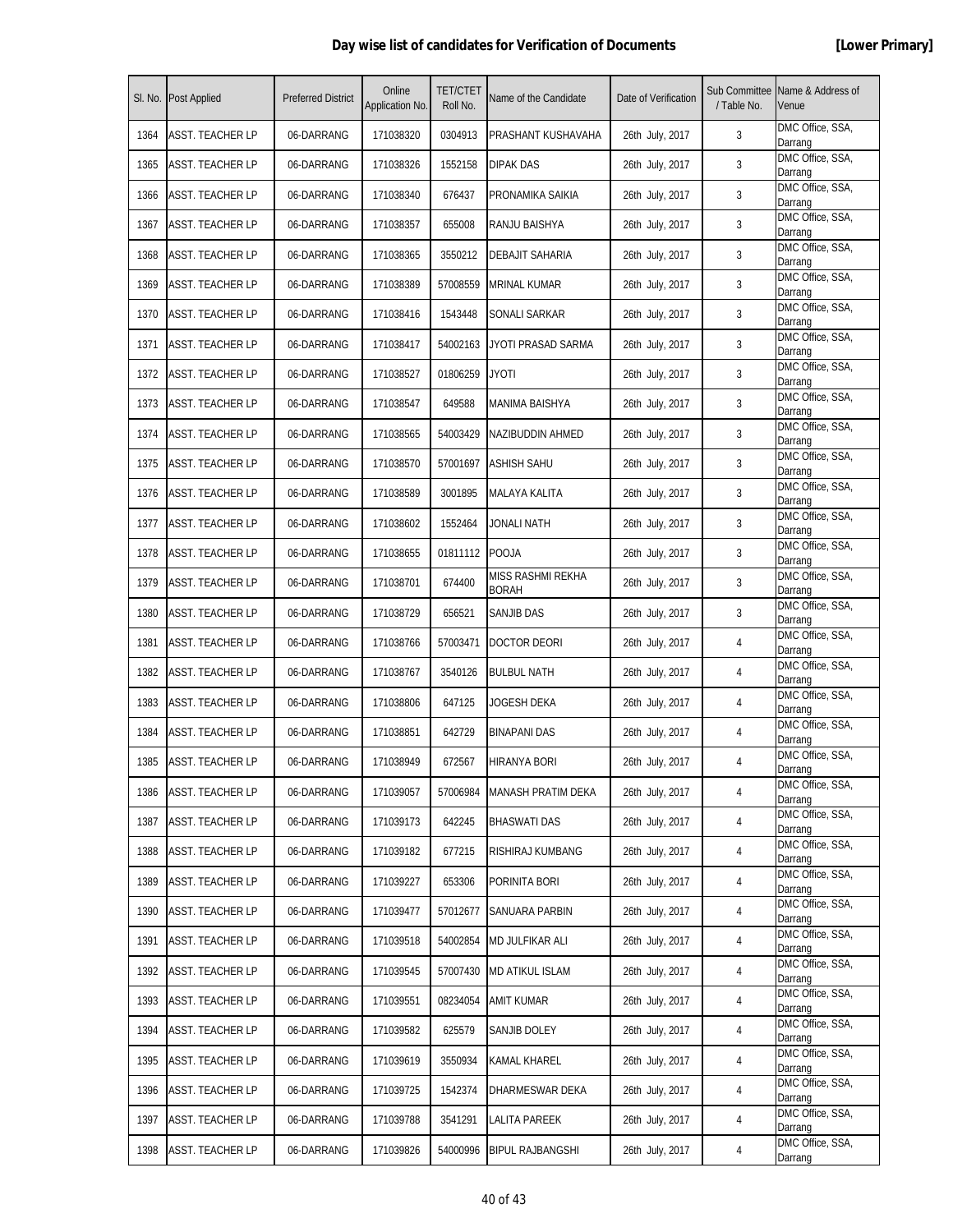## Day wise list of candidates for Verification of Documents **[Lower Primary]**

| Sl. No. | Post Applied | Preferred District | Online Application No. | TET/CTET Roll No. | Name of the Candidate | Date of Verification | Sub Committee / Table No. | Name & Address of Venue |
|---|---|---|---|---|---|---|---|---|
| 1364 | ASST. TEACHER LP | 06-DARRANG | 171038320 | 0304913 | PRASHANT KUSHAVAHA | 26th July, 2017 | 3 | DMC Office, SSA, Darrang |
| 1365 | ASST. TEACHER LP | 06-DARRANG | 171038326 | 1552158 | DIPAK DAS | 26th July, 2017 | 3 | DMC Office, SSA, Darrang |
| 1366 | ASST. TEACHER LP | 06-DARRANG | 171038340 | 676437 | PRONAMIKA SAIKIA | 26th July, 2017 | 3 | DMC Office, SSA, Darrang |
| 1367 | ASST. TEACHER LP | 06-DARRANG | 171038357 | 655008 | RANJU BAISHYA | 26th July, 2017 | 3 | DMC Office, SSA, Darrang |
| 1368 | ASST. TEACHER LP | 06-DARRANG | 171038365 | 3550212 | DEBAJIT SAHARIA | 26th July, 2017 | 3 | DMC Office, SSA, Darrang |
| 1369 | ASST. TEACHER LP | 06-DARRANG | 171038389 | 57008559 | MRINAL KUMAR | 26th July, 2017 | 3 | DMC Office, SSA, Darrang |
| 1370 | ASST. TEACHER LP | 06-DARRANG | 171038416 | 1543448 | SONALI SARKAR | 26th July, 2017 | 3 | DMC Office, SSA, Darrang |
| 1371 | ASST. TEACHER LP | 06-DARRANG | 171038417 | 54002163 | JYOTI PRASAD SARMA | 26th July, 2017 | 3 | DMC Office, SSA, Darrang |
| 1372 | ASST. TEACHER LP | 06-DARRANG | 171038527 | 01806259 | JYOTI | 26th July, 2017 | 3 | DMC Office, SSA, Darrang |
| 1373 | ASST. TEACHER LP | 06-DARRANG | 171038547 | 649588 | MANIMA BAISHYA | 26th July, 2017 | 3 | DMC Office, SSA, Darrang |
| 1374 | ASST. TEACHER LP | 06-DARRANG | 171038565 | 54003429 | NAZIBUDDIN AHMED | 26th July, 2017 | 3 | DMC Office, SSA, Darrang |
| 1375 | ASST. TEACHER LP | 06-DARRANG | 171038570 | 57001697 | ASHISH SAHU | 26th July, 2017 | 3 | DMC Office, SSA, Darrang |
| 1376 | ASST. TEACHER LP | 06-DARRANG | 171038589 | 3001895 | MALAYA KALITA | 26th July, 2017 | 3 | DMC Office, SSA, Darrang |
| 1377 | ASST. TEACHER LP | 06-DARRANG | 171038602 | 1552464 | JONALI NATH | 26th July, 2017 | 3 | DMC Office, SSA, Darrang |
| 1378 | ASST. TEACHER LP | 06-DARRANG | 171038655 | 01811112 | POOJA | 26th July, 2017 | 3 | DMC Office, SSA, Darrang |
| 1379 | ASST. TEACHER LP | 06-DARRANG | 171038701 | 674400 | MISS RASHMI REKHA BORAH | 26th July, 2017 | 3 | DMC Office, SSA, Darrang |
| 1380 | ASST. TEACHER LP | 06-DARRANG | 171038729 | 656521 | SANJIB DAS | 26th July, 2017 | 3 | DMC Office, SSA, Darrang |
| 1381 | ASST. TEACHER LP | 06-DARRANG | 171038766 | 57003471 | DOCTOR DEORI | 26th July, 2017 | 4 | DMC Office, SSA, Darrang |
| 1382 | ASST. TEACHER LP | 06-DARRANG | 171038767 | 3540126 | BULBUL NATH | 26th July, 2017 | 4 | DMC Office, SSA, Darrang |
| 1383 | ASST. TEACHER LP | 06-DARRANG | 171038806 | 647125 | JOGESH DEKA | 26th July, 2017 | 4 | DMC Office, SSA, Darrang |
| 1384 | ASST. TEACHER LP | 06-DARRANG | 171038851 | 642729 | BINAPANI DAS | 26th July, 2017 | 4 | DMC Office, SSA, Darrang |
| 1385 | ASST. TEACHER LP | 06-DARRANG | 171038949 | 672567 | HIRANYA BORI | 26th July, 2017 | 4 | DMC Office, SSA, Darrang |
| 1386 | ASST. TEACHER LP | 06-DARRANG | 171039057 | 57006984 | MANASH PRATIM DEKA | 26th July, 2017 | 4 | DMC Office, SSA, Darrang |
| 1387 | ASST. TEACHER LP | 06-DARRANG | 171039173 | 642245 | BHASWATI DAS | 26th July, 2017 | 4 | DMC Office, SSA, Darrang |
| 1388 | ASST. TEACHER LP | 06-DARRANG | 171039182 | 677215 | RISHIRAJ KUMBANG | 26th July, 2017 | 4 | DMC Office, SSA, Darrang |
| 1389 | ASST. TEACHER LP | 06-DARRANG | 171039227 | 653306 | PORINITA BORI | 26th July, 2017 | 4 | DMC Office, SSA, Darrang |
| 1390 | ASST. TEACHER LP | 06-DARRANG | 171039477 | 57012677 | SANUARA PARBIN | 26th July, 2017 | 4 | DMC Office, SSA, Darrang |
| 1391 | ASST. TEACHER LP | 06-DARRANG | 171039518 | 54002854 | MD JULFIKAR ALI | 26th July, 2017 | 4 | DMC Office, SSA, Darrang |
| 1392 | ASST. TEACHER LP | 06-DARRANG | 171039545 | 57007430 | MD ATIKUL ISLAM | 26th July, 2017 | 4 | DMC Office, SSA, Darrang |
| 1393 | ASST. TEACHER LP | 06-DARRANG | 171039551 | 08234054 | AMIT KUMAR | 26th July, 2017 | 4 | DMC Office, SSA, Darrang |
| 1394 | ASST. TEACHER LP | 06-DARRANG | 171039582 | 625579 | SANJIB DOLEY | 26th July, 2017 | 4 | DMC Office, SSA, Darrang |
| 1395 | ASST. TEACHER LP | 06-DARRANG | 171039619 | 3550934 | KAMAL KHAREL | 26th July, 2017 | 4 | DMC Office, SSA, Darrang |
| 1396 | ASST. TEACHER LP | 06-DARRANG | 171039725 | 1542374 | DHARMESWAR DEKA | 26th July, 2017 | 4 | DMC Office, SSA, Darrang |
| 1397 | ASST. TEACHER LP | 06-DARRANG | 171039788 | 3541291 | LALITA PAREEK | 26th July, 2017 | 4 | DMC Office, SSA, Darrang |
| 1398 | ASST. TEACHER LP | 06-DARRANG | 171039826 | 54000996 | BIPUL RAJBANGSHI | 26th July, 2017 | 4 | DMC Office, SSA, Darrang |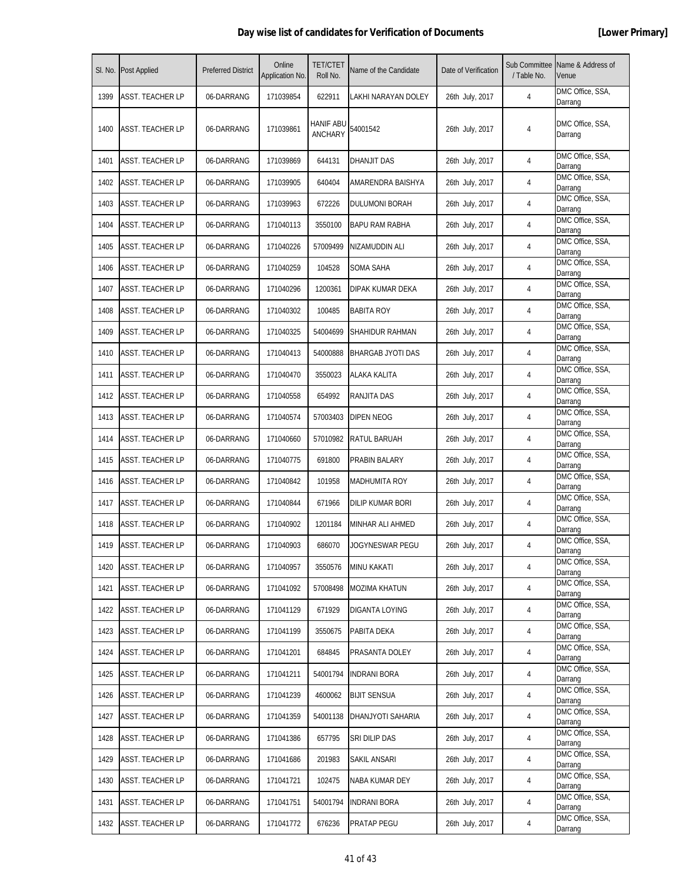**Day wise list of candidates for Verification of Documents** **[Lower Primary]**

| Sl. No. | Post Applied | Preferred District | Online Application No. | TET/CTET Roll No. | Name of the Candidate | Date of Verification | Sub Committee / Table No. | Name & Address of Venue |
|---|---|---|---|---|---|---|---|---|
| 1399 | ASST. TEACHER LP | 06-DARRANG | 171039854 | 622911 | LAKHI NARAYAN DOLEY | 26th July, 2017 | 4 | DMC Office, SSA, Darrang |
| 1400 | ASST. TEACHER LP | 06-DARRANG | 171039861 | HANIF ABU ANCHARY | 54001542 | 26th July, 2017 | 4 | DMC Office, SSA, Darrang |
| 1401 | ASST. TEACHER LP | 06-DARRANG | 171039869 | 644131 | DHANJIT DAS | 26th July, 2017 | 4 | DMC Office, SSA, Darrang |
| 1402 | ASST. TEACHER LP | 06-DARRANG | 171039905 | 640404 | AMARENDRA BAISHYA | 26th July, 2017 | 4 | DMC Office, SSA, Darrang |
| 1403 | ASST. TEACHER LP | 06-DARRANG | 171039963 | 672226 | DULUMONI BORAH | 26th July, 2017 | 4 | DMC Office, SSA, Darrang |
| 1404 | ASST. TEACHER LP | 06-DARRANG | 171040113 | 3550100 | BAPU RAM RABHA | 26th July, 2017 | 4 | DMC Office, SSA, Darrang |
| 1405 | ASST. TEACHER LP | 06-DARRANG | 171040226 | 57009499 | NIZAMUDDIN ALI | 26th July, 2017 | 4 | DMC Office, SSA, Darrang |
| 1406 | ASST. TEACHER LP | 06-DARRANG | 171040259 | 104528 | SOMA SAHA | 26th July, 2017 | 4 | DMC Office, SSA, Darrang |
| 1407 | ASST. TEACHER LP | 06-DARRANG | 171040296 | 1200361 | DIPAK KUMAR DEKA | 26th July, 2017 | 4 | DMC Office, SSA, Darrang |
| 1408 | ASST. TEACHER LP | 06-DARRANG | 171040302 | 100485 | BABITA ROY | 26th July, 2017 | 4 | DMC Office, SSA, Darrang |
| 1409 | ASST. TEACHER LP | 06-DARRANG | 171040325 | 54004699 | SHAHIDUR RAHMAN | 26th July, 2017 | 4 | DMC Office, SSA, Darrang |
| 1410 | ASST. TEACHER LP | 06-DARRANG | 171040413 | 54000888 | BHARGAB JYOTI DAS | 26th July, 2017 | 4 | DMC Office, SSA, Darrang |
| 1411 | ASST. TEACHER LP | 06-DARRANG | 171040470 | 3550023 | ALAKA KALITA | 26th July, 2017 | 4 | DMC Office, SSA, Darrang |
| 1412 | ASST. TEACHER LP | 06-DARRANG | 171040558 | 654992 | RANJITA DAS | 26th July, 2017 | 4 | DMC Office, SSA, Darrang |
| 1413 | ASST. TEACHER LP | 06-DARRANG | 171040574 | 57003403 | DIPEN NEOG | 26th July, 2017 | 4 | DMC Office, SSA, Darrang |
| 1414 | ASST. TEACHER LP | 06-DARRANG | 171040660 | 57010982 | RATUL BARUAH | 26th July, 2017 | 4 | DMC Office, SSA, Darrang |
| 1415 | ASST. TEACHER LP | 06-DARRANG | 171040775 | 691800 | PRABIN BALARY | 26th July, 2017 | 4 | DMC Office, SSA, Darrang |
| 1416 | ASST. TEACHER LP | 06-DARRANG | 171040842 | 101958 | MADHUMITA ROY | 26th July, 2017 | 4 | DMC Office, SSA, Darrang |
| 1417 | ASST. TEACHER LP | 06-DARRANG | 171040844 | 671966 | DILIP KUMAR BORI | 26th July, 2017 | 4 | DMC Office, SSA, Darrang |
| 1418 | ASST. TEACHER LP | 06-DARRANG | 171040902 | 1201184 | MINHAR ALI AHMED | 26th July, 2017 | 4 | DMC Office, SSA, Darrang |
| 1419 | ASST. TEACHER LP | 06-DARRANG | 171040903 | 686070 | JOGYNESWAR PEGU | 26th July, 2017 | 4 | DMC Office, SSA, Darrang |
| 1420 | ASST. TEACHER LP | 06-DARRANG | 171040957 | 3550576 | MINU KAKATI | 26th July, 2017 | 4 | DMC Office, SSA, Darrang |
| 1421 | ASST. TEACHER LP | 06-DARRANG | 171041092 | 57008498 | MOZIMA KHATUN | 26th July, 2017 | 4 | DMC Office, SSA, Darrang |
| 1422 | ASST. TEACHER LP | 06-DARRANG | 171041129 | 671929 | DIGANTA LOYING | 26th July, 2017 | 4 | DMC Office, SSA, Darrang |
| 1423 | ASST. TEACHER LP | 06-DARRANG | 171041199 | 3550675 | PABITA DEKA | 26th July, 2017 | 4 | DMC Office, SSA, Darrang |
| 1424 | ASST. TEACHER LP | 06-DARRANG | 171041201 | 684845 | PRASANTA DOLEY | 26th July, 2017 | 4 | DMC Office, SSA, Darrang |
| 1425 | ASST. TEACHER LP | 06-DARRANG | 171041211 | 54001794 | INDRANI BORA | 26th July, 2017 | 4 | DMC Office, SSA, Darrang |
| 1426 | ASST. TEACHER LP | 06-DARRANG | 171041239 | 4600062 | BIJIT SENSUA | 26th July, 2017 | 4 | DMC Office, SSA, Darrang |
| 1427 | ASST. TEACHER LP | 06-DARRANG | 171041359 | 54001138 | DHANJYOTI SAHARIA | 26th July, 2017 | 4 | DMC Office, SSA, Darrang |
| 1428 | ASST. TEACHER LP | 06-DARRANG | 171041386 | 657795 | SRI DILIP DAS | 26th July, 2017 | 4 | DMC Office, SSA, Darrang |
| 1429 | ASST. TEACHER LP | 06-DARRANG | 171041686 | 201983 | SAKIL ANSARI | 26th July, 2017 | 4 | DMC Office, SSA, Darrang |
| 1430 | ASST. TEACHER LP | 06-DARRANG | 171041721 | 102475 | NABA KUMAR DEY | 26th July, 2017 | 4 | DMC Office, SSA, Darrang |
| 1431 | ASST. TEACHER LP | 06-DARRANG | 171041751 | 54001794 | INDRANI BORA | 26th July, 2017 | 4 | DMC Office, SSA, Darrang |
| 1432 | ASST. TEACHER LP | 06-DARRANG | 171041772 | 676236 | PRATAP PEGU | 26th July, 2017 | 4 | DMC Office, SSA, Darrang |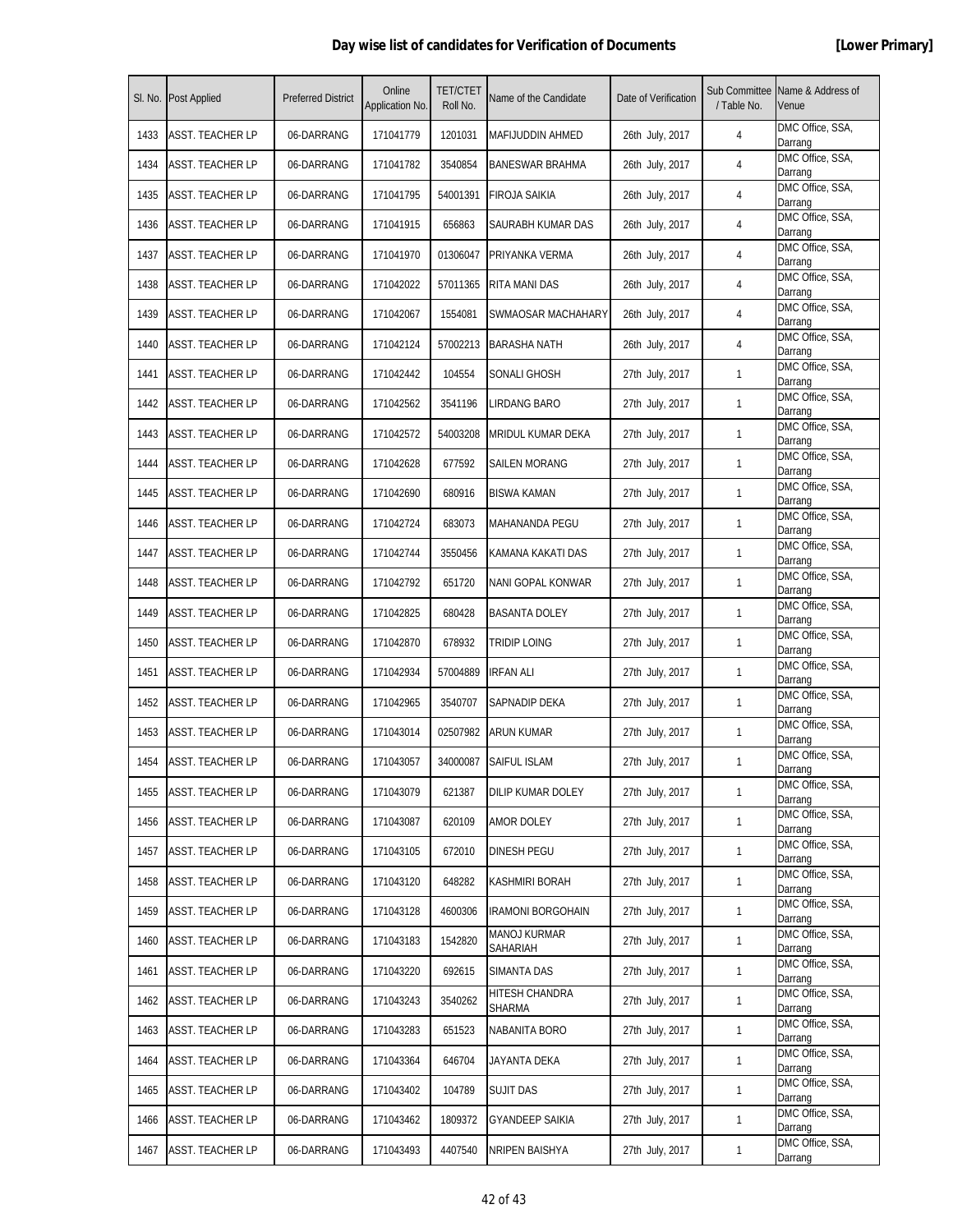# Day wise list of candidates for Verification of Documents [Lower Primary]

| Sl. No. | Post Applied | Preferred District | Online Application No. | TET/CTET Roll No. | Name of the Candidate | Date of Verification | Sub Committee / Table No. | Name & Address of Venue |
|---|---|---|---|---|---|---|---|---|
| 1433 | ASST. TEACHER LP | 06-DARRANG | 171041779 | 1201031 | MAFIJUDDIN AHMED | 26th July, 2017 | 4 | DMC Office, SSA, Darrang |
| 1434 | ASST. TEACHER LP | 06-DARRANG | 171041782 | 3540854 | BANESWAR BRAHMA | 26th July, 2017 | 4 | DMC Office, SSA, Darrang |
| 1435 | ASST. TEACHER LP | 06-DARRANG | 171041795 | 54001391 | FIROJA SAIKIA | 26th July, 2017 | 4 | DMC Office, SSA, Darrang |
| 1436 | ASST. TEACHER LP | 06-DARRANG | 171041915 | 656863 | SAURABH KUMAR DAS | 26th July, 2017 | 4 | DMC Office, SSA, Darrang |
| 1437 | ASST. TEACHER LP | 06-DARRANG | 171041970 | 01306047 | PRIYANKA VERMA | 26th July, 2017 | 4 | DMC Office, SSA, Darrang |
| 1438 | ASST. TEACHER LP | 06-DARRANG | 171042022 | 57011365 | RITA MANI DAS | 26th July, 2017 | 4 | DMC Office, SSA, Darrang |
| 1439 | ASST. TEACHER LP | 06-DARRANG | 171042067 | 1554081 | SWMAOSAR MACHAHARY | 26th July, 2017 | 4 | DMC Office, SSA, Darrang |
| 1440 | ASST. TEACHER LP | 06-DARRANG | 171042124 | 57002213 | BARASHA NATH | 26th July, 2017 | 4 | DMC Office, SSA, Darrang |
| 1441 | ASST. TEACHER LP | 06-DARRANG | 171042442 | 104554 | SONALI GHOSH | 27th July, 2017 | 1 | DMC Office, SSA, Darrang |
| 1442 | ASST. TEACHER LP | 06-DARRANG | 171042562 | 3541196 | LIRDANG BARO | 27th July, 2017 | 1 | DMC Office, SSA, Darrang |
| 1443 | ASST. TEACHER LP | 06-DARRANG | 171042572 | 54003208 | MRIDUL KUMAR DEKA | 27th July, 2017 | 1 | DMC Office, SSA, Darrang |
| 1444 | ASST. TEACHER LP | 06-DARRANG | 171042628 | 677592 | SAILEN MORANG | 27th July, 2017 | 1 | DMC Office, SSA, Darrang |
| 1445 | ASST. TEACHER LP | 06-DARRANG | 171042690 | 680916 | BISWA KAMAN | 27th July, 2017 | 1 | DMC Office, SSA, Darrang |
| 1446 | ASST. TEACHER LP | 06-DARRANG | 171042724 | 683073 | MAHANANDA PEGU | 27th July, 2017 | 1 | DMC Office, SSA, Darrang |
| 1447 | ASST. TEACHER LP | 06-DARRANG | 171042744 | 3550456 | KAMANA KAKATI DAS | 27th July, 2017 | 1 | DMC Office, SSA, Darrang |
| 1448 | ASST. TEACHER LP | 06-DARRANG | 171042792 | 651720 | NANI GOPAL KONWAR | 27th July, 2017 | 1 | DMC Office, SSA, Darrang |
| 1449 | ASST. TEACHER LP | 06-DARRANG | 171042825 | 680428 | BASANTA DOLEY | 27th July, 2017 | 1 | DMC Office, SSA, Darrang |
| 1450 | ASST. TEACHER LP | 06-DARRANG | 171042870 | 678932 | TRIDIP LOING | 27th July, 2017 | 1 | DMC Office, SSA, Darrang |
| 1451 | ASST. TEACHER LP | 06-DARRANG | 171042934 | 57004889 | IRFAN ALI | 27th July, 2017 | 1 | DMC Office, SSA, Darrang |
| 1452 | ASST. TEACHER LP | 06-DARRANG | 171042965 | 3540707 | SAPNADIP DEKA | 27th July, 2017 | 1 | DMC Office, SSA, Darrang |
| 1453 | ASST. TEACHER LP | 06-DARRANG | 171043014 | 02507982 | ARUN KUMAR | 27th July, 2017 | 1 | DMC Office, SSA, Darrang |
| 1454 | ASST. TEACHER LP | 06-DARRANG | 171043057 | 34000087 | SAIFUL ISLAM | 27th July, 2017 | 1 | DMC Office, SSA, Darrang |
| 1455 | ASST. TEACHER LP | 06-DARRANG | 171043079 | 621387 | DILIP KUMAR DOLEY | 27th July, 2017 | 1 | DMC Office, SSA, Darrang |
| 1456 | ASST. TEACHER LP | 06-DARRANG | 171043087 | 620109 | AMOR DOLEY | 27th July, 2017 | 1 | DMC Office, SSA, Darrang |
| 1457 | ASST. TEACHER LP | 06-DARRANG | 171043105 | 672010 | DINESH PEGU | 27th July, 2017 | 1 | DMC Office, SSA, Darrang |
| 1458 | ASST. TEACHER LP | 06-DARRANG | 171043120 | 648282 | KASHMIRI BORAH | 27th July, 2017 | 1 | DMC Office, SSA, Darrang |
| 1459 | ASST. TEACHER LP | 06-DARRANG | 171043128 | 4600306 | IRAMONI BORGOHAIN | 27th July, 2017 | 1 | DMC Office, SSA, Darrang |
| 1460 | ASST. TEACHER LP | 06-DARRANG | 171043183 | 1542820 | MANOJ KURMAR SAHARIAH | 27th July, 2017 | 1 | DMC Office, SSA, Darrang |
| 1461 | ASST. TEACHER LP | 06-DARRANG | 171043220 | 692615 | SIMANTA DAS | 27th July, 2017 | 1 | DMC Office, SSA, Darrang |
| 1462 | ASST. TEACHER LP | 06-DARRANG | 171043243 | 3540262 | HITESH CHANDRA SHARMA | 27th July, 2017 | 1 | DMC Office, SSA, Darrang |
| 1463 | ASST. TEACHER LP | 06-DARRANG | 171043283 | 651523 | NABANITA BORO | 27th July, 2017 | 1 | DMC Office, SSA, Darrang |
| 1464 | ASST. TEACHER LP | 06-DARRANG | 171043364 | 646704 | JAYANTA DEKA | 27th July, 2017 | 1 | DMC Office, SSA, Darrang |
| 1465 | ASST. TEACHER LP | 06-DARRANG | 171043402 | 104789 | SUJIT DAS | 27th July, 2017 | 1 | DMC Office, SSA, Darrang |
| 1466 | ASST. TEACHER LP | 06-DARRANG | 171043462 | 1809372 | GYANDEEP SAIKIA | 27th July, 2017 | 1 | DMC Office, SSA, Darrang |
| 1467 | ASST. TEACHER LP | 06-DARRANG | 171043493 | 4407540 | NRIPEN BAISHYA | 27th July, 2017 | 1 | DMC Office, SSA, Darrang |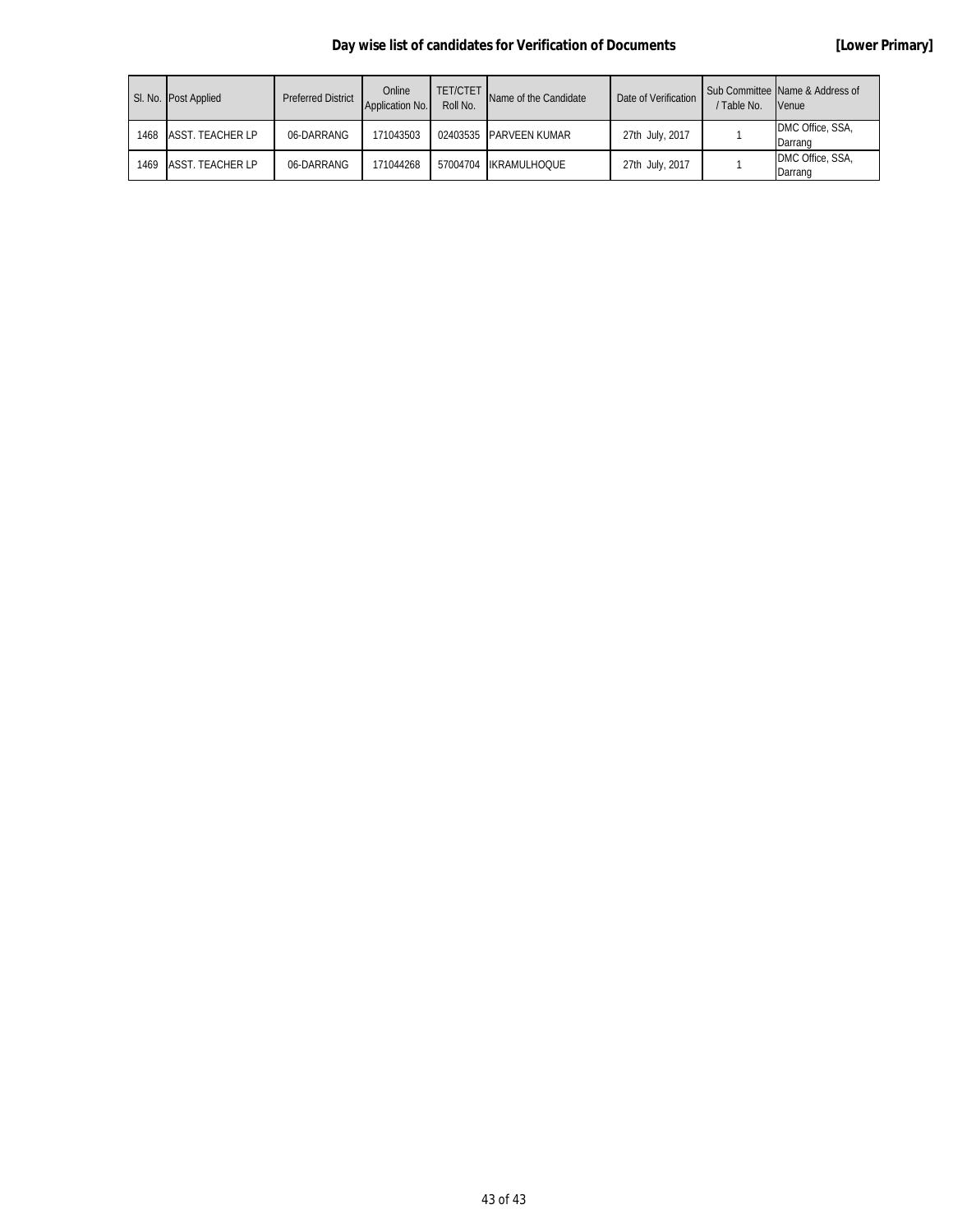**Day wise list of candidates for Verification of Documents** **[Lower Primary]**

| Sl. No. | Post Applied | Preferred District | Online Application No. | TET/CTET Roll No. | Name of the Candidate | Date of Verification | Sub Committee / Table No. | Name & Address of Venue |
|---|---|---|---|---|---|---|---|---|
| 1468 | ASST. TEACHER LP | 06-DARRANG | 171043503 | 02403535 | PARVEEN KUMAR | 27th July, 2017 | 1 | DMC Office, SSA, Darrang |
| 1469 | ASST. TEACHER LP | 06-DARRANG | 171044268 | 57004704 | IKRAMULHOQUE | 27th July, 2017 | 1 | DMC Office, SSA, Darrang |